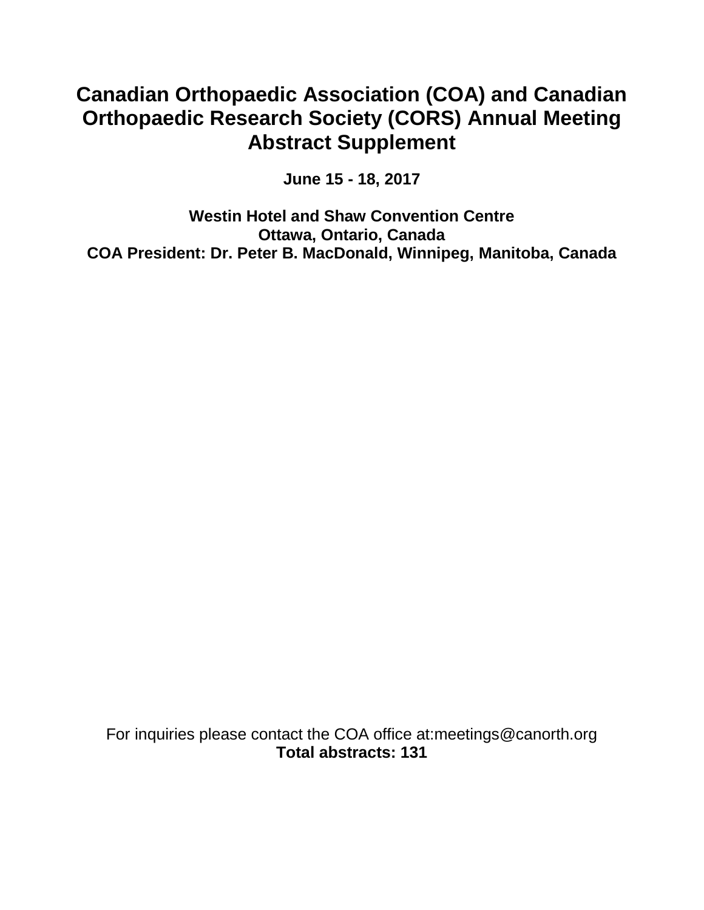# Canadian Orthopaedic Association (COA) and Canadian Orthopaedic Research Society (CORS) Annual Meeting Abstract Supplement

**June 15 - 18, 2017**

**Westin Hotel and Shaw Convention Centre**
**Ottawa, Ontario, Canada**
**COA President: Dr. Peter B. MacDonald, Winnipeg, Manitoba, Canada**

For inquiries please contact the COA office at:meetings@canorth.org
**Total abstracts: 131**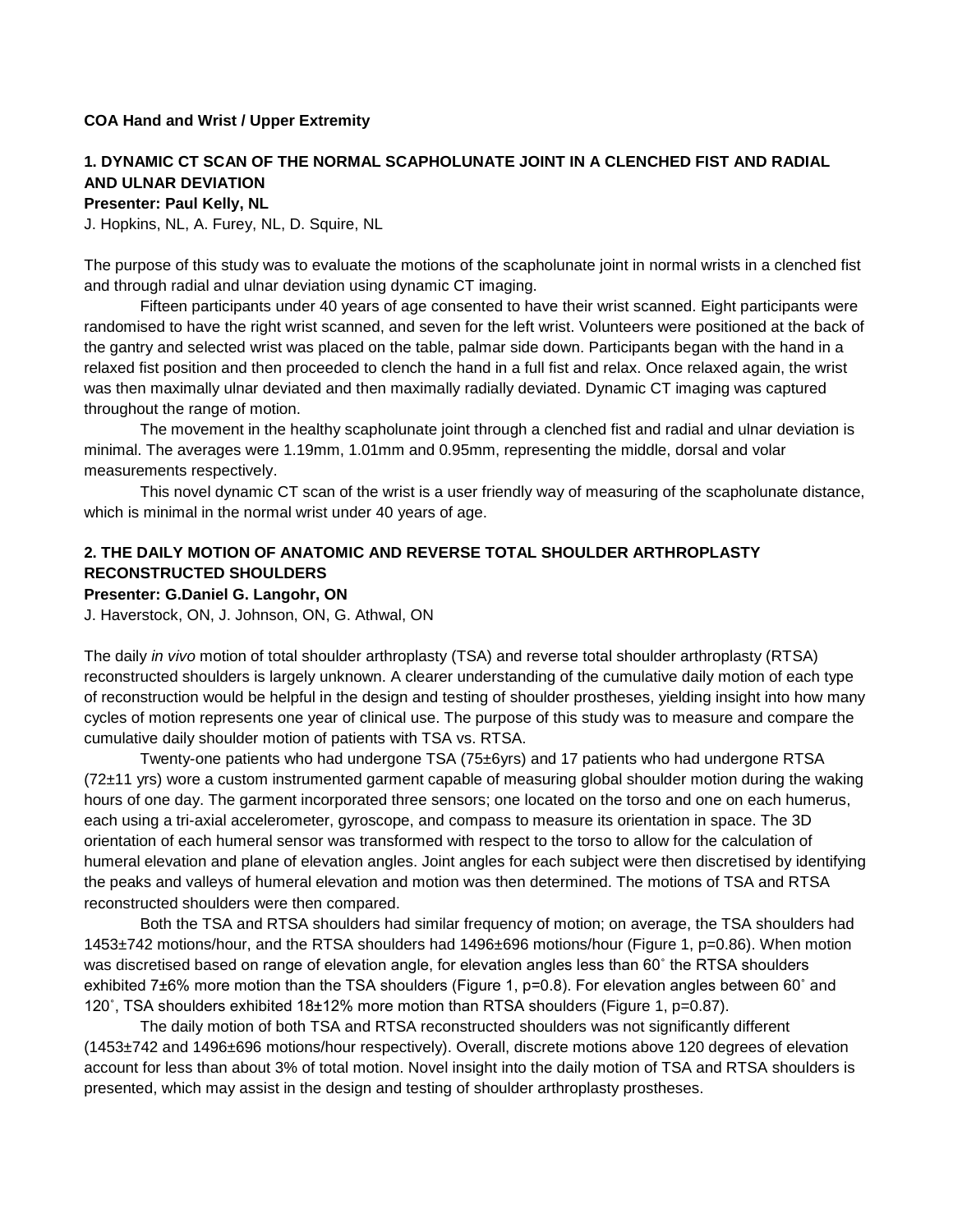**COA Hand and Wrist / Upper Extremity**

### 1. DYNAMIC CT SCAN OF THE NORMAL SCAPHOLUNATE JOINT IN A CLENCHED FIST AND RADIAL AND ULNAR DEVIATION

**Presenter: Paul Kelly, NL**

J. Hopkins, NL, A. Furey, NL, D. Squire, NL

The purpose of this study was to evaluate the motions of the scapholunate joint in normal wrists in a clenched fist and through radial and ulnar deviation using dynamic CT imaging.

Fifteen participants under 40 years of age consented to have their wrist scanned. Eight participants were randomised to have the right wrist scanned, and seven for the left wrist. Volunteers were positioned at the back of the gantry and selected wrist was placed on the table, palmar side down. Participants began with the hand in a relaxed fist position and then proceeded to clench the hand in a full fist and relax. Once relaxed again, the wrist was then maximally ulnar deviated and then maximally radially deviated. Dynamic CT imaging was captured throughout the range of motion.

The movement in the healthy scapholunate joint through a clenched fist and radial and ulnar deviation is minimal. The averages were 1.19mm, 1.01mm and 0.95mm, representing the middle, dorsal and volar measurements respectively.

This novel dynamic CT scan of the wrist is a user friendly way of measuring of the scapholunate distance, which is minimal in the normal wrist under 40 years of age.

### 2. THE DAILY MOTION OF ANATOMIC AND REVERSE TOTAL SHOULDER ARTHROPLASTY RECONSTRUCTED SHOULDERS

**Presenter: G.Daniel G. Langohr, ON**

J. Haverstock, ON, J. Johnson, ON, G. Athwal, ON

The daily *in vivo* motion of total shoulder arthroplasty (TSA) and reverse total shoulder arthroplasty (RTSA) reconstructed shoulders is largely unknown. A clearer understanding of the cumulative daily motion of each type of reconstruction would be helpful in the design and testing of shoulder prostheses, yielding insight into how many cycles of motion represents one year of clinical use. The purpose of this study was to measure and compare the cumulative daily shoulder motion of patients with TSA vs. RTSA.

Twenty-one patients who had undergone TSA (75±6yrs) and 17 patients who had undergone RTSA (72±11 yrs) wore a custom instrumented garment capable of measuring global shoulder motion during the waking hours of one day. The garment incorporated three sensors; one located on the torso and one on each humerus, each using a tri-axial accelerometer, gyroscope, and compass to measure its orientation in space. The 3D orientation of each humeral sensor was transformed with respect to the torso to allow for the calculation of humeral elevation and plane of elevation angles. Joint angles for each subject were then discretised by identifying the peaks and valleys of humeral elevation and motion was then determined. The motions of TSA and RTSA reconstructed shoulders were then compared.

Both the TSA and RTSA shoulders had similar frequency of motion; on average, the TSA shoulders had 1453±742 motions/hour, and the RTSA shoulders had 1496±696 motions/hour (Figure 1, $p=0.86$). When motion was discretised based on range of elevation angle, for elevation angles less than 60˚ the RTSA shoulders exhibited 7±6% more motion than the TSA shoulders (Figure 1, $p=0.8$). For elevation angles between 60˚ and 120˚, TSA shoulders exhibited 18±12% more motion than RTSA shoulders (Figure 1, $p=0.87$).

The daily motion of both TSA and RTSA reconstructed shoulders was not significantly different (1453±742 and 1496±696 motions/hour respectively). Overall, discrete motions above 120 degrees of elevation account for less than about 3% of total motion. Novel insight into the daily motion of TSA and RTSA shoulders is presented, which may assist in the design and testing of shoulder arthroplasty prostheses.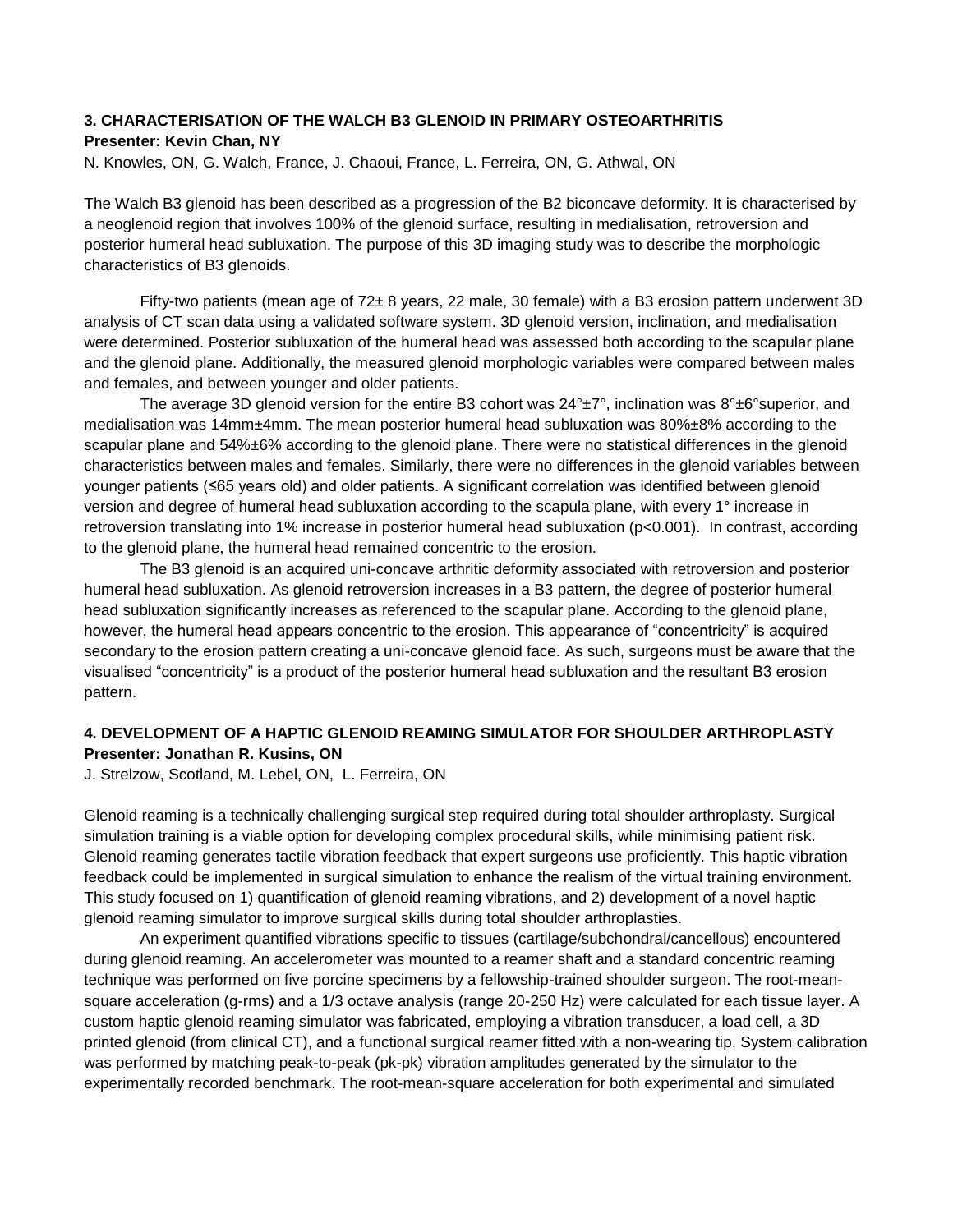### 3. CHARACTERISATION OF THE WALCH B3 GLENOID IN PRIMARY OSTEOARTHRITIS

**Presenter: Kevin Chan, NY**

N. Knowles, ON, G. Walch, France, J. Chaoui, France, L. Ferreira, ON, G. Athwal, ON

The Walch B3 glenoid has been described as a progression of the B2 biconcave deformity. It is characterised by a neoglenoid region that involves 100% of the glenoid surface, resulting in medialisation, retroversion and posterior humeral head subluxation. The purpose of this 3D imaging study was to describe the morphologic characteristics of B3 glenoids.

Fifty-two patients (mean age of 72± 8 years, 22 male, 30 female) with a B3 erosion pattern underwent 3D analysis of CT scan data using a validated software system. 3D glenoid version, inclination, and medialisation were determined. Posterior subluxation of the humeral head was assessed both according to the scapular plane and the glenoid plane. Additionally, the measured glenoid morphologic variables were compared between males and females, and between younger and older patients.

The average 3D glenoid version for the entire B3 cohort was 24°±7°, inclination was 8°±6°superior, and medialisation was 14mm±4mm. The mean posterior humeral head subluxation was 80%±8% according to the scapular plane and 54%±6% according to the glenoid plane. There were no statistical differences in the glenoid characteristics between males and females. Similarly, there were no differences in the glenoid variables between younger patients (≤65 years old) and older patients. A significant correlation was identified between glenoid version and degree of humeral head subluxation according to the scapula plane, with every 1° increase in retroversion translating into 1% increase in posterior humeral head subluxation ($p<0.001$). In contrast, according to the glenoid plane, the humeral head remained concentric to the erosion.

The B3 glenoid is an acquired uni-concave arthritic deformity associated with retroversion and posterior humeral head subluxation. As glenoid retroversion increases in a B3 pattern, the degree of posterior humeral head subluxation significantly increases as referenced to the scapular plane. According to the glenoid plane, however, the humeral head appears concentric to the erosion. This appearance of "concentricity" is acquired secondary to the erosion pattern creating a uni-concave glenoid face. As such, surgeons must be aware that the visualised "concentricity" is a product of the posterior humeral head subluxation and the resultant B3 erosion pattern.

### 4. DEVELOPMENT OF A HAPTIC GLENOID REAMING SIMULATOR FOR SHOULDER ARTHROPLASTY

**Presenter: Jonathan R. Kusins, ON**

J. Strelzow, Scotland, M. Lebel, ON, L. Ferreira, ON

Glenoid reaming is a technically challenging surgical step required during total shoulder arthroplasty. Surgical simulation training is a viable option for developing complex procedural skills, while minimising patient risk. Glenoid reaming generates tactile vibration feedback that expert surgeons use proficiently. This haptic vibration feedback could be implemented in surgical simulation to enhance the realism of the virtual training environment. This study focused on 1) quantification of glenoid reaming vibrations, and 2) development of a novel haptic glenoid reaming simulator to improve surgical skills during total shoulder arthroplasties.

An experiment quantified vibrations specific to tissues (cartilage/subchondral/cancellous) encountered during glenoid reaming. An accelerometer was mounted to a reamer shaft and a standard concentric reaming technique was performed on five porcine specimens by a fellowship-trained shoulder surgeon. The root-mean-square acceleration (g-rms) and a 1/3 octave analysis (range 20-250 Hz) were calculated for each tissue layer. A custom haptic glenoid reaming simulator was fabricated, employing a vibration transducer, a load cell, a 3D printed glenoid (from clinical CT), and a functional surgical reamer fitted with a non-wearing tip. System calibration was performed by matching peak-to-peak (pk-pk) vibration amplitudes generated by the simulator to the experimentally recorded benchmark. The root-mean-square acceleration for both experimental and simulated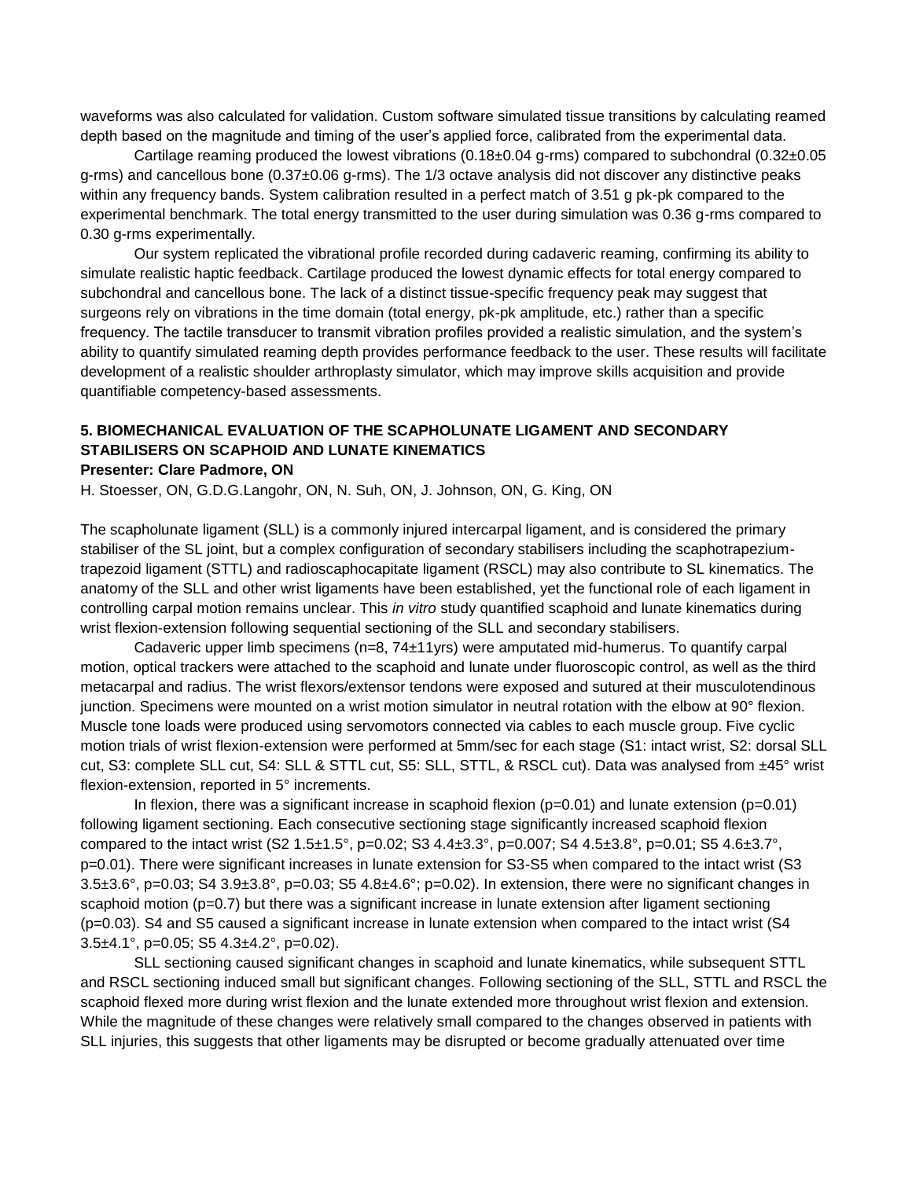waveforms was also calculated for validation. Custom software simulated tissue transitions by calculating reamed depth based on the magnitude and timing of the user's applied force, calibrated from the experimental data.

Cartilage reaming produced the lowest vibrations (0.18±0.04 g-rms) compared to subchondral (0.32±0.05 g-rms) and cancellous bone (0.37±0.06 g-rms). The 1/3 octave analysis did not discover any distinctive peaks within any frequency bands. System calibration resulted in a perfect match of 3.51 g pk-pk compared to the experimental benchmark. The total energy transmitted to the user during simulation was 0.36 g-rms compared to 0.30 g-rms experimentally.

Our system replicated the vibrational profile recorded during cadaveric reaming, confirming its ability to simulate realistic haptic feedback. Cartilage produced the lowest dynamic effects for total energy compared to subchondral and cancellous bone. The lack of a distinct tissue-specific frequency peak may suggest that surgeons rely on vibrations in the time domain (total energy, pk-pk amplitude, etc.) rather than a specific frequency. The tactile transducer to transmit vibration profiles provided a realistic simulation, and the system's ability to quantify simulated reaming depth provides performance feedback to the user. These results will facilitate development of a realistic shoulder arthroplasty simulator, which may improve skills acquisition and provide quantifiable competency-based assessments.

### 5. BIOMECHANICAL EVALUATION OF THE SCAPHOLUNATE LIGAMENT AND SECONDARY STABILISERS ON SCAPHOID AND LUNATE KINEMATICS

**Presenter: Clare Padmore, ON**

H. Stoesser, ON, G.D.G.Langohr, ON, N. Suh, ON, J. Johnson, ON, G. King, ON

The scapholunate ligament (SLL) is a commonly injured intercarpal ligament, and is considered the primary stabiliser of the SL joint, but a complex configuration of secondary stabilisers including the scaphotrapezium-trapezoid ligament (STTL) and radioscaphocapitate ligament (RSCL) may also contribute to SL kinematics. The anatomy of the SLL and other wrist ligaments have been established, yet the functional role of each ligament in controlling carpal motion remains unclear. This *in vitro* study quantified scaphoid and lunate kinematics during wrist flexion-extension following sequential sectioning of the SLL and secondary stabilisers.

Cadaveric upper limb specimens (n=8, 74±11yrs) were amputated mid-humerus. To quantify carpal motion, optical trackers were attached to the scaphoid and lunate under fluoroscopic control, as well as the third metacarpal and radius. The wrist flexors/extensor tendons were exposed and sutured at their musculotendinous junction. Specimens were mounted on a wrist motion simulator in neutral rotation with the elbow at 90° flexion. Muscle tone loads were produced using servomotors connected via cables to each muscle group. Five cyclic motion trials of wrist flexion-extension were performed at 5mm/sec for each stage (S1: intact wrist, S2: dorsal SLL cut, S3: complete SLL cut, S4: SLL & STTL cut, S5: SLL, STTL, & RSCL cut). Data was analysed from ±45° wrist flexion-extension, reported in 5° increments.

In flexion, there was a significant increase in scaphoid flexion ($p=0.01$) and lunate extension ($p=0.01$) following ligament sectioning. Each consecutive sectioning stage significantly increased scaphoid flexion compared to the intact wrist (S2 1.5±1.5°, $p=0.02$; S3 4.4±3.3°, $p=0.007$; S4 4.5±3.8°, $p=0.01$; S5 4.6±3.7°, $p=0.01$). There were significant increases in lunate extension for S3-S5 when compared to the intact wrist (S3 3.5±3.6°, $p=0.03$; S4 3.9±3.8°, $p=0.03$; S5 4.8±4.6°; $p=0.02$). In extension, there were no significant changes in scaphoid motion ($p=0.7$) but there was a significant increase in lunate extension after ligament sectioning ($p=0.03$). S4 and S5 caused a significant increase in lunate extension when compared to the intact wrist (S4 3.5±4.1°, $p=0.05$; S5 4.3±4.2°, $p=0.02$).

SLL sectioning caused significant changes in scaphoid and lunate kinematics, while subsequent STTL and RSCL sectioning induced small but significant changes. Following sectioning of the SLL, STTL and RSCL the scaphoid flexed more during wrist flexion and the lunate extended more throughout wrist flexion and extension. While the magnitude of these changes were relatively small compared to the changes observed in patients with SLL injuries, this suggests that other ligaments may be disrupted or become gradually attenuated over time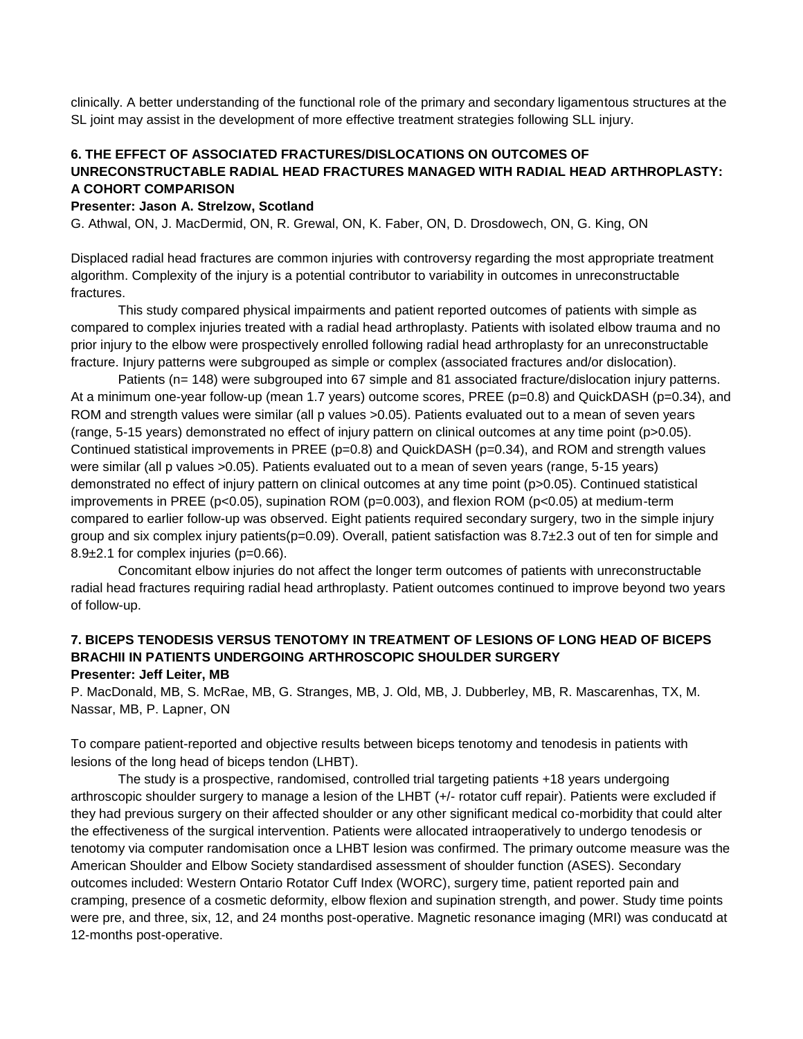clinically. A better understanding of the functional role of the primary and secondary ligamentous structures at the SL joint may assist in the development of more effective treatment strategies following SLL injury.

### 6. THE EFFECT OF ASSOCIATED FRACTURES/DISLOCATIONS ON OUTCOMES OF UNRECONSTRUCTABLE RADIAL HEAD FRACTURES MANAGED WITH RADIAL HEAD ARTHROPLASTY: A COHORT COMPARISON

**Presenter: Jason A. Strelzow, Scotland**

G. Athwal, ON, J. MacDermid, ON, R. Grewal, ON, K. Faber, ON, D. Drosdowech, ON, G. King, ON

Displaced radial head fractures are common injuries with controversy regarding the most appropriate treatment algorithm. Complexity of the injury is a potential contributor to variability in outcomes in unreconstructable fractures.

This study compared physical impairments and patient reported outcomes of patients with simple as compared to complex injuries treated with a radial head arthroplasty. Patients with isolated elbow trauma and no prior injury to the elbow were prospectively enrolled following radial head arthroplasty for an unreconstructable fracture. Injury patterns were subgrouped as simple or complex (associated fractures and/or dislocation).

Patients (n= 148) were subgrouped into 67 simple and 81 associated fracture/dislocation injury patterns. At a minimum one-year follow-up (mean 1.7 years) outcome scores, PREE ($p=0.8$) and QuickDASH ($p=0.34$), and ROM and strength values were similar (all p values >0.05). Patients evaluated out to a mean of seven years (range, 5-15 years) demonstrated no effect of injury pattern on clinical outcomes at any time point ($p>0.05$). Continued statistical improvements in PREE ($p=0.8$) and QuickDASH ($p=0.34$), and ROM and strength values were similar (all p values >0.05). Patients evaluated out to a mean of seven years (range, 5-15 years) demonstrated no effect of injury pattern on clinical outcomes at any time point ($p>0.05$). Continued statistical improvements in PREE ($p<0.05$), supination ROM ($p=0.003$), and flexion ROM ($p<0.05$) at medium-term compared to earlier follow-up was observed. Eight patients required secondary surgery, two in the simple injury group and six complex injury patients($p=0.09$). Overall, patient satisfaction was $8.7\pm2.3$ out of ten for simple and $8.9\pm2.1$ for complex injuries ($p=0.66$).

Concomitant elbow injuries do not affect the longer term outcomes of patients with unreconstructable radial head fractures requiring radial head arthroplasty. Patient outcomes continued to improve beyond two years of follow-up.

### 7. BICEPS TENODESIS VERSUS TENOTOMY IN TREATMENT OF LESIONS OF LONG HEAD OF BICEPS BRACHII IN PATIENTS UNDERGOING ARTHROSCOPIC SHOULDER SURGERY

**Presenter: Jeff Leiter, MB**

P. MacDonald, MB, S. McRae, MB, G. Stranges, MB, J. Old, MB, J. Dubberley, MB, R. Mascarenhas, TX, M. Nassar, MB, P. Lapner, ON

To compare patient-reported and objective results between biceps tenotomy and tenodesis in patients with lesions of the long head of biceps tendon (LHBT).

The study is a prospective, randomised, controlled trial targeting patients +18 years undergoing arthroscopic shoulder surgery to manage a lesion of the LHBT (+/- rotator cuff repair). Patients were excluded if they had previous surgery on their affected shoulder or any other significant medical co-morbidity that could alter the effectiveness of the surgical intervention. Patients were allocated intraoperatively to undergo tenodesis or tenotomy via computer randomisation once a LHBT lesion was confirmed. The primary outcome measure was the American Shoulder and Elbow Society standardised assessment of shoulder function (ASES). Secondary outcomes included: Western Ontario Rotator Cuff Index (WORC), surgery time, patient reported pain and cramping, presence of a cosmetic deformity, elbow flexion and supination strength, and power. Study time points were pre, and three, six, 12, and 24 months post-operative. Magnetic resonance imaging (MRI) was conducatd at 12-months post-operative.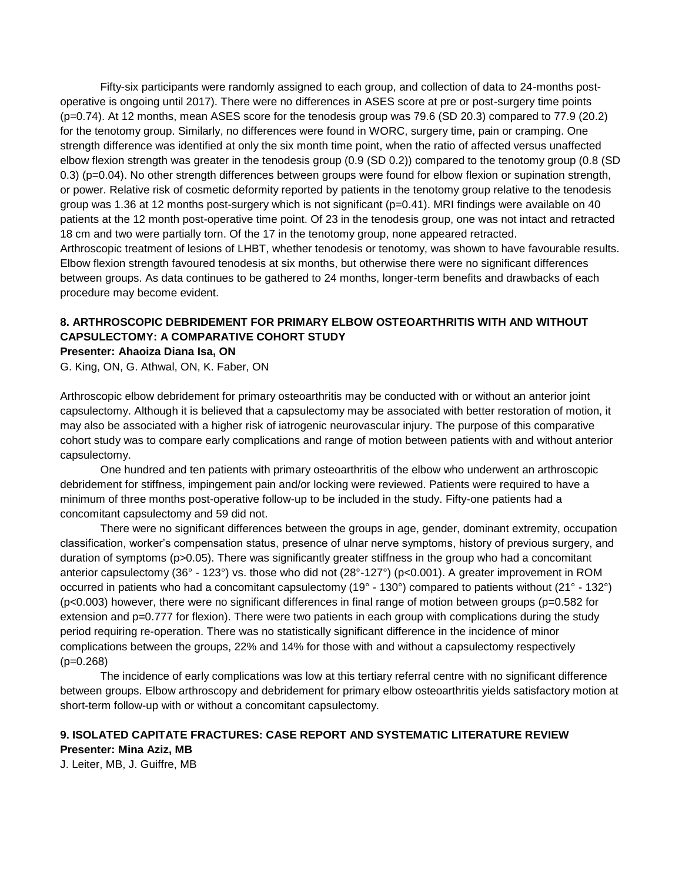Fifty-six participants were randomly assigned to each group, and collection of data to 24-months post-operative is ongoing until 2017). There were no differences in ASES score at pre or post-surgery time points ($p=0.74$). At 12 months, mean ASES score for the tenodesis group was 79.6 (SD 20.3) compared to 77.9 (20.2) for the tenotomy group. Similarly, no differences were found in WORC, surgery time, pain or cramping. One strength difference was identified at only the six month time point, when the ratio of affected versus unaffected elbow flexion strength was greater in the tenodesis group (0.9 (SD 0.2)) compared to the tenotomy group (0.8 (SD 0.3) ($p=0.04$). No other strength differences between groups were found for elbow flexion or supination strength, or power. Relative risk of cosmetic deformity reported by patients in the tenotomy group relative to the tenodesis group was 1.36 at 12 months post-surgery which is not significant ($p=0.41$). MRI findings were available on 40 patients at the 12 month post-operative time point. Of 23 in the tenodesis group, one was not intact and retracted 18 cm and two were partially torn. Of the 17 in the tenotomy group, none appeared retracted.

Arthroscopic treatment of lesions of LHBT, whether tenodesis or tenotomy, was shown to have favourable results. Elbow flexion strength favoured tenodesis at six months, but otherwise there were no significant differences between groups. As data continues to be gathered to 24 months, longer-term benefits and drawbacks of each procedure may become evident.

### 8. ARTHROSCOPIC DEBRIDEMENT FOR PRIMARY ELBOW OSTEOARTHRITIS WITH AND WITHOUT CAPSULECTOMY: A COMPARATIVE COHORT STUDY

**Presenter: Ahaoiza Diana Isa, ON**

G. King, ON, G. Athwal, ON, K. Faber, ON

Arthroscopic elbow debridement for primary osteoarthritis may be conducted with or without an anterior joint capsulectomy. Although it is believed that a capsulectomy may be associated with better restoration of motion, it may also be associated with a higher risk of iatrogenic neurovascular injury. The purpose of this comparative cohort study was to compare early complications and range of motion between patients with and without anterior capsulectomy.

One hundred and ten patients with primary osteoarthritis of the elbow who underwent an arthroscopic debridement for stiffness, impingement pain and/or locking were reviewed. Patients were required to have a minimum of three months post-operative follow-up to be included in the study. Fifty-one patients had a concomitant capsulectomy and 59 did not.

There were no significant differences between the groups in age, gender, dominant extremity, occupation classification, worker's compensation status, presence of ulnar nerve symptoms, history of previous surgery, and duration of symptoms ($p>0.05$). There was significantly greater stiffness in the group who had a concomitant anterior capsulectomy (36° - 123°) vs. those who did not (28°-127°) ($p<0.001$). A greater improvement in ROM occurred in patients who had a concomitant capsulectomy (19° - 130°) compared to patients without (21° - 132°) ($p<0.003$) however, there were no significant differences in final range of motion between groups ($p=0.582$ for extension and $p=0.777$ for flexion). There were two patients in each group with complications during the study period requiring re-operation. There was no statistically significant difference in the incidence of minor complications between the groups, 22% and 14% for those with and without a capsulectomy respectively ($p=0.268$)

The incidence of early complications was low at this tertiary referral centre with no significant difference between groups. Elbow arthroscopy and debridement for primary elbow osteoarthritis yields satisfactory motion at short-term follow-up with or without a concomitant capsulectomy.

### 9. ISOLATED CAPITATE FRACTURES: CASE REPORT AND SYSTEMATIC LITERATURE REVIEW

**Presenter: Mina Aziz, MB**

J. Leiter, MB, J. Guiffre, MB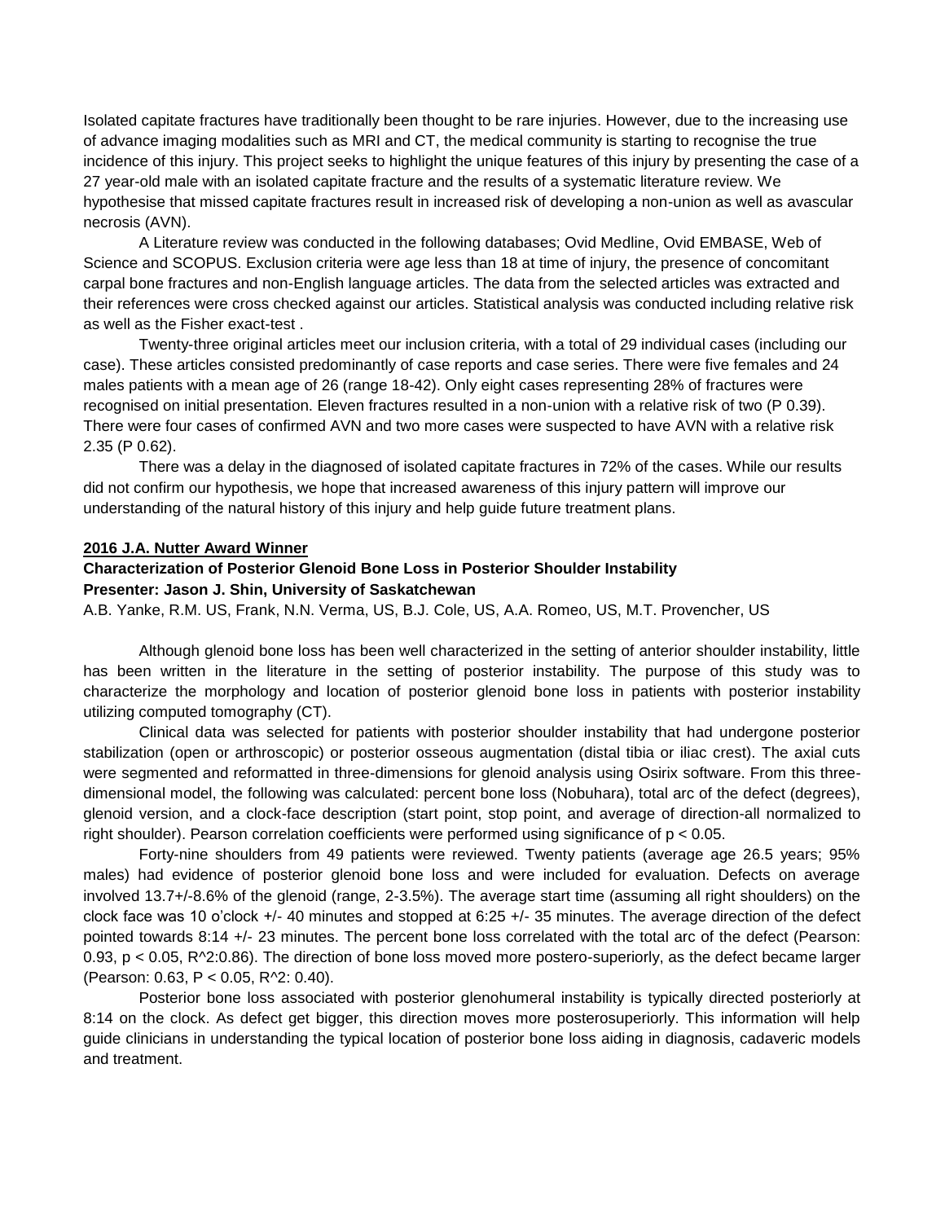Isolated capitate fractures have traditionally been thought to be rare injuries. However, due to the increasing use of advance imaging modalities such as MRI and CT, the medical community is starting to recognise the true incidence of this injury. This project seeks to highlight the unique features of this injury by presenting the case of a 27 year-old male with an isolated capitate fracture and the results of a systematic literature review. We hypothesise that missed capitate fractures result in increased risk of developing a non-union as well as avascular necrosis (AVN).

A Literature review was conducted in the following databases; Ovid Medline, Ovid EMBASE, Web of Science and SCOPUS. Exclusion criteria were age less than 18 at time of injury, the presence of concomitant carpal bone fractures and non-English language articles. The data from the selected articles was extracted and their references were cross checked against our articles. Statistical analysis was conducted including relative risk as well as the Fisher exact-test .

Twenty-three original articles meet our inclusion criteria, with a total of 29 individual cases (including our case). These articles consisted predominantly of case reports and case series. There were five females and 24 males patients with a mean age of 26 (range 18-42). Only eight cases representing 28% of fractures were recognised on initial presentation. Eleven fractures resulted in a non-union with a relative risk of two (P 0.39). There were four cases of confirmed AVN and two more cases were suspected to have AVN with a relative risk 2.35 (P 0.62).

There was a delay in the diagnosed of isolated capitate fractures in 72% of the cases. While our results did not confirm our hypothesis, we hope that increased awareness of this injury pattern will improve our understanding of the natural history of this injury and help guide future treatment plans.

**2016 J.A. Nutter Award Winner**

**Characterization of Posterior Glenoid Bone Loss in Posterior Shoulder Instability**

**Presenter: Jason J. Shin, University of Saskatchewan**

A.B. Yanke, R.M. US, Frank, N.N. Verma, US, B.J. Cole, US, A.A. Romeo, US, M.T. Provencher, US

Although glenoid bone loss has been well characterized in the setting of anterior shoulder instability, little has been written in the literature in the setting of posterior instability. The purpose of this study was to characterize the morphology and location of posterior glenoid bone loss in patients with posterior instability utilizing computed tomography (CT).

Clinical data was selected for patients with posterior shoulder instability that had undergone posterior stabilization (open or arthroscopic) or posterior osseous augmentation (distal tibia or iliac crest). The axial cuts were segmented and reformatted in three-dimensions for glenoid analysis using Osirix software. From this three-dimensional model, the following was calculated: percent bone loss (Nobuhara), total arc of the defect (degrees), glenoid version, and a clock-face description (start point, stop point, and average of direction-all normalized to right shoulder). Pearson correlation coefficients were performed using significance of $p < 0.05$.

Forty-nine shoulders from 49 patients were reviewed. Twenty patients (average age 26.5 years; 95% males) had evidence of posterior glenoid bone loss and were included for evaluation. Defects on average involved 13.7+/-8.6% of the glenoid (range, 2-3.5%). The average start time (assuming all right shoulders) on the clock face was 10 o'clock +/- 40 minutes and stopped at 6:25 +/- 35 minutes. The average direction of the defect pointed towards 8:14 +/- 23 minutes. The percent bone loss correlated with the total arc of the defect (Pearson: 0.93, $p < 0.05$, $R^2$:0.86). The direction of bone loss moved more postero-superiorly, as the defect became larger (Pearson: 0.63, $P < 0.05$, $R^2$: 0.40).

Posterior bone loss associated with posterior glenohumeral instability is typically directed posteriorly at 8:14 on the clock. As defect get bigger, this direction moves more posterosuperiorly. This information will help guide clinicians in understanding the typical location of posterior bone loss aiding in diagnosis, cadaveric models and treatment.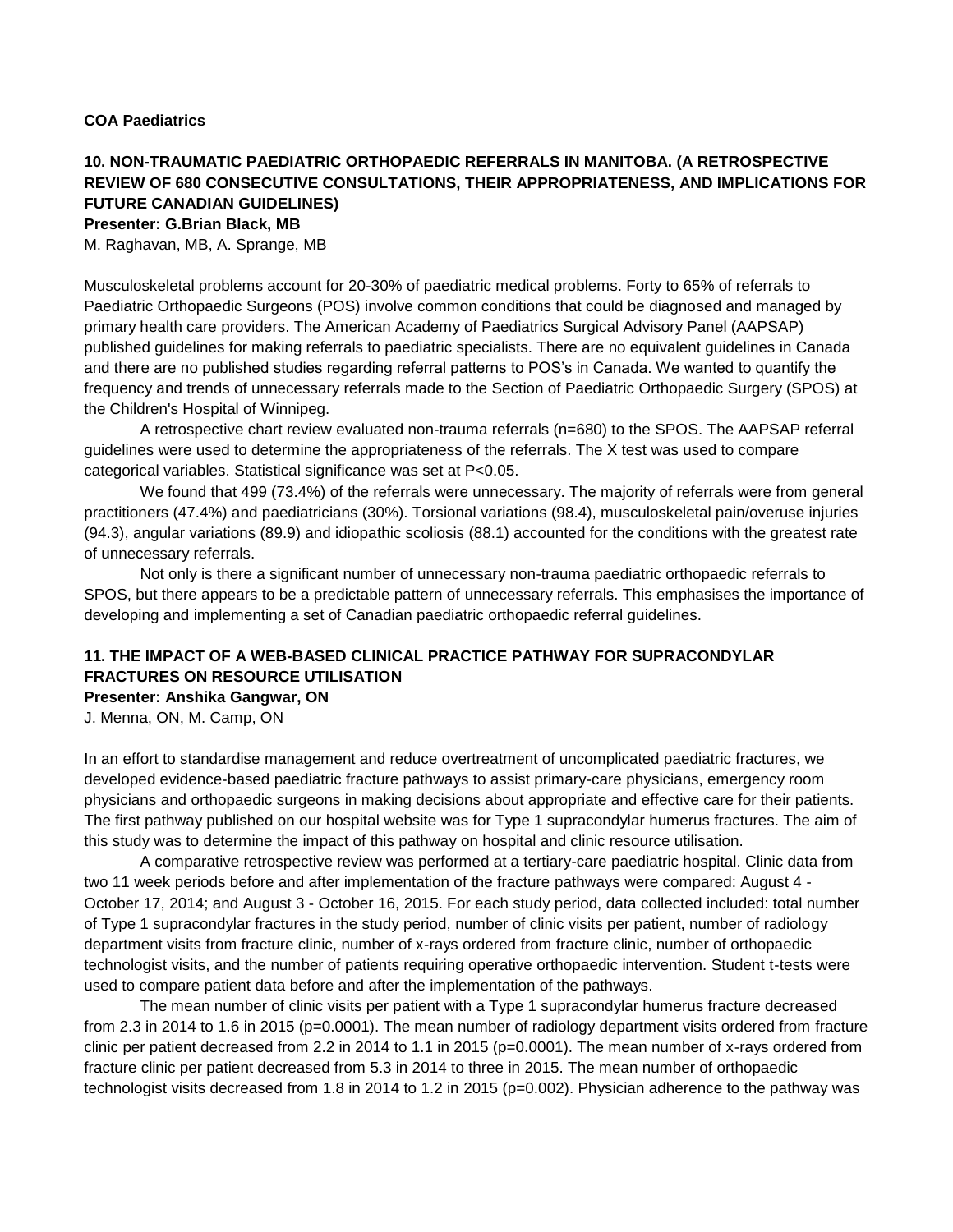**COA Paediatrics**

### 10. NON-TRAUMATIC PAEDIATRIC ORTHOPAEDIC REFERRALS IN MANITOBA. (A RETROSPECTIVE REVIEW OF 680 CONSECUTIVE CONSULTATIONS, THEIR APPROPRIATENESS, AND IMPLICATIONS FOR FUTURE CANADIAN GUIDELINES)

**Presenter: G.Brian Black, MB**

M. Raghavan, MB, A. Sprange, MB

Musculoskeletal problems account for 20-30% of paediatric medical problems. Forty to 65% of referrals to Paediatric Orthopaedic Surgeons (POS) involve common conditions that could be diagnosed and managed by primary health care providers. The American Academy of Paediatrics Surgical Advisory Panel (AAPSAP) published guidelines for making referrals to paediatric specialists. There are no equivalent guidelines in Canada and there are no published studies regarding referral patterns to POS's in Canada. We wanted to quantify the frequency and trends of unnecessary referrals made to the Section of Paediatric Orthopaedic Surgery (SPOS) at the Children's Hospital of Winnipeg.

A retrospective chart review evaluated non-trauma referrals (n=680) to the SPOS. The AAPSAP referral guidelines were used to determine the appropriateness of the referrals. The X test was used to compare categorical variables. Statistical significance was set at $P<0.05$.

We found that 499 (73.4%) of the referrals were unnecessary. The majority of referrals were from general practitioners (47.4%) and paediatricians (30%). Torsional variations (98.4), musculoskeletal pain/overuse injuries (94.3), angular variations (89.9) and idiopathic scoliosis (88.1) accounted for the conditions with the greatest rate of unnecessary referrals.

Not only is there a significant number of unnecessary non-trauma paediatric orthopaedic referrals to SPOS, but there appears to be a predictable pattern of unnecessary referrals. This emphasises the importance of developing and implementing a set of Canadian paediatric orthopaedic referral guidelines.

### 11. THE IMPACT OF A WEB-BASED CLINICAL PRACTICE PATHWAY FOR SUPRACONDYLAR FRACTURES ON RESOURCE UTILISATION

**Presenter: Anshika Gangwar, ON**

J. Menna, ON, M. Camp, ON

In an effort to standardise management and reduce overtreatment of uncomplicated paediatric fractures, we developed evidence-based paediatric fracture pathways to assist primary-care physicians, emergency room physicians and orthopaedic surgeons in making decisions about appropriate and effective care for their patients. The first pathway published on our hospital website was for Type 1 supracondylar humerus fractures. The aim of this study was to determine the impact of this pathway on hospital and clinic resource utilisation.

A comparative retrospective review was performed at a tertiary-care paediatric hospital. Clinic data from two 11 week periods before and after implementation of the fracture pathways were compared: August 4 - October 17, 2014; and August 3 - October 16, 2015. For each study period, data collected included: total number of Type 1 supracondylar fractures in the study period, number of clinic visits per patient, number of radiology department visits from fracture clinic, number of x-rays ordered from fracture clinic, number of orthopaedic technologist visits, and the number of patients requiring operative orthopaedic intervention. Student t-tests were used to compare patient data before and after the implementation of the pathways.

The mean number of clinic visits per patient with a Type 1 supracondylar humerus fracture decreased from 2.3 in 2014 to 1.6 in 2015 ($p=0.0001$). The mean number of radiology department visits ordered from fracture clinic per patient decreased from 2.2 in 2014 to 1.1 in 2015 ($p=0.0001$). The mean number of x-rays ordered from fracture clinic per patient decreased from 5.3 in 2014 to three in 2015. The mean number of orthopaedic technologist visits decreased from 1.8 in 2014 to 1.2 in 2015 ($p=0.002$). Physician adherence to the pathway was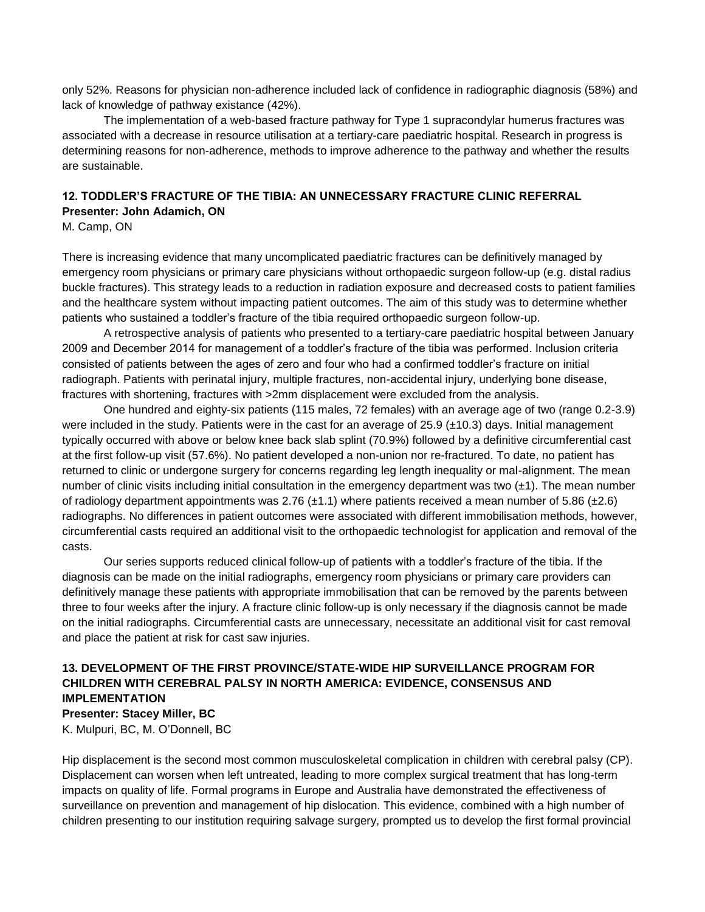only 52%. Reasons for physician non-adherence included lack of confidence in radiographic diagnosis (58%) and lack of knowledge of pathway existance (42%).

The implementation of a web-based fracture pathway for Type 1 supracondylar humerus fractures was associated with a decrease in resource utilisation at a tertiary-care paediatric hospital. Research in progress is determining reasons for non-adherence, methods to improve adherence to the pathway and whether the results are sustainable.

### 12. TODDLER'S FRACTURE OF THE TIBIA: AN UNNECESSARY FRACTURE CLINIC REFERRAL

**Presenter: John Adamich, ON**

M. Camp, ON

There is increasing evidence that many uncomplicated paediatric fractures can be definitively managed by emergency room physicians or primary care physicians without orthopaedic surgeon follow-up (e.g. distal radius buckle fractures). This strategy leads to a reduction in radiation exposure and decreased costs to patient families and the healthcare system without impacting patient outcomes. The aim of this study was to determine whether patients who sustained a toddler's fracture of the tibia required orthopaedic surgeon follow-up.

A retrospective analysis of patients who presented to a tertiary-care paediatric hospital between January 2009 and December 2014 for management of a toddler's fracture of the tibia was performed. Inclusion criteria consisted of patients between the ages of zero and four who had a confirmed toddler's fracture on initial radiograph. Patients with perinatal injury, multiple fractures, non-accidental injury, underlying bone disease, fractures with shortening, fractures with >2mm displacement were excluded from the analysis.

One hundred and eighty-six patients (115 males, 72 females) with an average age of two (range 0.2-3.9) were included in the study. Patients were in the cast for an average of 25.9 (±10.3) days. Initial management typically occurred with above or below knee back slab splint (70.9%) followed by a definitive circumferential cast at the first follow-up visit (57.6%). No patient developed a non-union nor re-fractured. To date, no patient has returned to clinic or undergone surgery for concerns regarding leg length inequality or mal-alignment. The mean number of clinic visits including initial consultation in the emergency department was two (±1). The mean number of radiology department appointments was 2.76 (±1.1) where patients received a mean number of 5.86 (±2.6) radiographs. No differences in patient outcomes were associated with different immobilisation methods, however, circumferential casts required an additional visit to the orthopaedic technologist for application and removal of the casts.

Our series supports reduced clinical follow-up of patients with a toddler's fracture of the tibia. If the diagnosis can be made on the initial radiographs, emergency room physicians or primary care providers can definitively manage these patients with appropriate immobilisation that can be removed by the parents between three to four weeks after the injury. A fracture clinic follow-up is only necessary if the diagnosis cannot be made on the initial radiographs. Circumferential casts are unnecessary, necessitate an additional visit for cast removal and place the patient at risk for cast saw injuries.

### 13. DEVELOPMENT OF THE FIRST PROVINCE/STATE-WIDE HIP SURVEILLANCE PROGRAM FOR CHILDREN WITH CEREBRAL PALSY IN NORTH AMERICA: EVIDENCE, CONSENSUS AND IMPLEMENTATION

**Presenter: Stacey Miller, BC**

K. Mulpuri, BC, M. O'Donnell, BC

Hip displacement is the second most common musculoskeletal complication in children with cerebral palsy (CP). Displacement can worsen when left untreated, leading to more complex surgical treatment that has long-term impacts on quality of life. Formal programs in Europe and Australia have demonstrated the effectiveness of surveillance on prevention and management of hip dislocation. This evidence, combined with a high number of children presenting to our institution requiring salvage surgery, prompted us to develop the first formal provincial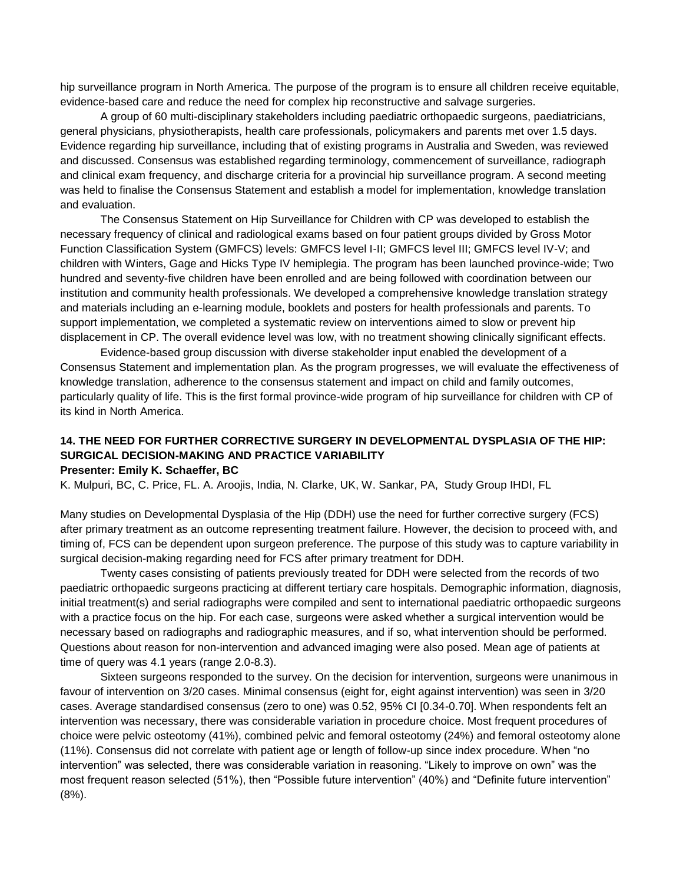hip surveillance program in North America. The purpose of the program is to ensure all children receive equitable, evidence-based care and reduce the need for complex hip reconstructive and salvage surgeries.

A group of 60 multi-disciplinary stakeholders including paediatric orthopaedic surgeons, paediatricians, general physicians, physiotherapists, health care professionals, policymakers and parents met over 1.5 days. Evidence regarding hip surveillance, including that of existing programs in Australia and Sweden, was reviewed and discussed. Consensus was established regarding terminology, commencement of surveillance, radiograph and clinical exam frequency, and discharge criteria for a provincial hip surveillance program. A second meeting was held to finalise the Consensus Statement and establish a model for implementation, knowledge translation and evaluation.

The Consensus Statement on Hip Surveillance for Children with CP was developed to establish the necessary frequency of clinical and radiological exams based on four patient groups divided by Gross Motor Function Classification System (GMFCS) levels: GMFCS level I-II; GMFCS level III; GMFCS level IV-V; and children with Winters, Gage and Hicks Type IV hemiplegia. The program has been launched province-wide; Two hundred and seventy-five children have been enrolled and are being followed with coordination between our institution and community health professionals. We developed a comprehensive knowledge translation strategy and materials including an e-learning module, booklets and posters for health professionals and parents. To support implementation, we completed a systematic review on interventions aimed to slow or prevent hip displacement in CP. The overall evidence level was low, with no treatment showing clinically significant effects.

Evidence-based group discussion with diverse stakeholder input enabled the development of a Consensus Statement and implementation plan. As the program progresses, we will evaluate the effectiveness of knowledge translation, adherence to the consensus statement and impact on child and family outcomes, particularly quality of life. This is the first formal province-wide program of hip surveillance for children with CP of its kind in North America.

### 14. THE NEED FOR FURTHER CORRECTIVE SURGERY IN DEVELOPMENTAL DYSPLASIA OF THE HIP: SURGICAL DECISION-MAKING AND PRACTICE VARIABILITY

**Presenter: Emily K. Schaeffer, BC**

K. Mulpuri, BC, C. Price, FL. A. Aroojis, India, N. Clarke, UK, W. Sankar, PA, Study Group IHDI, FL

Many studies on Developmental Dysplasia of the Hip (DDH) use the need for further corrective surgery (FCS) after primary treatment as an outcome representing treatment failure. However, the decision to proceed with, and timing of, FCS can be dependent upon surgeon preference. The purpose of this study was to capture variability in surgical decision-making regarding need for FCS after primary treatment for DDH.

Twenty cases consisting of patients previously treated for DDH were selected from the records of two paediatric orthopaedic surgeons practicing at different tertiary care hospitals. Demographic information, diagnosis, initial treatment(s) and serial radiographs were compiled and sent to international paediatric orthopaedic surgeons with a practice focus on the hip. For each case, surgeons were asked whether a surgical intervention would be necessary based on radiographs and radiographic measures, and if so, what intervention should be performed. Questions about reason for non-intervention and advanced imaging were also posed. Mean age of patients at time of query was 4.1 years (range 2.0-8.3).

Sixteen surgeons responded to the survey. On the decision for intervention, surgeons were unanimous in favour of intervention on 3/20 cases. Minimal consensus (eight for, eight against intervention) was seen in 3/20 cases. Average standardised consensus (zero to one) was 0.52, 95% CI [0.34-0.70]. When respondents felt an intervention was necessary, there was considerable variation in procedure choice. Most frequent procedures of choice were pelvic osteotomy (41%), combined pelvic and femoral osteotomy (24%) and femoral osteotomy alone (11%). Consensus did not correlate with patient age or length of follow-up since index procedure. When "no intervention" was selected, there was considerable variation in reasoning. "Likely to improve on own" was the most frequent reason selected (51%), then "Possible future intervention" (40%) and "Definite future intervention" (8%).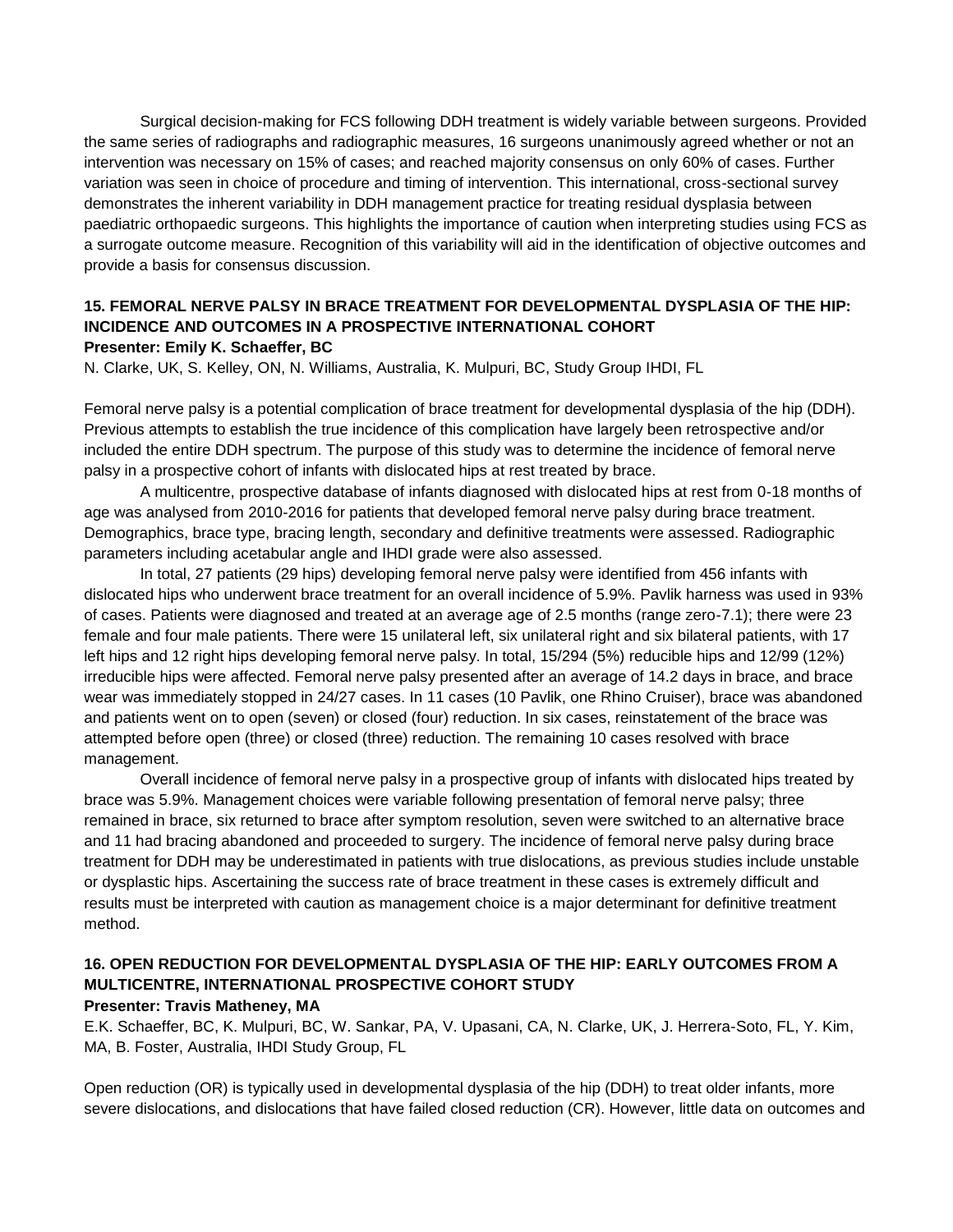Surgical decision-making for FCS following DDH treatment is widely variable between surgeons. Provided the same series of radiographs and radiographic measures, 16 surgeons unanimously agreed whether or not an intervention was necessary on 15% of cases; and reached majority consensus on only 60% of cases. Further variation was seen in choice of procedure and timing of intervention. This international, cross-sectional survey demonstrates the inherent variability in DDH management practice for treating residual dysplasia between paediatric orthopaedic surgeons. This highlights the importance of caution when interpreting studies using FCS as a surrogate outcome measure. Recognition of this variability will aid in the identification of objective outcomes and provide a basis for consensus discussion.

### 15. FEMORAL NERVE PALSY IN BRACE TREATMENT FOR DEVELOPMENTAL DYSPLASIA OF THE HIP: INCIDENCE AND OUTCOMES IN A PROSPECTIVE INTERNATIONAL COHORT

**Presenter: Emily K. Schaeffer, BC**

N. Clarke, UK, S. Kelley, ON, N. Williams, Australia, K. Mulpuri, BC, Study Group IHDI, FL

Femoral nerve palsy is a potential complication of brace treatment for developmental dysplasia of the hip (DDH). Previous attempts to establish the true incidence of this complication have largely been retrospective and/or included the entire DDH spectrum. The purpose of this study was to determine the incidence of femoral nerve palsy in a prospective cohort of infants with dislocated hips at rest treated by brace.

A multicentre, prospective database of infants diagnosed with dislocated hips at rest from 0-18 months of age was analysed from 2010-2016 for patients that developed femoral nerve palsy during brace treatment. Demographics, brace type, bracing length, secondary and definitive treatments were assessed. Radiographic parameters including acetabular angle and IHDI grade were also assessed.

In total, 27 patients (29 hips) developing femoral nerve palsy were identified from 456 infants with dislocated hips who underwent brace treatment for an overall incidence of 5.9%. Pavlik harness was used in 93% of cases. Patients were diagnosed and treated at an average age of 2.5 months (range zero-7.1); there were 23 female and four male patients. There were 15 unilateral left, six unilateral right and six bilateral patients, with 17 left hips and 12 right hips developing femoral nerve palsy. In total, 15/294 (5%) reducible hips and 12/99 (12%) irreducible hips were affected. Femoral nerve palsy presented after an average of 14.2 days in brace, and brace wear was immediately stopped in 24/27 cases. In 11 cases (10 Pavlik, one Rhino Cruiser), brace was abandoned and patients went on to open (seven) or closed (four) reduction. In six cases, reinstatement of the brace was attempted before open (three) or closed (three) reduction. The remaining 10 cases resolved with brace management.

Overall incidence of femoral nerve palsy in a prospective group of infants with dislocated hips treated by brace was 5.9%. Management choices were variable following presentation of femoral nerve palsy; three remained in brace, six returned to brace after symptom resolution, seven were switched to an alternative brace and 11 had bracing abandoned and proceeded to surgery. The incidence of femoral nerve palsy during brace treatment for DDH may be underestimated in patients with true dislocations, as previous studies include unstable or dysplastic hips. Ascertaining the success rate of brace treatment in these cases is extremely difficult and results must be interpreted with caution as management choice is a major determinant for definitive treatment method.

### 16. OPEN REDUCTION FOR DEVELOPMENTAL DYSPLASIA OF THE HIP: EARLY OUTCOMES FROM A MULTICENTRE, INTERNATIONAL PROSPECTIVE COHORT STUDY

**Presenter: Travis Matheney, MA**

E.K. Schaeffer, BC, K. Mulpuri, BC, W. Sankar, PA, V. Upasani, CA, N. Clarke, UK, J. Herrera-Soto, FL, Y. Kim, MA, B. Foster, Australia, IHDI Study Group, FL

Open reduction (OR) is typically used in developmental dysplasia of the hip (DDH) to treat older infants, more severe dislocations, and dislocations that have failed closed reduction (CR). However, little data on outcomes and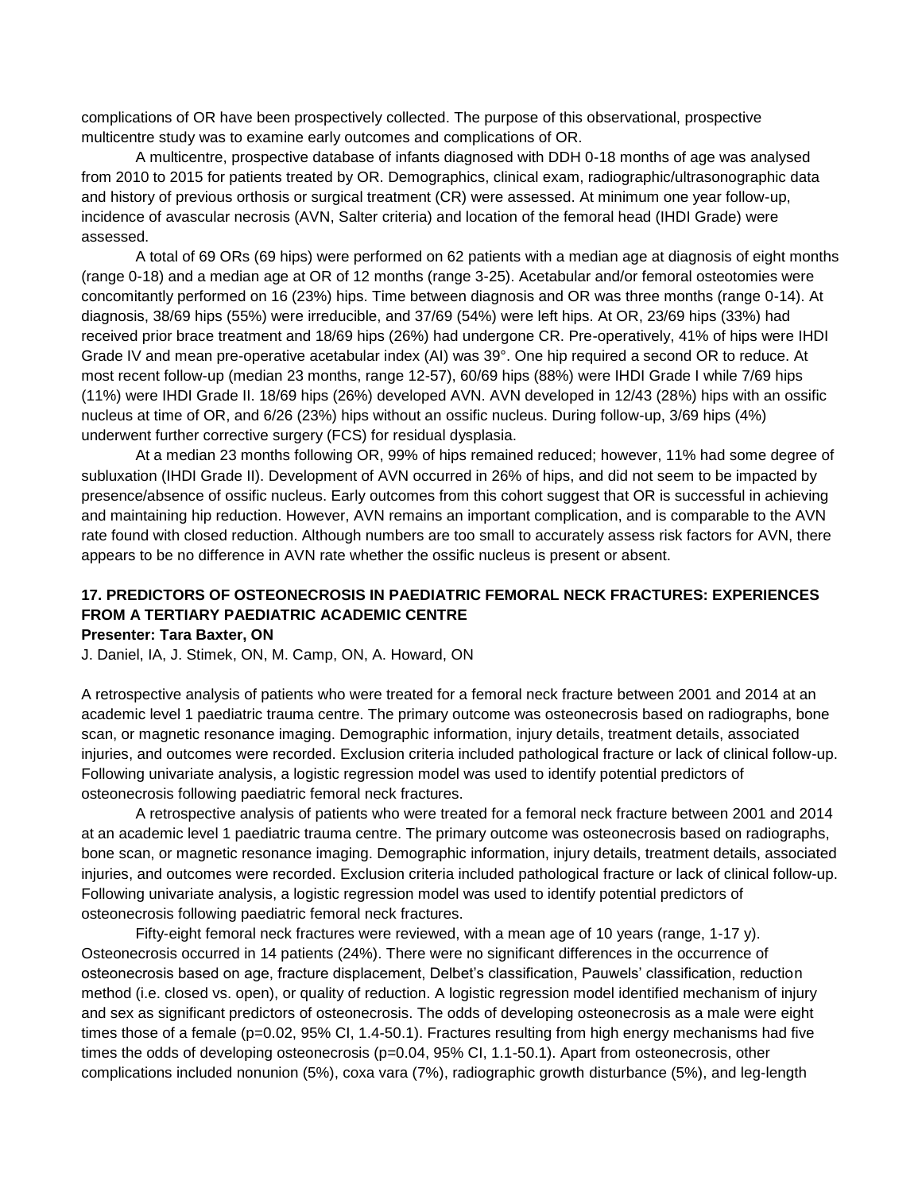complications of OR have been prospectively collected. The purpose of this observational, prospective multicentre study was to examine early outcomes and complications of OR.

A multicentre, prospective database of infants diagnosed with DDH 0-18 months of age was analysed from 2010 to 2015 for patients treated by OR. Demographics, clinical exam, radiographic/ultrasonographic data and history of previous orthosis or surgical treatment (CR) were assessed. At minimum one year follow-up, incidence of avascular necrosis (AVN, Salter criteria) and location of the femoral head (IHDI Grade) were assessed.

A total of 69 ORs (69 hips) were performed on 62 patients with a median age at diagnosis of eight months (range 0-18) and a median age at OR of 12 months (range 3-25). Acetabular and/or femoral osteotomies were concomitantly performed on 16 (23%) hips. Time between diagnosis and OR was three months (range 0-14). At diagnosis, 38/69 hips (55%) were irreducible, and 37/69 (54%) were left hips. At OR, 23/69 hips (33%) had received prior brace treatment and 18/69 hips (26%) had undergone CR. Pre-operatively, 41% of hips were IHDI Grade IV and mean pre-operative acetabular index (AI) was 39°. One hip required a second OR to reduce. At most recent follow-up (median 23 months, range 12-57), 60/69 hips (88%) were IHDI Grade I while 7/69 hips (11%) were IHDI Grade II. 18/69 hips (26%) developed AVN. AVN developed in 12/43 (28%) hips with an ossific nucleus at time of OR, and 6/26 (23%) hips without an ossific nucleus. During follow-up, 3/69 hips (4%) underwent further corrective surgery (FCS) for residual dysplasia.

At a median 23 months following OR, 99% of hips remained reduced; however, 11% had some degree of subluxation (IHDI Grade II). Development of AVN occurred in 26% of hips, and did not seem to be impacted by presence/absence of ossific nucleus. Early outcomes from this cohort suggest that OR is successful in achieving and maintaining hip reduction. However, AVN remains an important complication, and is comparable to the AVN rate found with closed reduction. Although numbers are too small to accurately assess risk factors for AVN, there appears to be no difference in AVN rate whether the ossific nucleus is present or absent.

### 17. PREDICTORS OF OSTEONECROSIS IN PAEDIATRIC FEMORAL NECK FRACTURES: EXPERIENCES FROM A TERTIARY PAEDIATRIC ACADEMIC CENTRE

**Presenter: Tara Baxter, ON**

J. Daniel, IA, J. Stimek, ON, M. Camp, ON, A. Howard, ON

A retrospective analysis of patients who were treated for a femoral neck fracture between 2001 and 2014 at an academic level 1 paediatric trauma centre. The primary outcome was osteonecrosis based on radiographs, bone scan, or magnetic resonance imaging. Demographic information, injury details, treatment details, associated injuries, and outcomes were recorded. Exclusion criteria included pathological fracture or lack of clinical follow-up. Following univariate analysis, a logistic regression model was used to identify potential predictors of osteonecrosis following paediatric femoral neck fractures.

A retrospective analysis of patients who were treated for a femoral neck fracture between 2001 and 2014 at an academic level 1 paediatric trauma centre. The primary outcome was osteonecrosis based on radiographs, bone scan, or magnetic resonance imaging. Demographic information, injury details, treatment details, associated injuries, and outcomes were recorded. Exclusion criteria included pathological fracture or lack of clinical follow-up. Following univariate analysis, a logistic regression model was used to identify potential predictors of osteonecrosis following paediatric femoral neck fractures.

Fifty-eight femoral neck fractures were reviewed, with a mean age of 10 years (range, 1-17 y). Osteonecrosis occurred in 14 patients (24%). There were no significant differences in the occurrence of osteonecrosis based on age, fracture displacement, Delbet's classification, Pauwels' classification, reduction method (i.e. closed vs. open), or quality of reduction. A logistic regression model identified mechanism of injury and sex as significant predictors of osteonecrosis. The odds of developing osteonecrosis as a male were eight times those of a female ($p=0.02$, 95% CI, 1.4-50.1). Fractures resulting from high energy mechanisms had five times the odds of developing osteonecrosis ($p=0.04$, 95% CI, 1.1-50.1). Apart from osteonecrosis, other complications included nonunion (5%), coxa vara (7%), radiographic growth disturbance (5%), and leg-length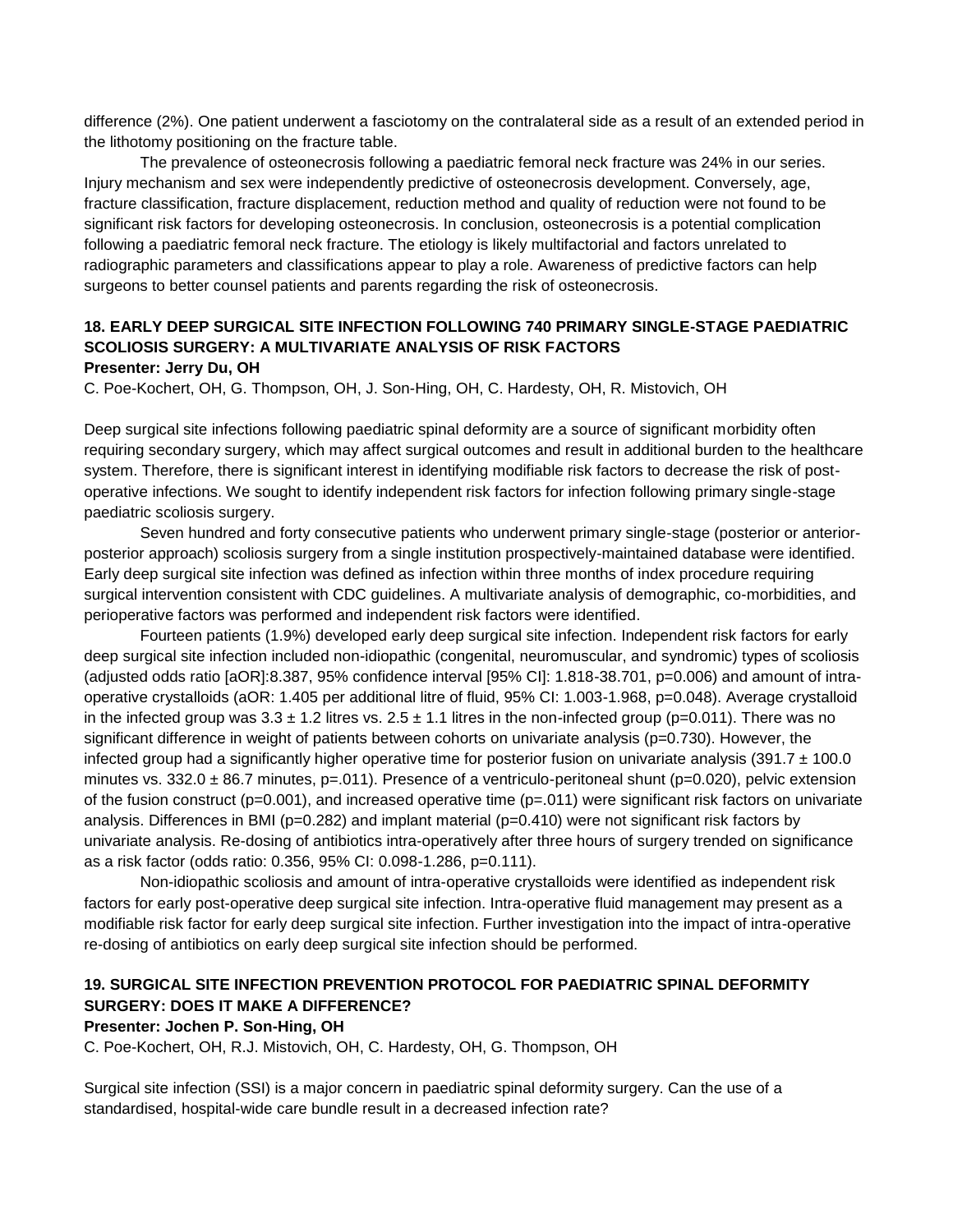difference (2%). One patient underwent a fasciotomy on the contralateral side as a result of an extended period in the lithotomy positioning on the fracture table.

The prevalence of osteonecrosis following a paediatric femoral neck fracture was 24% in our series. Injury mechanism and sex were independently predictive of osteonecrosis development. Conversely, age, fracture classification, fracture displacement, reduction method and quality of reduction were not found to be significant risk factors for developing osteonecrosis. In conclusion, osteonecrosis is a potential complication following a paediatric femoral neck fracture. The etiology is likely multifactorial and factors unrelated to radiographic parameters and classifications appear to play a role. Awareness of predictive factors can help surgeons to better counsel patients and parents regarding the risk of osteonecrosis.

### 18. EARLY DEEP SURGICAL SITE INFECTION FOLLOWING 740 PRIMARY SINGLE-STAGE PAEDIATRIC SCOLIOSIS SURGERY: A MULTIVARIATE ANALYSIS OF RISK FACTORS

**Presenter: Jerry Du, OH**

C. Poe-Kochert, OH, G. Thompson, OH, J. Son-Hing, OH, C. Hardesty, OH, R. Mistovich, OH

Deep surgical site infections following paediatric spinal deformity are a source of significant morbidity often requiring secondary surgery, which may affect surgical outcomes and result in additional burden to the healthcare system. Therefore, there is significant interest in identifying modifiable risk factors to decrease the risk of post-operative infections. We sought to identify independent risk factors for infection following primary single-stage paediatric scoliosis surgery.

Seven hundred and forty consecutive patients who underwent primary single-stage (posterior or anterior-posterior approach) scoliosis surgery from a single institution prospectively-maintained database were identified. Early deep surgical site infection was defined as infection within three months of index procedure requiring surgical intervention consistent with CDC guidelines. A multivariate analysis of demographic, co-morbidities, and perioperative factors was performed and independent risk factors were identified.

Fourteen patients (1.9%) developed early deep surgical site infection. Independent risk factors for early deep surgical site infection included non-idiopathic (congenital, neuromuscular, and syndromic) types of scoliosis (adjusted odds ratio [aOR]:8.387, 95% confidence interval [95% CI]: 1.818-38.701, p=0.006) and amount of intra-operative crystalloids (aOR: 1.405 per additional litre of fluid, 95% CI: 1.003-1.968, p=0.048). Average crystalloid in the infected group was $3.3 \pm 1.2$ litres vs. $2.5 \pm 1.1$ litres in the non-infected group (p=0.011). There was no significant difference in weight of patients between cohorts on univariate analysis (p=0.730). However, the infected group had a significantly higher operative time for posterior fusion on univariate analysis ($391.7 \pm 100.0$ minutes vs. $332.0 \pm 86.7$ minutes, p=.011). Presence of a ventriculo-peritoneal shunt (p=0.020), pelvic extension of the fusion construct (p=0.001), and increased operative time (p=.011) were significant risk factors on univariate analysis. Differences in BMI (p=0.282) and implant material (p=0.410) were not significant risk factors by univariate analysis. Re-dosing of antibiotics intra-operatively after three hours of surgery trended on significance as a risk factor (odds ratio: 0.356, 95% CI: 0.098-1.286, p=0.111).

Non-idiopathic scoliosis and amount of intra-operative crystalloids were identified as independent risk factors for early post-operative deep surgical site infection. Intra-operative fluid management may present as a modifiable risk factor for early deep surgical site infection. Further investigation into the impact of intra-operative re-dosing of antibiotics on early deep surgical site infection should be performed.

### 19. SURGICAL SITE INFECTION PREVENTION PROTOCOL FOR PAEDIATRIC SPINAL DEFORMITY SURGERY: DOES IT MAKE A DIFFERENCE?

**Presenter: Jochen P. Son-Hing, OH**

C. Poe-Kochert, OH, R.J. Mistovich, OH, C. Hardesty, OH, G. Thompson, OH

Surgical site infection (SSI) is a major concern in paediatric spinal deformity surgery. Can the use of a standardised, hospital-wide care bundle result in a decreased infection rate?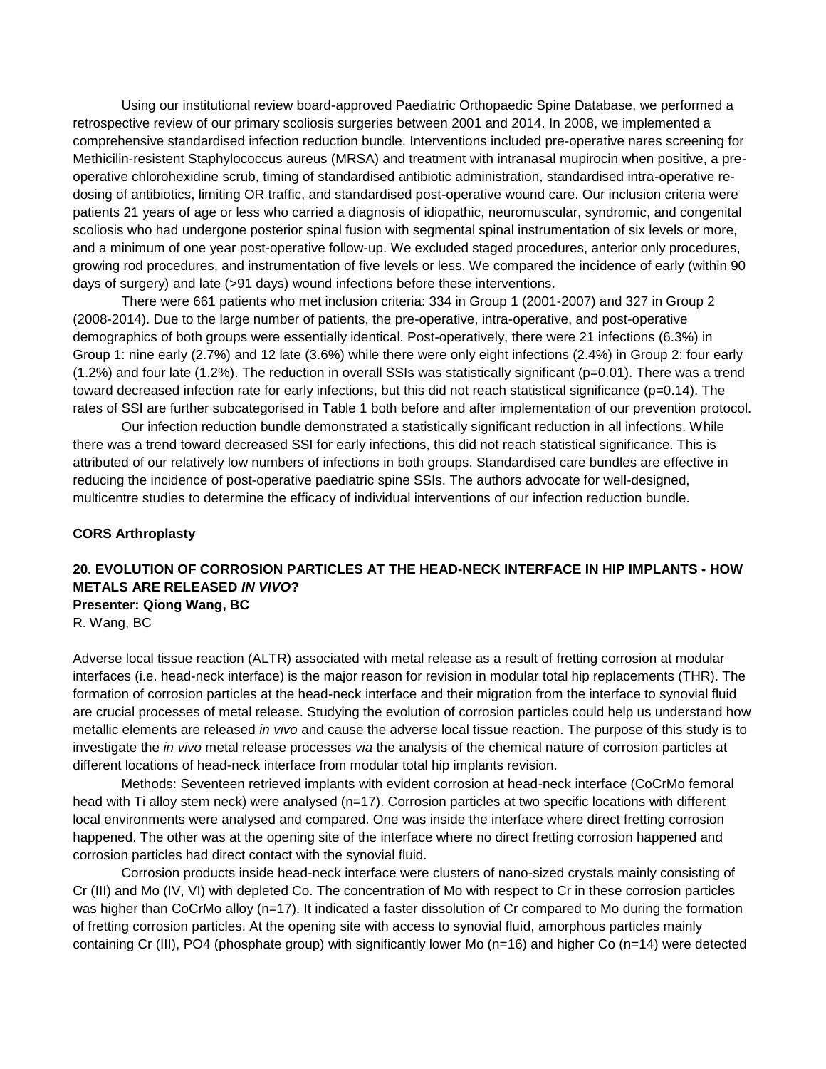Using our institutional review board-approved Paediatric Orthopaedic Spine Database, we performed a retrospective review of our primary scoliosis surgeries between 2001 and 2014. In 2008, we implemented a comprehensive standardised infection reduction bundle. Interventions included pre-operative nares screening for Methicilin-resistent Staphylococcus aureus (MRSA) and treatment with intranasal mupirocin when positive, a pre-operative chlorohexidine scrub, timing of standardised antibiotic administration, standardised intra-operative re-dosing of antibiotics, limiting OR traffic, and standardised post-operative wound care. Our inclusion criteria were patients 21 years of age or less who carried a diagnosis of idiopathic, neuromuscular, syndromic, and congenital scoliosis who had undergone posterior spinal fusion with segmental spinal instrumentation of six levels or more, and a minimum of one year post-operative follow-up. We excluded staged procedures, anterior only procedures, growing rod procedures, and instrumentation of five levels or less. We compared the incidence of early (within 90 days of surgery) and late (>91 days) wound infections before these interventions.

There were 661 patients who met inclusion criteria: 334 in Group 1 (2001-2007) and 327 in Group 2 (2008-2014). Due to the large number of patients, the pre-operative, intra-operative, and post-operative demographics of both groups were essentially identical. Post-operatively, there were 21 infections (6.3%) in Group 1: nine early (2.7%) and 12 late (3.6%) while there were only eight infections (2.4%) in Group 2: four early (1.2%) and four late (1.2%). The reduction in overall SSIs was statistically significant (p=0.01). There was a trend toward decreased infection rate for early infections, but this did not reach statistical significance (p=0.14). The rates of SSI are further subcategorised in Table 1 both before and after implementation of our prevention protocol.

Our infection reduction bundle demonstrated a statistically significant reduction in all infections. While there was a trend toward decreased SSI for early infections, this did not reach statistical significance. This is attributed of our relatively low numbers of infections in both groups. Standardised care bundles are effective in reducing the incidence of post-operative paediatric spine SSIs. The authors advocate for well-designed, multicentre studies to determine the efficacy of individual interventions of our infection reduction bundle.

**CORS Arthroplasty**

**20. EVOLUTION OF CORROSION PARTICLES AT THE HEAD-NECK INTERFACE IN HIP IMPLANTS - HOW METALS ARE RELEASED *IN VIVO*?**

**Presenter: Qiong Wang, BC**

R. Wang, BC

Adverse local tissue reaction (ALTR) associated with metal release as a result of fretting corrosion at modular interfaces (i.e. head-neck interface) is the major reason for revision in modular total hip replacements (THR). The formation of corrosion particles at the head-neck interface and their migration from the interface to synovial fluid are crucial processes of metal release. Studying the evolution of corrosion particles could help us understand how metallic elements are released *in vivo* and cause the adverse local tissue reaction. The purpose of this study is to investigate the *in vivo* metal release processes *via* the analysis of the chemical nature of corrosion particles at different locations of head-neck interface from modular total hip implants revision.

Methods: Seventeen retrieved implants with evident corrosion at head-neck interface (CoCrMo femoral head with Ti alloy stem neck) were analysed (n=17). Corrosion particles at two specific locations with different local environments were analysed and compared. One was inside the interface where direct fretting corrosion happened. The other was at the opening site of the interface where no direct fretting corrosion happened and corrosion particles had direct contact with the synovial fluid.

Corrosion products inside head-neck interface were clusters of nano-sized crystals mainly consisting of Cr (III) and Mo (IV, VI) with depleted Co. The concentration of Mo with respect to Cr in these corrosion particles was higher than CoCrMo alloy (n=17). It indicated a faster dissolution of Cr compared to Mo during the formation of fretting corrosion particles. At the opening site with access to synovial fluid, amorphous particles mainly containing Cr (III), $PO_4$ (phosphate group) with significantly lower Mo (n=16) and higher Co (n=14) were detected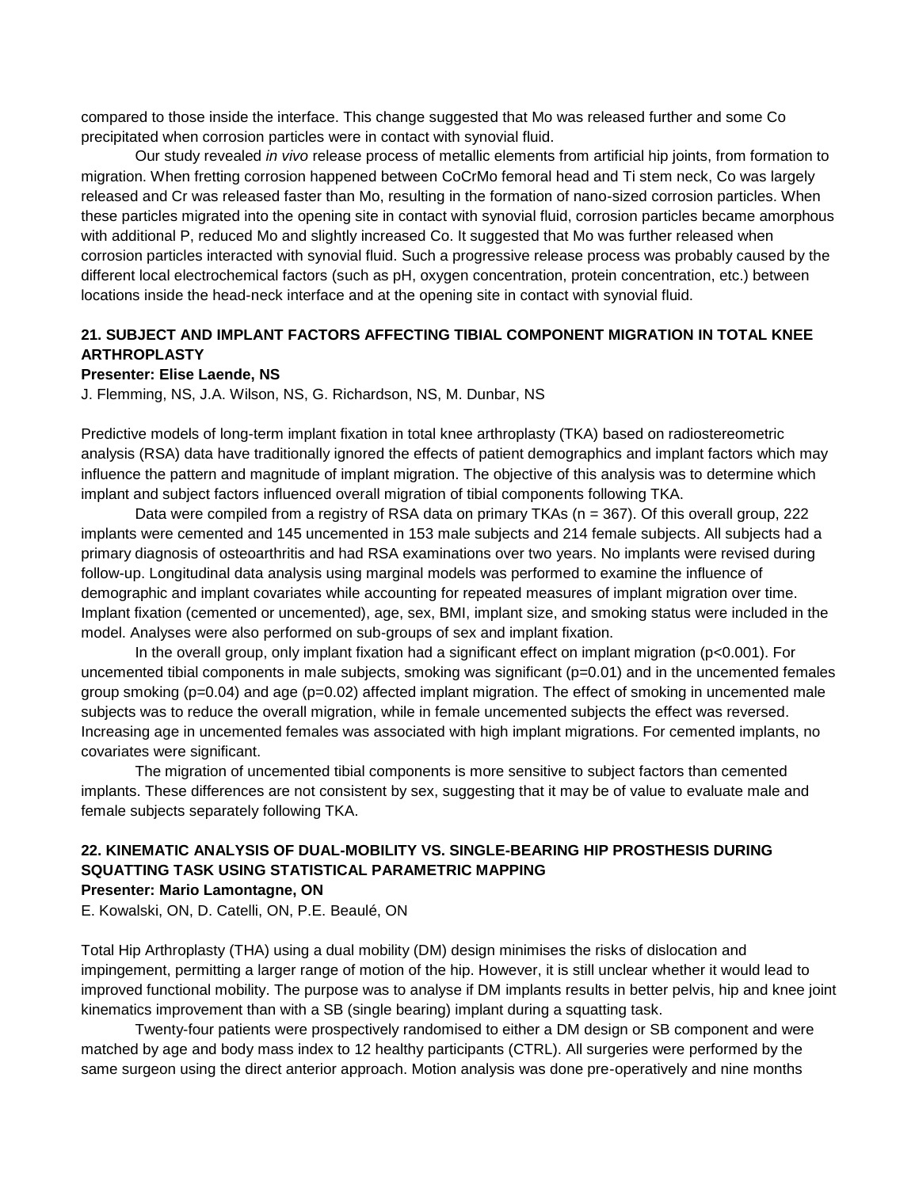compared to those inside the interface. This change suggested that Mo was released further and some Co precipitated when corrosion particles were in contact with synovial fluid.

Our study revealed *in vivo* release process of metallic elements from artificial hip joints, from formation to migration. When fretting corrosion happened between CoCrMo femoral head and Ti stem neck, Co was largely released and Cr was released faster than Mo, resulting in the formation of nano-sized corrosion particles. When these particles migrated into the opening site in contact with synovial fluid, corrosion particles became amorphous with additional P, reduced Mo and slightly increased Co. It suggested that Mo was further released when corrosion particles interacted with synovial fluid. Such a progressive release process was probably caused by the different local electrochemical factors (such as pH, oxygen concentration, protein concentration, etc.) between locations inside the head-neck interface and at the opening site in contact with synovial fluid.

### 21. SUBJECT AND IMPLANT FACTORS AFFECTING TIBIAL COMPONENT MIGRATION IN TOTAL KNEE ARTHROPLASTY

**Presenter: Elise Laende, NS**

J. Flemming, NS, J.A. Wilson, NS, G. Richardson, NS, M. Dunbar, NS

Predictive models of long-term implant fixation in total knee arthroplasty (TKA) based on radiostereometric analysis (RSA) data have traditionally ignored the effects of patient demographics and implant factors which may influence the pattern and magnitude of implant migration. The objective of this analysis was to determine which implant and subject factors influenced overall migration of tibial components following TKA.

Data were compiled from a registry of RSA data on primary TKAs (n = 367). Of this overall group, 222 implants were cemented and 145 uncemented in 153 male subjects and 214 female subjects. All subjects had a primary diagnosis of osteoarthritis and had RSA examinations over two years. No implants were revised during follow-up. Longitudinal data analysis using marginal models was performed to examine the influence of demographic and implant covariates while accounting for repeated measures of implant migration over time. Implant fixation (cemented or uncemented), age, sex, BMI, implant size, and smoking status were included in the model. Analyses were also performed on sub-groups of sex and implant fixation.

In the overall group, only implant fixation had a significant effect on implant migration ($p<0.001$). For uncemented tibial components in male subjects, smoking was significant ($p=0.01$) and in the uncemented females group smoking ($p=0.04$) and age ($p=0.02$) affected implant migration. The effect of smoking in uncemented male subjects was to reduce the overall migration, while in female uncemented subjects the effect was reversed. Increasing age in uncemented females was associated with high implant migrations. For cemented implants, no covariates were significant.

The migration of uncemented tibial components is more sensitive to subject factors than cemented implants. These differences are not consistent by sex, suggesting that it may be of value to evaluate male and female subjects separately following TKA.

### 22. KINEMATIC ANALYSIS OF DUAL-MOBILITY VS. SINGLE-BEARING HIP PROSTHESIS DURING SQUATTING TASK USING STATISTICAL PARAMETRIC MAPPING

**Presenter: Mario Lamontagne, ON**

E. Kowalski, ON, D. Catelli, ON, P.E. Beaulé, ON

Total Hip Arthroplasty (THA) using a dual mobility (DM) design minimises the risks of dislocation and impingement, permitting a larger range of motion of the hip. However, it is still unclear whether it would lead to improved functional mobility. The purpose was to analyse if DM implants results in better pelvis, hip and knee joint kinematics improvement than with a SB (single bearing) implant during a squatting task.

Twenty-four patients were prospectively randomised to either a DM design or SB component and were matched by age and body mass index to 12 healthy participants (CTRL). All surgeries were performed by the same surgeon using the direct anterior approach. Motion analysis was done pre-operatively and nine months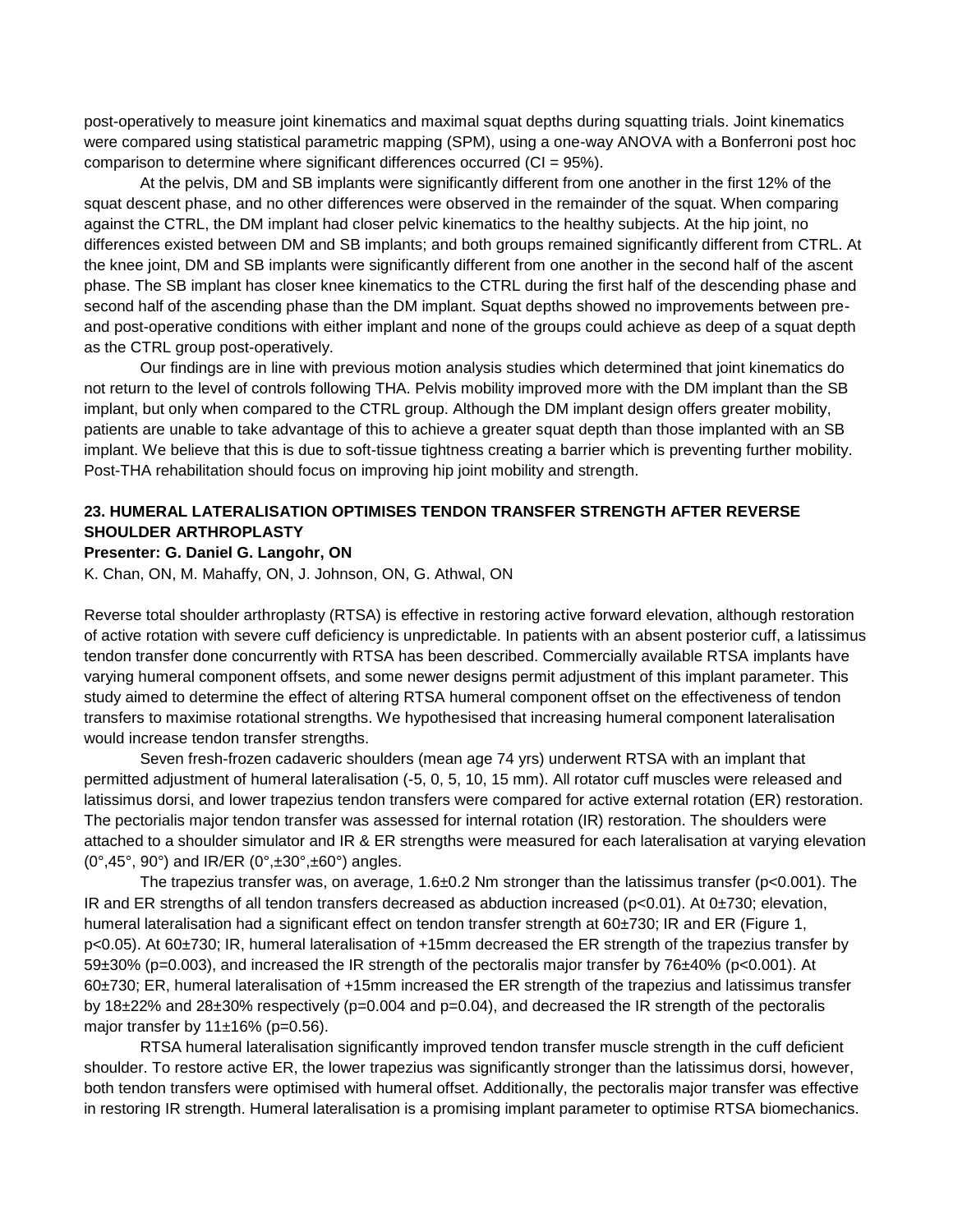post-operatively to measure joint kinematics and maximal squat depths during squatting trials. Joint kinematics were compared using statistical parametric mapping (SPM), using a one-way ANOVA with a Bonferroni post hoc comparison to determine where significant differences occurred (CI = 95%).

At the pelvis, DM and SB implants were significantly different from one another in the first 12% of the squat descent phase, and no other differences were observed in the remainder of the squat. When comparing against the CTRL, the DM implant had closer pelvic kinematics to the healthy subjects. At the hip joint, no differences existed between DM and SB implants; and both groups remained significantly different from CTRL. At the knee joint, DM and SB implants were significantly different from one another in the second half of the ascent phase. The SB implant has closer knee kinematics to the CTRL during the first half of the descending phase and second half of the ascending phase than the DM implant. Squat depths showed no improvements between pre- and post-operative conditions with either implant and none of the groups could achieve as deep of a squat depth as the CTRL group post-operatively.

Our findings are in line with previous motion analysis studies which determined that joint kinematics do not return to the level of controls following THA. Pelvis mobility improved more with the DM implant than the SB implant, but only when compared to the CTRL group. Although the DM implant design offers greater mobility, patients are unable to take advantage of this to achieve a greater squat depth than those implanted with an SB implant. We believe that this is due to soft-tissue tightness creating a barrier which is preventing further mobility. Post-THA rehabilitation should focus on improving hip joint mobility and strength.

## 23. HUMERAL LATERALISATION OPTIMISES TENDON TRANSFER STRENGTH AFTER REVERSE SHOULDER ARTHROPLASTY

**Presenter: G. Daniel G. Langohr, ON**

K. Chan, ON, M. Mahaffy, ON, J. Johnson, ON, G. Athwal, ON

Reverse total shoulder arthroplasty (RTSA) is effective in restoring active forward elevation, although restoration of active rotation with severe cuff deficiency is unpredictable. In patients with an absent posterior cuff, a latissimus tendon transfer done concurrently with RTSA has been described. Commercially available RTSA implants have varying humeral component offsets, and some newer designs permit adjustment of this implant parameter. This study aimed to determine the effect of altering RTSA humeral component offset on the effectiveness of tendon transfers to maximise rotational strengths. We hypothesised that increasing humeral component lateralisation would increase tendon transfer strengths.

Seven fresh-frozen cadaveric shoulders (mean age 74 yrs) underwent RTSA with an implant that permitted adjustment of humeral lateralisation (-5, 0, 5, 10, 15 mm). All rotator cuff muscles were released and latissimus dorsi, and lower trapezius tendon transfers were compared for active external rotation (ER) restoration. The pectoralis major tendon transfer was assessed for internal rotation (IR) restoration. The shoulders were attached to a shoulder simulator and IR & ER strengths were measured for each lateralisation at varying elevation (0°,45°, 90°) and IR/ER (0°,±30°,±60°) angles.

The trapezius transfer was, on average, 1.6±0.2 Nm stronger than the latissimus transfer ($p<0.001$). The IR and ER strengths of all tendon transfers decreased as abduction increased ($p<0.01$). At 0±730; elevation, humeral lateralisation had a significant effect on tendon transfer strength at 60±730; IR and ER (Figure 1, $p<0.05$). At 60±730; IR, humeral lateralisation of +15mm decreased the ER strength of the trapezius transfer by 59±30% ($p=0.003$), and increased the IR strength of the pectoralis major transfer by 76±40% ($p<0.001$). At 60±730; ER, humeral lateralisation of +15mm increased the ER strength of the trapezius and latissimus transfer by 18±22% and 28±30% respectively ($p=0.004$ and $p=0.04$), and decreased the IR strength of the pectoralis major transfer by 11±16% ($p=0.56$).

RTSA humeral lateralisation significantly improved tendon transfer muscle strength in the cuff deficient shoulder. To restore active ER, the lower trapezius was significantly stronger than the latissimus dorsi, however, both tendon transfers were optimised with humeral offset. Additionally, the pectoralis major transfer was effective in restoring IR strength. Humeral lateralisation is a promising implant parameter to optimise RTSA biomechanics.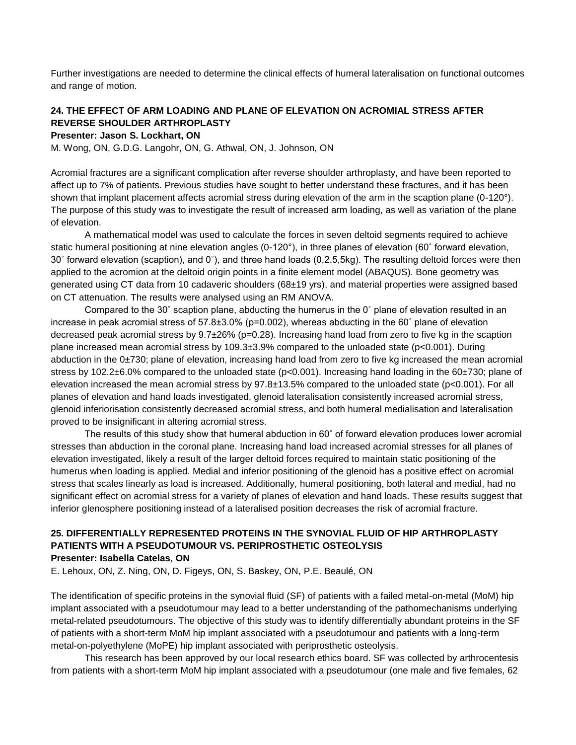Further investigations are needed to determine the clinical effects of humeral lateralisation on functional outcomes and range of motion.

### 24. THE EFFECT OF ARM LOADING AND PLANE OF ELEVATION ON ACROMIAL STRESS AFTER REVERSE SHOULDER ARTHROPLASTY

**Presenter: Jason S. Lockhart, ON**

M. Wong, ON, G.D.G. Langohr, ON, G. Athwal, ON, J. Johnson, ON

Acromial fractures are a significant complication after reverse shoulder arthroplasty, and have been reported to affect up to 7% of patients. Previous studies have sought to better understand these fractures, and it has been shown that implant placement affects acromial stress during elevation of the arm in the scaption plane (0-120°). The purpose of this study was to investigate the result of increased arm loading, as well as variation of the plane of elevation.

A mathematical model was used to calculate the forces in seven deltoid segments required to achieve static humeral positioning at nine elevation angles (0-120°), in three planes of elevation (60˚ forward elevation, 30˚ forward elevation (scaption), and 0˚), and three hand loads (0,2.5,5kg). The resulting deltoid forces were then applied to the acromion at the deltoid origin points in a finite element model (ABAQUS). Bone geometry was generated using CT data from 10 cadaveric shoulders (68±19 yrs), and material properties were assigned based on CT attenuation. The results were analysed using an RM ANOVA.

Compared to the 30˚ scaption plane, abducting the humerus in the 0˚ plane of elevation resulted in an increase in peak acromial stress of 57.8±3.0% ($p=0.002$), whereas abducting in the 60˚ plane of elevation decreased peak acromial stress by 9.7±26% ($p=0.28$). Increasing hand load from zero to five kg in the scaption plane increased mean acromial stress by 109.3±3.9% compared to the unloaded state ($p<0.001$). During abduction in the 0±730; plane of elevation, increasing hand load from zero to five kg increased the mean acromial stress by 102.2±6.0% compared to the unloaded state ($p<0.001$). Increasing hand loading in the 60±730; plane of elevation increased the mean acromial stress by 97.8±13.5% compared to the unloaded state ($p<0.001$). For all planes of elevation and hand loads investigated, glenoid lateralisation consistently increased acromial stress, glenoid inferiorisation consistently decreased acromial stress, and both humeral medialisation and lateralisation proved to be insignificant in altering acromial stress.

The results of this study show that humeral abduction in 60˚ of forward elevation produces lower acromial stresses than abduction in the coronal plane. Increasing hand load increased acromial stresses for all planes of elevation investigated, likely a result of the larger deltoid forces required to maintain static positioning of the humerus when loading is applied. Medial and inferior positioning of the glenoid has a positive effect on acromial stress that scales linearly as load is increased. Additionally, humeral positioning, both lateral and medial, had no significant effect on acromial stress for a variety of planes of elevation and hand loads. These results suggest that inferior glenosphere positioning instead of a lateralised position decreases the risk of acromial fracture.

### 25. DIFFERENTIALLY REPRESENTED PROTEINS IN THE SYNOVIAL FLUID OF HIP ARTHROPLASTY PATIENTS WITH A PSEUDOTUMOUR VS. PERIPROSTHETIC OSTEOLYSIS

**Presenter: Isabella Catelas, ON**

E. Lehoux, ON, Z. Ning, ON, D. Figeys, ON, S. Baskey, ON, P.E. Beaulé, ON

The identification of specific proteins in the synovial fluid (SF) of patients with a failed metal-on-metal (MoM) hip implant associated with a pseudotumour may lead to a better understanding of the pathomechanisms underlying metal-related pseudotumours. The objective of this study was to identify differentially abundant proteins in the SF of patients with a short-term MoM hip implant associated with a pseudotumour and patients with a long-term metal-on-polyethylene (MoPE) hip implant associated with periprosthetic osteolysis.

This research has been approved by our local research ethics board. SF was collected by arthrocentesis from patients with a short-term MoM hip implant associated with a pseudotumour (one male and five females, 62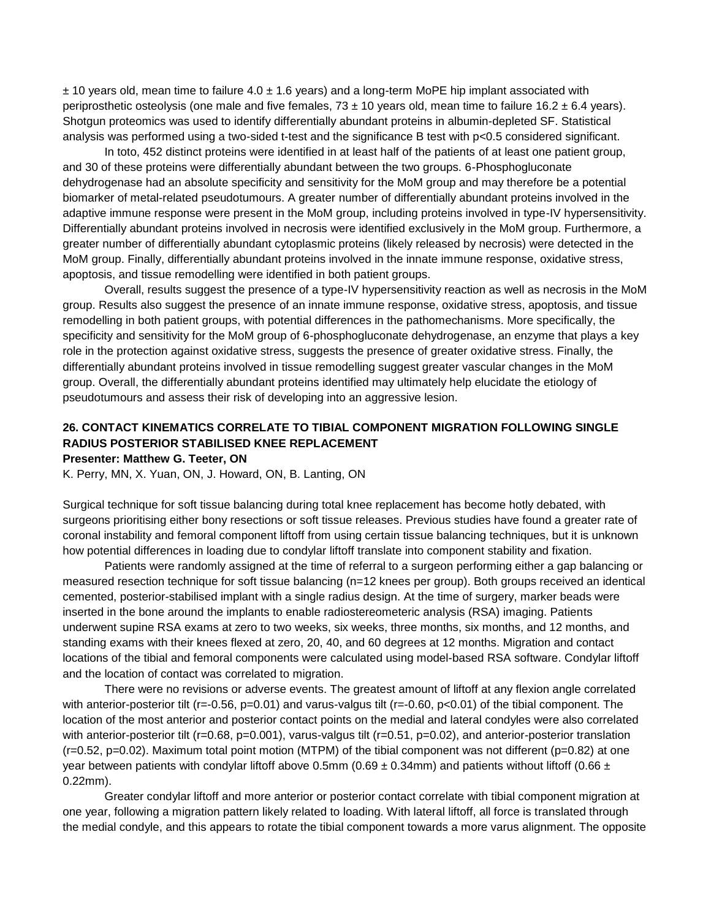± 10 years old, mean time to failure 4.0 ± 1.6 years) and a long-term MoPE hip implant associated with periprosthetic osteolysis (one male and five females, 73 ± 10 years old, mean time to failure 16.2 ± 6.4 years). Shotgun proteomics was used to identify differentially abundant proteins in albumin-depleted SF. Statistical analysis was performed using a two-sided t-test and the significance B test with $p<0.5$ considered significant.

In toto, 452 distinct proteins were identified in at least half of the patients of at least one patient group, and 30 of these proteins were differentially abundant between the two groups. 6-Phosphogluconate dehydrogenase had an absolute specificity and sensitivity for the MoM group and may therefore be a potential biomarker of metal-related pseudotumours. A greater number of differentially abundant proteins involved in the adaptive immune response were present in the MoM group, including proteins involved in type-IV hypersensitivity. Differentially abundant proteins involved in necrosis were identified exclusively in the MoM group. Furthermore, a greater number of differentially abundant cytoplasmic proteins (likely released by necrosis) were detected in the MoM group. Finally, differentially abundant proteins involved in the innate immune response, oxidative stress, apoptosis, and tissue remodelling were identified in both patient groups.

Overall, results suggest the presence of a type-IV hypersensitivity reaction as well as necrosis in the MoM group. Results also suggest the presence of an innate immune response, oxidative stress, apoptosis, and tissue remodelling in both patient groups, with potential differences in the pathomechanisms. More specifically, the specificity and sensitivity for the MoM group of 6-phosphogluconate dehydrogenase, an enzyme that plays a key role in the protection against oxidative stress, suggests the presence of greater oxidative stress. Finally, the differentially abundant proteins involved in tissue remodelling suggest greater vascular changes in the MoM group. Overall, the differentially abundant proteins identified may ultimately help elucidate the etiology of pseudotumours and assess their risk of developing into an aggressive lesion.

### 26. CONTACT KINEMATICS CORRELATE TO TIBIAL COMPONENT MIGRATION FOLLOWING SINGLE RADIUS POSTERIOR STABILISED KNEE REPLACEMENT

**Presenter: Matthew G. Teeter, ON**

K. Perry, MN, X. Yuan, ON, J. Howard, ON, B. Lanting, ON

Surgical technique for soft tissue balancing during total knee replacement has become hotly debated, with surgeons prioritising either bony resections or soft tissue releases. Previous studies have found a greater rate of coronal instability and femoral component liftoff from using certain tissue balancing techniques, but it is unknown how potential differences in loading due to condylar liftoff translate into component stability and fixation.

Patients were randomly assigned at the time of referral to a surgeon performing either a gap balancing or measured resection technique for soft tissue balancing (n=12 knees per group). Both groups received an identical cemented, posterior-stabilised implant with a single radius design. At the time of surgery, marker beads were inserted in the bone around the implants to enable radiostereometeric analysis (RSA) imaging. Patients underwent supine RSA exams at zero to two weeks, six weeks, three months, six months, and 12 months, and standing exams with their knees flexed at zero, 20, 40, and 60 degrees at 12 months. Migration and contact locations of the tibial and femoral components were calculated using model-based RSA software. Condylar liftoff and the location of contact was correlated to migration.

There were no revisions or adverse events. The greatest amount of liftoff at any flexion angle correlated with anterior-posterior tilt ($r=-0.56$, $p=0.01$) and varus-valgus tilt ($r=-0.60$, $p<0.01$) of the tibial component. The location of the most anterior and posterior contact points on the medial and lateral condyles were also correlated with anterior-posterior tilt ($r=0.68$, $p=0.001$), varus-valgus tilt ($r=0.51$, $p=0.02$), and anterior-posterior translation ($r=0.52$, $p=0.02$). Maximum total point motion (MTPM) of the tibial component was not different ($p=0.82$) at one year between patients with condylar liftoff above 0.5mm (0.69 ± 0.34mm) and patients without liftoff (0.66 ± 0.22mm).

Greater condylar liftoff and more anterior or posterior contact correlate with tibial component migration at one year, following a migration pattern likely related to loading. With lateral liftoff, all force is translated through the medial condyle, and this appears to rotate the tibial component towards a more varus alignment. The opposite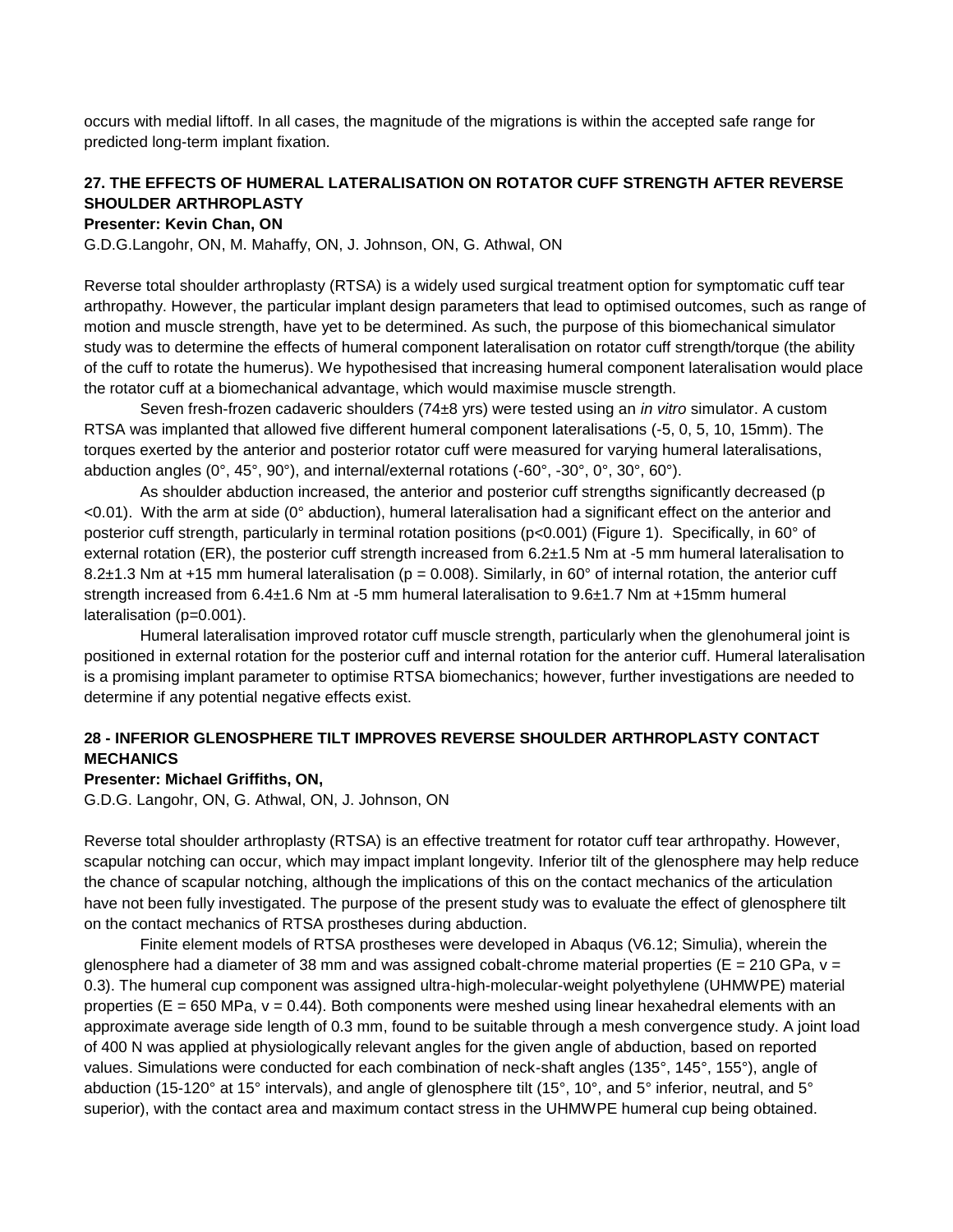occurs with medial liftoff. In all cases, the magnitude of the migrations is within the accepted safe range for predicted long-term implant fixation.

### 27. THE EFFECTS OF HUMERAL LATERALISATION ON ROTATOR CUFF STRENGTH AFTER REVERSE SHOULDER ARTHROPLASTY

**Presenter: Kevin Chan, ON**

G.D.G.Langohr, ON, M. Mahaffy, ON, J. Johnson, ON, G. Athwal, ON

Reverse total shoulder arthroplasty (RTSA) is a widely used surgical treatment option for symptomatic cuff tear arthropathy. However, the particular implant design parameters that lead to optimised outcomes, such as range of motion and muscle strength, have yet to be determined. As such, the purpose of this biomechanical simulator study was to determine the effects of humeral component lateralisation on rotator cuff strength/torque (the ability of the cuff to rotate the humerus). We hypothesised that increasing humeral component lateralisation would place the rotator cuff at a biomechanical advantage, which would maximise muscle strength.

Seven fresh-frozen cadaveric shoulders (74±8 yrs) were tested using an *in vitro* simulator. A custom RTSA was implanted that allowed five different humeral component lateralisations (-5, 0, 5, 10, 15mm). The torques exerted by the anterior and posterior rotator cuff were measured for varying humeral lateralisations, abduction angles (0°, 45°, 90°), and internal/external rotations (-60°, -30°, 0°, 30°, 60°).

As shoulder abduction increased, the anterior and posterior cuff strengths significantly decreased ($p < 0.01$). With the arm at side (0° abduction), humeral lateralisation had a significant effect on the anterior and posterior cuff strength, particularly in terminal rotation positions ($p < 0.001$) (Figure 1). Specifically, in 60° of external rotation (ER), the posterior cuff strength increased from 6.2±1.5 Nm at -5 mm humeral lateralisation to 8.2±1.3 Nm at +15 mm humeral lateralisation ($p = 0.008$). Similarly, in 60° of internal rotation, the anterior cuff strength increased from 6.4±1.6 Nm at -5 mm humeral lateralisation to 9.6±1.7 Nm at +15mm humeral lateralisation ($p = 0.001$).

Humeral lateralisation improved rotator cuff muscle strength, particularly when the glenohumeral joint is positioned in external rotation for the posterior cuff and internal rotation for the anterior cuff. Humeral lateralisation is a promising implant parameter to optimise RTSA biomechanics; however, further investigations are needed to determine if any potential negative effects exist.

### 28 - INFERIOR GLENOSPHERE TILT IMPROVES REVERSE SHOULDER ARTHROPLASTY CONTACT MECHANICS

**Presenter: Michael Griffiths, ON,**

G.D.G. Langohr, ON, G. Athwal, ON, J. Johnson, ON

Reverse total shoulder arthroplasty (RTSA) is an effective treatment for rotator cuff tear arthropathy. However, scapular notching can occur, which may impact implant longevity. Inferior tilt of the glenosphere may help reduce the chance of scapular notching, although the implications of this on the contact mechanics of the articulation have not been fully investigated. The purpose of the present study was to evaluate the effect of glenosphere tilt on the contact mechanics of RTSA prostheses during abduction.

Finite element models of RTSA prostheses were developed in Abaqus (V6.12; Simulia), wherein the glenosphere had a diameter of 38 mm and was assigned cobalt-chrome material properties ($E = 210$ GPa, $v = 0.3$). The humeral cup component was assigned ultra-high-molecular-weight polyethylene (UHMWPE) material properties ($E = 650$ MPa, $v = 0.44$). Both components were meshed using linear hexahedral elements with an approximate average side length of 0.3 mm, found to be suitable through a mesh convergence study. A joint load of 400 N was applied at physiologically relevant angles for the given angle of abduction, based on reported values. Simulations were conducted for each combination of neck-shaft angles (135°, 145°, 155°), angle of abduction (15-120° at 15° intervals), and angle of glenosphere tilt (15°, 10°, and 5° inferior, neutral, and 5° superior), with the contact area and maximum contact stress in the UHMWPE humeral cup being obtained.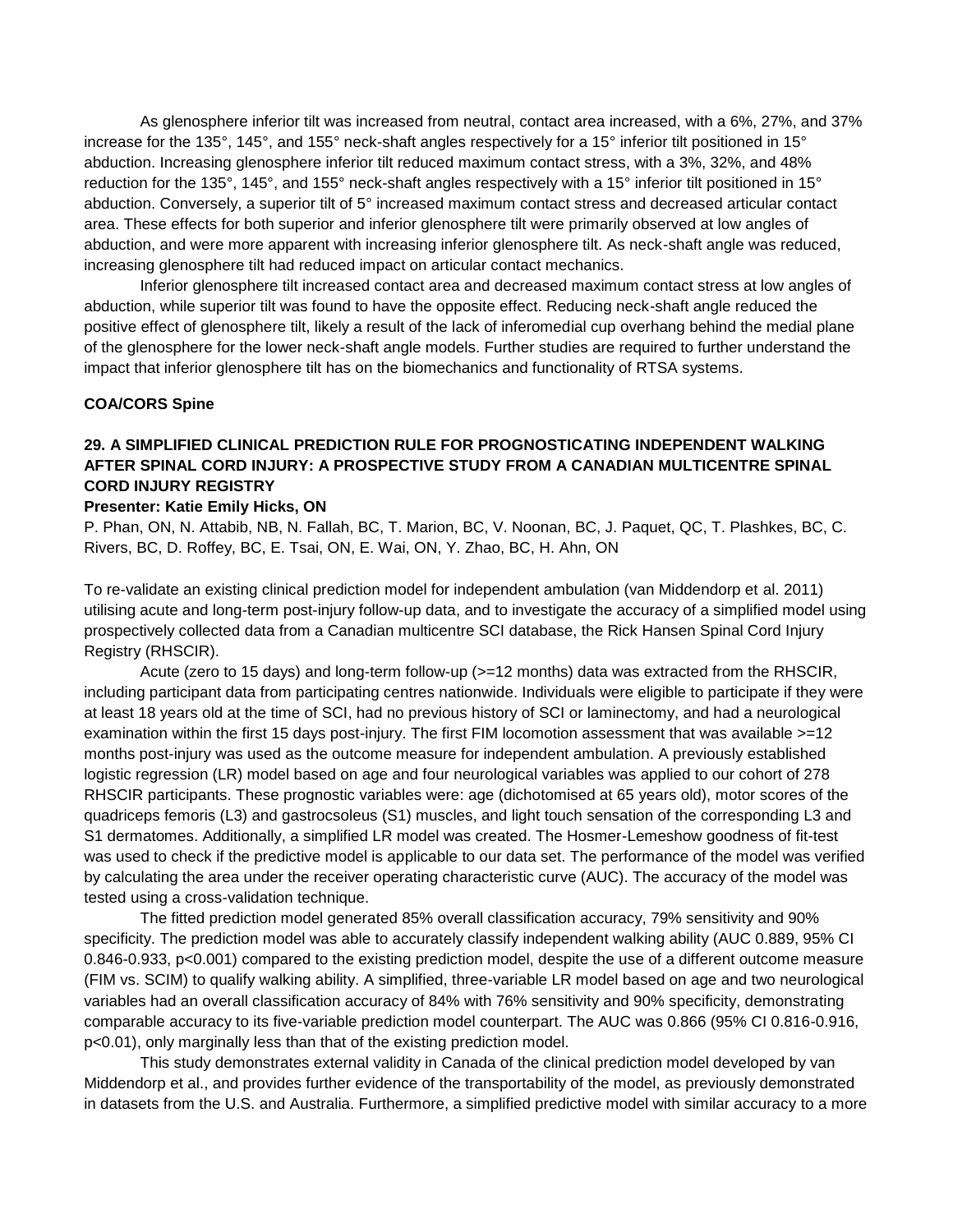As glenosphere inferior tilt was increased from neutral, contact area increased, with a 6%, 27%, and 37% increase for the 135°, 145°, and 155° neck-shaft angles respectively for a 15° inferior tilt positioned in 15° abduction. Increasing glenosphere inferior tilt reduced maximum contact stress, with a 3%, 32%, and 48% reduction for the 135°, 145°, and 155° neck-shaft angles respectively with a 15° inferior tilt positioned in 15° abduction. Conversely, a superior tilt of 5° increased maximum contact stress and decreased articular contact area. These effects for both superior and inferior glenosphere tilt were primarily observed at low angles of abduction, and were more apparent with increasing inferior glenosphere tilt. As neck-shaft angle was reduced, increasing glenosphere tilt had reduced impact on articular contact mechanics.

Inferior glenosphere tilt increased contact area and decreased maximum contact stress at low angles of abduction, while superior tilt was found to have the opposite effect. Reducing neck-shaft angle reduced the positive effect of glenosphere tilt, likely a result of the lack of inferomedial cup overhang behind the medial plane of the glenosphere for the lower neck-shaft angle models. Further studies are required to further understand the impact that inferior glenosphere tilt has on the biomechanics and functionality of RTSA systems.

**COA/CORS Spine**

### 29. A SIMPLIFIED CLINICAL PREDICTION RULE FOR PROGNOSTICATING INDEPENDENT WALKING AFTER SPINAL CORD INJURY: A PROSPECTIVE STUDY FROM A CANADIAN MULTICENTRE SPINAL CORD INJURY REGISTRY

**Presenter: Katie Emily Hicks, ON**

P. Phan, ON, N. Attabib, NB, N. Fallah, BC, T. Marion, BC, V. Noonan, BC, J. Paquet, QC, T. Plashkes, BC, C. Rivers, BC, D. Roffey, BC, E. Tsai, ON, E. Wai, ON, Y. Zhao, BC, H. Ahn, ON

To re-validate an existing clinical prediction model for independent ambulation (van Middendorp et al. 2011) utilising acute and long-term post-injury follow-up data, and to investigate the accuracy of a simplified model using prospectively collected data from a Canadian multicentre SCI database, the Rick Hansen Spinal Cord Injury Registry (RHSCIR).

Acute (zero to 15 days) and long-term follow-up (>=12 months) data was extracted from the RHSCIR, including participant data from participating centres nationwide. Individuals were eligible to participate if they were at least 18 years old at the time of SCI, had no previous history of SCI or laminectomy, and had a neurological examination within the first 15 days post-injury. The first FIM locomotion assessment that was available >=12 months post-injury was used as the outcome measure for independent ambulation. A previously established logistic regression (LR) model based on age and four neurological variables was applied to our cohort of 278 RHSCIR participants. These prognostic variables were: age (dichotomised at 65 years old), motor scores of the quadriceps femoris (L3) and gastrocsoleus (S1) muscles, and light touch sensation of the corresponding L3 and S1 dermatomes. Additionally, a simplified LR model was created. The Hosmer-Lemeshow goodness of fit-test was used to check if the predictive model is applicable to our data set. The performance of the model was verified by calculating the area under the receiver operating characteristic curve (AUC). The accuracy of the model was tested using a cross-validation technique.

The fitted prediction model generated 85% overall classification accuracy, 79% sensitivity and 90% specificity. The prediction model was able to accurately classify independent walking ability (AUC 0.889, 95% CI 0.846-0.933, $p<0.001$) compared to the existing prediction model, despite the use of a different outcome measure (FIM vs. SCIM) to qualify walking ability. A simplified, three-variable LR model based on age and two neurological variables had an overall classification accuracy of 84% with 76% sensitivity and 90% specificity, demonstrating comparable accuracy to its five-variable prediction model counterpart. The AUC was 0.866 (95% CI 0.816-0.916, $p<0.01$), only marginally less than that of the existing prediction model.

This study demonstrates external validity in Canada of the clinical prediction model developed by van Middendorp et al., and provides further evidence of the transportability of the model, as previously demonstrated in datasets from the U.S. and Australia. Furthermore, a simplified predictive model with similar accuracy to a more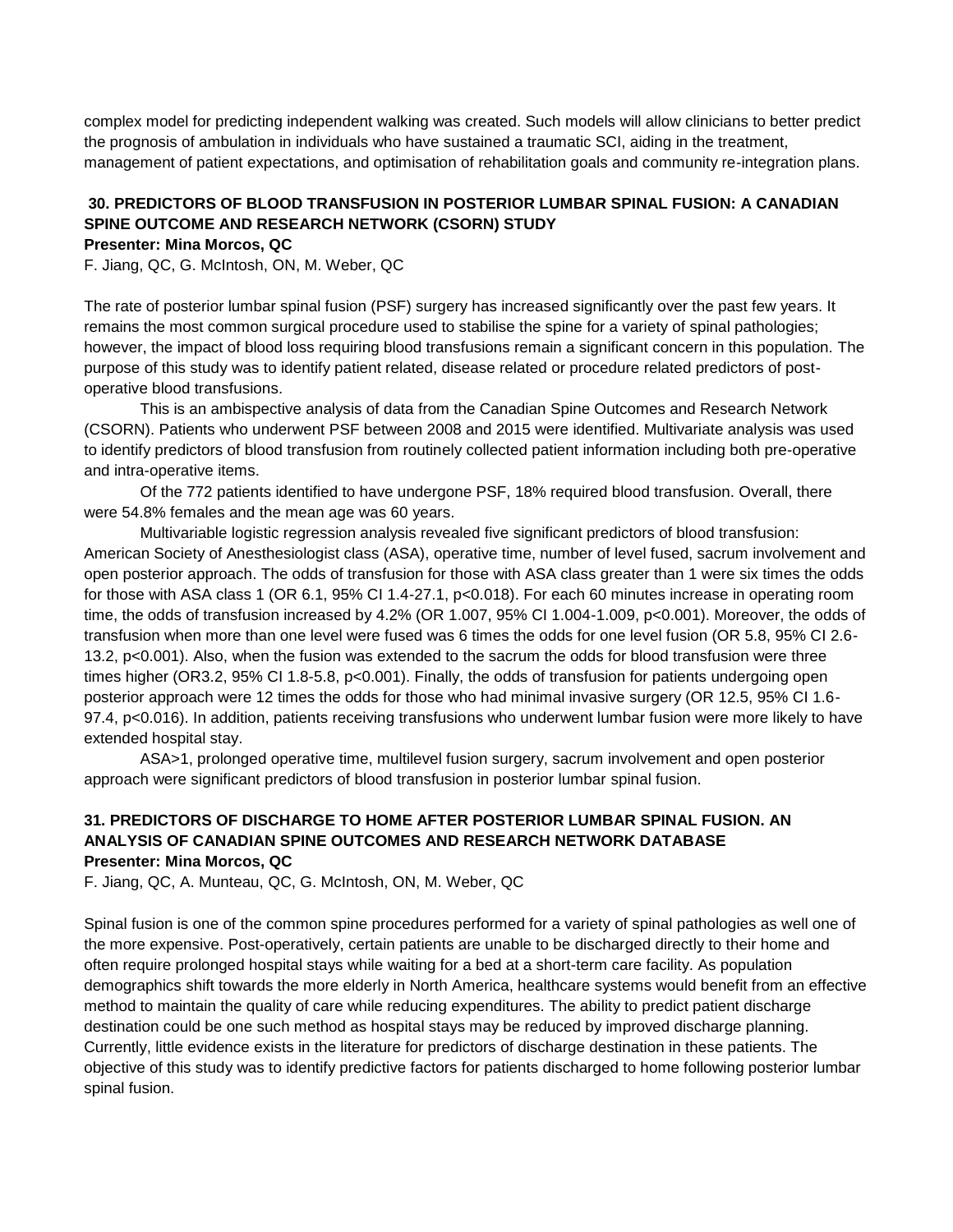complex model for predicting independent walking was created. Such models will allow clinicians to better predict the prognosis of ambulation in individuals who have sustained a traumatic SCI, aiding in the treatment, management of patient expectations, and optimisation of rehabilitation goals and community re-integration plans.

### 30. PREDICTORS OF BLOOD TRANSFUSION IN POSTERIOR LUMBAR SPINAL FUSION: A CANADIAN SPINE OUTCOME AND RESEARCH NETWORK (CSORN) STUDY

**Presenter: Mina Morcos, QC**

F. Jiang, QC, G. McIntosh, ON, M. Weber, QC

The rate of posterior lumbar spinal fusion (PSF) surgery has increased significantly over the past few years. It remains the most common surgical procedure used to stabilise the spine for a variety of spinal pathologies; however, the impact of blood loss requiring blood transfusions remain a significant concern in this population. The purpose of this study was to identify patient related, disease related or procedure related predictors of post-operative blood transfusions.

This is an ambispective analysis of data from the Canadian Spine Outcomes and Research Network (CSORN). Patients who underwent PSF between 2008 and 2015 were identified. Multivariate analysis was used to identify predictors of blood transfusion from routinely collected patient information including both pre-operative and intra-operative items.

Of the 772 patients identified to have undergone PSF, 18% required blood transfusion. Overall, there were 54.8% females and the mean age was 60 years.

Multivariable logistic regression analysis revealed five significant predictors of blood transfusion: American Society of Anesthesiologist class (ASA), operative time, number of level fused, sacrum involvement and open posterior approach. The odds of transfusion for those with ASA class greater than 1 were six times the odds for those with ASA class 1 (OR 6.1, 95% CI 1.4-27.1, $p<0.018$). For each 60 minutes increase in operating room time, the odds of transfusion increased by 4.2% (OR 1.007, 95% CI 1.004-1.009, $p<0.001$). Moreover, the odds of transfusion when more than one level were fused was 6 times the odds for one level fusion (OR 5.8, 95% CI 2.6-13.2, $p<0.001$). Also, when the fusion was extended to the sacrum the odds for blood transfusion were three times higher (OR3.2, 95% CI 1.8-5.8, $p<0.001$). Finally, the odds of transfusion for patients undergoing open posterior approach were 12 times the odds for those who had minimal invasive surgery (OR 12.5, 95% CI 1.6-97.4, $p<0.016$). In addition, patients receiving transfusions who underwent lumbar fusion were more likely to have extended hospital stay.

ASA>1, prolonged operative time, multilevel fusion surgery, sacrum involvement and open posterior approach were significant predictors of blood transfusion in posterior lumbar spinal fusion.

### 31. PREDICTORS OF DISCHARGE TO HOME AFTER POSTERIOR LUMBAR SPINAL FUSION. AN ANALYSIS OF CANADIAN SPINE OUTCOMES AND RESEARCH NETWORK DATABASE

**Presenter: Mina Morcos, QC**

F. Jiang, QC, A. Munteau, QC, G. McIntosh, ON, M. Weber, QC

Spinal fusion is one of the common spine procedures performed for a variety of spinal pathologies as well one of the more expensive. Post-operatively, certain patients are unable to be discharged directly to their home and often require prolonged hospital stays while waiting for a bed at a short-term care facility. As population demographics shift towards the more elderly in North America, healthcare systems would benefit from an effective method to maintain the quality of care while reducing expenditures. The ability to predict patient discharge destination could be one such method as hospital stays may be reduced by improved discharge planning. Currently, little evidence exists in the literature for predictors of discharge destination in these patients. The objective of this study was to identify predictive factors for patients discharged to home following posterior lumbar spinal fusion.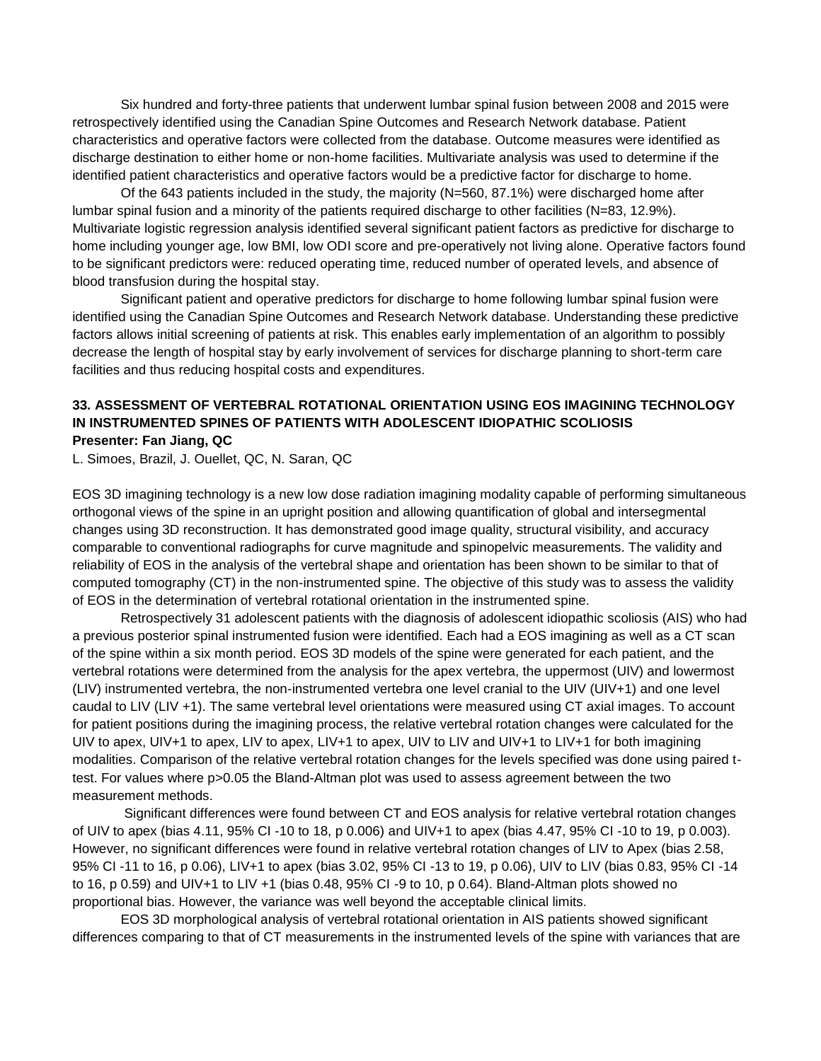Six hundred and forty-three patients that underwent lumbar spinal fusion between 2008 and 2015 were retrospectively identified using the Canadian Spine Outcomes and Research Network database. Patient characteristics and operative factors were collected from the database. Outcome measures were identified as discharge destination to either home or non-home facilities. Multivariate analysis was used to determine if the identified patient characteristics and operative factors would be a predictive factor for discharge to home.

Of the 643 patients included in the study, the majority (N=560, 87.1%) were discharged home after lumbar spinal fusion and a minority of the patients required discharge to other facilities (N=83, 12.9%). Multivariate logistic regression analysis identified several significant patient factors as predictive for discharge to home including younger age, low BMI, low ODI score and pre-operatively not living alone. Operative factors found to be significant predictors were: reduced operating time, reduced number of operated levels, and absence of blood transfusion during the hospital stay.

Significant patient and operative predictors for discharge to home following lumbar spinal fusion were identified using the Canadian Spine Outcomes and Research Network database. Understanding these predictive factors allows initial screening of patients at risk. This enables early implementation of an algorithm to possibly decrease the length of hospital stay by early involvement of services for discharge planning to short-term care facilities and thus reducing hospital costs and expenditures.

### 33. ASSESSMENT OF VERTEBRAL ROTATIONAL ORIENTATION USING EOS IMAGINING TECHNOLOGY IN INSTRUMENTED SPINES OF PATIENTS WITH ADOLESCENT IDIOPATHIC SCOLIOSIS

**Presenter: Fan Jiang, QC**

L. Simoes, Brazil, J. Ouellet, QC, N. Saran, QC

EOS 3D imagining technology is a new low dose radiation imagining modality capable of performing simultaneous orthogonal views of the spine in an upright position and allowing quantification of global and intersegmental changes using 3D reconstruction. It has demonstrated good image quality, structural visibility, and accuracy comparable to conventional radiographs for curve magnitude and spinopelvic measurements. The validity and reliability of EOS in the analysis of the vertebral shape and orientation has been shown to be similar to that of computed tomography (CT) in the non-instrumented spine. The objective of this study was to assess the validity of EOS in the determination of vertebral rotational orientation in the instrumented spine.

Retrospectively 31 adolescent patients with the diagnosis of adolescent idiopathic scoliosis (AIS) who had a previous posterior spinal instrumented fusion were identified. Each had a EOS imagining as well as a CT scan of the spine within a six month period. EOS 3D models of the spine were generated for each patient, and the vertebral rotations were determined from the analysis for the apex vertebra, the uppermost (UIV) and lowermost (LIV) instrumented vertebra, the non-instrumented vertebra one level cranial to the UIV (UIV+1) and one level caudal to LIV (LIV +1). The same vertebral level orientations were measured using CT axial images. To account for patient positions during the imagining process, the relative vertebral rotation changes were calculated for the UIV to apex, UIV+1 to apex, LIV to apex, LIV+1 to apex, UIV to LIV and UIV+1 to LIV+1 for both imagining modalities. Comparison of the relative vertebral rotation changes for the levels specified was done using paired t-test. For values where $p>0.05$ the Bland-Altman plot was used to assess agreement between the two measurement methods.

Significant differences were found between CT and EOS analysis for relative vertebral rotation changes of UIV to apex (bias 4.11, 95% CI -10 to 18, p 0.006) and UIV+1 to apex (bias 4.47, 95% CI -10 to 19, p 0.003). However, no significant differences were found in relative vertebral rotation changes of LIV to Apex (bias 2.58, 95% CI -11 to 16, p 0.06), LIV+1 to apex (bias 3.02, 95% CI -13 to 19, p 0.06), UIV to LIV (bias 0.83, 95% CI -14 to 16, p 0.59) and UIV+1 to LIV +1 (bias 0.48, 95% CI -9 to 10, p 0.64). Bland-Altman plots showed no proportional bias. However, the variance was well beyond the acceptable clinical limits.

EOS 3D morphological analysis of vertebral rotational orientation in AIS patients showed significant differences comparing to that of CT measurements in the instrumented levels of the spine with variances that are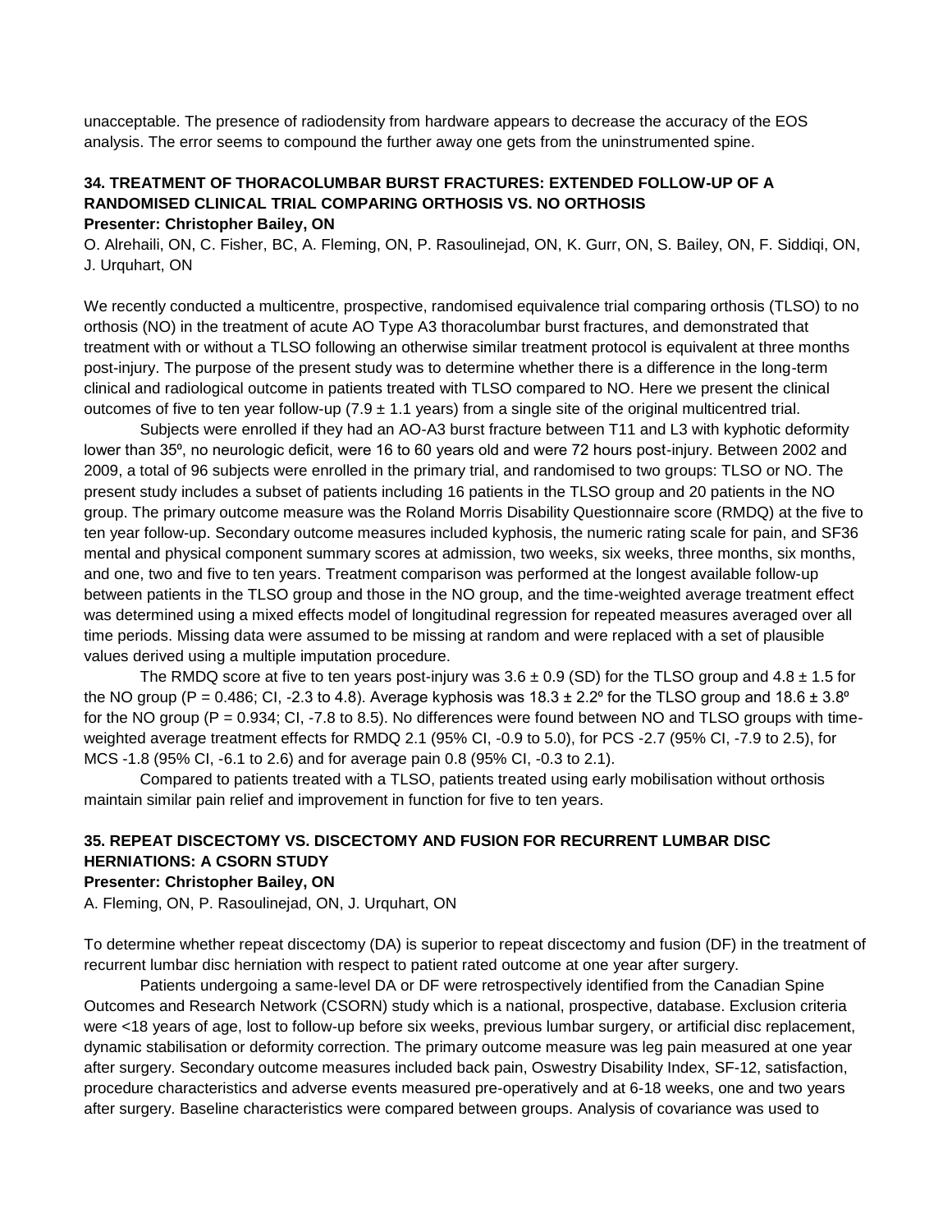unacceptable. The presence of radiodensity from hardware appears to decrease the accuracy of the EOS analysis. The error seems to compound the further away one gets from the uninstrumented spine.

### 34. TREATMENT OF THORACOLUMBAR BURST FRACTURES: EXTENDED FOLLOW-UP OF A RANDOMISED CLINICAL TRIAL COMPARING ORTHOSIS VS. NO ORTHOSIS

**Presenter: Christopher Bailey, ON**

O. Alrehaili, ON, C. Fisher, BC, A. Fleming, ON, P. Rasoulinejad, ON, K. Gurr, ON, S. Bailey, ON, F. Siddiqi, ON, J. Urquhart, ON

We recently conducted a multicentre, prospective, randomised equivalence trial comparing orthosis (TLSO) to no orthosis (NO) in the treatment of acute AO Type A3 thoracolumbar burst fractures, and demonstrated that treatment with or without a TLSO following an otherwise similar treatment protocol is equivalent at three months post-injury. The purpose of the present study was to determine whether there is a difference in the long-term clinical and radiological outcome in patients treated with TLSO compared to NO. Here we present the clinical outcomes of five to ten year follow-up (7.9 ± 1.1 years) from a single site of the original multicentred trial.

Subjects were enrolled if they had an AO-A3 burst fracture between T11 and L3 with kyphotic deformity lower than 35º, no neurologic deficit, were 16 to 60 years old and were 72 hours post-injury. Between 2002 and 2009, a total of 96 subjects were enrolled in the primary trial, and randomised to two groups: TLSO or NO. The present study includes a subset of patients including 16 patients in the TLSO group and 20 patients in the NO group. The primary outcome measure was the Roland Morris Disability Questionnaire score (RMDQ) at the five to ten year follow-up. Secondary outcome measures included kyphosis, the numeric rating scale for pain, and SF36 mental and physical component summary scores at admission, two weeks, six weeks, three months, six months, and one, two and five to ten years. Treatment comparison was performed at the longest available follow-up between patients in the TLSO group and those in the NO group, and the time-weighted average treatment effect was determined using a mixed effects model of longitudinal regression for repeated measures averaged over all time periods. Missing data were assumed to be missing at random and were replaced with a set of plausible values derived using a multiple imputation procedure.

The RMDQ score at five to ten years post-injury was 3.6 ± 0.9 (SD) for the TLSO group and 4.8 ± 1.5 for the NO group ($P = 0.486$; CI, -2.3 to 4.8). Average kyphosis was 18.3 ± 2.2º for the TLSO group and 18.6 ± 3.8º for the NO group ($P = 0.934$; CI, -7.8 to 8.5). No differences were found between NO and TLSO groups with time-weighted average treatment effects for RMDQ 2.1 (95% CI, -0.9 to 5.0), for PCS -2.7 (95% CI, -7.9 to 2.5), for MCS -1.8 (95% CI, -6.1 to 2.6) and for average pain 0.8 (95% CI, -0.3 to 2.1).

Compared to patients treated with a TLSO, patients treated using early mobilisation without orthosis maintain similar pain relief and improvement in function for five to ten years.

### 35. REPEAT DISCECTOMY VS. DISCECTOMY AND FUSION FOR RECURRENT LUMBAR DISC HERNIATIONS: A CSORN STUDY

**Presenter: Christopher Bailey, ON**

A. Fleming, ON, P. Rasoulinejad, ON, J. Urquhart, ON

To determine whether repeat discectomy (DA) is superior to repeat discectomy and fusion (DF) in the treatment of recurrent lumbar disc herniation with respect to patient rated outcome at one year after surgery.

Patients undergoing a same-level DA or DF were retrospectively identified from the Canadian Spine Outcomes and Research Network (CSORN) study which is a national, prospective, database. Exclusion criteria were <18 years of age, lost to follow-up before six weeks, previous lumbar surgery, or artificial disc replacement, dynamic stabilisation or deformity correction. The primary outcome measure was leg pain measured at one year after surgery. Secondary outcome measures included back pain, Oswestry Disability Index, SF-12, satisfaction, procedure characteristics and adverse events measured pre-operatively and at 6-18 weeks, one and two years after surgery. Baseline characteristics were compared between groups. Analysis of covariance was used to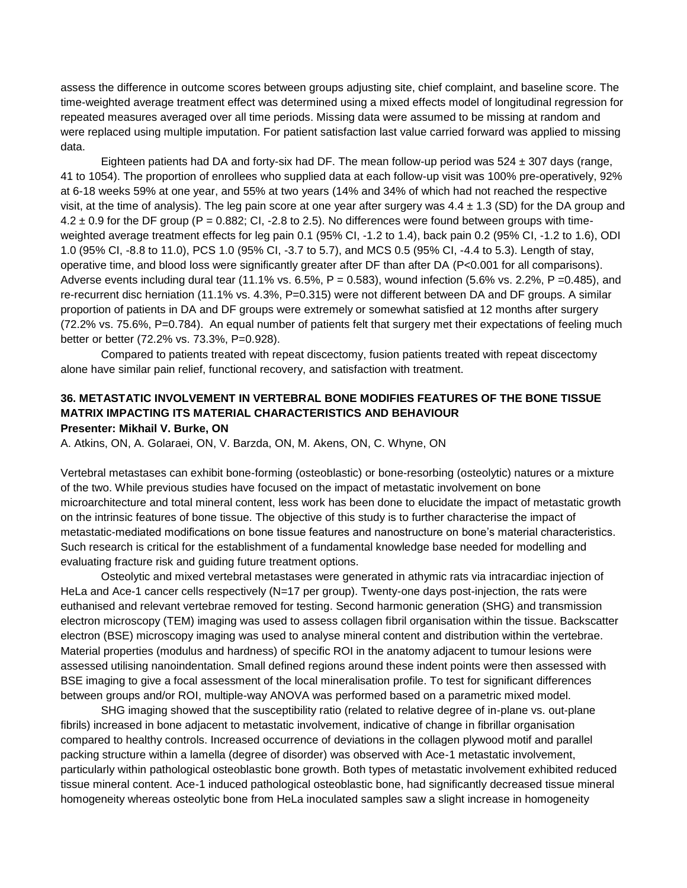assess the difference in outcome scores between groups adjusting site, chief complaint, and baseline score. The time-weighted average treatment effect was determined using a mixed effects model of longitudinal regression for repeated measures averaged over all time periods. Missing data were assumed to be missing at random and were replaced using multiple imputation. For patient satisfaction last value carried forward was applied to missing data.

Eighteen patients had DA and forty-six had DF. The mean follow-up period was 524 ± 307 days (range, 41 to 1054). The proportion of enrollees who supplied data at each follow-up visit was 100% pre-operatively, 92% at 6-18 weeks 59% at one year, and 55% at two years (14% and 34% of which had not reached the respective visit, at the time of analysis). The leg pain score at one year after surgery was 4.4 ± 1.3 (SD) for the DA group and 4.2 ± 0.9 for the DF group (P = 0.882; CI, -2.8 to 2.5). No differences were found between groups with time-weighted average treatment effects for leg pain 0.1 (95% CI, -1.2 to 1.4), back pain 0.2 (95% CI, -1.2 to 1.6), ODI 1.0 (95% CI, -8.8 to 11.0), PCS 1.0 (95% CI, -3.7 to 5.7), and MCS 0.5 (95% CI, -4.4 to 5.3). Length of stay, operative time, and blood loss were significantly greater after DF than after DA (P<0.001 for all comparisons). Adverse events including dural tear (11.1% vs. 6.5%, P = 0.583), wound infection (5.6% vs. 2.2%, P =0.485), and re-recurrent disc herniation (11.1% vs. 4.3%, P=0.315) were not different between DA and DF groups. A similar proportion of patients in DA and DF groups were extremely or somewhat satisfied at 12 months after surgery (72.2% vs. 75.6%, P=0.784). An equal number of patients felt that surgery met their expectations of feeling much better or better (72.2% vs. 73.3%, P=0.928).

Compared to patients treated with repeat discectomy, fusion patients treated with repeat discectomy alone have similar pain relief, functional recovery, and satisfaction with treatment.

## 36. METASTATIC INVOLVEMENT IN VERTEBRAL BONE MODIFIES FEATURES OF THE BONE TISSUE MATRIX IMPACTING ITS MATERIAL CHARACTERISTICS AND BEHAVIOUR

**Presenter: Mikhail V. Burke, ON**

A. Atkins, ON, A. Golaraei, ON, V. Barzda, ON, M. Akens, ON, C. Whyne, ON

Vertebral metastases can exhibit bone-forming (osteoblastic) or bone-resorbing (osteolytic) natures or a mixture of the two. While previous studies have focused on the impact of metastatic involvement on bone microarchitecture and total mineral content, less work has been done to elucidate the impact of metastatic growth on the intrinsic features of bone tissue. The objective of this study is to further characterise the impact of metastatic-mediated modifications on bone tissue features and nanostructure on bone's material characteristics. Such research is critical for the establishment of a fundamental knowledge base needed for modelling and evaluating fracture risk and guiding future treatment options.

Osteolytic and mixed vertebral metastases were generated in athymic rats via intracardiac injection of HeLa and Ace-1 cancer cells respectively (N=17 per group). Twenty-one days post-injection, the rats were euthanised and relevant vertebrae removed for testing. Second harmonic generation (SHG) and transmission electron microscopy (TEM) imaging was used to assess collagen fibril organisation within the tissue. Backscatter electron (BSE) microscopy imaging was used to analyse mineral content and distribution within the vertebrae. Material properties (modulus and hardness) of specific ROI in the anatomy adjacent to tumour lesions were assessed utilising nanoindentation. Small defined regions around these indent points were then assessed with BSE imaging to give a focal assessment of the local mineralisation profile. To test for significant differences between groups and/or ROI, multiple-way ANOVA was performed based on a parametric mixed model.

SHG imaging showed that the susceptibility ratio (related to relative degree of in-plane vs. out-plane fibrils) increased in bone adjacent to metastatic involvement, indicative of change in fibrillar organisation compared to healthy controls. Increased occurrence of deviations in the collagen plywood motif and parallel packing structure within a lamella (degree of disorder) was observed with Ace-1 metastatic involvement, particularly within pathological osteoblastic bone growth. Both types of metastatic involvement exhibited reduced tissue mineral content. Ace-1 induced pathological osteoblastic bone, had significantly decreased tissue mineral homogeneity whereas osteolytic bone from HeLa inoculated samples saw a slight increase in homogeneity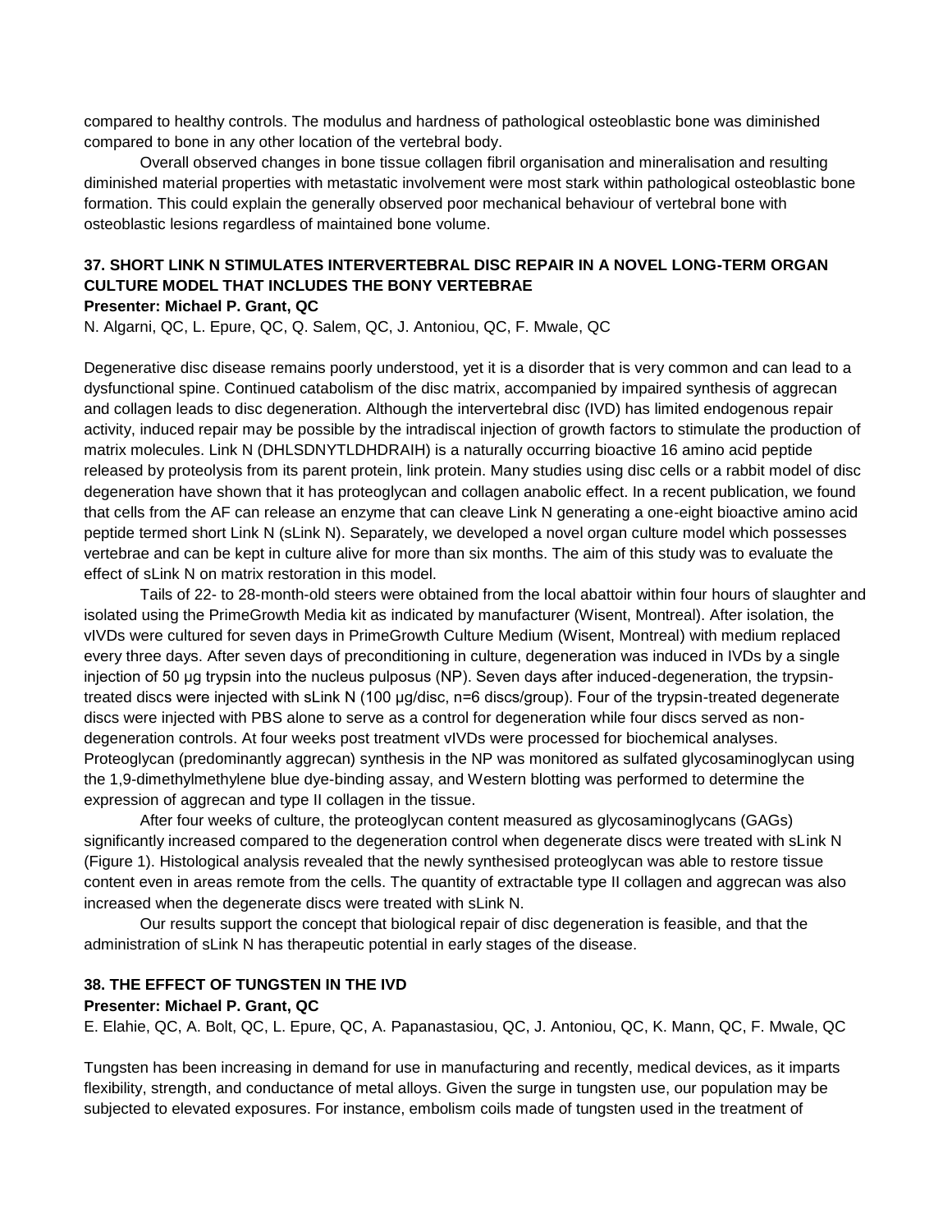compared to healthy controls. The modulus and hardness of pathological osteoblastic bone was diminished compared to bone in any other location of the vertebral body.

Overall observed changes in bone tissue collagen fibril organisation and mineralisation and resulting diminished material properties with metastatic involvement were most stark within pathological osteoblastic bone formation. This could explain the generally observed poor mechanical behaviour of vertebral bone with osteoblastic lesions regardless of maintained bone volume.

### 37. SHORT LINK N STIMULATES INTERVERTEBRAL DISC REPAIR IN A NOVEL LONG-TERM ORGAN CULTURE MODEL THAT INCLUDES THE BONY VERTEBRAE

**Presenter: Michael P. Grant, QC**

N. Algarni, QC, L. Epure, QC, Q. Salem, QC, J. Antoniou, QC, F. Mwale, QC

Degenerative disc disease remains poorly understood, yet it is a disorder that is very common and can lead to a dysfunctional spine. Continued catabolism of the disc matrix, accompanied by impaired synthesis of aggrecan and collagen leads to disc degeneration. Although the intervertebral disc (IVD) has limited endogenous repair activity, induced repair may be possible by the intradiscal injection of growth factors to stimulate the production of matrix molecules. Link N (DHLSDNYTLDHDRAIH) is a naturally occurring bioactive 16 amino acid peptide released by proteolysis from its parent protein, link protein. Many studies using disc cells or a rabbit model of disc degeneration have shown that it has proteoglycan and collagen anabolic effect. In a recent publication, we found that cells from the AF can release an enzyme that can cleave Link N generating a one-eight bioactive amino acid peptide termed short Link N (sLink N). Separately, we developed a novel organ culture model which possesses vertebrae and can be kept in culture alive for more than six months. The aim of this study was to evaluate the effect of sLink N on matrix restoration in this model.

Tails of 22- to 28-month-old steers were obtained from the local abattoir within four hours of slaughter and isolated using the PrimeGrowth Media kit as indicated by manufacturer (Wisent, Montreal). After isolation, the vIVDs were cultured for seven days in PrimeGrowth Culture Medium (Wisent, Montreal) with medium replaced every three days. After seven days of preconditioning in culture, degeneration was induced in IVDs by a single injection of 50 µg trypsin into the nucleus pulposus (NP). Seven days after induced-degeneration, the trypsin-treated discs were injected with sLink N (100 µg/disc, n=6 discs/group). Four of the trypsin-treated degenerate discs were injected with PBS alone to serve as a control for degeneration while four discs served as non-degeneration controls. At four weeks post treatment vIVDs were processed for biochemical analyses. Proteoglycan (predominantly aggrecan) synthesis in the NP was monitored as sulfated glycosaminoglycan using the 1,9-dimethylmethylene blue dye-binding assay, and Western blotting was performed to determine the expression of aggrecan and type II collagen in the tissue.

After four weeks of culture, the proteoglycan content measured as glycosaminoglycans (GAGs) significantly increased compared to the degeneration control when degenerate discs were treated with sLink N (Figure 1). Histological analysis revealed that the newly synthesised proteoglycan was able to restore tissue content even in areas remote from the cells. The quantity of extractable type II collagen and aggrecan was also increased when the degenerate discs were treated with sLink N.

Our results support the concept that biological repair of disc degeneration is feasible, and that the administration of sLink N has therapeutic potential in early stages of the disease.

### 38. THE EFFECT OF TUNGSTEN IN THE IVD

**Presenter: Michael P. Grant, QC**

E. Elahie, QC, A. Bolt, QC, L. Epure, QC, A. Papanastasiou, QC, J. Antoniou, QC, K. Mann, QC, F. Mwale, QC

Tungsten has been increasing in demand for use in manufacturing and recently, medical devices, as it imparts flexibility, strength, and conductance of metal alloys. Given the surge in tungsten use, our population may be subjected to elevated exposures. For instance, embolism coils made of tungsten used in the treatment of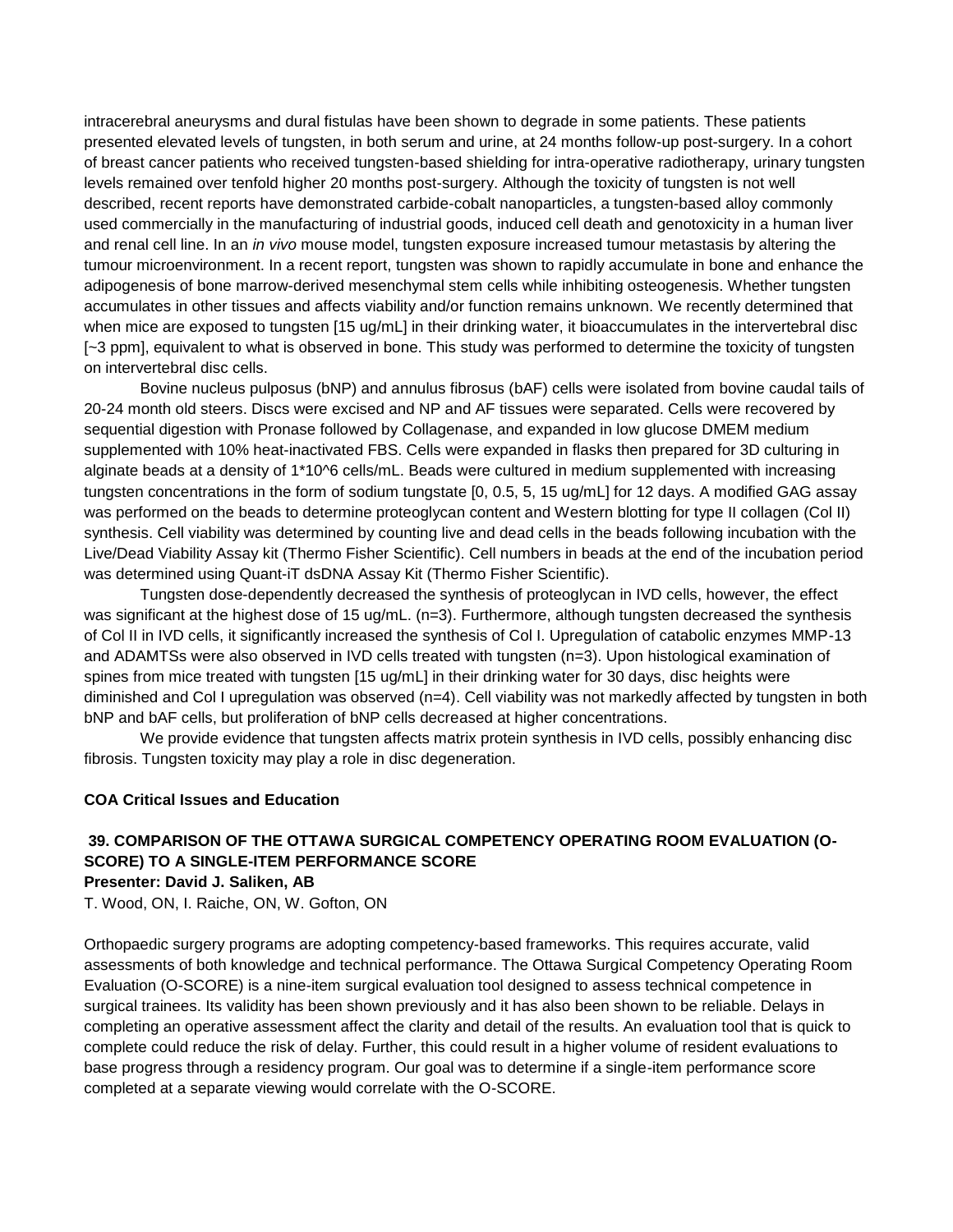intracerebral aneurysms and dural fistulas have been shown to degrade in some patients. These patients presented elevated levels of tungsten, in both serum and urine, at 24 months follow-up post-surgery. In a cohort of breast cancer patients who received tungsten-based shielding for intra-operative radiotherapy, urinary tungsten levels remained over tenfold higher 20 months post-surgery. Although the toxicity of tungsten is not well described, recent reports have demonstrated carbide-cobalt nanoparticles, a tungsten-based alloy commonly used commercially in the manufacturing of industrial goods, induced cell death and genotoxicity in a human liver and renal cell line. In an *in vivo* mouse model, tungsten exposure increased tumour metastasis by altering the tumour microenvironment. In a recent report, tungsten was shown to rapidly accumulate in bone and enhance the adipogenesis of bone marrow-derived mesenchymal stem cells while inhibiting osteogenesis. Whether tungsten accumulates in other tissues and affects viability and/or function remains unknown. We recently determined that when mice are exposed to tungsten [15 ug/mL] in their drinking water, it bioaccumulates in the intervertebral disc [~3 ppm], equivalent to what is observed in bone. This study was performed to determine the toxicity of tungsten on intervertebral disc cells.

Bovine nucleus pulposus (bNP) and annulus fibrosus (bAF) cells were isolated from bovine caudal tails of 20-24 month old steers. Discs were excised and NP and AF tissues were separated. Cells were recovered by sequential digestion with Pronase followed by Collagenase, and expanded in low glucose DMEM medium supplemented with 10% heat-inactivated FBS. Cells were expanded in flasks then prepared for 3D culturing in alginate beads at a density of 1*10^6 cells/mL. Beads were cultured in medium supplemented with increasing tungsten concentrations in the form of sodium tungstate [0, 0.5, 5, 15 ug/mL] for 12 days. A modified GAG assay was performed on the beads to determine proteoglycan content and Western blotting for type II collagen (Col II) synthesis. Cell viability was determined by counting live and dead cells in the beads following incubation with the Live/Dead Viability Assay kit (Thermo Fisher Scientific). Cell numbers in beads at the end of the incubation period was determined using Quant-iT dsDNA Assay Kit (Thermo Fisher Scientific).

Tungsten dose-dependently decreased the synthesis of proteoglycan in IVD cells, however, the effect was significant at the highest dose of 15 ug/mL. (n=3). Furthermore, although tungsten decreased the synthesis of Col II in IVD cells, it significantly increased the synthesis of Col I. Upregulation of catabolic enzymes MMP-13 and ADAMTSs were also observed in IVD cells treated with tungsten (n=3). Upon histological examination of spines from mice treated with tungsten [15 ug/mL] in their drinking water for 30 days, disc heights were diminished and Col I upregulation was observed (n=4). Cell viability was not markedly affected by tungsten in both bNP and bAF cells, but proliferation of bNP cells decreased at higher concentrations.

We provide evidence that tungsten affects matrix protein synthesis in IVD cells, possibly enhancing disc fibrosis. Tungsten toxicity may play a role in disc degeneration.

## COA Critical Issues and Education

### 39. COMPARISON OF THE OTTAWA SURGICAL COMPETENCY OPERATING ROOM EVALUATION (O-SCORE) TO A SINGLE-ITEM PERFORMANCE SCORE

**Presenter: David J. Saliken, AB**

T. Wood, ON, I. Raiche, ON, W. Gofton, ON

Orthopaedic surgery programs are adopting competency-based frameworks. This requires accurate, valid assessments of both knowledge and technical performance. The Ottawa Surgical Competency Operating Room Evaluation (O-SCORE) is a nine-item surgical evaluation tool designed to assess technical competence in surgical trainees. Its validity has been shown previously and it has also been shown to be reliable. Delays in completing an operative assessment affect the clarity and detail of the results. An evaluation tool that is quick to complete could reduce the risk of delay. Further, this could result in a higher volume of resident evaluations to base progress through a residency program. Our goal was to determine if a single-item performance score completed at a separate viewing would correlate with the O-SCORE.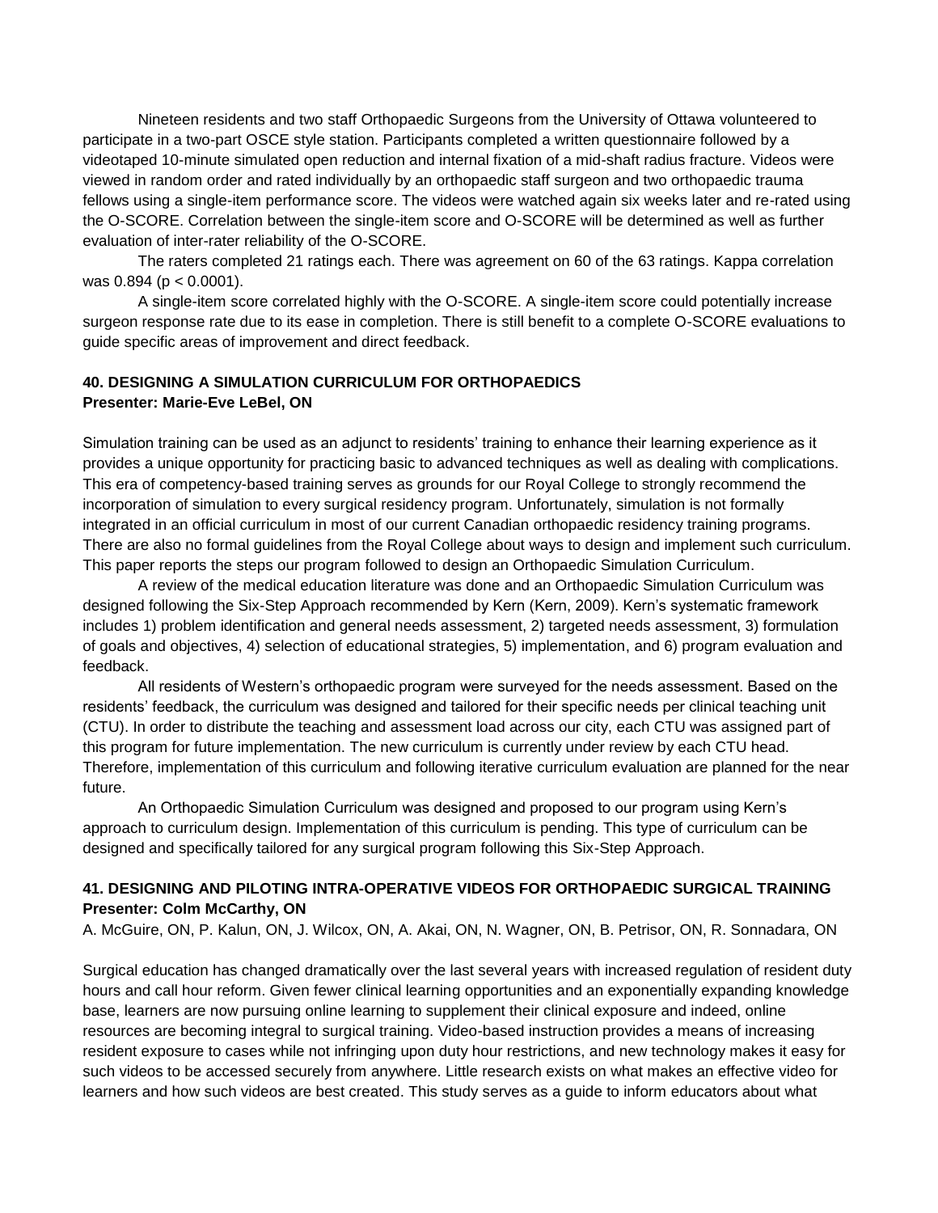Nineteen residents and two staff Orthopaedic Surgeons from the University of Ottawa volunteered to participate in a two-part OSCE style station. Participants completed a written questionnaire followed by a videotaped 10-minute simulated open reduction and internal fixation of a mid-shaft radius fracture. Videos were viewed in random order and rated individually by an orthopaedic staff surgeon and two orthopaedic trauma fellows using a single-item performance score. The videos were watched again six weeks later and re-rated using the O-SCORE. Correlation between the single-item score and O-SCORE will be determined as well as further evaluation of inter-rater reliability of the O-SCORE.

The raters completed 21 ratings each. There was agreement on 60 of the 63 ratings. Kappa correlation was 0.894 ($p < 0.0001$).

A single-item score correlated highly with the O-SCORE. A single-item score could potentially increase surgeon response rate due to its ease in completion. There is still benefit to a complete O-SCORE evaluations to guide specific areas of improvement and direct feedback.

### 40. DESIGNING A SIMULATION CURRICULUM FOR ORTHOPAEDICS
**Presenter: Marie-Eve LeBel, ON**

Simulation training can be used as an adjunct to residents' training to enhance their learning experience as it provides a unique opportunity for practicing basic to advanced techniques as well as dealing with complications. This era of competency-based training serves as grounds for our Royal College to strongly recommend the incorporation of simulation to every surgical residency program. Unfortunately, simulation is not formally integrated in an official curriculum in most of our current Canadian orthopaedic residency training programs. There are also no formal guidelines from the Royal College about ways to design and implement such curriculum. This paper reports the steps our program followed to design an Orthopaedic Simulation Curriculum.

A review of the medical education literature was done and an Orthopaedic Simulation Curriculum was designed following the Six-Step Approach recommended by Kern (Kern, 2009). Kern's systematic framework includes 1) problem identification and general needs assessment, 2) targeted needs assessment, 3) formulation of goals and objectives, 4) selection of educational strategies, 5) implementation, and 6) program evaluation and feedback.

All residents of Western's orthopaedic program were surveyed for the needs assessment. Based on the residents' feedback, the curriculum was designed and tailored for their specific needs per clinical teaching unit (CTU). In order to distribute the teaching and assessment load across our city, each CTU was assigned part of this program for future implementation. The new curriculum is currently under review by each CTU head. Therefore, implementation of this curriculum and following iterative curriculum evaluation are planned for the near future.

An Orthopaedic Simulation Curriculum was designed and proposed to our program using Kern's approach to curriculum design. Implementation of this curriculum is pending. This type of curriculum can be designed and specifically tailored for any surgical program following this Six-Step Approach.

### 41. DESIGNING AND PILOTING INTRA-OPERATIVE VIDEOS FOR ORTHOPAEDIC SURGICAL TRAINING
**Presenter: Colm McCarthy, ON**

A. McGuire, ON, P. Kalun, ON, J. Wilcox, ON, A. Akai, ON, N. Wagner, ON, B. Petrisor, ON, R. Sonnadara, ON

Surgical education has changed dramatically over the last several years with increased regulation of resident duty hours and call hour reform. Given fewer clinical learning opportunities and an exponentially expanding knowledge base, learners are now pursuing online learning to supplement their clinical exposure and indeed, online resources are becoming integral to surgical training. Video-based instruction provides a means of increasing resident exposure to cases while not infringing upon duty hour restrictions, and new technology makes it easy for such videos to be accessed securely from anywhere. Little research exists on what makes an effective video for learners and how such videos are best created. This study serves as a guide to inform educators about what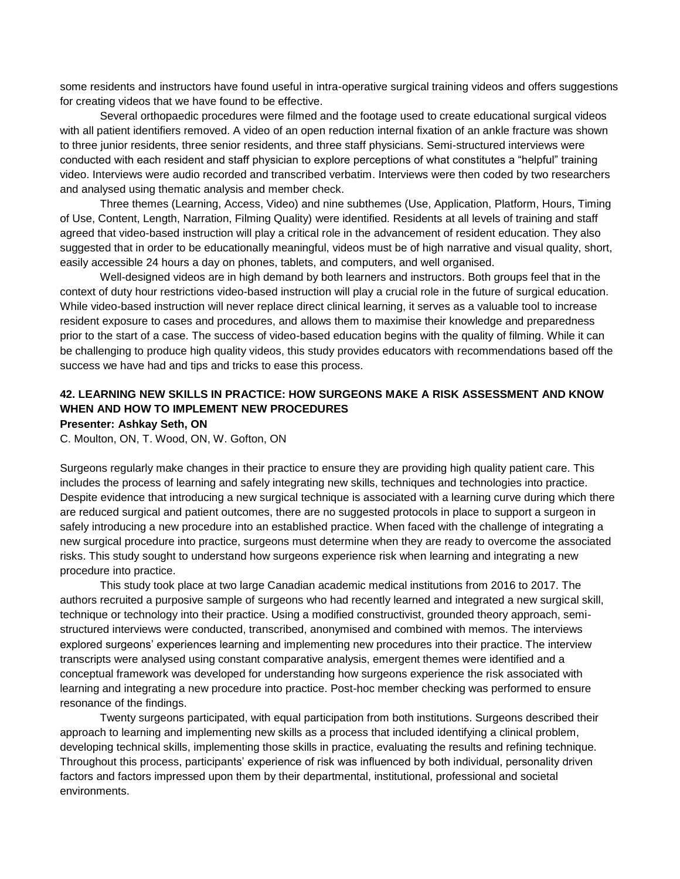some residents and instructors have found useful in intra-operative surgical training videos and offers suggestions for creating videos that we have found to be effective.

Several orthopaedic procedures were filmed and the footage used to create educational surgical videos with all patient identifiers removed. A video of an open reduction internal fixation of an ankle fracture was shown to three junior residents, three senior residents, and three staff physicians. Semi-structured interviews were conducted with each resident and staff physician to explore perceptions of what constitutes a "helpful" training video. Interviews were audio recorded and transcribed verbatim. Interviews were then coded by two researchers and analysed using thematic analysis and member check.

Three themes (Learning, Access, Video) and nine subthemes (Use, Application, Platform, Hours, Timing of Use, Content, Length, Narration, Filming Quality) were identified. Residents at all levels of training and staff agreed that video-based instruction will play a critical role in the advancement of resident education. They also suggested that in order to be educationally meaningful, videos must be of high narrative and visual quality, short, easily accessible 24 hours a day on phones, tablets, and computers, and well organised.

Well-designed videos are in high demand by both learners and instructors. Both groups feel that in the context of duty hour restrictions video-based instruction will play a crucial role in the future of surgical education. While video-based instruction will never replace direct clinical learning, it serves as a valuable tool to increase resident exposure to cases and procedures, and allows them to maximise their knowledge and preparedness prior to the start of a case. The success of video-based education begins with the quality of filming. While it can be challenging to produce high quality videos, this study provides educators with recommendations based off the success we have had and tips and tricks to ease this process.

### 42. LEARNING NEW SKILLS IN PRACTICE: HOW SURGEONS MAKE A RISK ASSESSMENT AND KNOW WHEN AND HOW TO IMPLEMENT NEW PROCEDURES

**Presenter: Ashkay Seth, ON**

C. Moulton, ON, T. Wood, ON, W. Gofton, ON

Surgeons regularly make changes in their practice to ensure they are providing high quality patient care. This includes the process of learning and safely integrating new skills, techniques and technologies into practice. Despite evidence that introducing a new surgical technique is associated with a learning curve during which there are reduced surgical and patient outcomes, there are no suggested protocols in place to support a surgeon in safely introducing a new procedure into an established practice. When faced with the challenge of integrating a new surgical procedure into practice, surgeons must determine when they are ready to overcome the associated risks. This study sought to understand how surgeons experience risk when learning and integrating a new procedure into practice.

This study took place at two large Canadian academic medical institutions from 2016 to 2017. The authors recruited a purposive sample of surgeons who had recently learned and integrated a new surgical skill, technique or technology into their practice. Using a modified constructivist, grounded theory approach, semi-structured interviews were conducted, transcribed, anonymised and combined with memos. The interviews explored surgeons' experiences learning and implementing new procedures into their practice. The interview transcripts were analysed using constant comparative analysis, emergent themes were identified and a conceptual framework was developed for understanding how surgeons experience the risk associated with learning and integrating a new procedure into practice. Post-hoc member checking was performed to ensure resonance of the findings.

Twenty surgeons participated, with equal participation from both institutions. Surgeons described their approach to learning and implementing new skills as a process that included identifying a clinical problem, developing technical skills, implementing those skills in practice, evaluating the results and refining technique. Throughout this process, participants' experience of risk was influenced by both individual, personality driven factors and factors impressed upon them by their departmental, institutional, professional and societal environments.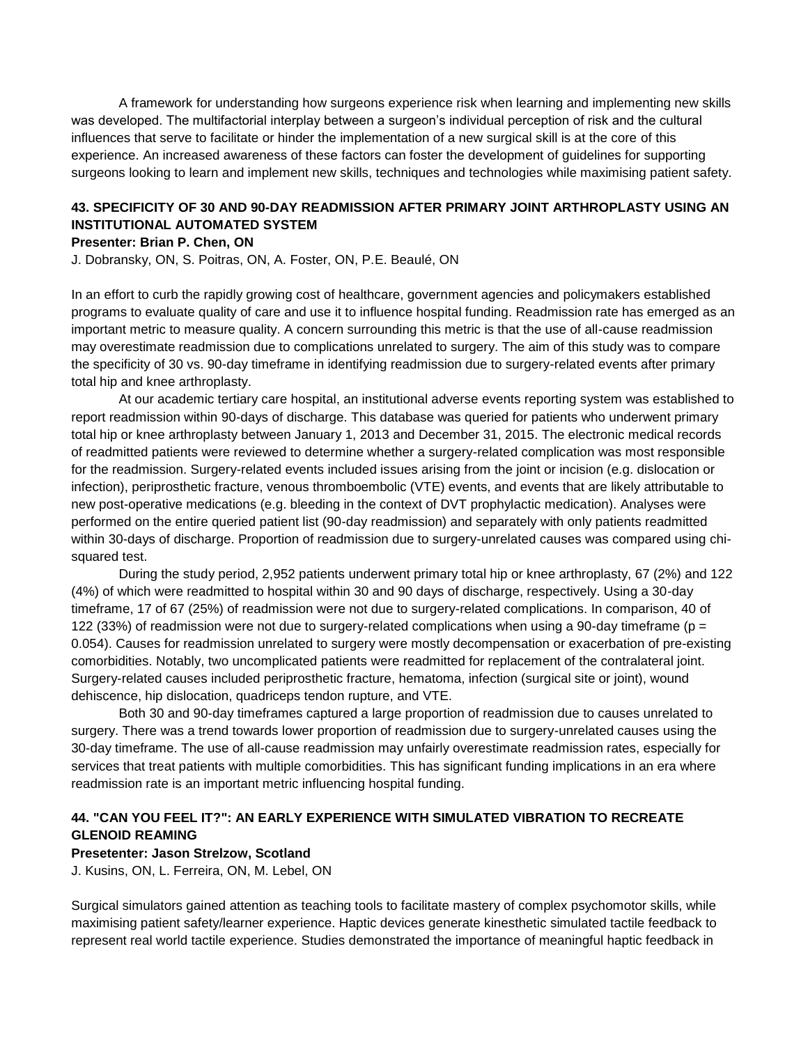A framework for understanding how surgeons experience risk when learning and implementing new skills was developed. The multifactorial interplay between a surgeon's individual perception of risk and the cultural influences that serve to facilitate or hinder the implementation of a new surgical skill is at the core of this experience. An increased awareness of these factors can foster the development of guidelines for supporting surgeons looking to learn and implement new skills, techniques and technologies while maximising patient safety.

### 43. SPECIFICITY OF 30 AND 90-DAY READMISSION AFTER PRIMARY JOINT ARTHROPLASTY USING AN INSTITUTIONAL AUTOMATED SYSTEM

**Presenter: Brian P. Chen, ON**

J. Dobransky, ON, S. Poitras, ON, A. Foster, ON, P.E. Beaulé, ON

In an effort to curb the rapidly growing cost of healthcare, government agencies and policymakers established programs to evaluate quality of care and use it to influence hospital funding. Readmission rate has emerged as an important metric to measure quality. A concern surrounding this metric is that the use of all-cause readmission may overestimate readmission due to complications unrelated to surgery. The aim of this study was to compare the specificity of 30 vs. 90-day timeframe in identifying readmission due to surgery-related events after primary total hip and knee arthroplasty.

At our academic tertiary care hospital, an institutional adverse events reporting system was established to report readmission within 90-days of discharge. This database was queried for patients who underwent primary total hip or knee arthroplasty between January 1, 2013 and December 31, 2015. The electronic medical records of readmitted patients were reviewed to determine whether a surgery-related complication was most responsible for the readmission. Surgery-related events included issues arising from the joint or incision (e.g. dislocation or infection), periprosthetic fracture, venous thromboembolic (VTE) events, and events that are likely attributable to new post-operative medications (e.g. bleeding in the context of DVT prophylactic medication). Analyses were performed on the entire queried patient list (90-day readmission) and separately with only patients readmitted within 30-days of discharge. Proportion of readmission due to surgery-unrelated causes was compared using chi-squared test.

During the study period, 2,952 patients underwent primary total hip or knee arthroplasty, 67 (2%) and 122 (4%) of which were readmitted to hospital within 30 and 90 days of discharge, respectively. Using a 30-day timeframe, 17 of 67 (25%) of readmission were not due to surgery-related complications. In comparison, 40 of 122 (33%) of readmission were not due to surgery-related complications when using a 90-day timeframe ($p = 0.054$). Causes for readmission unrelated to surgery were mostly decompensation or exacerbation of pre-existing comorbidities. Notably, two uncomplicated patients were readmitted for replacement of the contralateral joint. Surgery-related causes included periprosthetic fracture, hematoma, infection (surgical site or joint), wound dehiscence, hip dislocation, quadriceps tendon rupture, and VTE.

Both 30 and 90-day timeframes captured a large proportion of readmission due to causes unrelated to surgery. There was a trend towards lower proportion of readmission due to surgery-unrelated causes using the 30-day timeframe. The use of all-cause readmission may unfairly overestimate readmission rates, especially for services that treat patients with multiple comorbidities. This has significant funding implications in an era where readmission rate is an important metric influencing hospital funding.

### 44. "CAN YOU FEEL IT?": AN EARLY EXPERIENCE WITH SIMULATED VIBRATION TO RECREATE GLENOID REAMING

**Presetenter: Jason Strelzow, Scotland**

J. Kusins, ON, L. Ferreira, ON, M. Lebel, ON

Surgical simulators gained attention as teaching tools to facilitate mastery of complex psychomotor skills, while maximising patient safety/learner experience. Haptic devices generate kinesthetic simulated tactile feedback to represent real world tactile experience. Studies demonstrated the importance of meaningful haptic feedback in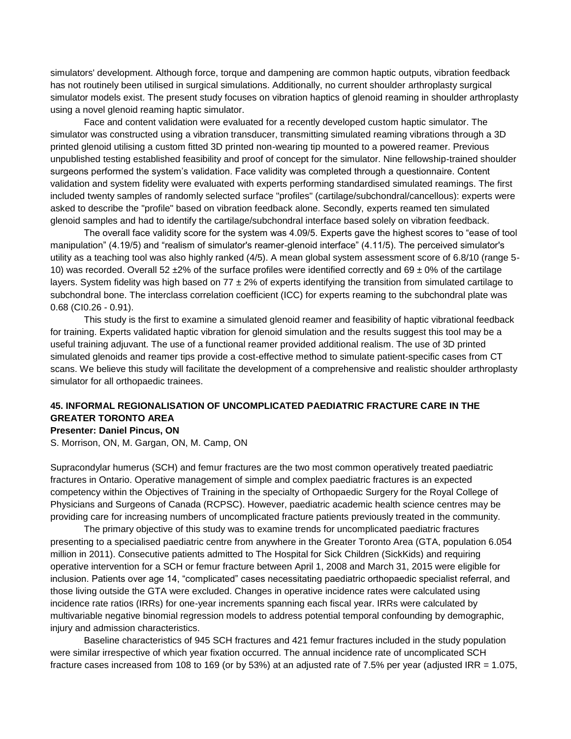simulators' development. Although force, torque and dampening are common haptic outputs, vibration feedback has not routinely been utilised in surgical simulations. Additionally, no current shoulder arthroplasty surgical simulator models exist. The present study focuses on vibration haptics of glenoid reaming in shoulder arthroplasty using a novel glenoid reaming haptic simulator.

Face and content validation were evaluated for a recently developed custom haptic simulator. The simulator was constructed using a vibration transducer, transmitting simulated reaming vibrations through a 3D printed glenoid utilising a custom fitted 3D printed non-wearing tip mounted to a powered reamer. Previous unpublished testing established feasibility and proof of concept for the simulator. Nine fellowship-trained shoulder surgeons performed the system's validation. Face validity was completed through a questionnaire. Content validation and system fidelity were evaluated with experts performing standardised simulated reamings. The first included twenty samples of randomly selected surface "profiles" (cartilage/subchondral/cancellous): experts were asked to describe the "profile" based on vibration feedback alone. Secondly, experts reamed ten simulated glenoid samples and had to identify the cartilage/subchondral interface based solely on vibration feedback.

The overall face validity score for the system was 4.09/5. Experts gave the highest scores to "ease of tool manipulation" (4.19/5) and "realism of simulator's reamer-glenoid interface" (4.11/5). The perceived simulator's utility as a teaching tool was also highly ranked (4/5). A mean global system assessment score of 6.8/10 (range 5-10) was recorded. Overall 52 ±2% of the surface profiles were identified correctly and 69 ± 0% of the cartilage layers. System fidelity was high based on 77 ± 2% of experts identifying the transition from simulated cartilage to subchondral bone. The interclass correlation coefficient (ICC) for experts reaming to the subchondral plate was 0.68 (CI0.26 - 0.91).

This study is the first to examine a simulated glenoid reamer and feasibility of haptic vibrational feedback for training. Experts validated haptic vibration for glenoid simulation and the results suggest this tool may be a useful training adjuvant. The use of a functional reamer provided additional realism. The use of 3D printed simulated glenoids and reamer tips provide a cost-effective method to simulate patient-specific cases from CT scans. We believe this study will facilitate the development of a comprehensive and realistic shoulder arthroplasty simulator for all orthopaedic trainees.

### 45. INFORMAL REGIONALISATION OF UNCOMPLICATED PAEDIATRIC FRACTURE CARE IN THE GREATER TORONTO AREA

**Presenter: Daniel Pincus, ON**

S. Morrison, ON, M. Gargan, ON, M. Camp, ON

Supracondylar humerus (SCH) and femur fractures are the two most common operatively treated paediatric fractures in Ontario. Operative management of simple and complex paediatric fractures is an expected competency within the Objectives of Training in the specialty of Orthopaedic Surgery for the Royal College of Physicians and Surgeons of Canada (RCPSC). However, paediatric academic health science centres may be providing care for increasing numbers of uncomplicated fracture patients previously treated in the community.

The primary objective of this study was to examine trends for uncomplicated paediatric fractures presenting to a specialised paediatric centre from anywhere in the Greater Toronto Area (GTA, population 6.054 million in 2011). Consecutive patients admitted to The Hospital for Sick Children (SickKids) and requiring operative intervention for a SCH or femur fracture between April 1, 2008 and March 31, 2015 were eligible for inclusion. Patients over age 14, "complicated" cases necessitating paediatric orthopaedic specialist referral, and those living outside the GTA were excluded. Changes in operative incidence rates were calculated using incidence rate ratios (IRRs) for one-year increments spanning each fiscal year. IRRs were calculated by multivariable negative binomial regression models to address potential temporal confounding by demographic, injury and admission characteristics.

Baseline characteristics of 945 SCH fractures and 421 femur fractures included in the study population were similar irrespective of which year fixation occurred. The annual incidence rate of uncomplicated SCH fracture cases increased from 108 to 169 (or by 53%) at an adjusted rate of 7.5% per year (adjusted IRR = 1.075,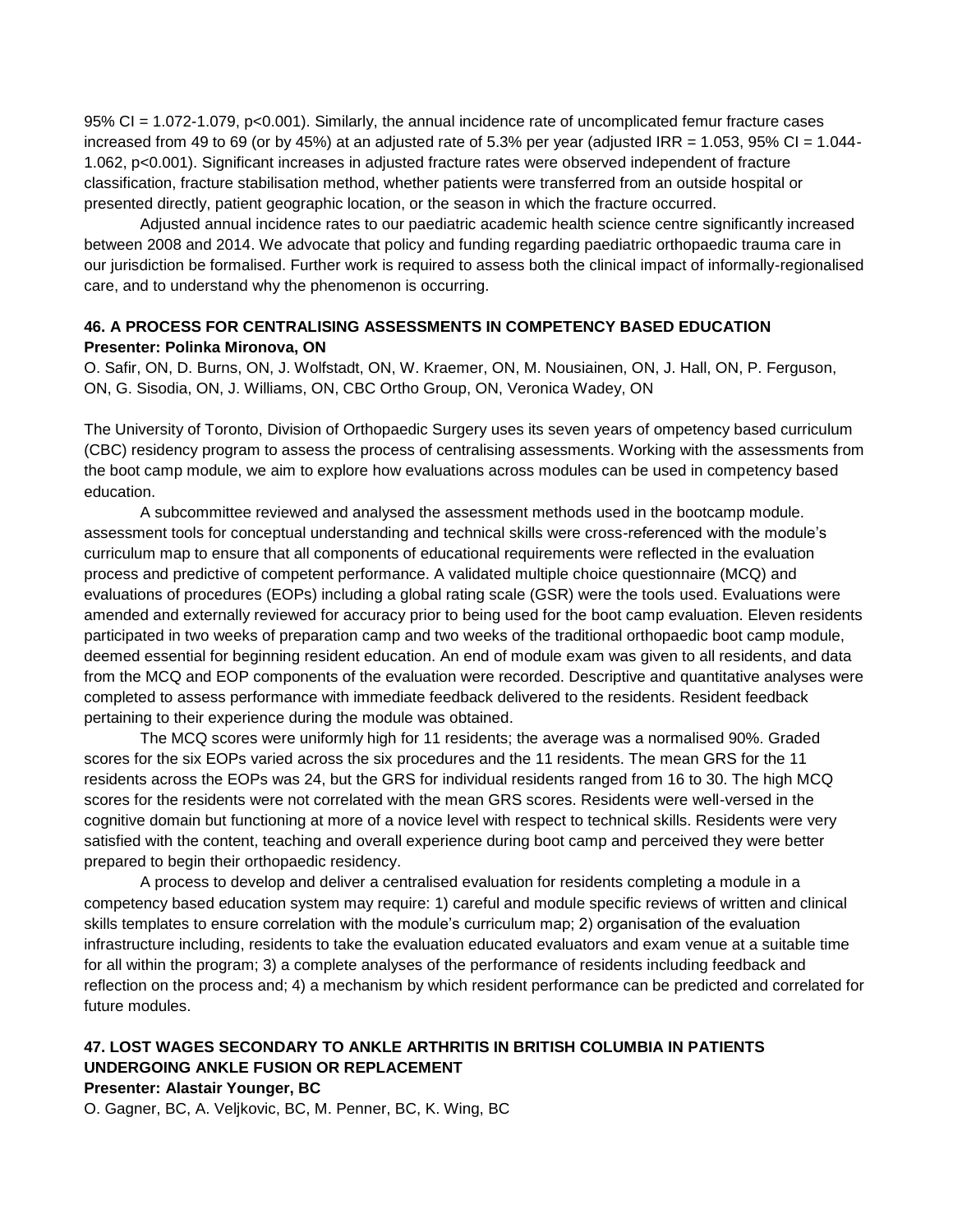95% CI = 1.072-1.079, p<0.001). Similarly, the annual incidence rate of uncomplicated femur fracture cases increased from 49 to 69 (or by 45%) at an adjusted rate of 5.3% per year (adjusted IRR = 1.053, 95% CI = 1.044-1.062, p<0.001). Significant increases in adjusted fracture rates were observed independent of fracture classification, fracture stabilisation method, whether patients were transferred from an outside hospital or presented directly, patient geographic location, or the season in which the fracture occurred.

Adjusted annual incidence rates to our paediatric academic health science centre significantly increased between 2008 and 2014. We advocate that policy and funding regarding paediatric orthopaedic trauma care in our jurisdiction be formalised. Further work is required to assess both the clinical impact of informally-regionalised care, and to understand why the phenomenon is occurring.

### 46. A PROCESS FOR CENTRALISING ASSESSMENTS IN COMPETENCY BASED EDUCATION

**Presenter: Polinka Mironova, ON**

O. Safir, ON, D. Burns, ON, J. Wolfstadt, ON, W. Kraemer, ON, M. Nousiainen, ON, J. Hall, ON, P. Ferguson, ON, G. Sisodia, ON, J. Williams, ON, CBC Ortho Group, ON, Veronica Wadey, ON

The University of Toronto, Division of Orthopaedic Surgery uses its seven years of ompetency based curriculum (CBC) residency program to assess the process of centralising assessments. Working with the assessments from the boot camp module, we aim to explore how evaluations across modules can be used in competency based education.

A subcommittee reviewed and analysed the assessment methods used in the bootcamp module. assessment tools for conceptual understanding and technical skills were cross-referenced with the module's curriculum map to ensure that all components of educational requirements were reflected in the evaluation process and predictive of competent performance. A validated multiple choice questionnaire (MCQ) and evaluations of procedures (EOPs) including a global rating scale (GSR) were the tools used. Evaluations were amended and externally reviewed for accuracy prior to being used for the boot camp evaluation. Eleven residents participated in two weeks of preparation camp and two weeks of the traditional orthopaedic boot camp module, deemed essential for beginning resident education. An end of module exam was given to all residents, and data from the MCQ and EOP components of the evaluation were recorded. Descriptive and quantitative analyses were completed to assess performance with immediate feedback delivered to the residents. Resident feedback pertaining to their experience during the module was obtained.

The MCQ scores were uniformly high for 11 residents; the average was a normalised 90%. Graded scores for the six EOPs varied across the six procedures and the 11 residents. The mean GRS for the 11 residents across the EOPs was 24, but the GRS for individual residents ranged from 16 to 30. The high MCQ scores for the residents were not correlated with the mean GRS scores. Residents were well-versed in the cognitive domain but functioning at more of a novice level with respect to technical skills. Residents were very satisfied with the content, teaching and overall experience during boot camp and perceived they were better prepared to begin their orthopaedic residency.

A process to develop and deliver a centralised evaluation for residents completing a module in a competency based education system may require: 1) careful and module specific reviews of written and clinical skills templates to ensure correlation with the module's curriculum map; 2) organisation of the evaluation infrastructure including, residents to take the evaluation educated evaluators and exam venue at a suitable time for all within the program; 3) a complete analyses of the performance of residents including feedback and reflection on the process and; 4) a mechanism by which resident performance can be predicted and correlated for future modules.

### 47. LOST WAGES SECONDARY TO ANKLE ARTHRITIS IN BRITISH COLUMBIA IN PATIENTS UNDERGOING ANKLE FUSION OR REPLACEMENT

**Presenter: Alastair Younger, BC**

O. Gagner, BC, A. Veljkovic, BC, M. Penner, BC, K. Wing, BC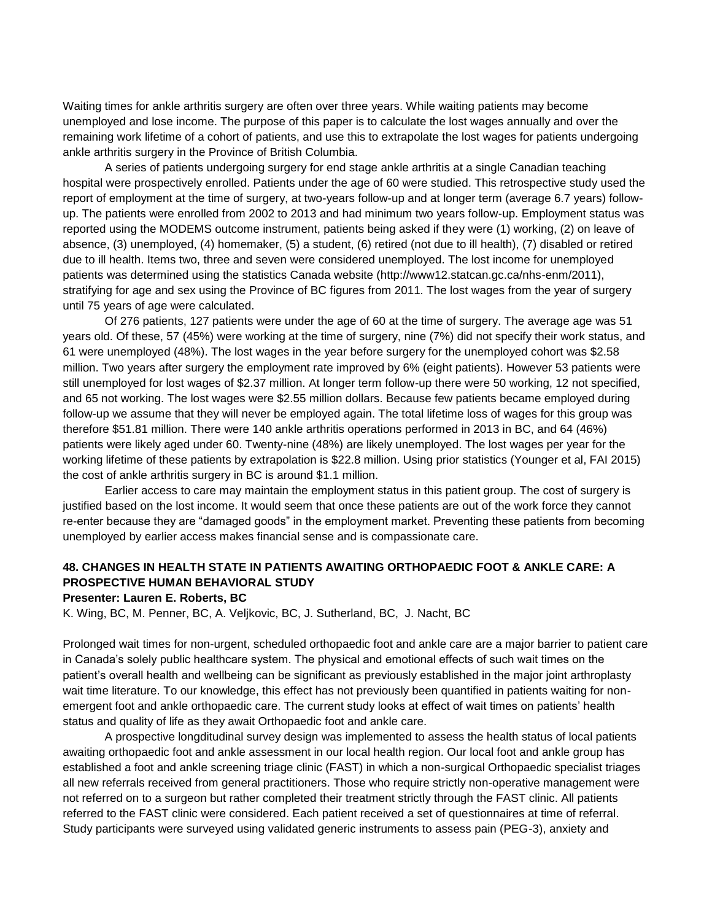Waiting times for ankle arthritis surgery are often over three years. While waiting patients may become unemployed and lose income. The purpose of this paper is to calculate the lost wages annually and over the remaining work lifetime of a cohort of patients, and use this to extrapolate the lost wages for patients undergoing ankle arthritis surgery in the Province of British Columbia.

A series of patients undergoing surgery for end stage ankle arthritis at a single Canadian teaching hospital were prospectively enrolled. Patients under the age of 60 were studied. This retrospective study used the report of employment at the time of surgery, at two-years follow-up and at longer term (average 6.7 years) follow-up. The patients were enrolled from 2002 to 2013 and had minimum two years follow-up. Employment status was reported using the MODEMS outcome instrument, patients being asked if they were (1) working, (2) on leave of absence, (3) unemployed, (4) homemaker, (5) a student, (6) retired (not due to ill health), (7) disabled or retired due to ill health. Items two, three and seven were considered unemployed. The lost income for unemployed patients was determined using the statistics Canada website (http://www12.statcan.gc.ca/nhs-enm/2011), stratifying for age and sex using the Province of BC figures from 2011. The lost wages from the year of surgery until 75 years of age were calculated.

Of 276 patients, 127 patients were under the age of 60 at the time of surgery. The average age was 51 years old. Of these, 57 (45%) were working at the time of surgery, nine (7%) did not specify their work status, and 61 were unemployed (48%). The lost wages in the year before surgery for the unemployed cohort was $2.58 million. Two years after surgery the employment rate improved by 6% (eight patients). However 53 patients were still unemployed for lost wages of $2.37 million. At longer term follow-up there were 50 working, 12 not specified, and 65 not working. The lost wages were $2.55 million dollars. Because few patients became employed during follow-up we assume that they will never be employed again. The total lifetime loss of wages for this group was therefore $51.81 million. There were 140 ankle arthritis operations performed in 2013 in BC, and 64 (46%) patients were likely aged under 60. Twenty-nine (48%) are likely unemployed. The lost wages per year for the working lifetime of these patients by extrapolation is $22.8 million. Using prior statistics (Younger et al, FAI 2015) the cost of ankle arthritis surgery in BC is around $1.1 million.

Earlier access to care may maintain the employment status in this patient group. The cost of surgery is justified based on the lost income. It would seem that once these patients are out of the work force they cannot re-enter because they are "damaged goods" in the employment market. Preventing these patients from becoming unemployed by earlier access makes financial sense and is compassionate care.

### 48. CHANGES IN HEALTH STATE IN PATIENTS AWAITING ORTHOPAEDIC FOOT & ANKLE CARE: A PROSPECTIVE HUMAN BEHAVIORAL STUDY

**Presenter: Lauren E. Roberts, BC**

K. Wing, BC, M. Penner, BC, A. Veljkovic, BC, J. Sutherland, BC, J. Nacht, BC

Prolonged wait times for non-urgent, scheduled orthopaedic foot and ankle care are a major barrier to patient care in Canada's solely public healthcare system. The physical and emotional effects of such wait times on the patient's overall health and wellbeing can be significant as previously established in the major joint arthroplasty wait time literature. To our knowledge, this effect has not previously been quantified in patients waiting for non-emergent foot and ankle orthopaedic care. The current study looks at effect of wait times on patients' health status and quality of life as they await Orthopaedic foot and ankle care.

A prospective longditudinal survey design was implemented to assess the health status of local patients awaiting orthopaedic foot and ankle assessment in our local health region. Our local foot and ankle group has established a foot and ankle screening triage clinic (FAST) in which a non-surgical Orthopaedic specialist triages all new referrals received from general practitioners. Those who require strictly non-operative management were not referred on to a surgeon but rather completed their treatment strictly through the FAST clinic. All patients referred to the FAST clinic were considered. Each patient received a set of questionnaires at time of referral. Study participants were surveyed using validated generic instruments to assess pain (PEG-3), anxiety and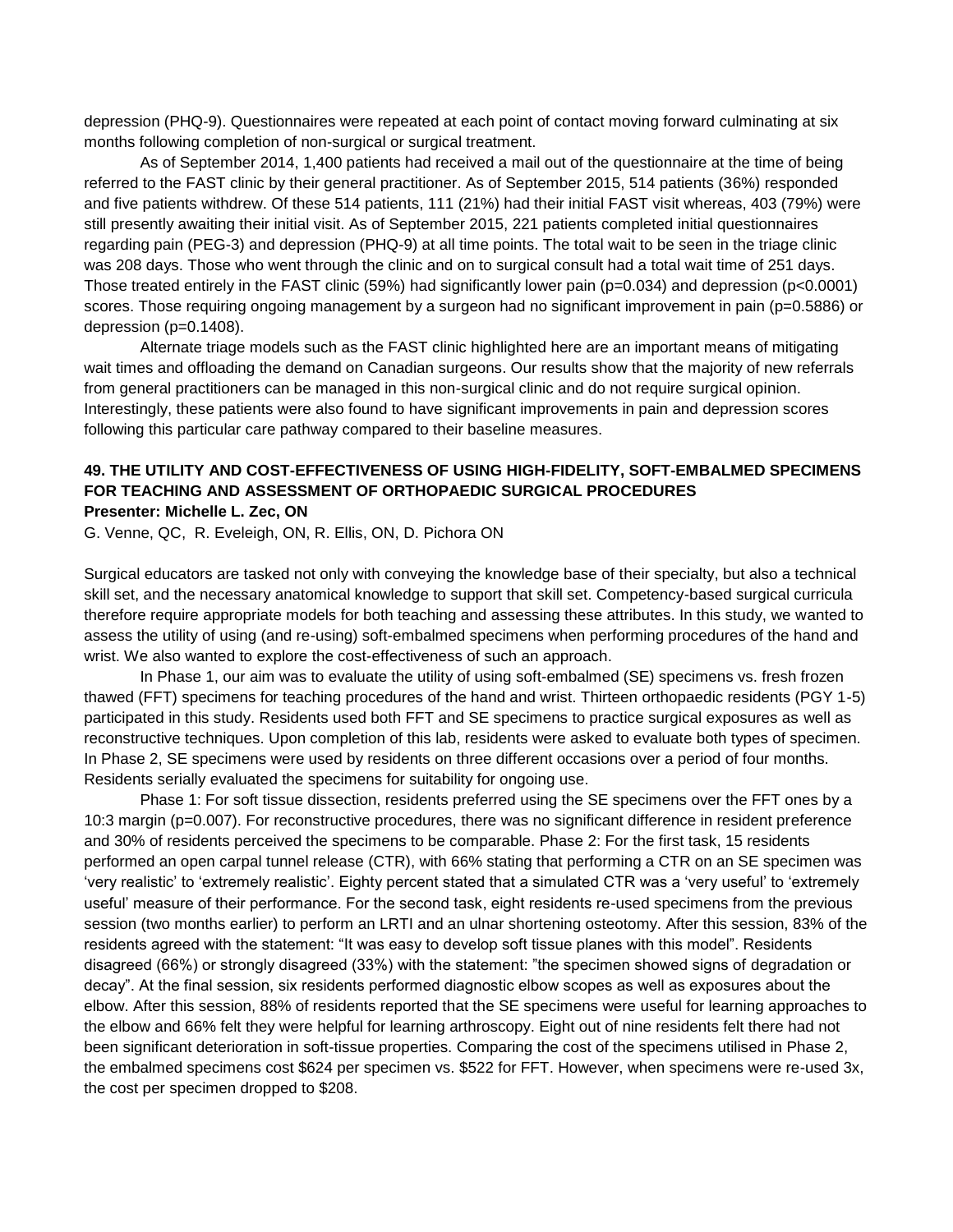depression (PHQ-9). Questionnaires were repeated at each point of contact moving forward culminating at six months following completion of non-surgical or surgical treatment.

As of September 2014, 1,400 patients had received a mail out of the questionnaire at the time of being referred to the FAST clinic by their general practitioner. As of September 2015, 514 patients (36%) responded and five patients withdrew. Of these 514 patients, 111 (21%) had their initial FAST visit whereas, 403 (79%) were still presently awaiting their initial visit. As of September 2015, 221 patients completed initial questionnaires regarding pain (PEG-3) and depression (PHQ-9) at all time points. The total wait to be seen in the triage clinic was 208 days. Those who went through the clinic and on to surgical consult had a total wait time of 251 days. Those treated entirely in the FAST clinic (59%) had significantly lower pain ($p=0.034$) and depression ($p<0.0001$) scores. Those requiring ongoing management by a surgeon had no significant improvement in pain ($p=0.5886$) or depression ($p=0.1408$).

Alternate triage models such as the FAST clinic highlighted here are an important means of mitigating wait times and offloading the demand on Canadian surgeons. Our results show that the majority of new referrals from general practitioners can be managed in this non-surgical clinic and do not require surgical opinion. Interestingly, these patients were also found to have significant improvements in pain and depression scores following this particular care pathway compared to their baseline measures.

### 49. THE UTILITY AND COST-EFFECTIVENESS OF USING HIGH-FIDELITY, SOFT-EMBALMED SPECIMENS FOR TEACHING AND ASSESSMENT OF ORTHOPAEDIC SURGICAL PROCEDURES

**Presenter: Michelle L. Zec, ON**

G. Venne, QC, R. Eveleigh, ON, R. Ellis, ON, D. Pichora ON

Surgical educators are tasked not only with conveying the knowledge base of their specialty, but also a technical skill set, and the necessary anatomical knowledge to support that skill set. Competency-based surgical curricula therefore require appropriate models for both teaching and assessing these attributes. In this study, we wanted to assess the utility of using (and re-using) soft-embalmed specimens when performing procedures of the hand and wrist. We also wanted to explore the cost-effectiveness of such an approach.

In Phase 1, our aim was to evaluate the utility of using soft-embalmed (SE) specimens vs. fresh frozen thawed (FFT) specimens for teaching procedures of the hand and wrist. Thirteen orthopaedic residents (PGY 1-5) participated in this study. Residents used both FFT and SE specimens to practice surgical exposures as well as reconstructive techniques. Upon completion of this lab, residents were asked to evaluate both types of specimen. In Phase 2, SE specimens were used by residents on three different occasions over a period of four months. Residents serially evaluated the specimens for suitability for ongoing use.

Phase 1: For soft tissue dissection, residents preferred using the SE specimens over the FFT ones by a 10:3 margin ($p=0.007$). For reconstructive procedures, there was no significant difference in resident preference and 30% of residents perceived the specimens to be comparable. Phase 2: For the first task, 15 residents performed an open carpal tunnel release (CTR), with 66% stating that performing a CTR on an SE specimen was 'very realistic' to 'extremely realistic'. Eighty percent stated that a simulated CTR was a 'very useful' to 'extremely useful' measure of their performance. For the second task, eight residents re-used specimens from the previous session (two months earlier) to perform an LRTI and an ulnar shortening osteotomy. After this session, 83% of the residents agreed with the statement: "It was easy to develop soft tissue planes with this model". Residents disagreed (66%) or strongly disagreed (33%) with the statement: "the specimen showed signs of degradation or decay". At the final session, six residents performed diagnostic elbow scopes as well as exposures about the elbow. After this session, 88% of residents reported that the SE specimens were useful for learning approaches to the elbow and 66% felt they were helpful for learning arthroscopy. Eight out of nine residents felt there had not been significant deterioration in soft-tissue properties. Comparing the cost of the specimens utilised in Phase 2, the embalmed specimens cost $624 per specimen vs. $522 for FFT. However, when specimens were re-used 3x, the cost per specimen dropped to $208.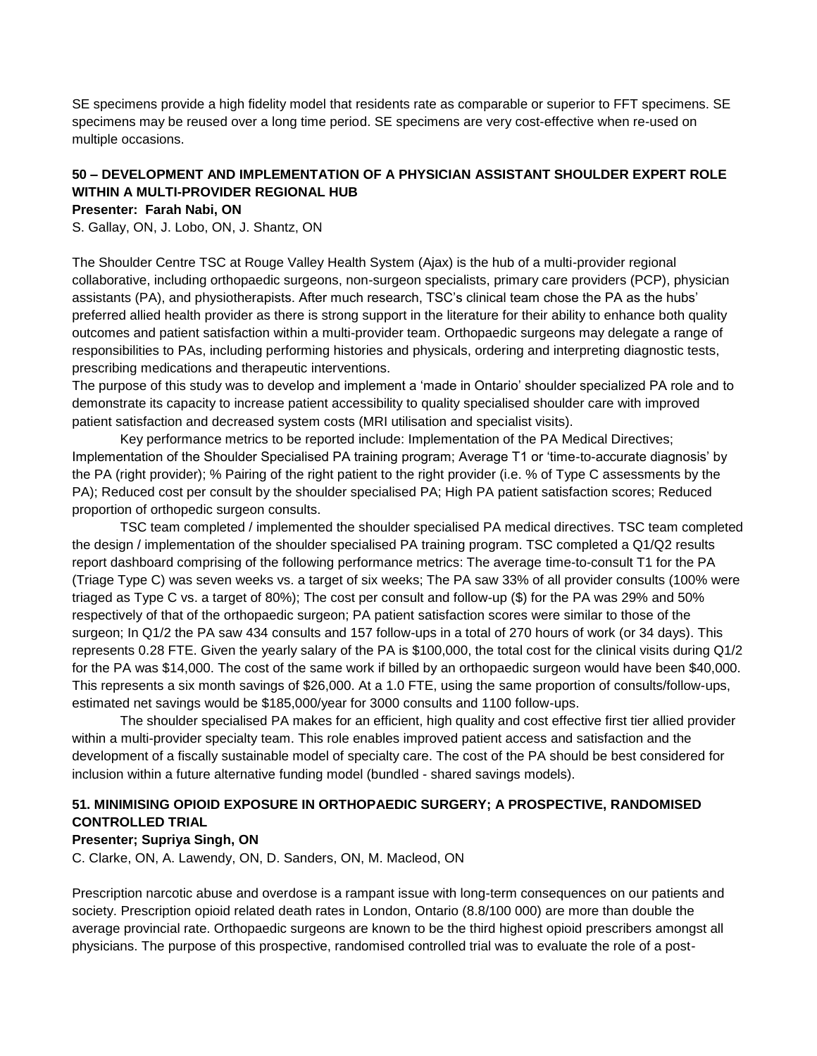SE specimens provide a high fidelity model that residents rate as comparable or superior to FFT specimens. SE specimens may be reused over a long time period. SE specimens are very cost-effective when re-used on multiple occasions.

### 50 – DEVELOPMENT AND IMPLEMENTATION OF A PHYSICIAN ASSISTANT SHOULDER EXPERT ROLE WITHIN A MULTI-PROVIDER REGIONAL HUB

**Presenter: Farah Nabi, ON**

S. Gallay, ON, J. Lobo, ON, J. Shantz, ON

The Shoulder Centre TSC at Rouge Valley Health System (Ajax) is the hub of a multi-provider regional collaborative, including orthopaedic surgeons, non-surgeon specialists, primary care providers (PCP), physician assistants (PA), and physiotherapists. After much research, TSC's clinical team chose the PA as the hubs' preferred allied health provider as there is strong support in the literature for their ability to enhance both quality outcomes and patient satisfaction within a multi-provider team. Orthopaedic surgeons may delegate a range of responsibilities to PAs, including performing histories and physicals, ordering and interpreting diagnostic tests, prescribing medications and therapeutic interventions.

The purpose of this study was to develop and implement a 'made in Ontario' shoulder specialized PA role and to demonstrate its capacity to increase patient accessibility to quality specialised shoulder care with improved patient satisfaction and decreased system costs (MRI utilisation and specialist visits).

Key performance metrics to be reported include: Implementation of the PA Medical Directives; Implementation of the Shoulder Specialised PA training program; Average T1 or 'time-to-accurate diagnosis' by the PA (right provider); % Pairing of the right patient to the right provider (i.e. % of Type C assessments by the PA); Reduced cost per consult by the shoulder specialised PA; High PA patient satisfaction scores; Reduced proportion of orthopedic surgeon consults.

TSC team completed / implemented the shoulder specialised PA medical directives. TSC team completed the design / implementation of the shoulder specialised PA training program. TSC completed a Q1/Q2 results report dashboard comprising of the following performance metrics: The average time-to-consult T1 for the PA (Triage Type C) was seven weeks vs. a target of six weeks; The PA saw 33% of all provider consults (100% were triaged as Type C vs. a target of 80%); The cost per consult and follow-up ($) for the PA was 29% and 50% respectively of that of the orthopaedic surgeon; PA patient satisfaction scores were similar to those of the surgeon; In Q1/2 the PA saw 434 consults and 157 follow-ups in a total of 270 hours of work (or 34 days). This represents 0.28 FTE. Given the yearly salary of the PA is $100,000, the total cost for the clinical visits during Q1/2 for the PA was $14,000. The cost of the same work if billed by an orthopaedic surgeon would have been $40,000. This represents a six month savings of $26,000. At a 1.0 FTE, using the same proportion of consults/follow-ups, estimated net savings would be $185,000/year for 3000 consults and 1100 follow-ups.

The shoulder specialised PA makes for an efficient, high quality and cost effective first tier allied provider within a multi-provider specialty team. This role enables improved patient access and satisfaction and the development of a fiscally sustainable model of specialty care. The cost of the PA should be best considered for inclusion within a future alternative funding model (bundled - shared savings models).

### 51. MINIMISING OPIOID EXPOSURE IN ORTHOPAEDIC SURGERY; A PROSPECTIVE, RANDOMISED CONTROLLED TRIAL

**Presenter; Supriya Singh, ON**

C. Clarke, ON, A. Lawendy, ON, D. Sanders, ON, M. Macleod, ON

Prescription narcotic abuse and overdose is a rampant issue with long-term consequences on our patients and society. Prescription opioid related death rates in London, Ontario (8.8/100 000) are more than double the average provincial rate. Orthopaedic surgeons are known to be the third highest opioid prescribers amongst all physicians. The purpose of this prospective, randomised controlled trial was to evaluate the role of a post-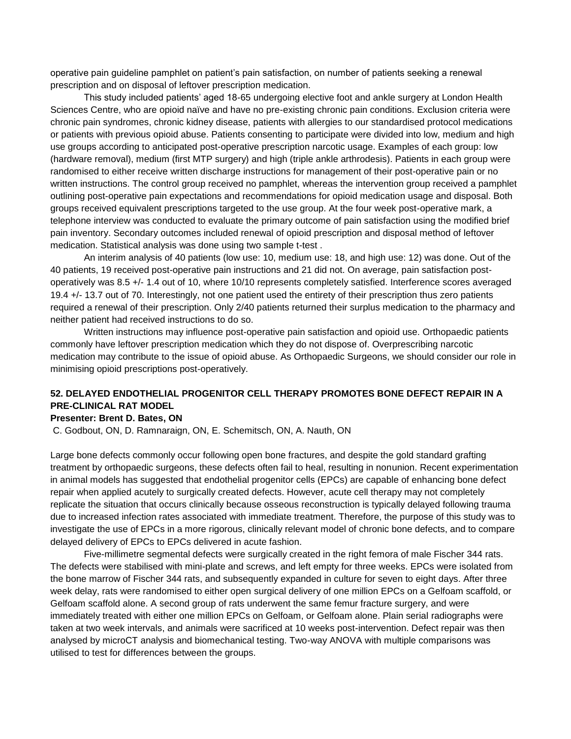operative pain guideline pamphlet on patient's pain satisfaction, on number of patients seeking a renewal prescription and on disposal of leftover prescription medication.

This study included patients' aged 18-65 undergoing elective foot and ankle surgery at London Health Sciences Centre, who are opioid naïve and have no pre-existing chronic pain conditions. Exclusion criteria were chronic pain syndromes, chronic kidney disease, patients with allergies to our standardised protocol medications or patients with previous opioid abuse. Patients consenting to participate were divided into low, medium and high use groups according to anticipated post-operative prescription narcotic usage. Examples of each group: low (hardware removal), medium (first MTP surgery) and high (triple ankle arthrodesis). Patients in each group were randomised to either receive written discharge instructions for management of their post-operative pain or no written instructions. The control group received no pamphlet, whereas the intervention group received a pamphlet outlining post-operative pain expectations and recommendations for opioid medication usage and disposal. Both groups received equivalent prescriptions targeted to the use group. At the four week post-operative mark, a telephone interview was conducted to evaluate the primary outcome of pain satisfaction using the modified brief pain inventory. Secondary outcomes included renewal of opioid prescription and disposal method of leftover medication. Statistical analysis was done using two sample t-test .

An interim analysis of 40 patients (low use: 10, medium use: 18, and high use: 12) was done. Out of the 40 patients, 19 received post-operative pain instructions and 21 did not. On average, pain satisfaction post-operatively was 8.5 +/- 1.4 out of 10, where 10/10 represents completely satisfied. Interference scores averaged 19.4 +/- 13.7 out of 70. Interestingly, not one patient used the entirety of their prescription thus zero patients required a renewal of their prescription. Only 2/40 patients returned their surplus medication to the pharmacy and neither patient had received instructions to do so.

Written instructions may influence post-operative pain satisfaction and opioid use. Orthopaedic patients commonly have leftover prescription medication which they do not dispose of. Overprescribing narcotic medication may contribute to the issue of opioid abuse. As Orthopaedic Surgeons, we should consider our role in minimising opioid prescriptions post-operatively.

### 52. DELAYED ENDOTHELIAL PROGENITOR CELL THERAPY PROMOTES BONE DEFECT REPAIR IN A PRE-CLINICAL RAT MODEL

**Presenter: Brent D. Bates, ON**

C. Godbout, ON, D. Ramnaraign, ON, E. Schemitsch, ON, A. Nauth, ON

Large bone defects commonly occur following open bone fractures, and despite the gold standard grafting treatment by orthopaedic surgeons, these defects often fail to heal, resulting in nonunion. Recent experimentation in animal models has suggested that endothelial progenitor cells (EPCs) are capable of enhancing bone defect repair when applied acutely to surgically created defects. However, acute cell therapy may not completely replicate the situation that occurs clinically because osseous reconstruction is typically delayed following trauma due to increased infection rates associated with immediate treatment. Therefore, the purpose of this study was to investigate the use of EPCs in a more rigorous, clinically relevant model of chronic bone defects, and to compare delayed delivery of EPCs to EPCs delivered in acute fashion.

Five-millimetre segmental defects were surgically created in the right femora of male Fischer 344 rats. The defects were stabilised with mini-plate and screws, and left empty for three weeks. EPCs were isolated from the bone marrow of Fischer 344 rats, and subsequently expanded in culture for seven to eight days. After three week delay, rats were randomised to either open surgical delivery of one million EPCs on a Gelfoam scaffold, or Gelfoam scaffold alone. A second group of rats underwent the same femur fracture surgery, and were immediately treated with either one million EPCs on Gelfoam, or Gelfoam alone. Plain serial radiographs were taken at two week intervals, and animals were sacrificed at 10 weeks post-intervention. Defect repair was then analysed by microCT analysis and biomechanical testing. Two-way ANOVA with multiple comparisons was utilised to test for differences between the groups.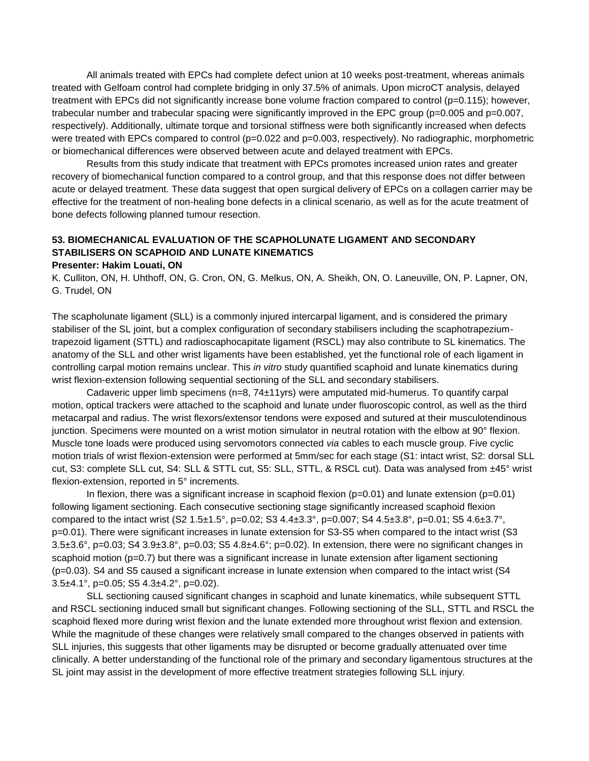All animals treated with EPCs had complete defect union at 10 weeks post-treatment, whereas animals treated with Gelfoam control had complete bridging in only 37.5% of animals. Upon microCT analysis, delayed treatment with EPCs did not significantly increase bone volume fraction compared to control ($p=0.115$); however, trabecular number and trabecular spacing were significantly improved in the EPC group ($p=0.005$ and $p=0.007$, respectively). Additionally, ultimate torque and torsional stiffness were both significantly increased when defects were treated with EPCs compared to control ($p=0.022$ and $p=0.003$, respectively). No radiographic, morphometric or biomechanical differences were observed between acute and delayed treatment with EPCs.

Results from this study indicate that treatment with EPCs promotes increased union rates and greater recovery of biomechanical function compared to a control group, and that this response does not differ between acute or delayed treatment. These data suggest that open surgical delivery of EPCs on a collagen carrier may be effective for the treatment of non-healing bone defects in a clinical scenario, as well as for the acute treatment of bone defects following planned tumour resection.

## 53. BIOMECHANICAL EVALUATION OF THE SCAPHOLUNATE LIGAMENT AND SECONDARY STABILISERS ON SCAPHOID AND LUNATE KINEMATICS

**Presenter: Hakim Louati, ON**

K. Culliton, ON, H. Uhthoff, ON, G. Cron, ON, G. Melkus, ON, A. Sheikh, ON, O. Laneuville, ON, P. Lapner, ON, G. Trudel, ON

The scapholunate ligament (SLL) is a commonly injured intercarpal ligament, and is considered the primary stabiliser of the SL joint, but a complex configuration of secondary stabilisers including the scaphotrapezium-trapezoid ligament (STTL) and radioscaphocapitate ligament (RSCL) may also contribute to SL kinematics. The anatomy of the SLL and other wrist ligaments have been established, yet the functional role of each ligament in controlling carpal motion remains unclear. This *in vitro* study quantified scaphoid and lunate kinematics during wrist flexion-extension following sequential sectioning of the SLL and secondary stabilisers.

Cadaveric upper limb specimens ($n=8$, $74\pm11$yrs) were amputated mid-humerus. To quantify carpal motion, optical trackers were attached to the scaphoid and lunate under fluoroscopic control, as well as the third metacarpal and radius. The wrist flexors/extensor tendons were exposed and sutured at their musculotendinous junction. Specimens were mounted on a wrist motion simulator in neutral rotation with the elbow at 90° flexion. Muscle tone loads were produced using servomotors connected *via* cables to each muscle group. Five cyclic motion trials of wrist flexion-extension were performed at 5mm/sec for each stage (S1: intact wrist, S2: dorsal SLL cut, S3: complete SLL cut, S4: SLL & STTL cut, S5: SLL, STTL, & RSCL cut). Data was analysed from ±45° wrist flexion-extension, reported in 5° increments.

In flexion, there was a significant increase in scaphoid flexion ($p=0.01$) and lunate extension ($p=0.01$) following ligament sectioning. Each consecutive sectioning stage significantly increased scaphoid flexion compared to the intact wrist (S2 $1.5\pm1.5°$, $p=0.02$; S3 $4.4\pm3.3°$, $p=0.007$; S4 $4.5\pm3.8°$, $p=0.01$; S5 $4.6\pm3.7°$, $p=0.01$). There were significant increases in lunate extension for S3-S5 when compared to the intact wrist (S3 $3.5\pm3.6°$, $p=0.03$; S4 $3.9\pm3.8°$, $p=0.03$; S5 $4.8\pm4.6°$; $p=0.02$). In extension, there were no significant changes in scaphoid motion ($p=0.7$) but there was a significant increase in lunate extension after ligament sectioning ($p=0.03$). S4 and S5 caused a significant increase in lunate extension when compared to the intact wrist (S4 $3.5\pm4.1°$, $p=0.05$; S5 $4.3\pm4.2°$, $p=0.02$).

SLL sectioning caused significant changes in scaphoid and lunate kinematics, while subsequent STTL and RSCL sectioning induced small but significant changes. Following sectioning of the SLL, STTL and RSCL the scaphoid flexed more during wrist flexion and the lunate extended more throughout wrist flexion and extension. While the magnitude of these changes were relatively small compared to the changes observed in patients with SLL injuries, this suggests that other ligaments may be disrupted or become gradually attenuated over time clinically. A better understanding of the functional role of the primary and secondary ligamentous structures at the SL joint may assist in the development of more effective treatment strategies following SLL injury.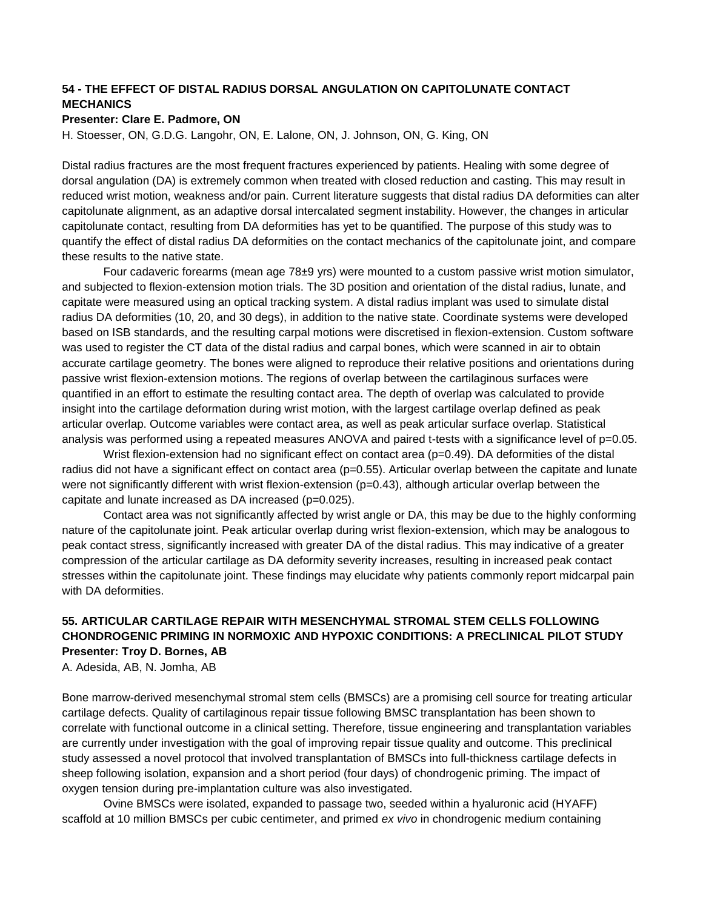### 54 - THE EFFECT OF DISTAL RADIUS DORSAL ANGULATION ON CAPITOLUNATE CONTACT MECHANICS

**Presenter: Clare E. Padmore, ON**

H. Stoesser, ON, G.D.G. Langohr, ON, E. Lalone, ON, J. Johnson, ON, G. King, ON

Distal radius fractures are the most frequent fractures experienced by patients. Healing with some degree of dorsal angulation (DA) is extremely common when treated with closed reduction and casting. This may result in reduced wrist motion, weakness and/or pain. Current literature suggests that distal radius DA deformities can alter capitolunate alignment, as an adaptive dorsal intercalated segment instability. However, the changes in articular capitolunate contact, resulting from DA deformities has yet to be quantified. The purpose of this study was to quantify the effect of distal radius DA deformities on the contact mechanics of the capitolunate joint, and compare these results to the native state.

Four cadaveric forearms (mean age 78±9 yrs) were mounted to a custom passive wrist motion simulator, and subjected to flexion-extension motion trials. The 3D position and orientation of the distal radius, lunate, and capitate were measured using an optical tracking system. A distal radius implant was used to simulate distal radius DA deformities (10, 20, and 30 degs), in addition to the native state. Coordinate systems were developed based on ISB standards, and the resulting carpal motions were discretised in flexion-extension. Custom software was used to register the CT data of the distal radius and carpal bones, which were scanned in air to obtain accurate cartilage geometry. The bones were aligned to reproduce their relative positions and orientations during passive wrist flexion-extension motions. The regions of overlap between the cartilaginous surfaces were quantified in an effort to estimate the resulting contact area. The depth of overlap was calculated to provide insight into the cartilage deformation during wrist motion, with the largest cartilage overlap defined as peak articular overlap. Outcome variables were contact area, as well as peak articular surface overlap. Statistical analysis was performed using a repeated measures ANOVA and paired t-tests with a significance level of $p=0.05$.

Wrist flexion-extension had no significant effect on contact area ($p=0.49$). DA deformities of the distal radius did not have a significant effect on contact area ($p=0.55$). Articular overlap between the capitate and lunate were not significantly different with wrist flexion-extension ($p=0.43$), although articular overlap between the capitate and lunate increased as DA increased ($p=0.025$).

Contact area was not significantly affected by wrist angle or DA, this may be due to the highly conforming nature of the capitolunate joint. Peak articular overlap during wrist flexion-extension, which may be analogous to peak contact stress, significantly increased with greater DA of the distal radius. This may indicative of a greater compression of the articular cartilage as DA deformity severity increases, resulting in increased peak contact stresses within the capitolunate joint. These findings may elucidate why patients commonly report midcarpal pain with DA deformities.

### 55. ARTICULAR CARTILAGE REPAIR WITH MESENCHYMAL STROMAL STEM CELLS FOLLOWING CHONDROGENIC PRIMING IN NORMOXIC AND HYPOXIC CONDITIONS: A PRECLINICAL PILOT STUDY

**Presenter: Troy D. Bornes, AB**

A. Adesida, AB, N. Jomha, AB

Bone marrow-derived mesenchymal stromal stem cells (BMSCs) are a promising cell source for treating articular cartilage defects. Quality of cartilaginous repair tissue following BMSC transplantation has been shown to correlate with functional outcome in a clinical setting. Therefore, tissue engineering and transplantation variables are currently under investigation with the goal of improving repair tissue quality and outcome. This preclinical study assessed a novel protocol that involved transplantation of BMSCs into full-thickness cartilage defects in sheep following isolation, expansion and a short period (four days) of chondrogenic priming. The impact of oxygen tension during pre-implantation culture was also investigated.

Ovine BMSCs were isolated, expanded to passage two, seeded within a hyaluronic acid (HYAFF) scaffold at 10 million BMSCs per cubic centimeter, and primed *ex vivo* in chondrogenic medium containing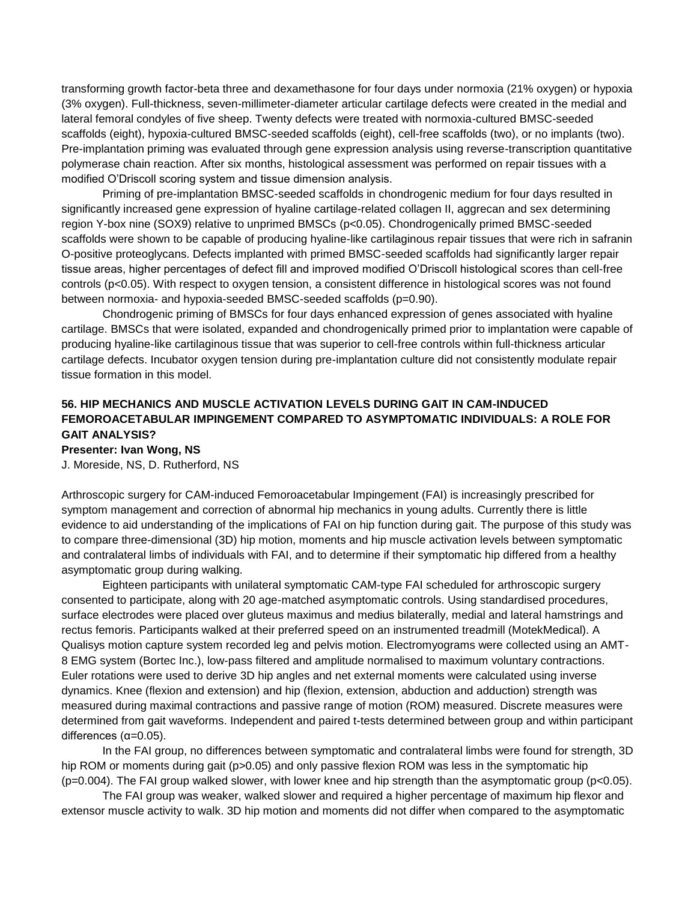transforming growth factor-beta three and dexamethasone for four days under normoxia (21% oxygen) or hypoxia (3% oxygen). Full-thickness, seven-millimeter-diameter articular cartilage defects were created in the medial and lateral femoral condyles of five sheep. Twenty defects were treated with normoxia-cultured BMSC-seeded scaffolds (eight), hypoxia-cultured BMSC-seeded scaffolds (eight), cell-free scaffolds (two), or no implants (two). Pre-implantation priming was evaluated through gene expression analysis using reverse-transcription quantitative polymerase chain reaction. After six months, histological assessment was performed on repair tissues with a modified O'Driscoll scoring system and tissue dimension analysis.

Priming of pre-implantation BMSC-seeded scaffolds in chondrogenic medium for four days resulted in significantly increased gene expression of hyaline cartilage-related collagen II, aggrecan and sex determining region Y-box nine (SOX9) relative to unprimed BMSCs ($p<0.05$). Chondrogenically primed BMSC-seeded scaffolds were shown to be capable of producing hyaline-like cartilaginous repair tissues that were rich in safranin O-positive proteoglycans. Defects implanted with primed BMSC-seeded scaffolds had significantly larger repair tissue areas, higher percentages of defect fill and improved modified O'Driscoll histological scores than cell-free controls ($p<0.05$). With respect to oxygen tension, a consistent difference in histological scores was not found between normoxia- and hypoxia-seeded BMSC-seeded scaffolds ($p=0.90$).

Chondrogenic priming of BMSCs for four days enhanced expression of genes associated with hyaline cartilage. BMSCs that were isolated, expanded and chondrogenically primed prior to implantation were capable of producing hyaline-like cartilaginous tissue that was superior to cell-free controls within full-thickness articular cartilage defects. Incubator oxygen tension during pre-implantation culture did not consistently modulate repair tissue formation in this model.

## 56. HIP MECHANICS AND MUSCLE ACTIVATION LEVELS DURING GAIT IN CAM-INDUCED FEMOROACETABULAR IMPINGEMENT COMPARED TO ASYMPTOMATIC INDIVIDUALS: A ROLE FOR GAIT ANALYSIS?

**Presenter: Ivan Wong, NS**

J. Moreside, NS, D. Rutherford, NS

Arthroscopic surgery for CAM-induced Femoroacetabular Impingement (FAI) is increasingly prescribed for symptom management and correction of abnormal hip mechanics in young adults. Currently there is little evidence to aid understanding of the implications of FAI on hip function during gait. The purpose of this study was to compare three-dimensional (3D) hip motion, moments and hip muscle activation levels between symptomatic and contralateral limbs of individuals with FAI, and to determine if their symptomatic hip differed from a healthy asymptomatic group during walking.

Eighteen participants with unilateral symptomatic CAM-type FAI scheduled for arthroscopic surgery consented to participate, along with 20 age-matched asymptomatic controls. Using standardised procedures, surface electrodes were placed over gluteus maximus and medius bilaterally, medial and lateral hamstrings and rectus femoris. Participants walked at their preferred speed on an instrumented treadmill (MotekMedical). A Qualisys motion capture system recorded leg and pelvis motion. Electromyograms were collected using an AMT-8 EMG system (Bortec Inc.), low-pass filtered and amplitude normalised to maximum voluntary contractions. Euler rotations were used to derive 3D hip angles and net external moments were calculated using inverse dynamics. Knee (flexion and extension) and hip (flexion, extension, abduction and adduction) strength was measured during maximal contractions and passive range of motion (ROM) measured. Discrete measures were determined from gait waveforms. Independent and paired t-tests determined between group and within participant differences ($\alpha=0.05$).

In the FAI group, no differences between symptomatic and contralateral limbs were found for strength, 3D hip ROM or moments during gait ($p>0.05$) and only passive flexion ROM was less in the symptomatic hip ($p=0.004$). The FAI group walked slower, with lower knee and hip strength than the asymptomatic group ($p<0.05$).

The FAI group was weaker, walked slower and required a higher percentage of maximum hip flexor and extensor muscle activity to walk. 3D hip motion and moments did not differ when compared to the asymptomatic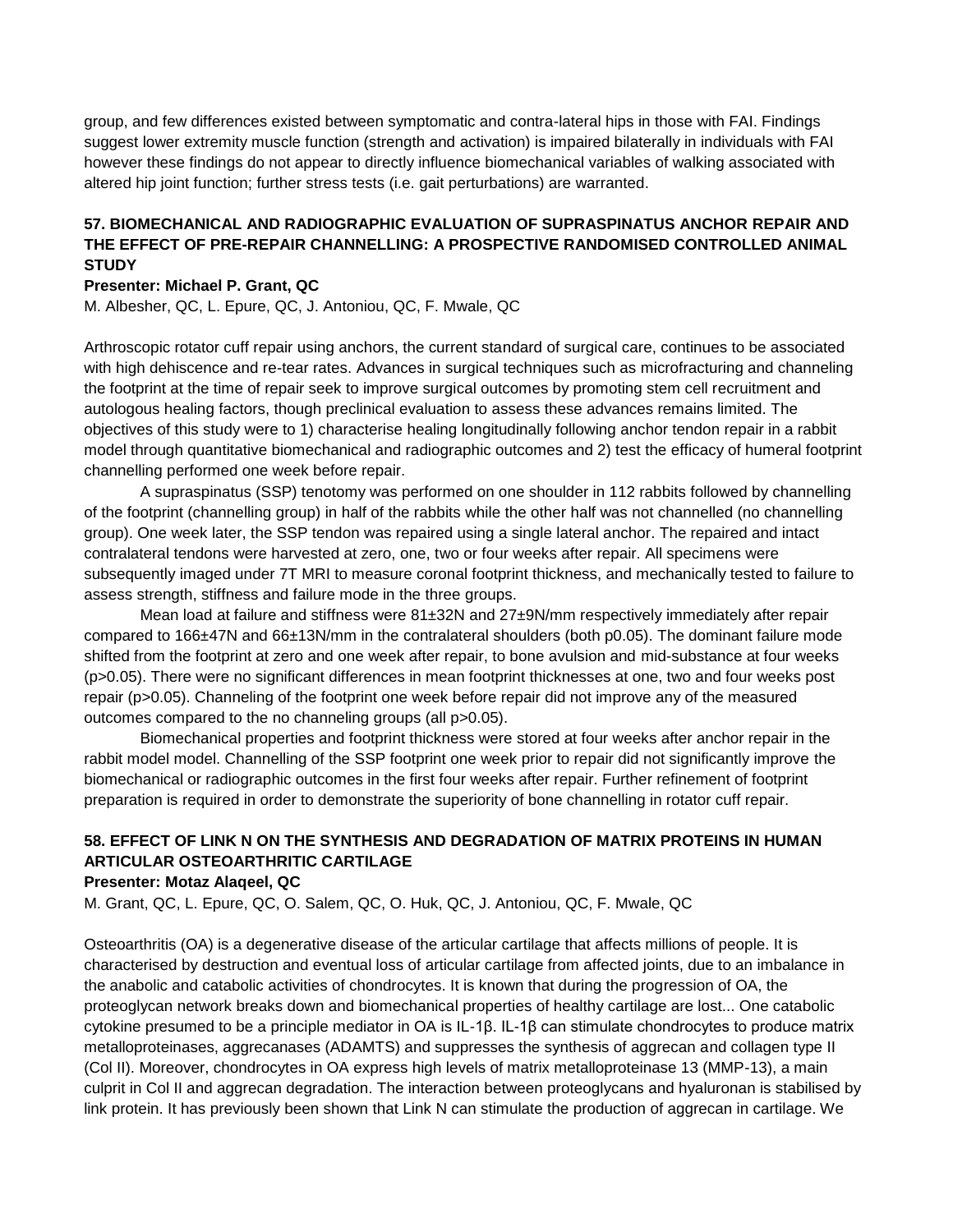group, and few differences existed between symptomatic and contra-lateral hips in those with FAI. Findings suggest lower extremity muscle function (strength and activation) is impaired bilaterally in individuals with FAI however these findings do not appear to directly influence biomechanical variables of walking associated with altered hip joint function; further stress tests (i.e. gait perturbations) are warranted.

### 57. BIOMECHANICAL AND RADIOGRAPHIC EVALUATION OF SUPRASPINATUS ANCHOR REPAIR AND THE EFFECT OF PRE-REPAIR CHANNELLING: A PROSPECTIVE RANDOMISED CONTROLLED ANIMAL STUDY

**Presenter: Michael P. Grant, QC**

M. Albesher, QC, L. Epure, QC, J. Antoniou, QC, F. Mwale, QC

Arthroscopic rotator cuff repair using anchors, the current standard of surgical care, continues to be associated with high dehiscence and re-tear rates. Advances in surgical techniques such as microfracturing and channeling the footprint at the time of repair seek to improve surgical outcomes by promoting stem cell recruitment and autologous healing factors, though preclinical evaluation to assess these advances remains limited. The objectives of this study were to 1) characterise healing longitudinally following anchor tendon repair in a rabbit model through quantitative biomechanical and radiographic outcomes and 2) test the efficacy of humeral footprint channelling performed one week before repair.

A supraspinatus (SSP) tenotomy was performed on one shoulder in 112 rabbits followed by channelling of the footprint (channelling group) in half of the rabbits while the other half was not channelled (no channelling group). One week later, the SSP tendon was repaired using a single lateral anchor. The repaired and intact contralateral tendons were harvested at zero, one, two or four weeks after repair. All specimens were subsequently imaged under 7T MRI to measure coronal footprint thickness, and mechanically tested to failure to assess strength, stiffness and failure mode in the three groups.

Mean load at failure and stiffness were 81±32N and 27±9N/mm respectively immediately after repair compared to 166±47N and 66±13N/mm in the contralateral shoulders (both p0.05). The dominant failure mode shifted from the footprint at zero and one week after repair, to bone avulsion and mid-substance at four weeks ($p>0.05$). There were no significant differences in mean footprint thicknesses at one, two and four weeks post repair ($p>0.05$). Channeling of the footprint one week before repair did not improve any of the measured outcomes compared to the no channeling groups (all $p>0.05$).

Biomechanical properties and footprint thickness were stored at four weeks after anchor repair in the rabbit model model. Channelling of the SSP footprint one week prior to repair did not significantly improve the biomechanical or radiographic outcomes in the first four weeks after repair. Further refinement of footprint preparation is required in order to demonstrate the superiority of bone channelling in rotator cuff repair.

### 58. EFFECT OF LINK N ON THE SYNTHESIS AND DEGRADATION OF MATRIX PROTEINS IN HUMAN ARTICULAR OSTEOARTHRITIC CARTILAGE

**Presenter: Motaz Alaqeel, QC**

M. Grant, QC, L. Epure, QC, O. Salem, QC, O. Huk, QC, J. Antoniou, QC, F. Mwale, QC

Osteoarthritis (OA) is a degenerative disease of the articular cartilage that affects millions of people. It is characterised by destruction and eventual loss of articular cartilage from affected joints, due to an imbalance in the anabolic and catabolic activities of chondrocytes. It is known that during the progression of OA, the proteoglycan network breaks down and biomechanical properties of healthy cartilage are lost... One catabolic cytokine presumed to be a principle mediator in OA is IL-1β. IL-1β can stimulate chondrocytes to produce matrix metalloproteinases, aggrecanases (ADAMTS) and suppresses the synthesis of aggrecan and collagen type II (Col II). Moreover, chondrocytes in OA express high levels of matrix metalloproteinase 13 (MMP-13), a main culprit in Col II and aggrecan degradation. The interaction between proteoglycans and hyaluronan is stabilised by link protein. It has previously been shown that Link N can stimulate the production of aggrecan in cartilage. We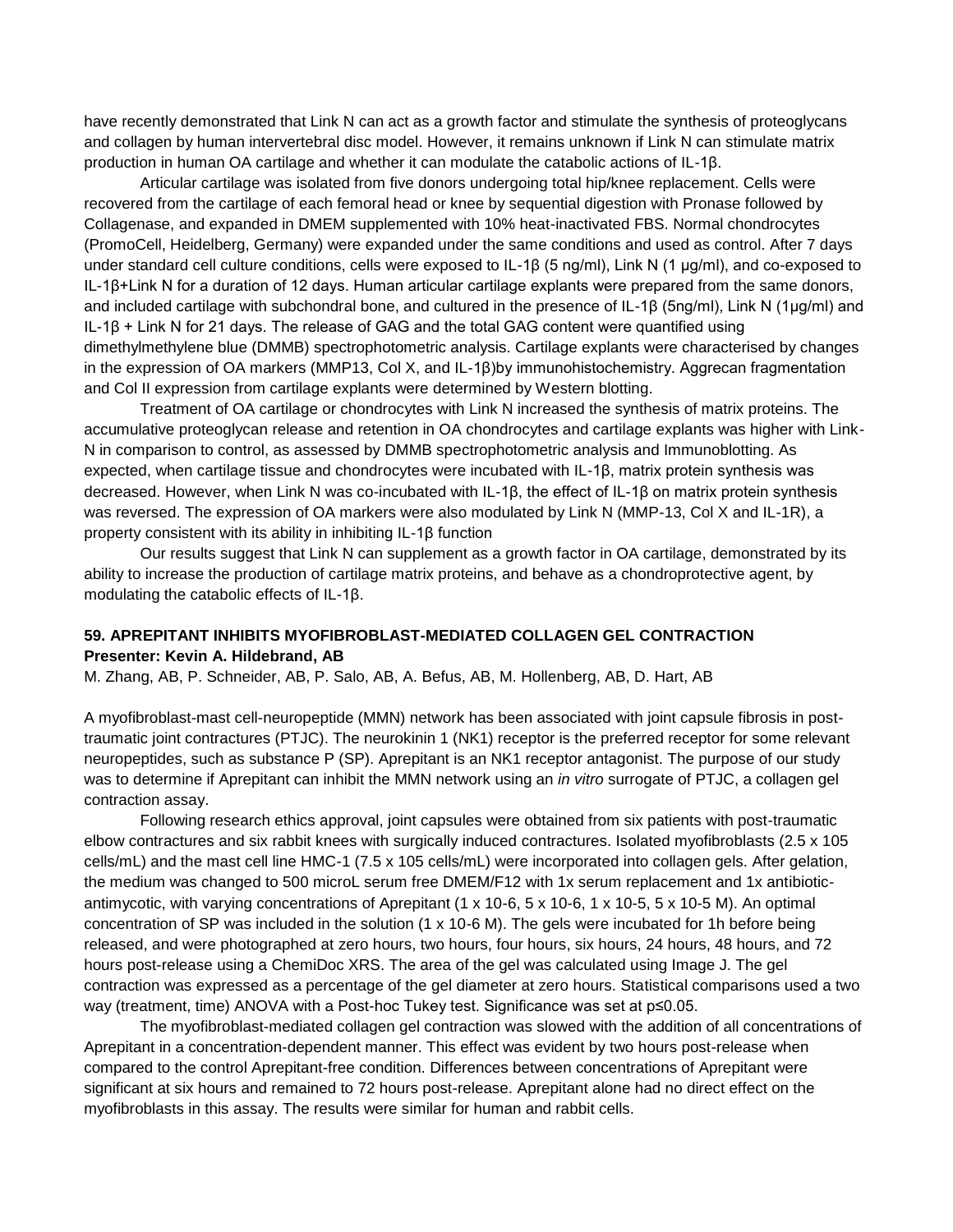have recently demonstrated that Link N can act as a growth factor and stimulate the synthesis of proteoglycans and collagen by human intervertebral disc model. However, it remains unknown if Link N can stimulate matrix production in human OA cartilage and whether it can modulate the catabolic actions of IL-1β.

Articular cartilage was isolated from five donors undergoing total hip/knee replacement. Cells were recovered from the cartilage of each femoral head or knee by sequential digestion with Pronase followed by Collagenase, and expanded in DMEM supplemented with 10% heat-inactivated FBS. Normal chondrocytes (PromoCell, Heidelberg, Germany) were expanded under the same conditions and used as control. After 7 days under standard cell culture conditions, cells were exposed to IL-1β (5 ng/ml), Link N (1 μg/ml), and co-exposed to IL-1β+Link N for a duration of 12 days. Human articular cartilage explants were prepared from the same donors, and included cartilage with subchondral bone, and cultured in the presence of IL-1β (5ng/ml), Link N (1μg/ml) and IL-1β + Link N for 21 days. The release of GAG and the total GAG content were quantified using dimethylmethylene blue (DMMB) spectrophotometric analysis. Cartilage explants were characterised by changes in the expression of OA markers (MMP13, Col X, and IL-1β)by immunohistochemistry. Aggrecan fragmentation and Col II expression from cartilage explants were determined by Western blotting.

Treatment of OA cartilage or chondrocytes with Link N increased the synthesis of matrix proteins. The accumulative proteoglycan release and retention in OA chondrocytes and cartilage explants was higher with Link-N in comparison to control, as assessed by DMMB spectrophotometric analysis and Immunoblotting. As expected, when cartilage tissue and chondrocytes were incubated with IL-1β, matrix protein synthesis was decreased. However, when Link N was co-incubated with IL-1β, the effect of IL-1β on matrix protein synthesis was reversed. The expression of OA markers were also modulated by Link N (MMP-13, Col X and IL-1R), a property consistent with its ability in inhibiting IL-1β function

Our results suggest that Link N can supplement as a growth factor in OA cartilage, demonstrated by its ability to increase the production of cartilage matrix proteins, and behave as a chondroprotective agent, by modulating the catabolic effects of IL-1β.

### 59. APREPITANT INHIBITS MYOFIBROBLAST-MEDIATED COLLAGEN GEL CONTRACTION

**Presenter: Kevin A. Hildebrand, AB**

M. Zhang, AB, P. Schneider, AB, P. Salo, AB, A. Befus, AB, M. Hollenberg, AB, D. Hart, AB

A myofibroblast-mast cell-neuropeptide (MMN) network has been associated with joint capsule fibrosis in post-traumatic joint contractures (PTJC). The neurokinin 1 (NK1) receptor is the preferred receptor for some relevant neuropeptides, such as substance P (SP). Aprepitant is an NK1 receptor antagonist. The purpose of our study was to determine if Aprepitant can inhibit the MMN network using an *in vitro* surrogate of PTJC, a collagen gel contraction assay.

Following research ethics approval, joint capsules were obtained from six patients with post-traumatic elbow contractures and six rabbit knees with surgically induced contractures. Isolated myofibroblasts (2.5 x 105 cells/mL) and the mast cell line HMC-1 (7.5 x 105 cells/mL) were incorporated into collagen gels. After gelation, the medium was changed to 500 microL serum free DMEM/F12 with 1x serum replacement and 1x antibiotic-antimycotic, with varying concentrations of Aprepitant (1 x 10-6, 5 x 10-6, 1 x 10-5, 5 x 10-5 M). An optimal concentration of SP was included in the solution (1 x 10-6 M). The gels were incubated for 1h before being released, and were photographed at zero hours, two hours, four hours, six hours, 24 hours, 48 hours, and 72 hours post-release using a ChemiDoc XRS. The area of the gel was calculated using Image J. The gel contraction was expressed as a percentage of the gel diameter at zero hours. Statistical comparisons used a two way (treatment, time) ANOVA with a Post-hoc Tukey test. Significance was set at $p \leq 0.05$.

The myofibroblast-mediated collagen gel contraction was slowed with the addition of all concentrations of Aprepitant in a concentration-dependent manner. This effect was evident by two hours post-release when compared to the control Aprepitant-free condition. Differences between concentrations of Aprepitant were significant at six hours and remained to 72 hours post-release. Aprepitant alone had no direct effect on the myofibroblasts in this assay. The results were similar for human and rabbit cells.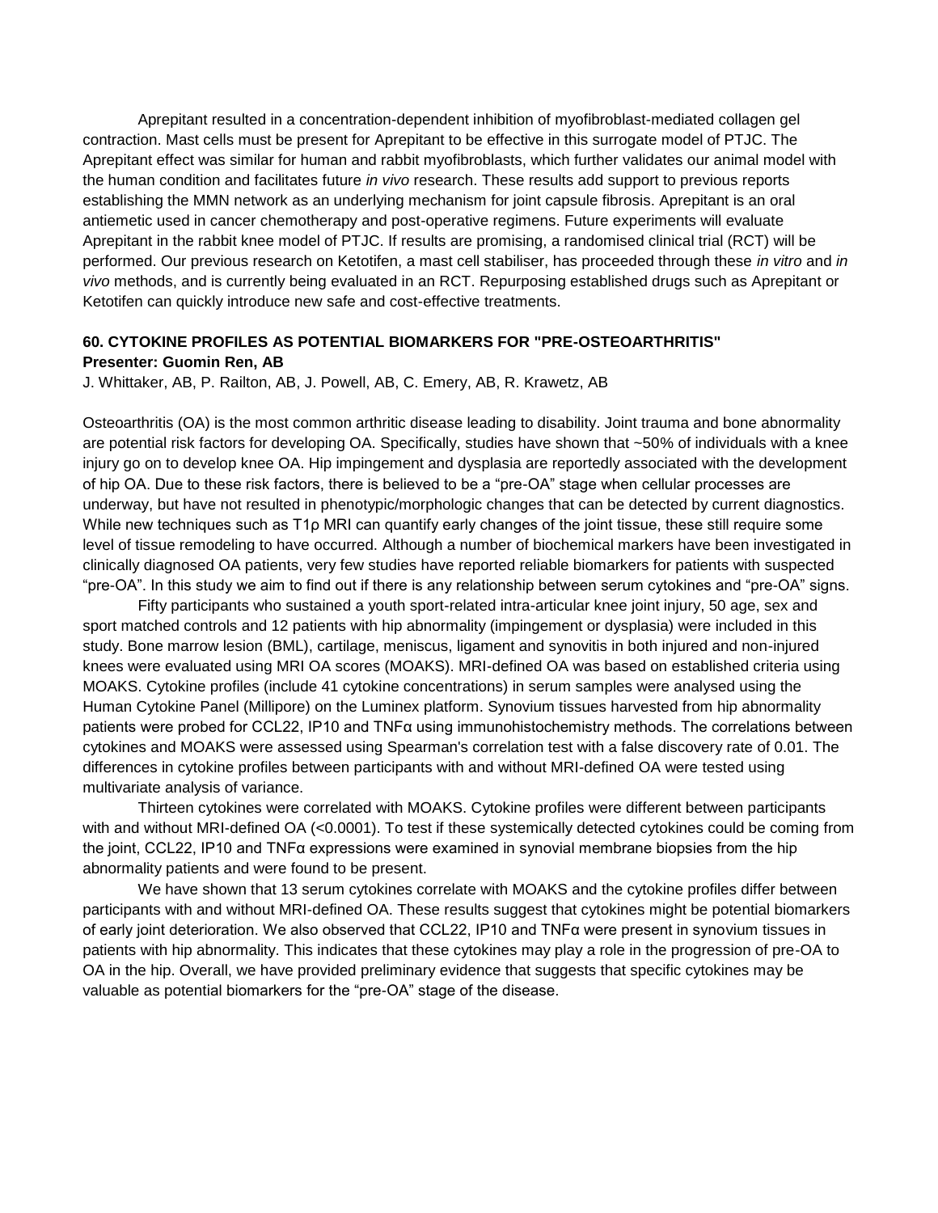Aprepitant resulted in a concentration-dependent inhibition of myofibroblast-mediated collagen gel contraction. Mast cells must be present for Aprepitant to be effective in this surrogate model of PTJC. The Aprepitant effect was similar for human and rabbit myofibroblasts, which further validates our animal model with the human condition and facilitates future *in vivo* research. These results add support to previous reports establishing the MMN network as an underlying mechanism for joint capsule fibrosis. Aprepitant is an oral antiemetic used in cancer chemotherapy and post-operative regimens. Future experiments will evaluate Aprepitant in the rabbit knee model of PTJC. If results are promising, a randomised clinical trial (RCT) will be performed. Our previous research on Ketotifen, a mast cell stabiliser, has proceeded through these *in vitro* and *in vivo* methods, and is currently being evaluated in an RCT. Repurposing established drugs such as Aprepitant or Ketotifen can quickly introduce new safe and cost-effective treatments.

## 60. CYTOKINE PROFILES AS POTENTIAL BIOMARKERS FOR "PRE-OSTEOARTHRITIS"

**Presenter: Guomin Ren, AB**

J. Whittaker, AB, P. Railton, AB, J. Powell, AB, C. Emery, AB, R. Krawetz, AB

Osteoarthritis (OA) is the most common arthritic disease leading to disability. Joint trauma and bone abnormality are potential risk factors for developing OA. Specifically, studies have shown that ~50% of individuals with a knee injury go on to develop knee OA. Hip impingement and dysplasia are reportedly associated with the development of hip OA. Due to these risk factors, there is believed to be a "pre-OA" stage when cellular processes are underway, but have not resulted in phenotypic/morphologic changes that can be detected by current diagnostics. While new techniques such as T1ρ MRI can quantify early changes of the joint tissue, these still require some level of tissue remodeling to have occurred. Although a number of biochemical markers have been investigated in clinically diagnosed OA patients, very few studies have reported reliable biomarkers for patients with suspected "pre-OA". In this study we aim to find out if there is any relationship between serum cytokines and "pre-OA" signs.

Fifty participants who sustained a youth sport-related intra-articular knee joint injury, 50 age, sex and sport matched controls and 12 patients with hip abnormality (impingement or dysplasia) were included in this study. Bone marrow lesion (BML), cartilage, meniscus, ligament and synovitis in both injured and non-injured knees were evaluated using MRI OA scores (MOAKS). MRI-defined OA was based on established criteria using MOAKS. Cytokine profiles (include 41 cytokine concentrations) in serum samples were analysed using the Human Cytokine Panel (Millipore) on the Luminex platform. Synovium tissues harvested from hip abnormality patients were probed for CCL22, IP10 and TNFα using immunohistochemistry methods. The correlations between cytokines and MOAKS were assessed using Spearman's correlation test with a false discovery rate of 0.01. The differences in cytokine profiles between participants with and without MRI-defined OA were tested using multivariate analysis of variance.

Thirteen cytokines were correlated with MOAKS. Cytokine profiles were different between participants with and without MRI-defined OA (<0.0001). To test if these systemically detected cytokines could be coming from the joint, CCL22, IP10 and TNFα expressions were examined in synovial membrane biopsies from the hip abnormality patients and were found to be present.

We have shown that 13 serum cytokines correlate with MOAKS and the cytokine profiles differ between participants with and without MRI-defined OA. These results suggest that cytokines might be potential biomarkers of early joint deterioration. We also observed that CCL22, IP10 and TNFα were present in synovium tissues in patients with hip abnormality. This indicates that these cytokines may play a role in the progression of pre-OA to OA in the hip. Overall, we have provided preliminary evidence that suggests that specific cytokines may be valuable as potential biomarkers for the "pre-OA" stage of the disease.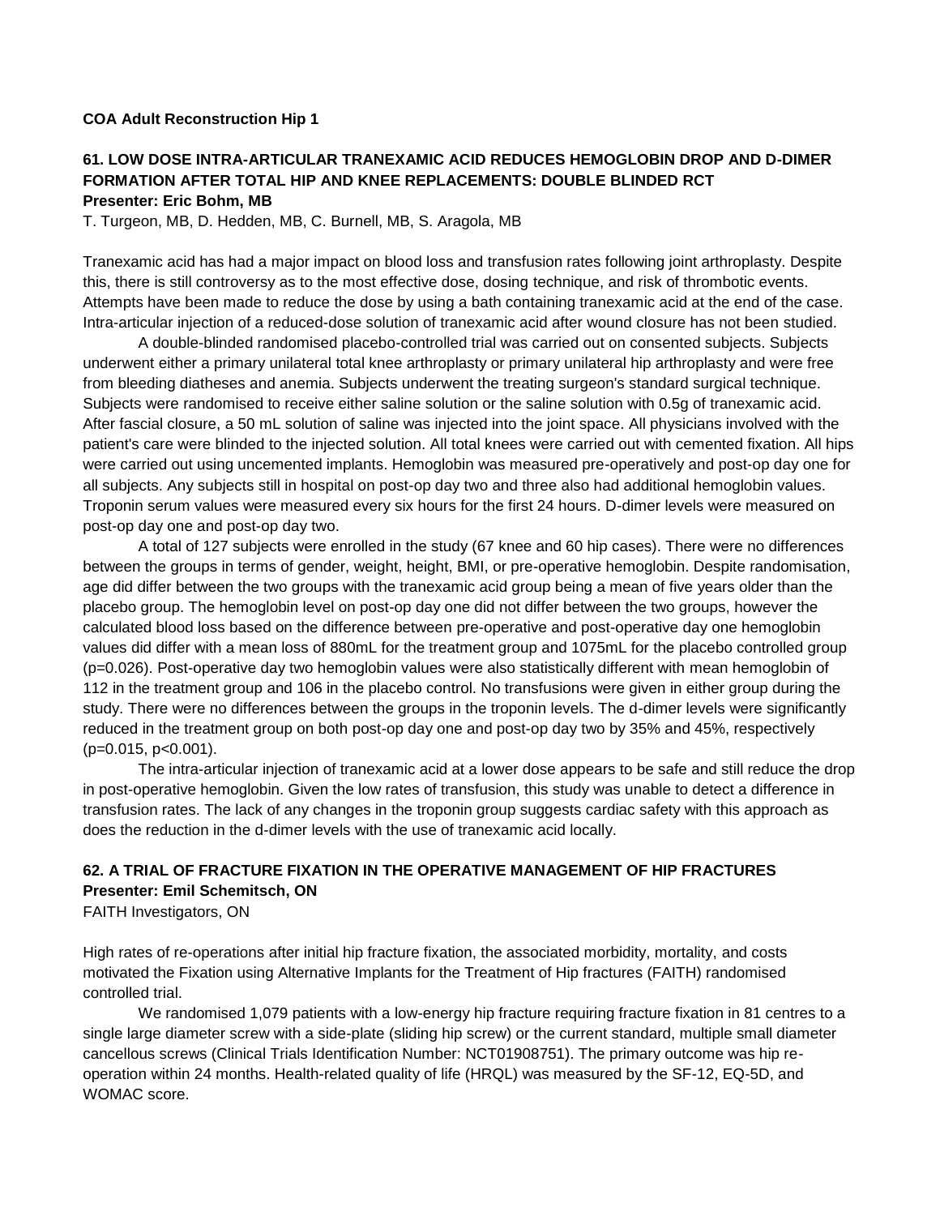**COA Adult Reconstruction Hip 1**

### 61. LOW DOSE INTRA-ARTICULAR TRANEXAMIC ACID REDUCES HEMOGLOBIN DROP AND D-DIMER FORMATION AFTER TOTAL HIP AND KNEE REPLACEMENTS: DOUBLE BLINDED RCT

**Presenter: Eric Bohm, MB**

T. Turgeon, MB, D. Hedden, MB, C. Burnell, MB, S. Aragola, MB

Tranexamic acid has had a major impact on blood loss and transfusion rates following joint arthroplasty. Despite this, there is still controversy as to the most effective dose, dosing technique, and risk of thrombotic events. Attempts have been made to reduce the dose by using a bath containing tranexamic acid at the end of the case. Intra-articular injection of a reduced-dose solution of tranexamic acid after wound closure has not been studied.

A double-blinded randomised placebo-controlled trial was carried out on consented subjects. Subjects underwent either a primary unilateral total knee arthroplasty or primary unilateral hip arthroplasty and were free from bleeding diatheses and anemia. Subjects underwent the treating surgeon's standard surgical technique. Subjects were randomised to receive either saline solution or the saline solution with 0.5g of tranexamic acid. After fascial closure, a 50 mL solution of saline was injected into the joint space. All physicians involved with the patient's care were blinded to the injected solution. All total knees were carried out with cemented fixation. All hips were carried out using uncemented implants. Hemoglobin was measured pre-operatively and post-op day one for all subjects. Any subjects still in hospital on post-op day two and three also had additional hemoglobin values. Troponin serum values were measured every six hours for the first 24 hours. D-dimer levels were measured on post-op day one and post-op day two.

A total of 127 subjects were enrolled in the study (67 knee and 60 hip cases). There were no differences between the groups in terms of gender, weight, height, BMI, or pre-operative hemoglobin. Despite randomisation, age did differ between the two groups with the tranexamic acid group being a mean of five years older than the placebo group. The hemoglobin level on post-op day one did not differ between the two groups, however the calculated blood loss based on the difference between pre-operative and post-operative day one hemoglobin values did differ with a mean loss of 880mL for the treatment group and 1075mL for the placebo controlled group ($p=0.026$). Post-operative day two hemoglobin values were also statistically different with mean hemoglobin of 112 in the treatment group and 106 in the placebo control. No transfusions were given in either group during the study. There were no differences between the groups in the troponin levels. The d-dimer levels were significantly reduced in the treatment group on both post-op day one and post-op day two by 35% and 45%, respectively ($p=0.015$, $p<0.001$).

The intra-articular injection of tranexamic acid at a lower dose appears to be safe and still reduce the drop in post-operative hemoglobin. Given the low rates of transfusion, this study was unable to detect a difference in transfusion rates. The lack of any changes in the troponin group suggests cardiac safety with this approach as does the reduction in the d-dimer levels with the use of tranexamic acid locally.

### 62. A TRIAL OF FRACTURE FIXATION IN THE OPERATIVE MANAGEMENT OF HIP FRACTURES

**Presenter: Emil Schemitsch, ON**

FAITH Investigators, ON

High rates of re-operations after initial hip fracture fixation, the associated morbidity, mortality, and costs motivated the Fixation using Alternative Implants for the Treatment of Hip fractures (FAITH) randomised controlled trial.

We randomised 1,079 patients with a low-energy hip fracture requiring fracture fixation in 81 centres to a single large diameter screw with a side-plate (sliding hip screw) or the current standard, multiple small diameter cancellous screws (Clinical Trials Identification Number: NCT01908751). The primary outcome was hip re-operation within 24 months. Health-related quality of life (HRQL) was measured by the SF-12, EQ-5D, and WOMAC score.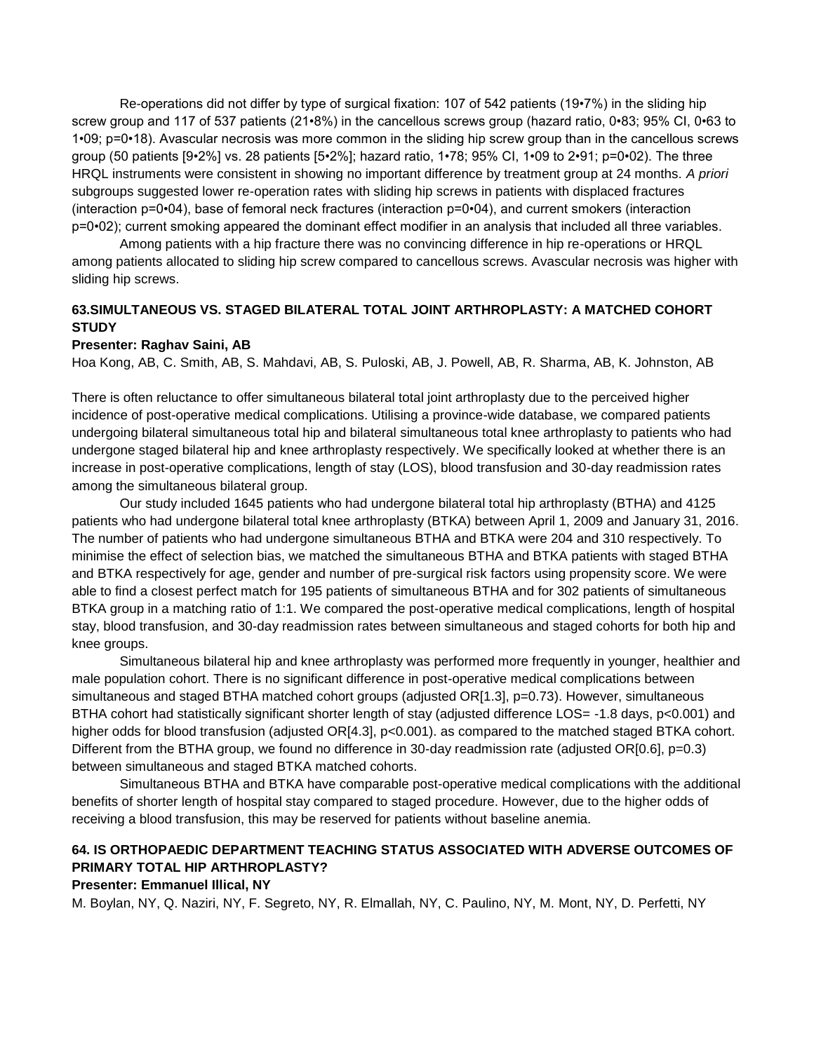Re-operations did not differ by type of surgical fixation: 107 of 542 patients (19•7%) in the sliding hip screw group and 117 of 537 patients (21•8%) in the cancellous screws group (hazard ratio, 0•83; 95% CI, 0•63 to 1•09; p=0•18). Avascular necrosis was more common in the sliding hip screw group than in the cancellous screws group (50 patients [9•2%] vs. 28 patients [5•2%]; hazard ratio, 1•78; 95% CI, 1•09 to 2•91; p=0•02). The three HRQL instruments were consistent in showing no important difference by treatment group at 24 months. *A priori* subgroups suggested lower re-operation rates with sliding hip screws in patients with displaced fractures (interaction p=0•04), base of femoral neck fractures (interaction p=0•04), and current smokers (interaction p=0•02); current smoking appeared the dominant effect modifier in an analysis that included all three variables.

Among patients with a hip fracture there was no convincing difference in hip re-operations or HRQL among patients allocated to sliding hip screw compared to cancellous screws. Avascular necrosis was higher with sliding hip screws.

### 63.SIMULTANEOUS VS. STAGED BILATERAL TOTAL JOINT ARTHROPLASTY: A MATCHED COHORT STUDY

**Presenter: Raghav Saini, AB**

Hoa Kong, AB, C. Smith, AB, S. Mahdavi, AB, S. Puloski, AB, J. Powell, AB, R. Sharma, AB, K. Johnston, AB

There is often reluctance to offer simultaneous bilateral total joint arthroplasty due to the perceived higher incidence of post-operative medical complications. Utilising a province-wide database, we compared patients undergoing bilateral simultaneous total hip and bilateral simultaneous total knee arthroplasty to patients who had undergone staged bilateral hip and knee arthroplasty respectively. We specifically looked at whether there is an increase in post-operative complications, length of stay (LOS), blood transfusion and 30-day readmission rates among the simultaneous bilateral group.

Our study included 1645 patients who had undergone bilateral total hip arthroplasty (BTHA) and 4125 patients who had undergone bilateral total knee arthroplasty (BTKA) between April 1, 2009 and January 31, 2016. The number of patients who had undergone simultaneous BTHA and BTKA were 204 and 310 respectively. To minimise the effect of selection bias, we matched the simultaneous BTHA and BTKA patients with staged BTHA and BTKA respectively for age, gender and number of pre-surgical risk factors using propensity score. We were able to find a closest perfect match for 195 patients of simultaneous BTHA and for 302 patients of simultaneous BTKA group in a matching ratio of 1:1. We compared the post-operative medical complications, length of hospital stay, blood transfusion, and 30-day readmission rates between simultaneous and staged cohorts for both hip and knee groups.

Simultaneous bilateral hip and knee arthroplasty was performed more frequently in younger, healthier and male population cohort. There is no significant difference in post-operative medical complications between simultaneous and staged BTHA matched cohort groups (adjusted OR[1.3], p=0.73). However, simultaneous BTHA cohort had statistically significant shorter length of stay (adjusted difference LOS= -1.8 days, p<0.001) and higher odds for blood transfusion (adjusted OR[4.3], p<0.001). as compared to the matched staged BTKA cohort. Different from the BTHA group, we found no difference in 30-day readmission rate (adjusted OR[0.6], p=0.3) between simultaneous and staged BTKA matched cohorts.

Simultaneous BTHA and BTKA have comparable post-operative medical complications with the additional benefits of shorter length of hospital stay compared to staged procedure. However, due to the higher odds of receiving a blood transfusion, this may be reserved for patients without baseline anemia.

### 64. IS ORTHOPAEDIC DEPARTMENT TEACHING STATUS ASSOCIATED WITH ADVERSE OUTCOMES OF PRIMARY TOTAL HIP ARTHROPLASTY?

**Presenter: Emmanuel Illical, NY**

M. Boylan, NY, Q. Naziri, NY, F. Segreto, NY, R. Elmallah, NY, C. Paulino, NY, M. Mont, NY, D. Perfetti, NY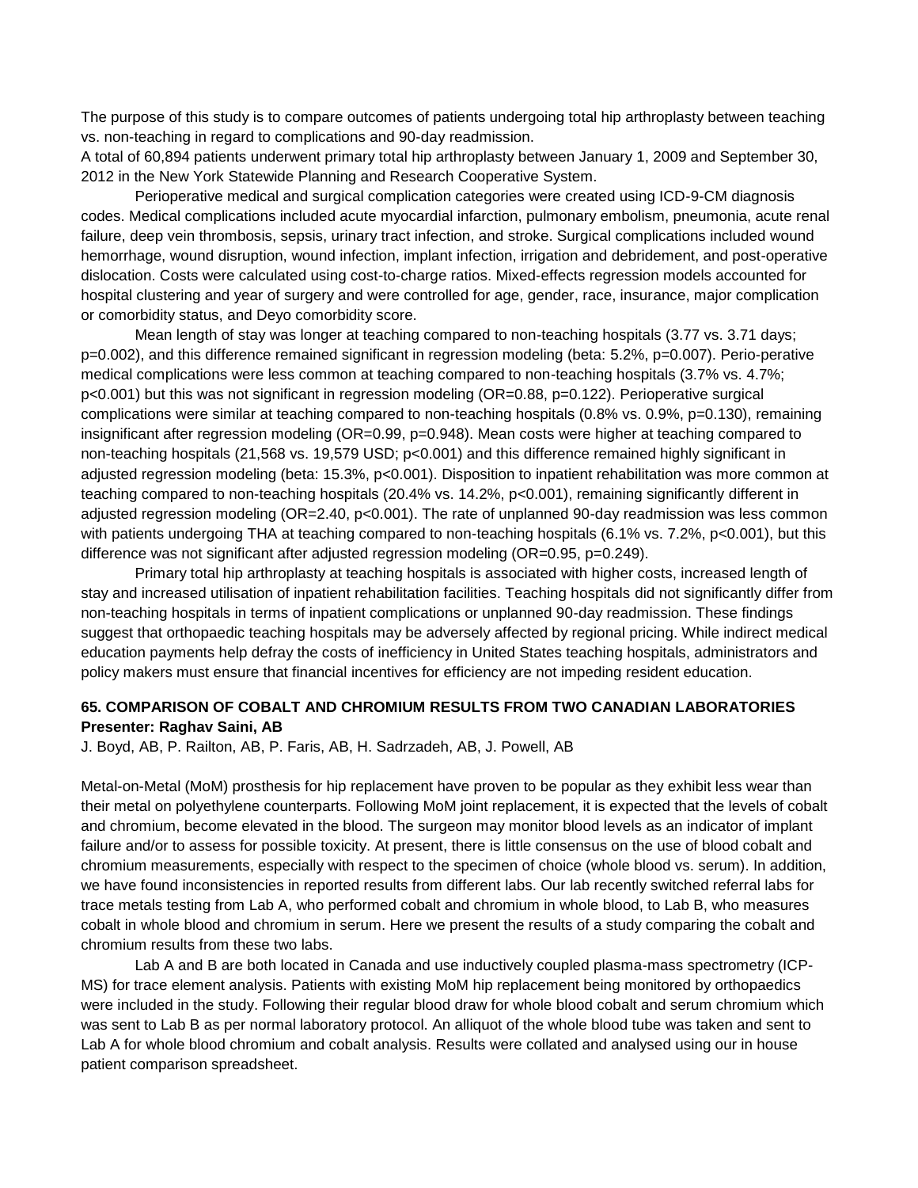The purpose of this study is to compare outcomes of patients undergoing total hip arthroplasty between teaching vs. non-teaching in regard to complications and 90-day readmission.

A total of 60,894 patients underwent primary total hip arthroplasty between January 1, 2009 and September 30, 2012 in the New York Statewide Planning and Research Cooperative System.

Perioperative medical and surgical complication categories were created using ICD-9-CM diagnosis codes. Medical complications included acute myocardial infarction, pulmonary embolism, pneumonia, acute renal failure, deep vein thrombosis, sepsis, urinary tract infection, and stroke. Surgical complications included wound hemorrhage, wound disruption, wound infection, implant infection, irrigation and debridement, and post-operative dislocation. Costs were calculated using cost-to-charge ratios. Mixed-effects regression models accounted for hospital clustering and year of surgery and were controlled for age, gender, race, insurance, major complication or comorbidity status, and Deyo comorbidity score.

Mean length of stay was longer at teaching compared to non-teaching hospitals (3.77 vs. 3.71 days; p=0.002), and this difference remained significant in regression modeling (beta: 5.2%, p=0.007). Perio-perative medical complications were less common at teaching compared to non-teaching hospitals (3.7% vs. 4.7%; p<0.001) but this was not significant in regression modeling (OR=0.88, p=0.122). Perioperative surgical complications were similar at teaching compared to non-teaching hospitals (0.8% vs. 0.9%, p=0.130), remaining insignificant after regression modeling (OR=0.99, p=0.948). Mean costs were higher at teaching compared to non-teaching hospitals (21,568 vs. 19,579 USD; p<0.001) and this difference remained highly significant in adjusted regression modeling (beta: 15.3%, p<0.001). Disposition to inpatient rehabilitation was more common at teaching compared to non-teaching hospitals (20.4% vs. 14.2%, p<0.001), remaining significantly different in adjusted regression modeling (OR=2.40, p<0.001). The rate of unplanned 90-day readmission was less common with patients undergoing THA at teaching compared to non-teaching hospitals (6.1% vs. 7.2%, p<0.001), but this difference was not significant after adjusted regression modeling (OR=0.95, p=0.249).

Primary total hip arthroplasty at teaching hospitals is associated with higher costs, increased length of stay and increased utilisation of inpatient rehabilitation facilities. Teaching hospitals did not significantly differ from non-teaching hospitals in terms of inpatient complications or unplanned 90-day readmission. These findings suggest that orthopaedic teaching hospitals may be adversely affected by regional pricing. While indirect medical education payments help defray the costs of inefficiency in United States teaching hospitals, administrators and policy makers must ensure that financial incentives for efficiency are not impeding resident education.

## 65. COMPARISON OF COBALT AND CHROMIUM RESULTS FROM TWO CANADIAN LABORATORIES

**Presenter: Raghav Saini, AB**

J. Boyd, AB, P. Railton, AB, P. Faris, AB, H. Sadrzadeh, AB, J. Powell, AB

Metal-on-Metal (MoM) prosthesis for hip replacement have proven to be popular as they exhibit less wear than their metal on polyethylene counterparts. Following MoM joint replacement, it is expected that the levels of cobalt and chromium, become elevated in the blood. The surgeon may monitor blood levels as an indicator of implant failure and/or to assess for possible toxicity. At present, there is little consensus on the use of blood cobalt and chromium measurements, especially with respect to the specimen of choice (whole blood vs. serum). In addition, we have found inconsistencies in reported results from different labs. Our lab recently switched referral labs for trace metals testing from Lab A, who performed cobalt and chromium in whole blood, to Lab B, who measures cobalt in whole blood and chromium in serum. Here we present the results of a study comparing the cobalt and chromium results from these two labs.

Lab A and B are both located in Canada and use inductively coupled plasma-mass spectrometry (ICP-MS) for trace element analysis. Patients with existing MoM hip replacement being monitored by orthopaedics were included in the study. Following their regular blood draw for whole blood cobalt and serum chromium which was sent to Lab B as per normal laboratory protocol. An alliquot of the whole blood tube was taken and sent to Lab A for whole blood chromium and cobalt analysis. Results were collated and analysed using our in house patient comparison spreadsheet.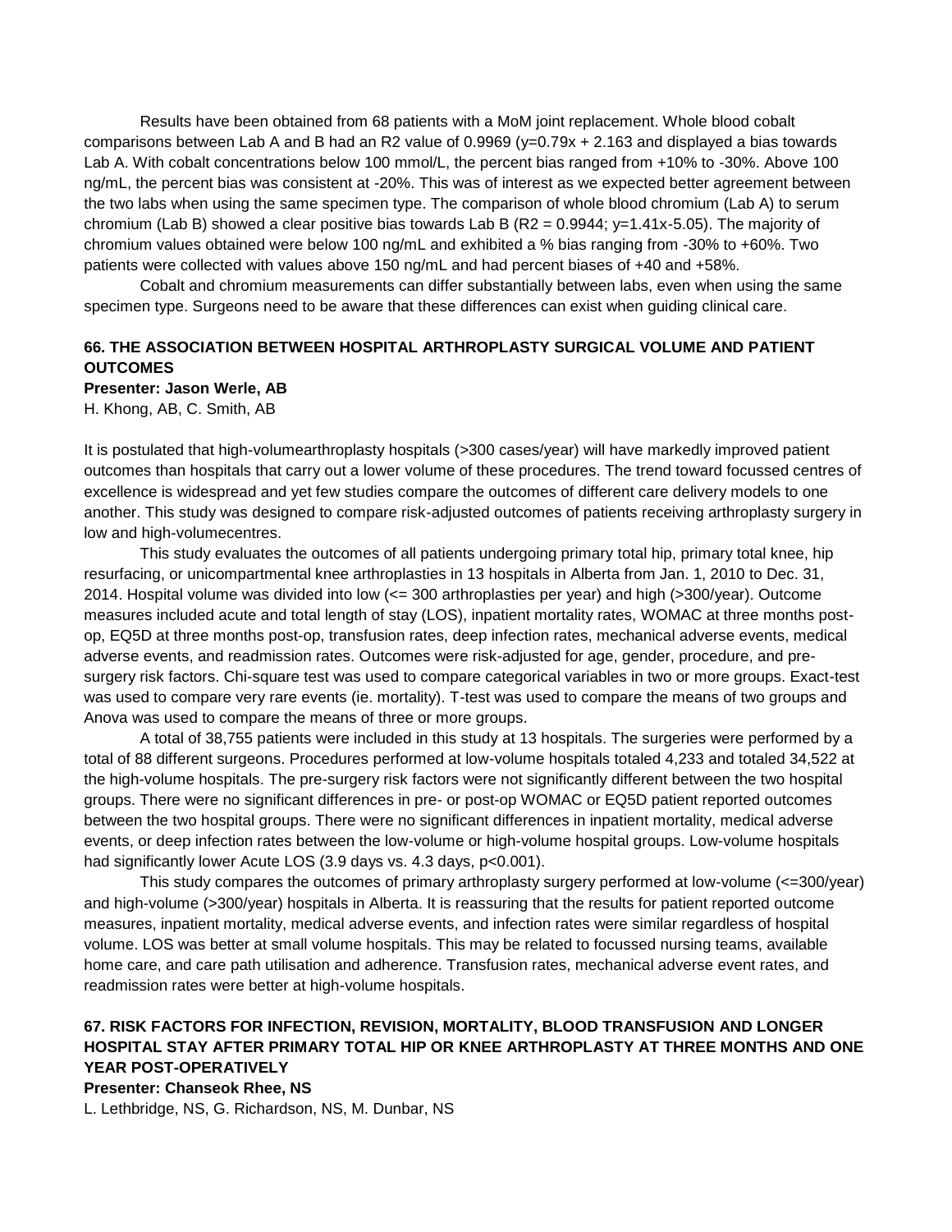Results have been obtained from 68 patients with a MoM joint replacement. Whole blood cobalt comparisons between Lab A and B had an R2 value of 0.9969 ($y=0.79x + 2.163$ and displayed a bias towards Lab A. With cobalt concentrations below 100 mmol/L, the percent bias ranged from +10% to -30%. Above 100 ng/mL, the percent bias was consistent at -20%. This was of interest as we expected better agreement between the two labs when using the same specimen type. The comparison of whole blood chromium (Lab A) to serum chromium (Lab B) showed a clear positive bias towards Lab B ($R2 = 0.9944$; $y=1.41x-5.05$). The majority of chromium values obtained were below 100 ng/mL and exhibited a % bias ranging from -30% to +60%. Two patients were collected with values above 150 ng/mL and had percent biases of +40 and +58%.

Cobalt and chromium measurements can differ substantially between labs, even when using the same specimen type. Surgeons need to be aware that these differences can exist when guiding clinical care.

## 66. THE ASSOCIATION BETWEEN HOSPITAL ARTHROPLASTY SURGICAL VOLUME AND PATIENT OUTCOMES

**Presenter: Jason Werle, AB**

H. Khong, AB, C. Smith, AB

It is postulated that high-volumearthroplasty hospitals (>300 cases/year) will have markedly improved patient outcomes than hospitals that carry out a lower volume of these procedures. The trend toward focussed centres of excellence is widespread and yet few studies compare the outcomes of different care delivery models to one another. This study was designed to compare risk-adjusted outcomes of patients receiving arthroplasty surgery in low and high-volumecentres.

This study evaluates the outcomes of all patients undergoing primary total hip, primary total knee, hip resurfacing, or unicompartmental knee arthroplasties in 13 hospitals in Alberta from Jan. 1, 2010 to Dec. 31, 2014. Hospital volume was divided into low (<= 300 arthroplasties per year) and high (>300/year). Outcome measures included acute and total length of stay (LOS), inpatient mortality rates, WOMAC at three months post-op, EQ5D at three months post-op, transfusion rates, deep infection rates, mechanical adverse events, medical adverse events, and readmission rates. Outcomes were risk-adjusted for age, gender, procedure, and pre-surgery risk factors. Chi-square test was used to compare categorical variables in two or more groups. Exact-test was used to compare very rare events (ie. mortality). T-test was used to compare the means of two groups and Anova was used to compare the means of three or more groups.

A total of 38,755 patients were included in this study at 13 hospitals. The surgeries were performed by a total of 88 different surgeons. Procedures performed at low-volume hospitals totaled 4,233 and totaled 34,522 at the high-volume hospitals. The pre-surgery risk factors were not significantly different between the two hospital groups. There were no significant differences in pre- or post-op WOMAC or EQ5D patient reported outcomes between the two hospital groups. There were no significant differences in inpatient mortality, medical adverse events, or deep infection rates between the low-volume or high-volume hospital groups. Low-volume hospitals had significantly lower Acute LOS (3.9 days vs. 4.3 days, $p<0.001$).

This study compares the outcomes of primary arthroplasty surgery performed at low-volume (<=300/year) and high-volume (>300/year) hospitals in Alberta. It is reassuring that the results for patient reported outcome measures, inpatient mortality, medical adverse events, and infection rates were similar regardless of hospital volume. LOS was better at small volume hospitals. This may be related to focussed nursing teams, available home care, and care path utilisation and adherence. Transfusion rates, mechanical adverse event rates, and readmission rates were better at high-volume hospitals.

## 67. RISK FACTORS FOR INFECTION, REVISION, MORTALITY, BLOOD TRANSFUSION AND LONGER HOSPITAL STAY AFTER PRIMARY TOTAL HIP OR KNEE ARTHROPLASTY AT THREE MONTHS AND ONE YEAR POST-OPERATIVELY

**Presenter: Chanseok Rhee, NS**

L. Lethbridge, NS, G. Richardson, NS, M. Dunbar, NS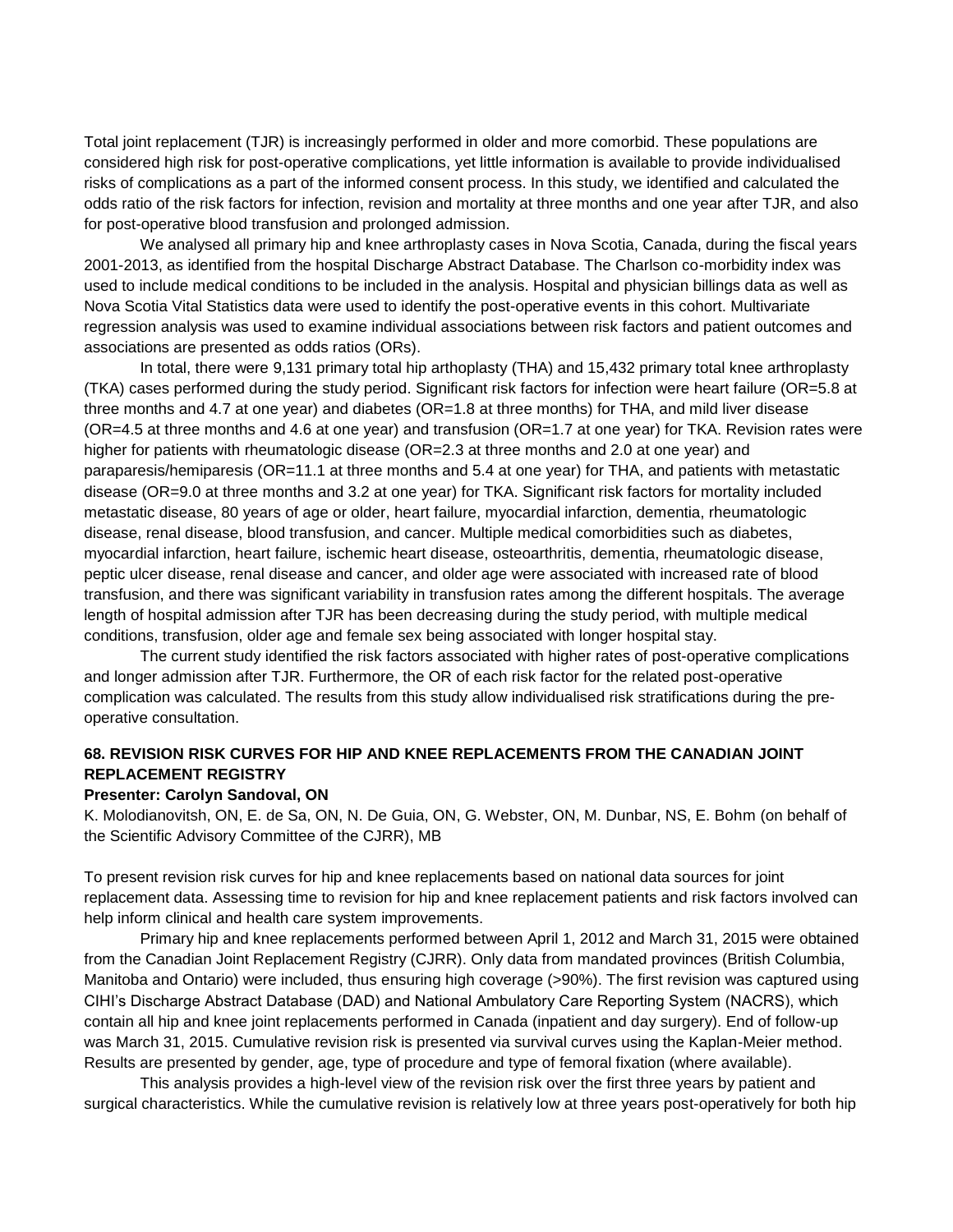Total joint replacement (TJR) is increasingly performed in older and more comorbid. These populations are considered high risk for post-operative complications, yet little information is available to provide individualised risks of complications as a part of the informed consent process. In this study, we identified and calculated the odds ratio of the risk factors for infection, revision and mortality at three months and one year after TJR, and also for post-operative blood transfusion and prolonged admission.

We analysed all primary hip and knee arthroplasty cases in Nova Scotia, Canada, during the fiscal years 2001-2013, as identified from the hospital Discharge Abstract Database. The Charlson co-morbidity index was used to include medical conditions to be included in the analysis. Hospital and physician billings data as well as Nova Scotia Vital Statistics data were used to identify the post-operative events in this cohort. Multivariate regression analysis was used to examine individual associations between risk factors and patient outcomes and associations are presented as odds ratios (ORs).

In total, there were 9,131 primary total hip arthoplasty (THA) and 15,432 primary total knee arthroplasty (TKA) cases performed during the study period. Significant risk factors for infection were heart failure (OR=5.8 at three months and 4.7 at one year) and diabetes (OR=1.8 at three months) for THA, and mild liver disease (OR=4.5 at three months and 4.6 at one year) and transfusion (OR=1.7 at one year) for TKA. Revision rates were higher for patients with rheumatologic disease (OR=2.3 at three months and 2.0 at one year) and paraparesis/hemiparesis (OR=11.1 at three months and 5.4 at one year) for THA, and patients with metastatic disease (OR=9.0 at three months and 3.2 at one year) for TKA. Significant risk factors for mortality included metastatic disease, 80 years of age or older, heart failure, myocardial infarction, dementia, rheumatologic disease, renal disease, blood transfusion, and cancer. Multiple medical comorbidities such as diabetes, myocardial infarction, heart failure, ischemic heart disease, osteoarthritis, dementia, rheumatologic disease, peptic ulcer disease, renal disease and cancer, and older age were associated with increased rate of blood transfusion, and there was significant variability in transfusion rates among the different hospitals. The average length of hospital admission after TJR has been decreasing during the study period, with multiple medical conditions, transfusion, older age and female sex being associated with longer hospital stay.

The current study identified the risk factors associated with higher rates of post-operative complications and longer admission after TJR. Furthermore, the OR of each risk factor for the related post-operative complication was calculated. The results from this study allow individualised risk stratifications during the pre-operative consultation.

### 68. REVISION RISK CURVES FOR HIP AND KNEE REPLACEMENTS FROM THE CANADIAN JOINT REPLACEMENT REGISTRY

**Presenter: Carolyn Sandoval, ON**

K. Molodianovitsh, ON, E. de Sa, ON, N. De Guia, ON, G. Webster, ON, M. Dunbar, NS, E. Bohm (on behalf of the Scientific Advisory Committee of the CJRR), MB

To present revision risk curves for hip and knee replacements based on national data sources for joint replacement data. Assessing time to revision for hip and knee replacement patients and risk factors involved can help inform clinical and health care system improvements.

Primary hip and knee replacements performed between April 1, 2012 and March 31, 2015 were obtained from the Canadian Joint Replacement Registry (CJRR). Only data from mandated provinces (British Columbia, Manitoba and Ontario) were included, thus ensuring high coverage (>90%). The first revision was captured using CIHI's Discharge Abstract Database (DAD) and National Ambulatory Care Reporting System (NACRS), which contain all hip and knee joint replacements performed in Canada (inpatient and day surgery). End of follow-up was March 31, 2015. Cumulative revision risk is presented via survival curves using the Kaplan-Meier method. Results are presented by gender, age, type of procedure and type of femoral fixation (where available).

This analysis provides a high-level view of the revision risk over the first three years by patient and surgical characteristics. While the cumulative revision is relatively low at three years post-operatively for both hip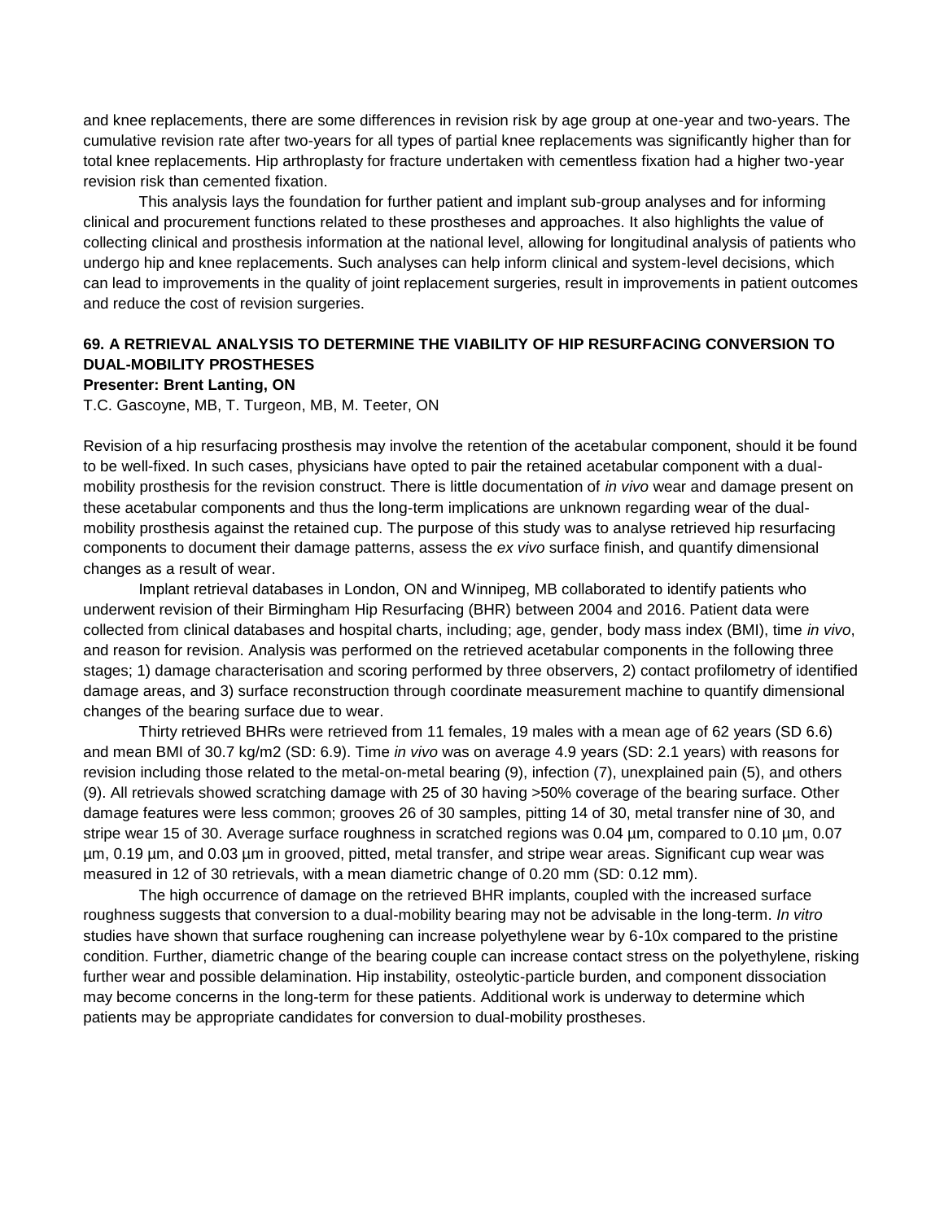and knee replacements, there are some differences in revision risk by age group at one-year and two-years. The cumulative revision rate after two-years for all types of partial knee replacements was significantly higher than for total knee replacements. Hip arthroplasty for fracture undertaken with cementless fixation had a higher two-year revision risk than cemented fixation.

This analysis lays the foundation for further patient and implant sub-group analyses and for informing clinical and procurement functions related to these prostheses and approaches. It also highlights the value of collecting clinical and prosthesis information at the national level, allowing for longitudinal analysis of patients who undergo hip and knee replacements. Such analyses can help inform clinical and system-level decisions, which can lead to improvements in the quality of joint replacement surgeries, result in improvements in patient outcomes and reduce the cost of revision surgeries.

### 69. A RETRIEVAL ANALYSIS TO DETERMINE THE VIABILITY OF HIP RESURFACING CONVERSION TO DUAL-MOBILITY PROSTHESES

**Presenter: Brent Lanting, ON**

T.C. Gascoyne, MB, T. Turgeon, MB, M. Teeter, ON

Revision of a hip resurfacing prosthesis may involve the retention of the acetabular component, should it be found to be well-fixed. In such cases, physicians have opted to pair the retained acetabular component with a dual-mobility prosthesis for the revision construct. There is little documentation of *in vivo* wear and damage present on these acetabular components and thus the long-term implications are unknown regarding wear of the dual-mobility prosthesis against the retained cup. The purpose of this study was to analyse retrieved hip resurfacing components to document their damage patterns, assess the *ex vivo* surface finish, and quantify dimensional changes as a result of wear.

Implant retrieval databases in London, ON and Winnipeg, MB collaborated to identify patients who underwent revision of their Birmingham Hip Resurfacing (BHR) between 2004 and 2016. Patient data were collected from clinical databases and hospital charts, including; age, gender, body mass index (BMI), time *in vivo*, and reason for revision. Analysis was performed on the retrieved acetabular components in the following three stages; 1) damage characterisation and scoring performed by three observers, 2) contact profilometry of identified damage areas, and 3) surface reconstruction through coordinate measurement machine to quantify dimensional changes of the bearing surface due to wear.

Thirty retrieved BHRs were retrieved from 11 females, 19 males with a mean age of 62 years (SD 6.6) and mean BMI of 30.7 kg/m2 (SD: 6.9). Time *in vivo* was on average 4.9 years (SD: 2.1 years) with reasons for revision including those related to the metal-on-metal bearing (9), infection (7), unexplained pain (5), and others (9). All retrievals showed scratching damage with 25 of 30 having >50% coverage of the bearing surface. Other damage features were less common; grooves 26 of 30 samples, pitting 14 of 30, metal transfer nine of 30, and stripe wear 15 of 30. Average surface roughness in scratched regions was 0.04 µm, compared to 0.10 µm, 0.07 µm, 0.19 µm, and 0.03 µm in grooved, pitted, metal transfer, and stripe wear areas. Significant cup wear was measured in 12 of 30 retrievals, with a mean diametric change of 0.20 mm (SD: 0.12 mm).

The high occurrence of damage on the retrieved BHR implants, coupled with the increased surface roughness suggests that conversion to a dual-mobility bearing may not be advisable in the long-term. *In vitro* studies have shown that surface roughening can increase polyethylene wear by 6-10x compared to the pristine condition. Further, diametric change of the bearing couple can increase contact stress on the polyethylene, risking further wear and possible delamination. Hip instability, osteolytic-particle burden, and component dissociation may become concerns in the long-term for these patients. Additional work is underway to determine which patients may be appropriate candidates for conversion to dual-mobility prostheses.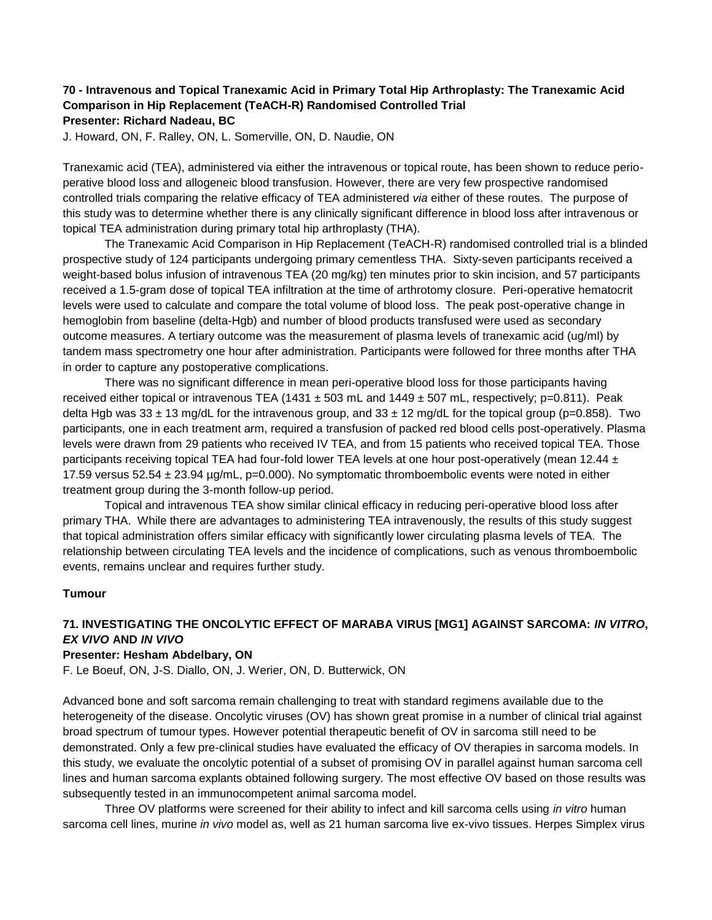**70 - Intravenous and Topical Tranexamic Acid in Primary Total Hip Arthroplasty: The Tranexamic Acid Comparison in Hip Replacement (TeACH-R) Randomised Controlled Trial**
**Presenter: Richard Nadeau, BC**

J. Howard, ON, F. Ralley, ON, L. Somerville, ON, D. Naudie, ON

Tranexamic acid (TEA), administered via either the intravenous or topical route, has been shown to reduce perio-perative blood loss and allogeneic blood transfusion. However, there are very few prospective randomised controlled trials comparing the relative efficacy of TEA administered *via* either of these routes. The purpose of this study was to determine whether there is any clinically significant difference in blood loss after intravenous or topical TEA administration during primary total hip arthroplasty (THA).

The Tranexamic Acid Comparison in Hip Replacement (TeACH-R) randomised controlled trial is a blinded prospective study of 124 participants undergoing primary cementless THA. Sixty-seven participants received a weight-based bolus infusion of intravenous TEA (20 mg/kg) ten minutes prior to skin incision, and 57 participants received a 1.5-gram dose of topical TEA infiltration at the time of arthrotomy closure. Peri-operative hematocrit levels were used to calculate and compare the total volume of blood loss. The peak post-operative change in hemoglobin from baseline (delta-Hgb) and number of blood products transfused were used as secondary outcome measures. A tertiary outcome was the measurement of plasma levels of tranexamic acid (ug/ml) by tandem mass spectrometry one hour after administration. Participants were followed for three months after THA in order to capture any postoperative complications.

There was no significant difference in mean peri-operative blood loss for those participants having received either topical or intravenous TEA (1431 ± 503 mL and 1449 ± 507 mL, respectively; p=0.811). Peak delta Hgb was 33 ± 13 mg/dL for the intravenous group, and 33 ± 12 mg/dL for the topical group (p=0.858). Two participants, one in each treatment arm, required a transfusion of packed red blood cells post-operatively. Plasma levels were drawn from 29 patients who received IV TEA, and from 15 patients who received topical TEA. Those participants receiving topical TEA had four-fold lower TEA levels at one hour post-operatively (mean 12.44 ± 17.59 versus 52.54 ± 23.94 µg/mL, p=0.000). No symptomatic thromboembolic events were noted in either treatment group during the 3-month follow-up period.

Topical and intravenous TEA show similar clinical efficacy in reducing peri-operative blood loss after primary THA. While there are advantages to administering TEA intravenously, the results of this study suggest that topical administration offers similar efficacy with significantly lower circulating plasma levels of TEA. The relationship between circulating TEA levels and the incidence of complications, such as venous thromboembolic events, remains unclear and requires further study.

## Tumour

**71. INVESTIGATING THE ONCOLYTIC EFFECT OF MARABA VIRUS [MG1] AGAINST SARCOMA: *IN VITRO*, *EX VIVO* AND *IN VIVO***
**Presenter: Hesham Abdelbary, ON**

F. Le Boeuf, ON, J-S. Diallo, ON, J. Werier, ON, D. Butterwick, ON

Advanced bone and soft sarcoma remain challenging to treat with standard regimens available due to the heterogeneity of the disease. Oncolytic viruses (OV) has shown great promise in a number of clinical trial against broad spectrum of tumour types. However potential therapeutic benefit of OV in sarcoma still need to be demonstrated. Only a few pre-clinical studies have evaluated the efficacy of OV therapies in sarcoma models. In this study, we evaluate the oncolytic potential of a subset of promising OV in parallel against human sarcoma cell lines and human sarcoma explants obtained following surgery. The most effective OV based on those results was subsequently tested in an immunocompetent animal sarcoma model.

Three OV platforms were screened for their ability to infect and kill sarcoma cells using *in vitro* human sarcoma cell lines, murine *in vivo* model as, well as 21 human sarcoma live ex-vivo tissues. Herpes Simplex virus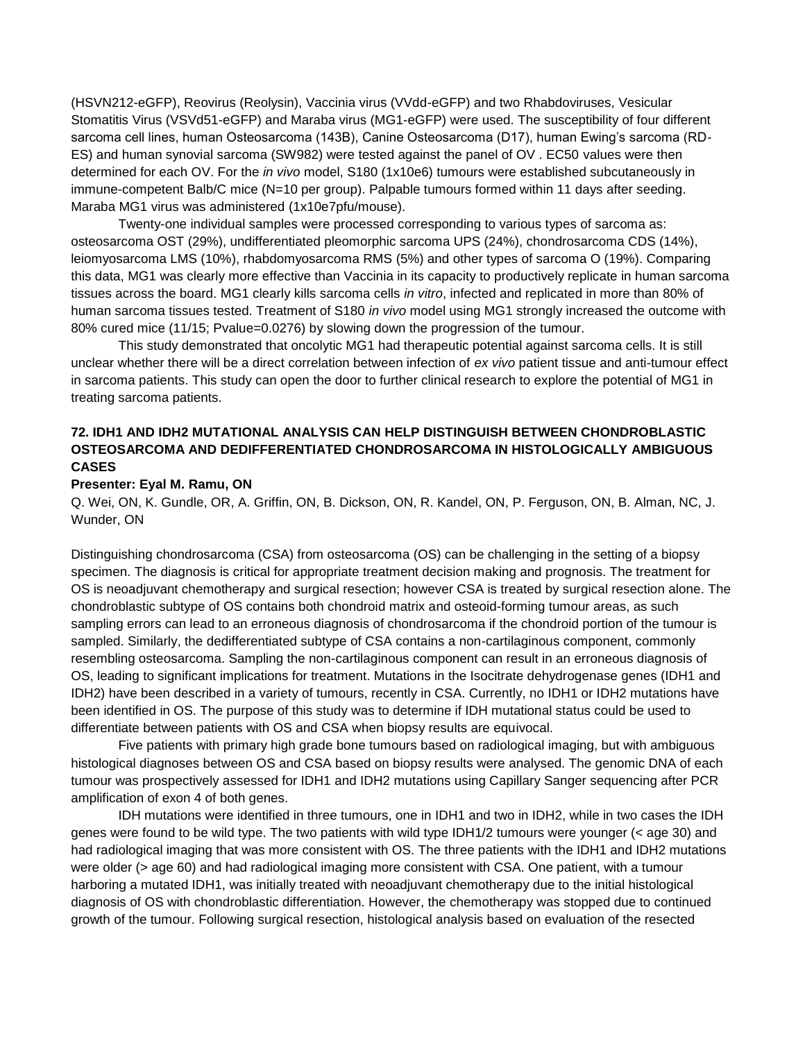(HSVN212-eGFP), Reovirus (Reolysin), Vaccinia virus (VVdd-eGFP) and two Rhabdoviruses, Vesicular Stomatitis Virus (VSVd51-eGFP) and Maraba virus (MG1-eGFP) were used. The susceptibility of four different sarcoma cell lines, human Osteosarcoma (143B), Canine Osteosarcoma (D17), human Ewing's sarcoma (RD-ES) and human synovial sarcoma (SW982) were tested against the panel of OV . EC50 values were then determined for each OV. For the *in vivo* model, S180 (1x10e6) tumours were established subcutaneously in immune-competent Balb/C mice (N=10 per group). Palpable tumours formed within 11 days after seeding. Maraba MG1 virus was administered (1x10e7pfu/mouse).

Twenty-one individual samples were processed corresponding to various types of sarcoma as: osteosarcoma OST (29%), undifferentiated pleomorphic sarcoma UPS (24%), chondrosarcoma CDS (14%), leiomyosarcoma LMS (10%), rhabdomyosarcoma RMS (5%) and other types of sarcoma O (19%). Comparing this data, MG1 was clearly more effective than Vaccinia in its capacity to productively replicate in human sarcoma tissues across the board. MG1 clearly kills sarcoma cells *in vitro*, infected and replicated in more than 80% of human sarcoma tissues tested. Treatment of S180 *in vivo* model using MG1 strongly increased the outcome with 80% cured mice (11/15; Pvalue=0.0276) by slowing down the progression of the tumour.

This study demonstrated that oncolytic MG1 had therapeutic potential against sarcoma cells. It is still unclear whether there will be a direct correlation between infection of *ex vivo* patient tissue and anti-tumour effect in sarcoma patients. This study can open the door to further clinical research to explore the potential of MG1 in treating sarcoma patients.

### 72. IDH1 AND IDH2 MUTATIONAL ANALYSIS CAN HELP DISTINGUISH BETWEEN CHONDROBLASTIC OSTEOSARCOMA AND DEDIFFERENTIATED CHONDROSARCOMA IN HISTOLOGICALLY AMBIGUOUS CASES

**Presenter: Eyal M. Ramu, ON**

Q. Wei, ON, K. Gundle, OR, A. Griffin, ON, B. Dickson, ON, R. Kandel, ON, P. Ferguson, ON, B. Alman, NC, J. Wunder, ON

Distinguishing chondrosarcoma (CSA) from osteosarcoma (OS) can be challenging in the setting of a biopsy specimen. The diagnosis is critical for appropriate treatment decision making and prognosis. The treatment for OS is neoadjuvant chemotherapy and surgical resection; however CSA is treated by surgical resection alone. The chondroblastic subtype of OS contains both chondroid matrix and osteoid-forming tumour areas, as such sampling errors can lead to an erroneous diagnosis of chondrosarcoma if the chondroid portion of the tumour is sampled. Similarly, the dedifferentiated subtype of CSA contains a non-cartilaginous component, commonly resembling osteosarcoma. Sampling the non-cartilaginous component can result in an erroneous diagnosis of OS, leading to significant implications for treatment. Mutations in the Isocitrate dehydrogenase genes (IDH1 and IDH2) have been described in a variety of tumours, recently in CSA. Currently, no IDH1 or IDH2 mutations have been identified in OS. The purpose of this study was to determine if IDH mutational status could be used to differentiate between patients with OS and CSA when biopsy results are equivocal.

Five patients with primary high grade bone tumours based on radiological imaging, but with ambiguous histological diagnoses between OS and CSA based on biopsy results were analysed. The genomic DNA of each tumour was prospectively assessed for IDH1 and IDH2 mutations using Capillary Sanger sequencing after PCR amplification of exon 4 of both genes.

IDH mutations were identified in three tumours, one in IDH1 and two in IDH2, while in two cases the IDH genes were found to be wild type. The two patients with wild type IDH1/2 tumours were younger (< age 30) and had radiological imaging that was more consistent with OS. The three patients with the IDH1 and IDH2 mutations were older (> age 60) and had radiological imaging more consistent with CSA. One patient, with a tumour harboring a mutated IDH1, was initially treated with neoadjuvant chemotherapy due to the initial histological diagnosis of OS with chondroblastic differentiation. However, the chemotherapy was stopped due to continued growth of the tumour. Following surgical resection, histological analysis based on evaluation of the resected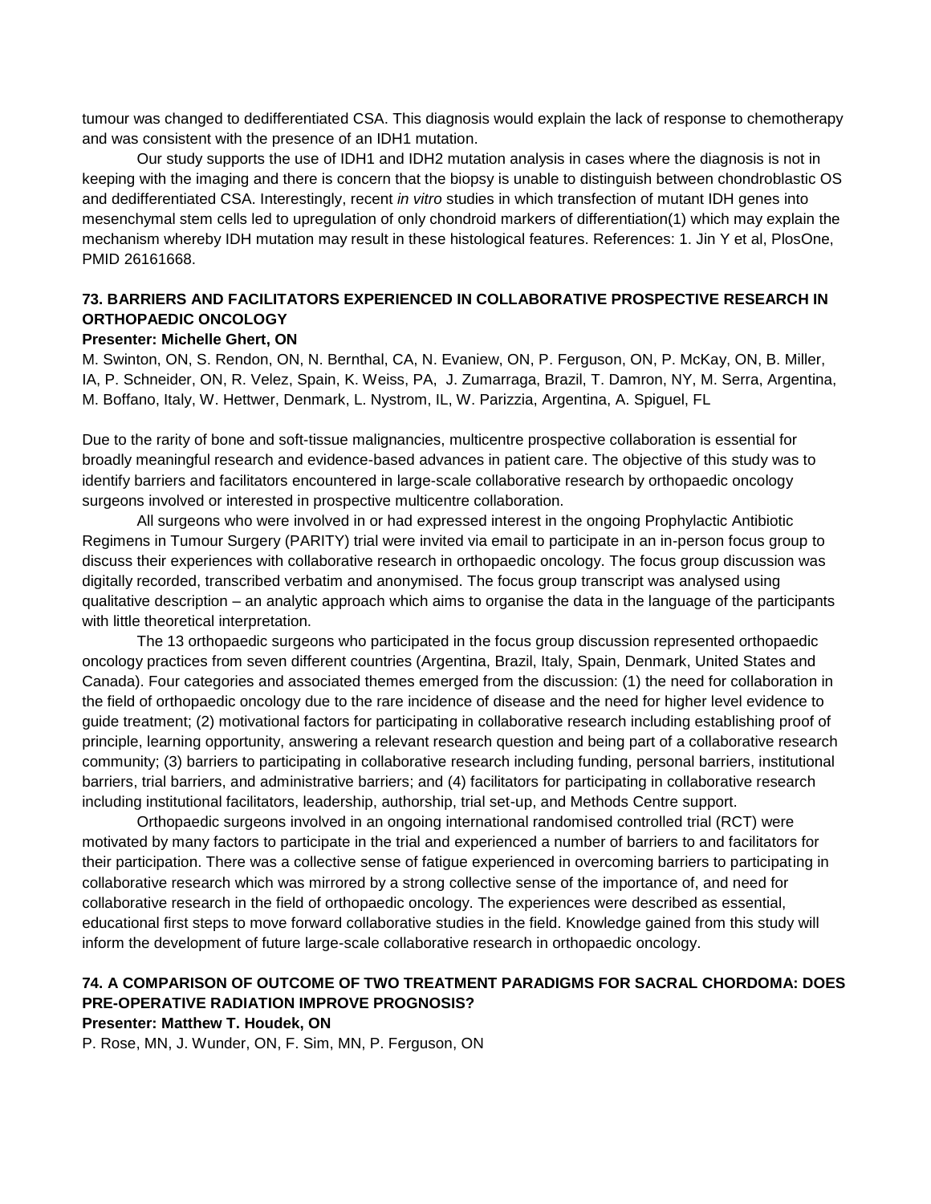tumour was changed to dedifferentiated CSA. This diagnosis would explain the lack of response to chemotherapy and was consistent with the presence of an IDH1 mutation.

Our study supports the use of IDH1 and IDH2 mutation analysis in cases where the diagnosis is not in keeping with the imaging and there is concern that the biopsy is unable to distinguish between chondroblastic OS and dedifferentiated CSA. Interestingly, recent *in vitro* studies in which transfection of mutant IDH genes into mesenchymal stem cells led to upregulation of only chondroid markers of differentiation(1) which may explain the mechanism whereby IDH mutation may result in these histological features. References: 1. Jin Y et al, PlosOne, PMID 26161668.

### 73. BARRIERS AND FACILITATORS EXPERIENCED IN COLLABORATIVE PROSPECTIVE RESEARCH IN ORTHOPAEDIC ONCOLOGY

**Presenter: Michelle Ghert, ON**

M. Swinton, ON, S. Rendon, ON, N. Bernthal, CA, N. Evaniew, ON, P. Ferguson, ON, P. McKay, ON, B. Miller, IA, P. Schneider, ON, R. Velez, Spain, K. Weiss, PA, J. Zumarraga, Brazil, T. Damron, NY, M. Serra, Argentina, M. Boffano, Italy, W. Hettwer, Denmark, L. Nystrom, IL, W. Parizzia, Argentina, A. Spiguel, FL

Due to the rarity of bone and soft-tissue malignancies, multicentre prospective collaboration is essential for broadly meaningful research and evidence-based advances in patient care. The objective of this study was to identify barriers and facilitators encountered in large-scale collaborative research by orthopaedic oncology surgeons involved or interested in prospective multicentre collaboration.

All surgeons who were involved in or had expressed interest in the ongoing Prophylactic Antibiotic Regimens in Tumour Surgery (PARITY) trial were invited via email to participate in an in-person focus group to discuss their experiences with collaborative research in orthopaedic oncology. The focus group discussion was digitally recorded, transcribed verbatim and anonymised. The focus group transcript was analysed using qualitative description – an analytic approach which aims to organise the data in the language of the participants with little theoretical interpretation.

The 13 orthopaedic surgeons who participated in the focus group discussion represented orthopaedic oncology practices from seven different countries (Argentina, Brazil, Italy, Spain, Denmark, United States and Canada). Four categories and associated themes emerged from the discussion: (1) the need for collaboration in the field of orthopaedic oncology due to the rare incidence of disease and the need for higher level evidence to guide treatment; (2) motivational factors for participating in collaborative research including establishing proof of principle, learning opportunity, answering a relevant research question and being part of a collaborative research community; (3) barriers to participating in collaborative research including funding, personal barriers, institutional barriers, trial barriers, and administrative barriers; and (4) facilitators for participating in collaborative research including institutional facilitators, leadership, authorship, trial set-up, and Methods Centre support.

Orthopaedic surgeons involved in an ongoing international randomised controlled trial (RCT) were motivated by many factors to participate in the trial and experienced a number of barriers to and facilitators for their participation. There was a collective sense of fatigue experienced in overcoming barriers to participating in collaborative research which was mirrored by a strong collective sense of the importance of, and need for collaborative research in the field of orthopaedic oncology. The experiences were described as essential, educational first steps to move forward collaborative studies in the field. Knowledge gained from this study will inform the development of future large-scale collaborative research in orthopaedic oncology.

### 74. A COMPARISON OF OUTCOME OF TWO TREATMENT PARADIGMS FOR SACRAL CHORDOMA: DOES PRE-OPERATIVE RADIATION IMPROVE PROGNOSIS?

**Presenter: Matthew T. Houdek, ON**

P. Rose, MN, J. Wunder, ON, F. Sim, MN, P. Ferguson, ON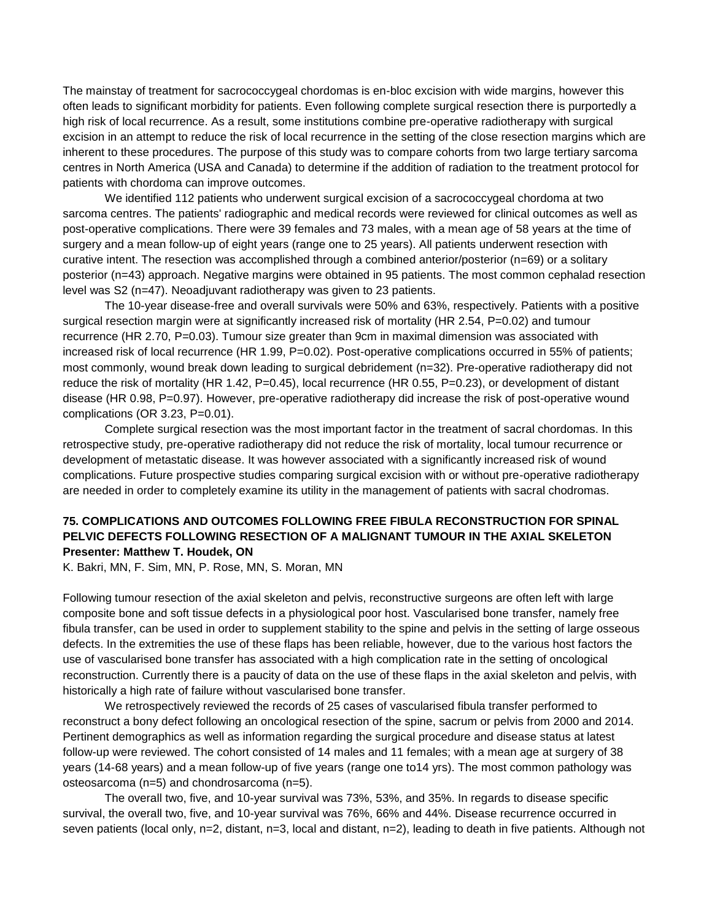The mainstay of treatment for sacrococcygeal chordomas is en-bloc excision with wide margins, however this often leads to significant morbidity for patients. Even following complete surgical resection there is purportedly a high risk of local recurrence. As a result, some institutions combine pre-operative radiotherapy with surgical excision in an attempt to reduce the risk of local recurrence in the setting of the close resection margins which are inherent to these procedures. The purpose of this study was to compare cohorts from two large tertiary sarcoma centres in North America (USA and Canada) to determine if the addition of radiation to the treatment protocol for patients with chordoma can improve outcomes.

We identified 112 patients who underwent surgical excision of a sacrococcygeal chordoma at two sarcoma centres. The patients' radiographic and medical records were reviewed for clinical outcomes as well as post-operative complications. There were 39 females and 73 males, with a mean age of 58 years at the time of surgery and a mean follow-up of eight years (range one to 25 years). All patients underwent resection with curative intent. The resection was accomplished through a combined anterior/posterior (n=69) or a solitary posterior (n=43) approach. Negative margins were obtained in 95 patients. The most common cephalad resection level was S2 (n=47). Neoadjuvant radiotherapy was given to 23 patients.

The 10-year disease-free and overall survivals were 50% and 63%, respectively. Patients with a positive surgical resection margin were at significantly increased risk of mortality (HR 2.54, P=0.02) and tumour recurrence (HR 2.70, P=0.03). Tumour size greater than 9cm in maximal dimension was associated with increased risk of local recurrence (HR 1.99, P=0.02). Post-operative complications occurred in 55% of patients; most commonly, wound break down leading to surgical debridement (n=32). Pre-operative radiotherapy did not reduce the risk of mortality (HR 1.42, P=0.45), local recurrence (HR 0.55, P=0.23), or development of distant disease (HR 0.98, P=0.97). However, pre-operative radiotherapy did increase the risk of post-operative wound complications (OR 3.23, P=0.01).

Complete surgical resection was the most important factor in the treatment of sacral chordomas. In this retrospective study, pre-operative radiotherapy did not reduce the risk of mortality, local tumour recurrence or development of metastatic disease. It was however associated with a significantly increased risk of wound complications. Future prospective studies comparing surgical excision with or without pre-operative radiotherapy are needed in order to completely examine its utility in the management of patients with sacral chodromas.

### 75. COMPLICATIONS AND OUTCOMES FOLLOWING FREE FIBULA RECONSTRUCTION FOR SPINAL PELVIC DEFECTS FOLLOWING RESECTION OF A MALIGNANT TUMOUR IN THE AXIAL SKELETON

**Presenter: Matthew T. Houdek, ON**

K. Bakri, MN, F. Sim, MN, P. Rose, MN, S. Moran, MN

Following tumour resection of the axial skeleton and pelvis, reconstructive surgeons are often left with large composite bone and soft tissue defects in a physiological poor host. Vascularised bone transfer, namely free fibula transfer, can be used in order to supplement stability to the spine and pelvis in the setting of large osseous defects. In the extremities the use of these flaps has been reliable, however, due to the various host factors the use of vascularised bone transfer has associated with a high complication rate in the setting of oncological reconstruction. Currently there is a paucity of data on the use of these flaps in the axial skeleton and pelvis, with historically a high rate of failure without vascularised bone transfer.

We retrospectively reviewed the records of 25 cases of vascularised fibula transfer performed to reconstruct a bony defect following an oncological resection of the spine, sacrum or pelvis from 2000 and 2014. Pertinent demographics as well as information regarding the surgical procedure and disease status at latest follow-up were reviewed. The cohort consisted of 14 males and 11 females; with a mean age at surgery of 38 years (14-68 years) and a mean follow-up of five years (range one to14 yrs). The most common pathology was osteosarcoma (n=5) and chondrosarcoma (n=5).

The overall two, five, and 10-year survival was 73%, 53%, and 35%. In regards to disease specific survival, the overall two, five, and 10-year survival was 76%, 66% and 44%. Disease recurrence occurred in seven patients (local only, n=2, distant, n=3, local and distant, n=2), leading to death in five patients. Although not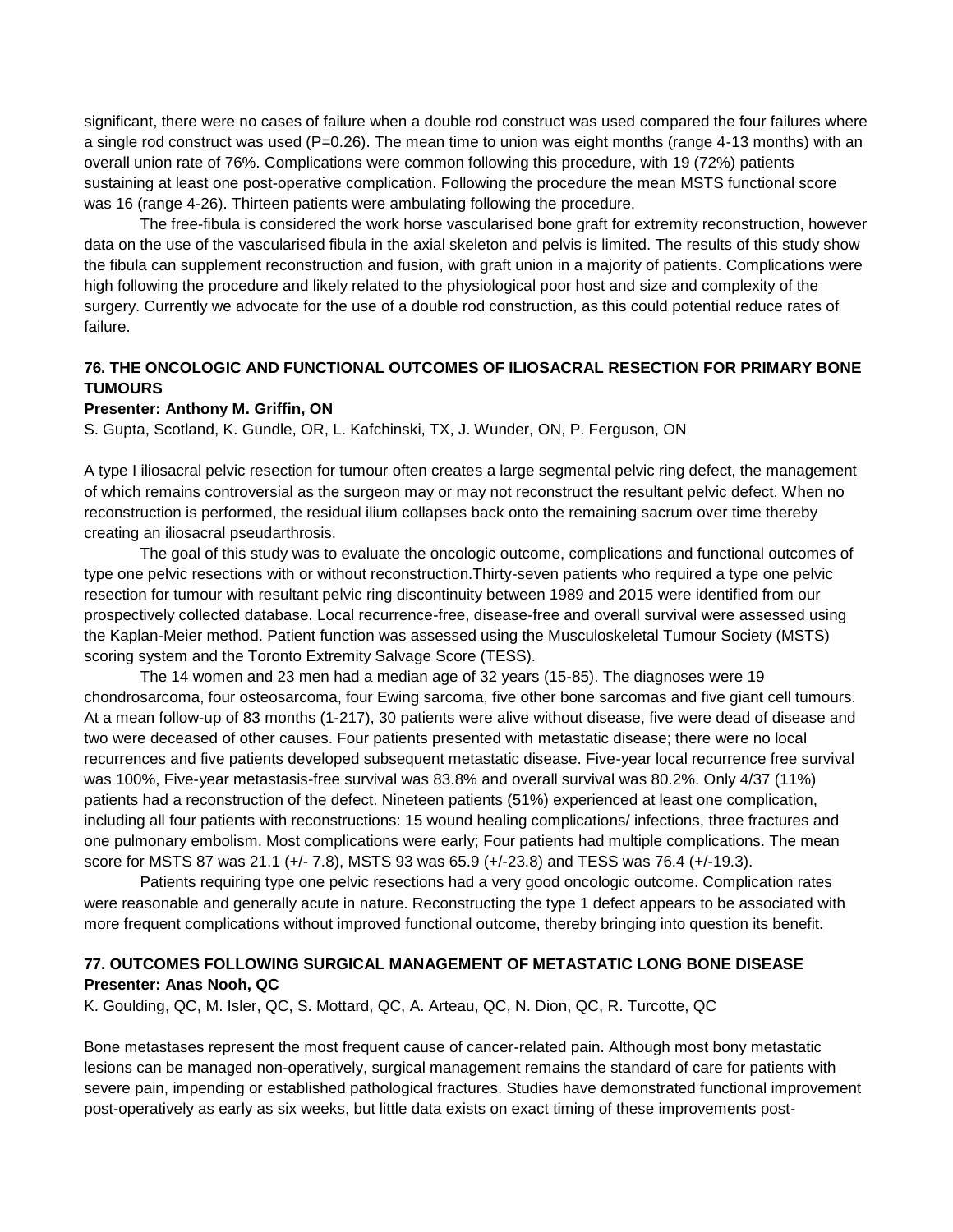significant, there were no cases of failure when a double rod construct was used compared the four failures where a single rod construct was used (P=0.26). The mean time to union was eight months (range 4-13 months) with an overall union rate of 76%. Complications were common following this procedure, with 19 (72%) patients sustaining at least one post-operative complication. Following the procedure the mean MSTS functional score was 16 (range 4-26). Thirteen patients were ambulating following the procedure.

The free-fibula is considered the work horse vascularised bone graft for extremity reconstruction, however data on the use of the vascularised fibula in the axial skeleton and pelvis is limited. The results of this study show the fibula can supplement reconstruction and fusion, with graft union in a majority of patients. Complications were high following the procedure and likely related to the physiological poor host and size and complexity of the surgery. Currently we advocate for the use of a double rod construction, as this could potential reduce rates of failure.

### 76. THE ONCOLOGIC AND FUNCTIONAL OUTCOMES OF ILIOSACRAL RESECTION FOR PRIMARY BONE TUMOURS

**Presenter: Anthony M. Griffin, ON**

S. Gupta, Scotland, K. Gundle, OR, L. Kafchinski, TX, J. Wunder, ON, P. Ferguson, ON

A type I iliosacral pelvic resection for tumour often creates a large segmental pelvic ring defect, the management of which remains controversial as the surgeon may or may not reconstruct the resultant pelvic defect. When no reconstruction is performed, the residual ilium collapses back onto the remaining sacrum over time thereby creating an iliosacral pseudarthrosis.

The goal of this study was to evaluate the oncologic outcome, complications and functional outcomes of type one pelvic resections with or without reconstruction.Thirty-seven patients who required a type one pelvic resection for tumour with resultant pelvic ring discontinuity between 1989 and 2015 were identified from our prospectively collected database. Local recurrence-free, disease-free and overall survival were assessed using the Kaplan-Meier method. Patient function was assessed using the Musculoskeletal Tumour Society (MSTS) scoring system and the Toronto Extremity Salvage Score (TESS).

The 14 women and 23 men had a median age of 32 years (15-85). The diagnoses were 19 chondrosarcoma, four osteosarcoma, four Ewing sarcoma, five other bone sarcomas and five giant cell tumours. At a mean follow-up of 83 months (1-217), 30 patients were alive without disease, five were dead of disease and two were deceased of other causes. Four patients presented with metastatic disease; there were no local recurrences and five patients developed subsequent metastatic disease. Five-year local recurrence free survival was 100%, Five-year metastasis-free survival was 83.8% and overall survival was 80.2%. Only 4/37 (11%) patients had a reconstruction of the defect. Nineteen patients (51%) experienced at least one complication, including all four patients with reconstructions: 15 wound healing complications/ infections, three fractures and one pulmonary embolism. Most complications were early; Four patients had multiple complications. The mean score for MSTS 87 was 21.1 (+/- 7.8), MSTS 93 was 65.9 (+/-23.8) and TESS was 76.4 (+/-19.3).

Patients requiring type one pelvic resections had a very good oncologic outcome. Complication rates were reasonable and generally acute in nature. Reconstructing the type 1 defect appears to be associated with more frequent complications without improved functional outcome, thereby bringing into question its benefit.

### 77. OUTCOMES FOLLOWING SURGICAL MANAGEMENT OF METASTATIC LONG BONE DISEASE

**Presenter: Anas Nooh, QC**

K. Goulding, QC, M. Isler, QC, S. Mottard, QC, A. Arteau, QC, N. Dion, QC, R. Turcotte, QC

Bone metastases represent the most frequent cause of cancer-related pain. Although most bony metastatic lesions can be managed non-operatively, surgical management remains the standard of care for patients with severe pain, impending or established pathological fractures. Studies have demonstrated functional improvement post-operatively as early as six weeks, but little data exists on exact timing of these improvements post-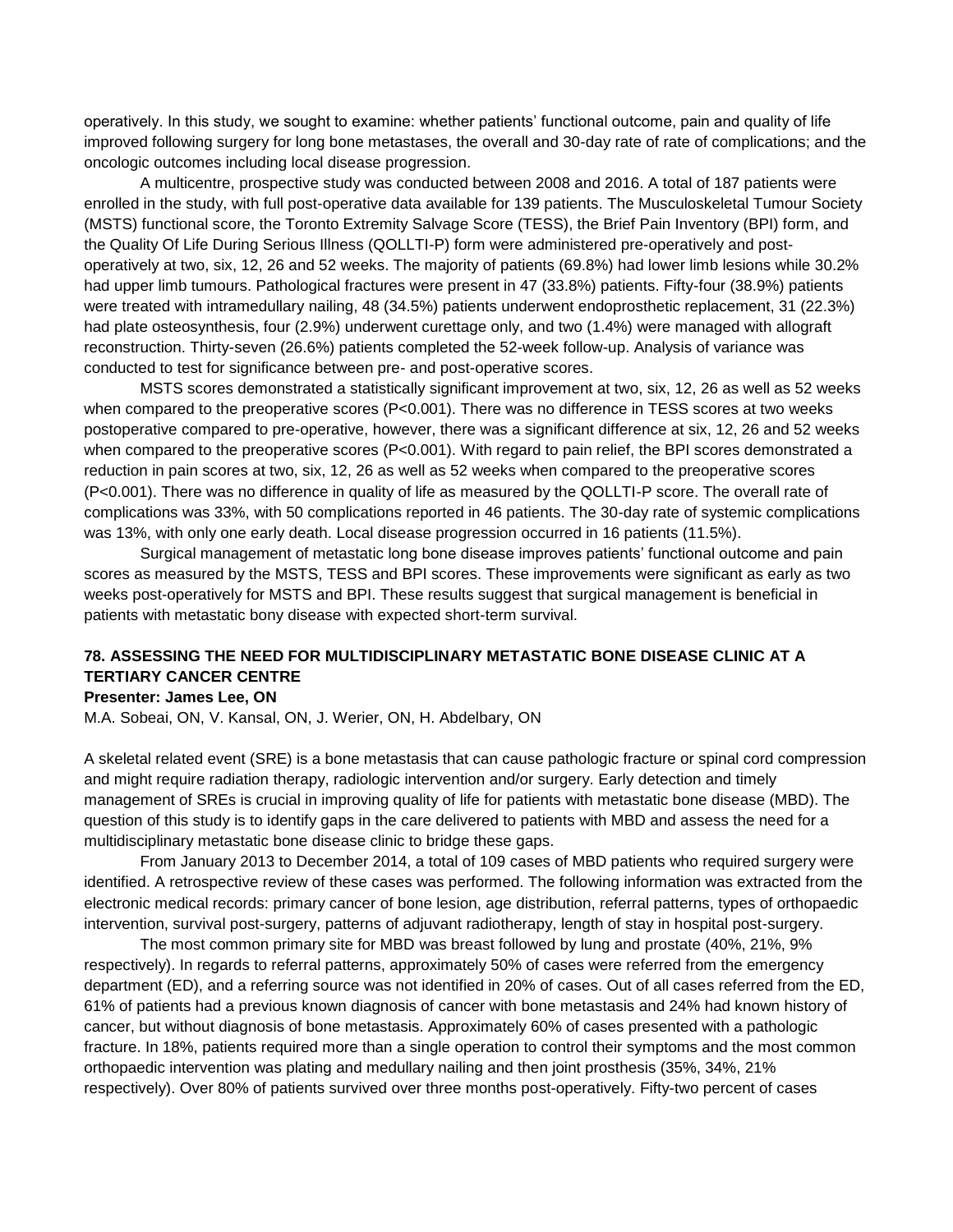operatively. In this study, we sought to examine: whether patients' functional outcome, pain and quality of life improved following surgery for long bone metastases, the overall and 30-day rate of rate of complications; and the oncologic outcomes including local disease progression.

A multicentre, prospective study was conducted between 2008 and 2016. A total of 187 patients were enrolled in the study, with full post-operative data available for 139 patients. The Musculoskeletal Tumour Society (MSTS) functional score, the Toronto Extremity Salvage Score (TESS), the Brief Pain Inventory (BPI) form, and the Quality Of Life During Serious Illness (QOLLTI-P) form were administered pre-operatively and post-operatively at two, six, 12, 26 and 52 weeks. The majority of patients (69.8%) had lower limb lesions while 30.2% had upper limb tumours. Pathological fractures were present in 47 (33.8%) patients. Fifty-four (38.9%) patients were treated with intramedullary nailing, 48 (34.5%) patients underwent endoprosthetic replacement, 31 (22.3%) had plate osteosynthesis, four (2.9%) underwent curettage only, and two (1.4%) were managed with allograft reconstruction. Thirty-seven (26.6%) patients completed the 52-week follow-up. Analysis of variance was conducted to test for significance between pre- and post-operative scores.

MSTS scores demonstrated a statistically significant improvement at two, six, 12, 26 as well as 52 weeks when compared to the preoperative scores ($P<0.001$). There was no difference in TESS scores at two weeks postoperative compared to pre-operative, however, there was a significant difference at six, 12, 26 and 52 weeks when compared to the preoperative scores ($P<0.001$). With regard to pain relief, the BPI scores demonstrated a reduction in pain scores at two, six, 12, 26 as well as 52 weeks when compared to the preoperative scores ($P<0.001$). There was no difference in quality of life as measured by the QOLLTI-P score. The overall rate of complications was 33%, with 50 complications reported in 46 patients. The 30-day rate of systemic complications was 13%, with only one early death. Local disease progression occurred in 16 patients (11.5%).

Surgical management of metastatic long bone disease improves patients' functional outcome and pain scores as measured by the MSTS, TESS and BPI scores. These improvements were significant as early as two weeks post-operatively for MSTS and BPI. These results suggest that surgical management is beneficial in patients with metastatic bony disease with expected short-term survival.

### 78. ASSESSING THE NEED FOR MULTIDISCIPLINARY METASTATIC BONE DISEASE CLINIC AT A TERTIARY CANCER CENTRE

**Presenter: James Lee, ON**

M.A. Sobeai, ON, V. Kansal, ON, J. Werier, ON, H. Abdelbary, ON

A skeletal related event (SRE) is a bone metastasis that can cause pathologic fracture or spinal cord compression and might require radiation therapy, radiologic intervention and/or surgery. Early detection and timely management of SREs is crucial in improving quality of life for patients with metastatic bone disease (MBD). The question of this study is to identify gaps in the care delivered to patients with MBD and assess the need for a multidisciplinary metastatic bone disease clinic to bridge these gaps.

From January 2013 to December 2014, a total of 109 cases of MBD patients who required surgery were identified. A retrospective review of these cases was performed. The following information was extracted from the electronic medical records: primary cancer of bone lesion, age distribution, referral patterns, types of orthopaedic intervention, survival post-surgery, patterns of adjuvant radiotherapy, length of stay in hospital post-surgery.

The most common primary site for MBD was breast followed by lung and prostate (40%, 21%, 9% respectively). In regards to referral patterns, approximately 50% of cases were referred from the emergency department (ED), and a referring source was not identified in 20% of cases. Out of all cases referred from the ED, 61% of patients had a previous known diagnosis of cancer with bone metastasis and 24% had known history of cancer, but without diagnosis of bone metastasis. Approximately 60% of cases presented with a pathologic fracture. In 18%, patients required more than a single operation to control their symptoms and the most common orthopaedic intervention was plating and medullary nailing and then joint prosthesis (35%, 34%, 21% respectively). Over 80% of patients survived over three months post-operatively. Fifty-two percent of cases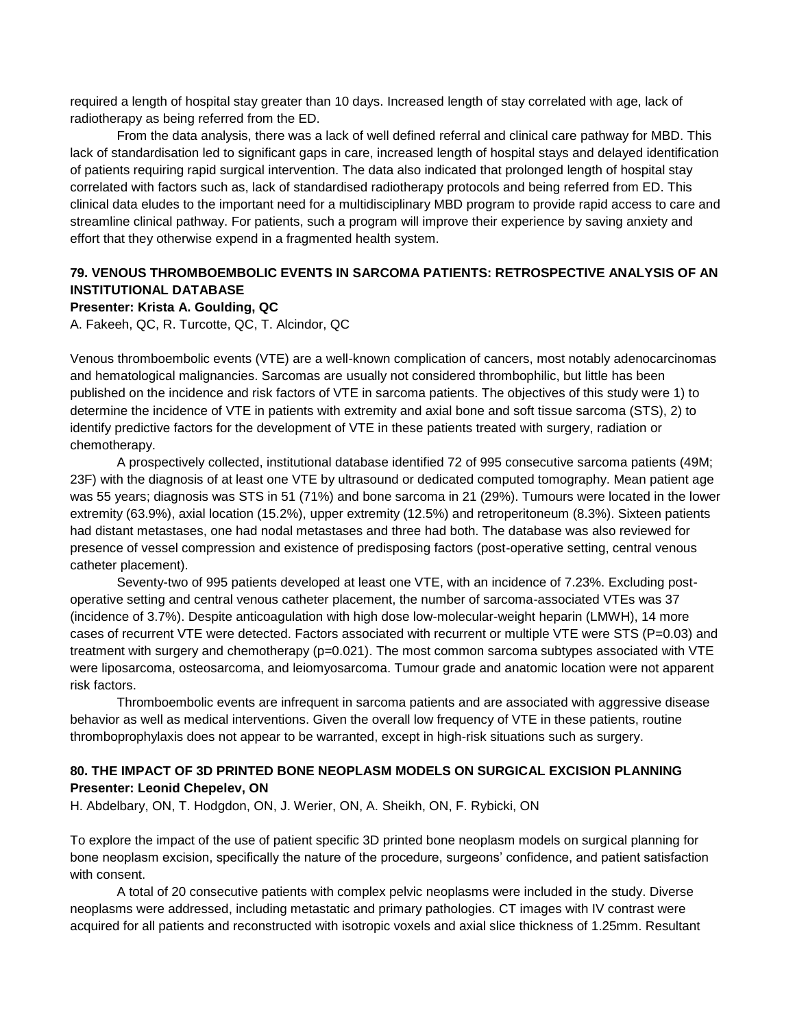required a length of hospital stay greater than 10 days. Increased length of stay correlated with age, lack of radiotherapy as being referred from the ED.

From the data analysis, there was a lack of well defined referral and clinical care pathway for MBD. This lack of standardisation led to significant gaps in care, increased length of hospital stays and delayed identification of patients requiring rapid surgical intervention. The data also indicated that prolonged length of hospital stay correlated with factors such as, lack of standardised radiotherapy protocols and being referred from ED. This clinical data eludes to the important need for a multidisciplinary MBD program to provide rapid access to care and streamline clinical pathway. For patients, such a program will improve their experience by saving anxiety and effort that they otherwise expend in a fragmented health system.

### 79. VENOUS THROMBOEMBOLIC EVENTS IN SARCOMA PATIENTS: RETROSPECTIVE ANALYSIS OF AN INSTITUTIONAL DATABASE

**Presenter: Krista A. Goulding, QC**

A. Fakeeh, QC, R. Turcotte, QC, T. Alcindor, QC

Venous thromboembolic events (VTE) are a well-known complication of cancers, most notably adenocarcinomas and hematological malignancies. Sarcomas are usually not considered thrombophilic, but little has been published on the incidence and risk factors of VTE in sarcoma patients. The objectives of this study were 1) to determine the incidence of VTE in patients with extremity and axial bone and soft tissue sarcoma (STS), 2) to identify predictive factors for the development of VTE in these patients treated with surgery, radiation or chemotherapy.

A prospectively collected, institutional database identified 72 of 995 consecutive sarcoma patients (49M; 23F) with the diagnosis of at least one VTE by ultrasound or dedicated computed tomography. Mean patient age was 55 years; diagnosis was STS in 51 (71%) and bone sarcoma in 21 (29%). Tumours were located in the lower extremity (63.9%), axial location (15.2%), upper extremity (12.5%) and retroperitoneum (8.3%). Sixteen patients had distant metastases, one had nodal metastases and three had both. The database was also reviewed for presence of vessel compression and existence of predisposing factors (post-operative setting, central venous catheter placement).

Seventy-two of 995 patients developed at least one VTE, with an incidence of 7.23%. Excluding post-operative setting and central venous catheter placement, the number of sarcoma-associated VTEs was 37 (incidence of 3.7%). Despite anticoagulation with high dose low-molecular-weight heparin (LMWH), 14 more cases of recurrent VTE were detected. Factors associated with recurrent or multiple VTE were STS ($P=0.03$) and treatment with surgery and chemotherapy ($p=0.021$). The most common sarcoma subtypes associated with VTE were liposarcoma, osteosarcoma, and leiomyosarcoma. Tumour grade and anatomic location were not apparent risk factors.

Thromboembolic events are infrequent in sarcoma patients and are associated with aggressive disease behavior as well as medical interventions. Given the overall low frequency of VTE in these patients, routine thromboprophylaxis does not appear to be warranted, except in high-risk situations such as surgery.

### 80. THE IMPACT OF 3D PRINTED BONE NEOPLASM MODELS ON SURGICAL EXCISION PLANNING

**Presenter: Leonid Chepelev, ON**

H. Abdelbary, ON, T. Hodgdon, ON, J. Werier, ON, A. Sheikh, ON, F. Rybicki, ON

To explore the impact of the use of patient specific 3D printed bone neoplasm models on surgical planning for bone neoplasm excision, specifically the nature of the procedure, surgeons' confidence, and patient satisfaction with consent.

A total of 20 consecutive patients with complex pelvic neoplasms were included in the study. Diverse neoplasms were addressed, including metastatic and primary pathologies. CT images with IV contrast were acquired for all patients and reconstructed with isotropic voxels and axial slice thickness of 1.25mm. Resultant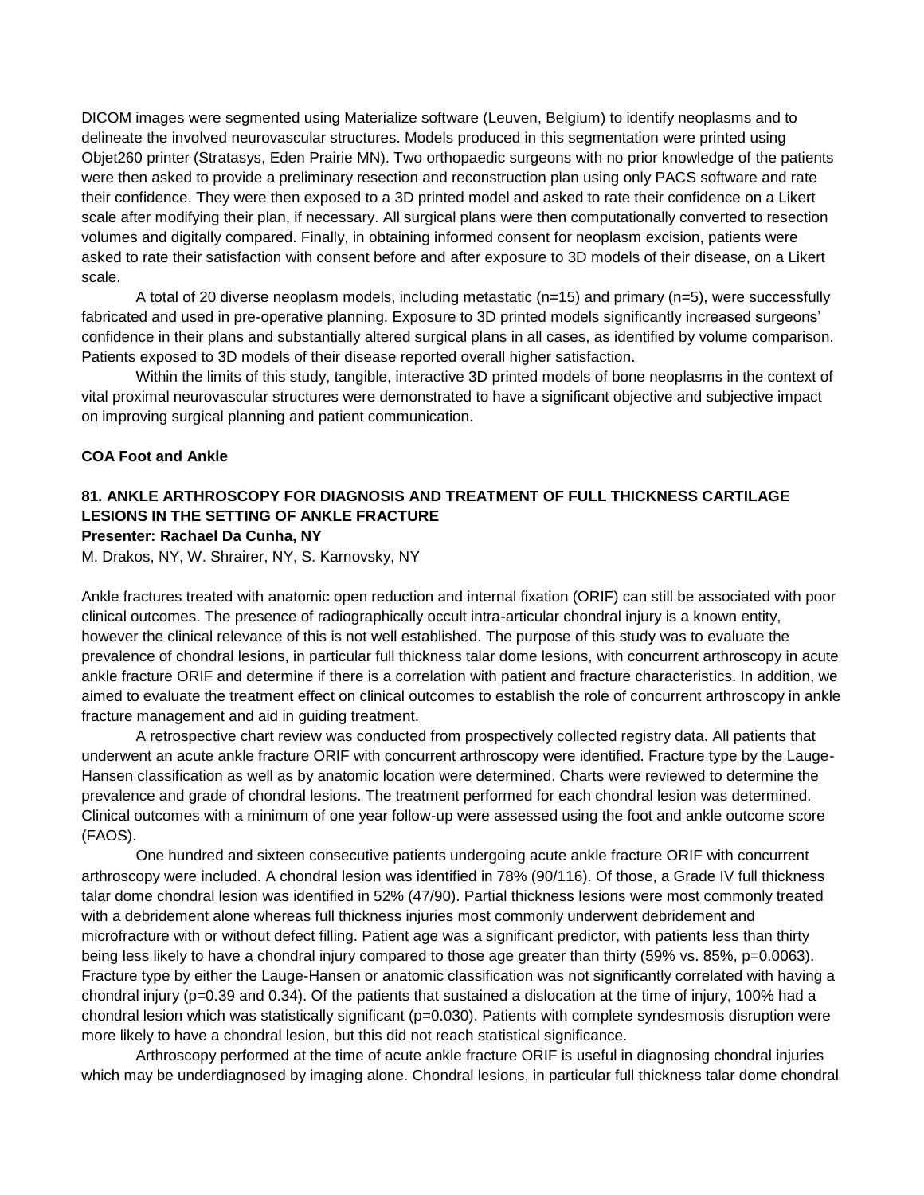DICOM images were segmented using Materialize software (Leuven, Belgium) to identify neoplasms and to delineate the involved neurovascular structures. Models produced in this segmentation were printed using Objet260 printer (Stratasys, Eden Prairie MN). Two orthopaedic surgeons with no prior knowledge of the patients were then asked to provide a preliminary resection and reconstruction plan using only PACS software and rate their confidence. They were then exposed to a 3D printed model and asked to rate their confidence on a Likert scale after modifying their plan, if necessary. All surgical plans were then computationally converted to resection volumes and digitally compared. Finally, in obtaining informed consent for neoplasm excision, patients were asked to rate their satisfaction with consent before and after exposure to 3D models of their disease, on a Likert scale.

A total of 20 diverse neoplasm models, including metastatic (n=15) and primary (n=5), were successfully fabricated and used in pre-operative planning. Exposure to 3D printed models significantly increased surgeons' confidence in their plans and substantially altered surgical plans in all cases, as identified by volume comparison. Patients exposed to 3D models of their disease reported overall higher satisfaction.

Within the limits of this study, tangible, interactive 3D printed models of bone neoplasms in the context of vital proximal neurovascular structures were demonstrated to have a significant objective and subjective impact on improving surgical planning and patient communication.

## COA Foot and Ankle

### 81. ANKLE ARTHROSCOPY FOR DIAGNOSIS AND TREATMENT OF FULL THICKNESS CARTILAGE LESIONS IN THE SETTING OF ANKLE FRACTURE

**Presenter: Rachael Da Cunha, NY**

M. Drakos, NY, W. Shrairer, NY, S. Karnovsky, NY

Ankle fractures treated with anatomic open reduction and internal fixation (ORIF) can still be associated with poor clinical outcomes. The presence of radiographically occult intra-articular chondral injury is a known entity, however the clinical relevance of this is not well established. The purpose of this study was to evaluate the prevalence of chondral lesions, in particular full thickness talar dome lesions, with concurrent arthroscopy in acute ankle fracture ORIF and determine if there is a correlation with patient and fracture characteristics. In addition, we aimed to evaluate the treatment effect on clinical outcomes to establish the role of concurrent arthroscopy in ankle fracture management and aid in guiding treatment.

A retrospective chart review was conducted from prospectively collected registry data. All patients that underwent an acute ankle fracture ORIF with concurrent arthroscopy were identified. Fracture type by the Lauge-Hansen classification as well as by anatomic location were determined. Charts were reviewed to determine the prevalence and grade of chondral lesions. The treatment performed for each chondral lesion was determined. Clinical outcomes with a minimum of one year follow-up were assessed using the foot and ankle outcome score (FAOS).

One hundred and sixteen consecutive patients undergoing acute ankle fracture ORIF with concurrent arthroscopy were included. A chondral lesion was identified in 78% (90/116). Of those, a Grade IV full thickness talar dome chondral lesion was identified in 52% (47/90). Partial thickness lesions were most commonly treated with a debridement alone whereas full thickness injuries most commonly underwent debridement and microfracture with or without defect filling. Patient age was a significant predictor, with patients less than thirty being less likely to have a chondral injury compared to those age greater than thirty (59% vs. 85%, $p=0.0063$). Fracture type by either the Lauge-Hansen or anatomic classification was not significantly correlated with having a chondral injury ($p=0.39$ and 0.34). Of the patients that sustained a dislocation at the time of injury, 100% had a chondral lesion which was statistically significant ($p=0.030$). Patients with complete syndesmosis disruption were more likely to have a chondral lesion, but this did not reach statistical significance.

Arthroscopy performed at the time of acute ankle fracture ORIF is useful in diagnosing chondral injuries which may be underdiagnosed by imaging alone. Chondral lesions, in particular full thickness talar dome chondral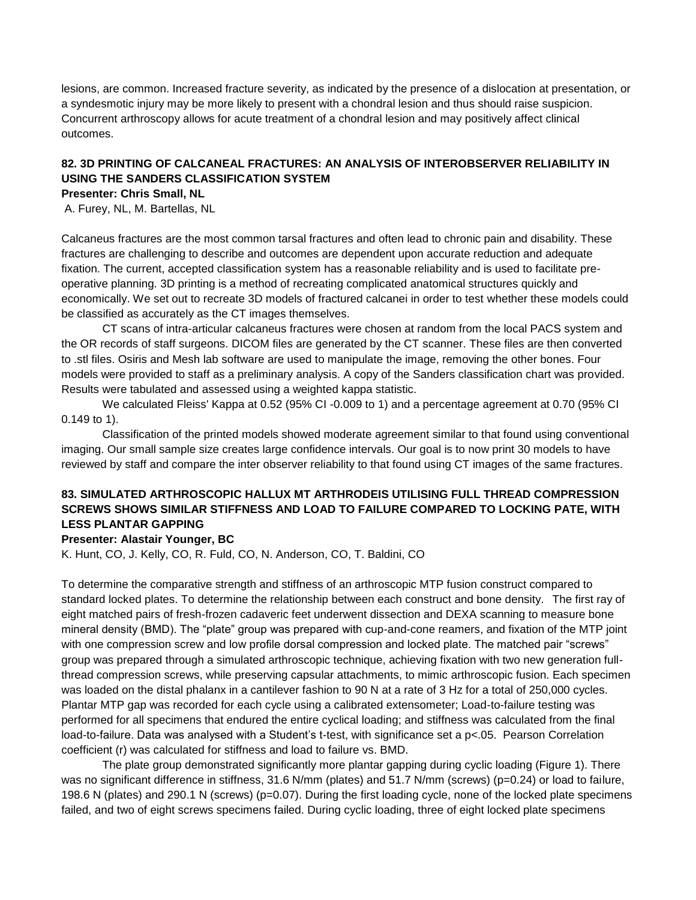lesions, are common. Increased fracture severity, as indicated by the presence of a dislocation at presentation, or a syndesmotic injury may be more likely to present with a chondral lesion and thus should raise suspicion. Concurrent arthroscopy allows for acute treatment of a chondral lesion and may positively affect clinical outcomes.

### 82. 3D PRINTING OF CALCANEAL FRACTURES: AN ANALYSIS OF INTEROBSERVER RELIABILITY IN USING THE SANDERS CLASSIFICATION SYSTEM

**Presenter: Chris Small, NL**

A. Furey, NL, M. Bartellas, NL

Calcaneus fractures are the most common tarsal fractures and often lead to chronic pain and disability. These fractures are challenging to describe and outcomes are dependent upon accurate reduction and adequate fixation. The current, accepted classification system has a reasonable reliability and is used to facilitate pre-operative planning. 3D printing is a method of recreating complicated anatomical structures quickly and economically. We set out to recreate 3D models of fractured calcanei in order to test whether these models could be classified as accurately as the CT images themselves.

CT scans of intra-articular calcaneus fractures were chosen at random from the local PACS system and the OR records of staff surgeons. DICOM files are generated by the CT scanner. These files are then converted to .stl files. Osiris and Mesh lab software are used to manipulate the image, removing the other bones. Four models were provided to staff as a preliminary analysis. A copy of the Sanders classification chart was provided. Results were tabulated and assessed using a weighted kappa statistic.

We calculated Fleiss' Kappa at 0.52 (95% CI -0.009 to 1) and a percentage agreement at 0.70 (95% CI 0.149 to 1).

Classification of the printed models showed moderate agreement similar to that found using conventional imaging. Our small sample size creates large confidence intervals. Our goal is to now print 30 models to have reviewed by staff and compare the inter observer reliability to that found using CT images of the same fractures.

### 83. SIMULATED ARTHROSCOPIC HALLUX MT ARTHRODEIS UTILISING FULL THREAD COMPRESSION SCREWS SHOWS SIMILAR STIFFNESS AND LOAD TO FAILURE COMPARED TO LOCKING PATE, WITH LESS PLANTAR GAPPING

**Presenter: Alastair Younger, BC**

K. Hunt, CO, J. Kelly, CO, R. Fuld, CO, N. Anderson, CO, T. Baldini, CO

To determine the comparative strength and stiffness of an arthroscopic MTP fusion construct compared to standard locked plates. To determine the relationship between each construct and bone density. The first ray of eight matched pairs of fresh-frozen cadaveric feet underwent dissection and DEXA scanning to measure bone mineral density (BMD). The "plate" group was prepared with cup-and-cone reamers, and fixation of the MTP joint with one compression screw and low profile dorsal compression and locked plate. The matched pair "screws" group was prepared through a simulated arthroscopic technique, achieving fixation with two new generation full-thread compression screws, while preserving capsular attachments, to mimic arthroscopic fusion. Each specimen was loaded on the distal phalanx in a cantilever fashion to 90 N at a rate of 3 Hz for a total of 250,000 cycles. Plantar MTP gap was recorded for each cycle using a calibrated extensometer; Load-to-failure testing was performed for all specimens that endured the entire cyclical loading; and stiffness was calculated from the final load-to-failure. Data was analysed with a Student's t-test, with significance set a $p<.05$. Pearson Correlation coefficient (r) was calculated for stiffness and load to failure vs. BMD.

The plate group demonstrated significantly more plantar gapping during cyclic loading (Figure 1). There was no significant difference in stiffness, 31.6 N/mm (plates) and 51.7 N/mm (screws) ($p=0.24$) or load to failure, 198.6 N (plates) and 290.1 N (screws) ($p=0.07$). During the first loading cycle, none of the locked plate specimens failed, and two of eight screws specimens failed. During cyclic loading, three of eight locked plate specimens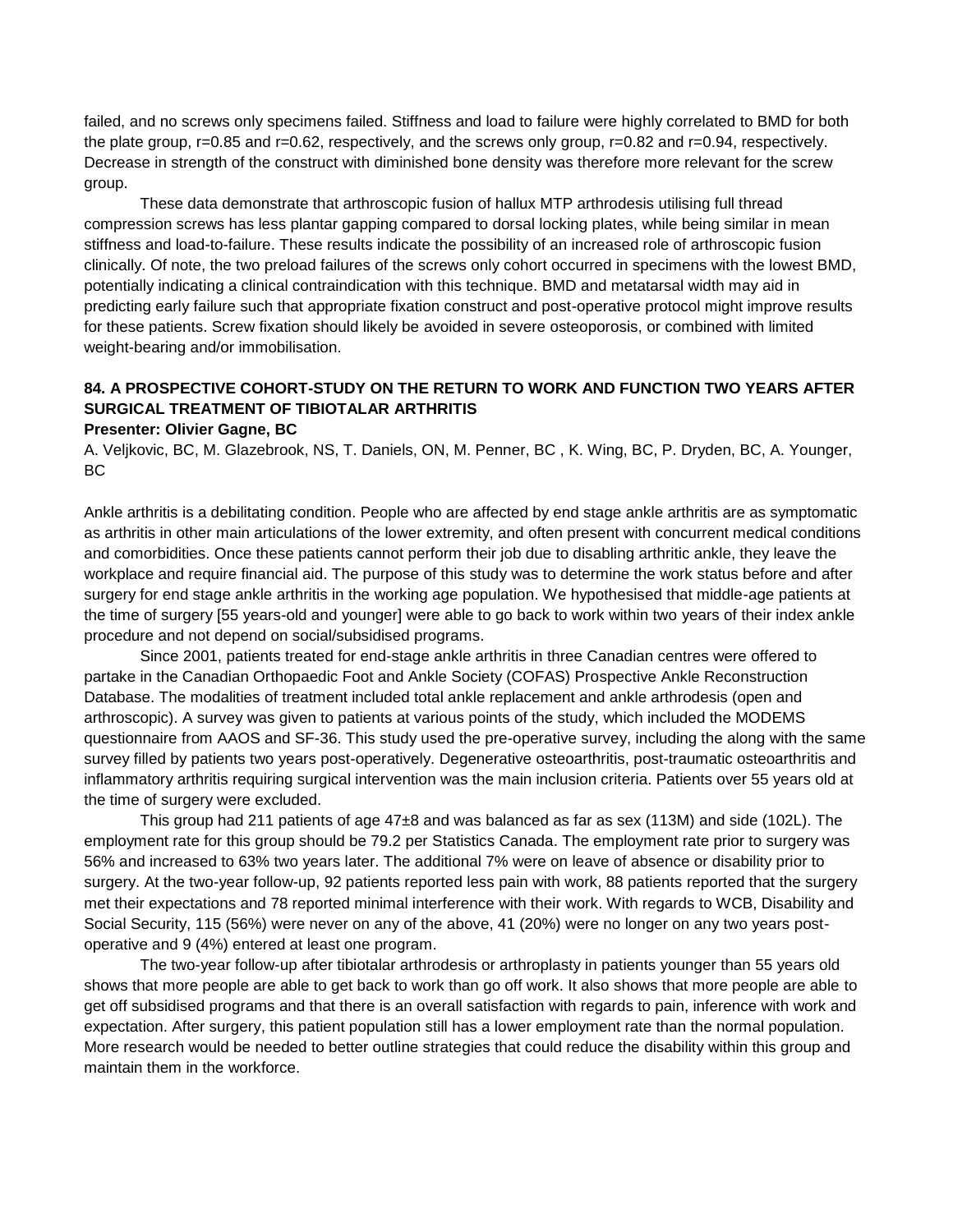failed, and no screws only specimens failed. Stiffness and load to failure were highly correlated to BMD for both the plate group, r=0.85 and r=0.62, respectively, and the screws only group, r=0.82 and r=0.94, respectively. Decrease in strength of the construct with diminished bone density was therefore more relevant for the screw group.

These data demonstrate that arthroscopic fusion of hallux MTP arthrodesis utilising full thread compression screws has less plantar gapping compared to dorsal locking plates, while being similar in mean stiffness and load-to-failure. These results indicate the possibility of an increased role of arthroscopic fusion clinically. Of note, the two preload failures of the screws only cohort occurred in specimens with the lowest BMD, potentially indicating a clinical contraindication with this technique. BMD and metatarsal width may aid in predicting early failure such that appropriate fixation construct and post-operative protocol might improve results for these patients. Screw fixation should likely be avoided in severe osteoporosis, or combined with limited weight-bearing and/or immobilisation.

### 84. A PROSPECTIVE COHORT-STUDY ON THE RETURN TO WORK AND FUNCTION TWO YEARS AFTER SURGICAL TREATMENT OF TIBIOTALAR ARTHRITIS

**Presenter: Olivier Gagne, BC**

A. Veljkovic, BC, M. Glazebrook, NS, T. Daniels, ON, M. Penner, BC , K. Wing, BC, P. Dryden, BC, A. Younger, BC

Ankle arthritis is a debilitating condition. People who are affected by end stage ankle arthritis are as symptomatic as arthritis in other main articulations of the lower extremity, and often present with concurrent medical conditions and comorbidities. Once these patients cannot perform their job due to disabling arthritic ankle, they leave the workplace and require financial aid. The purpose of this study was to determine the work status before and after surgery for end stage ankle arthritis in the working age population. We hypothesised that middle-age patients at the time of surgery [55 years-old and younger] were able to go back to work within two years of their index ankle procedure and not depend on social/subsidised programs.

Since 2001, patients treated for end-stage ankle arthritis in three Canadian centres were offered to partake in the Canadian Orthopaedic Foot and Ankle Society (COFAS) Prospective Ankle Reconstruction Database. The modalities of treatment included total ankle replacement and ankle arthrodesis (open and arthroscopic). A survey was given to patients at various points of the study, which included the MODEMS questionnaire from AAOS and SF-36. This study used the pre-operative survey, including the along with the same survey filled by patients two years post-operatively. Degenerative osteoarthritis, post-traumatic osteoarthritis and inflammatory arthritis requiring surgical intervention was the main inclusion criteria. Patients over 55 years old at the time of surgery were excluded.

This group had 211 patients of age 47±8 and was balanced as far as sex (113M) and side (102L). The employment rate for this group should be 79.2 per Statistics Canada. The employment rate prior to surgery was 56% and increased to 63% two years later. The additional 7% were on leave of absence or disability prior to surgery. At the two-year follow-up, 92 patients reported less pain with work, 88 patients reported that the surgery met their expectations and 78 reported minimal interference with their work. With regards to WCB, Disability and Social Security, 115 (56%) were never on any of the above, 41 (20%) were no longer on any two years post-operative and 9 (4%) entered at least one program.

The two-year follow-up after tibiotalar arthrodesis or arthroplasty in patients younger than 55 years old shows that more people are able to get back to work than go off work. It also shows that more people are able to get off subsidised programs and that there is an overall satisfaction with regards to pain, inference with work and expectation. After surgery, this patient population still has a lower employment rate than the normal population. More research would be needed to better outline strategies that could reduce the disability within this group and maintain them in the workforce.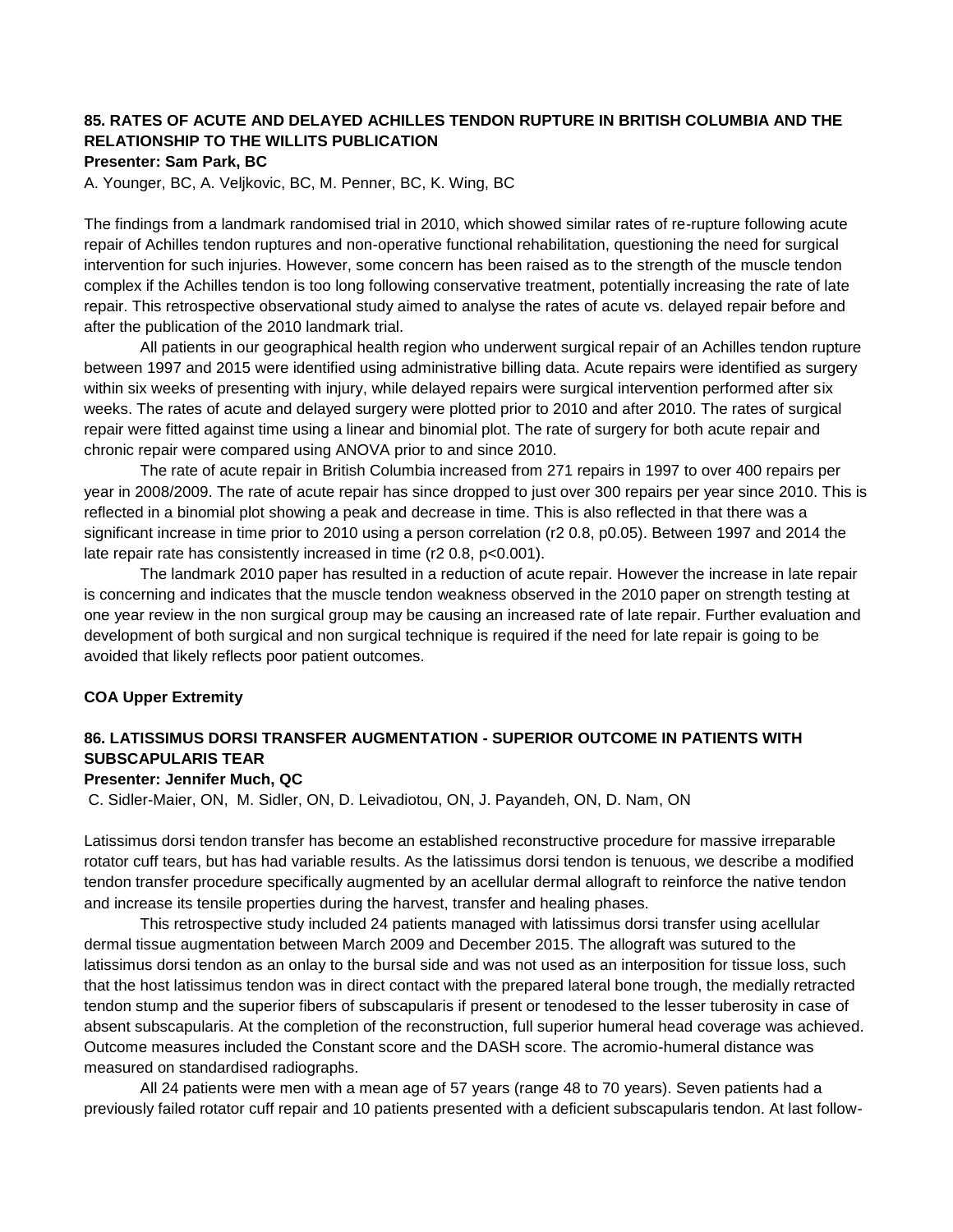### 85. RATES OF ACUTE AND DELAYED ACHILLES TENDON RUPTURE IN BRITISH COLUMBIA AND THE RELATIONSHIP TO THE WILLITS PUBLICATION

**Presenter: Sam Park, BC**

A. Younger, BC, A. Veljkovic, BC, M. Penner, BC, K. Wing, BC

The findings from a landmark randomised trial in 2010, which showed similar rates of re-rupture following acute repair of Achilles tendon ruptures and non-operative functional rehabilitation, questioning the need for surgical intervention for such injuries. However, some concern has been raised as to the strength of the muscle tendon complex if the Achilles tendon is too long following conservative treatment, potentially increasing the rate of late repair. This retrospective observational study aimed to analyse the rates of acute vs. delayed repair before and after the publication of the 2010 landmark trial.

All patients in our geographical health region who underwent surgical repair of an Achilles tendon rupture between 1997 and 2015 were identified using administrative billing data. Acute repairs were identified as surgery within six weeks of presenting with injury, while delayed repairs were surgical intervention performed after six weeks. The rates of acute and delayed surgery were plotted prior to 2010 and after 2010. The rates of surgical repair were fitted against time using a linear and binomial plot. The rate of surgery for both acute repair and chronic repair were compared using ANOVA prior to and since 2010.

The rate of acute repair in British Columbia increased from 271 repairs in 1997 to over 400 repairs per year in 2008/2009. The rate of acute repair has since dropped to just over 300 repairs per year since 2010. This is reflected in a binomial plot showing a peak and decrease in time. This is also reflected in that there was a significant increase in time prior to 2010 using a person correlation ($r^2$ 0.8, p0.05). Between 1997 and 2014 the late repair rate has consistently increased in time ($r^2$ 0.8, $p<0.001$).

The landmark 2010 paper has resulted in a reduction of acute repair. However the increase in late repair is concerning and indicates that the muscle tendon weakness observed in the 2010 paper on strength testing at one year review in the non surgical group may be causing an increased rate of late repair. Further evaluation and development of both surgical and non surgical technique is required if the need for late repair is going to be avoided that likely reflects poor patient outcomes.

## COA Upper Extremity

### 86. LATISSIMUS DORSI TRANSFER AUGMENTATION - SUPERIOR OUTCOME IN PATIENTS WITH SUBSCAPULARIS TEAR

**Presenter: Jennifer Much, QC**

C. Sidler-Maier, ON, M. Sidler, ON, D. Leivadiotou, ON, J. Payandeh, ON, D. Nam, ON

Latissimus dorsi tendon transfer has become an established reconstructive procedure for massive irreparable rotator cuff tears, but has had variable results. As the latissimus dorsi tendon is tenuous, we describe a modified tendon transfer procedure specifically augmented by an acellular dermal allograft to reinforce the native tendon and increase its tensile properties during the harvest, transfer and healing phases.

This retrospective study included 24 patients managed with latissimus dorsi transfer using acellular dermal tissue augmentation between March 2009 and December 2015. The allograft was sutured to the latissimus dorsi tendon as an onlay to the bursal side and was not used as an interposition for tissue loss, such that the host latissimus tendon was in direct contact with the prepared lateral bone trough, the medially retracted tendon stump and the superior fibers of subscapularis if present or tenodesed to the lesser tuberosity in case of absent subscapularis. At the completion of the reconstruction, full superior humeral head coverage was achieved. Outcome measures included the Constant score and the DASH score. The acromio-humeral distance was measured on standardised radiographs.

All 24 patients were men with a mean age of 57 years (range 48 to 70 years). Seven patients had a previously failed rotator cuff repair and 10 patients presented with a deficient subscapularis tendon. At last follow-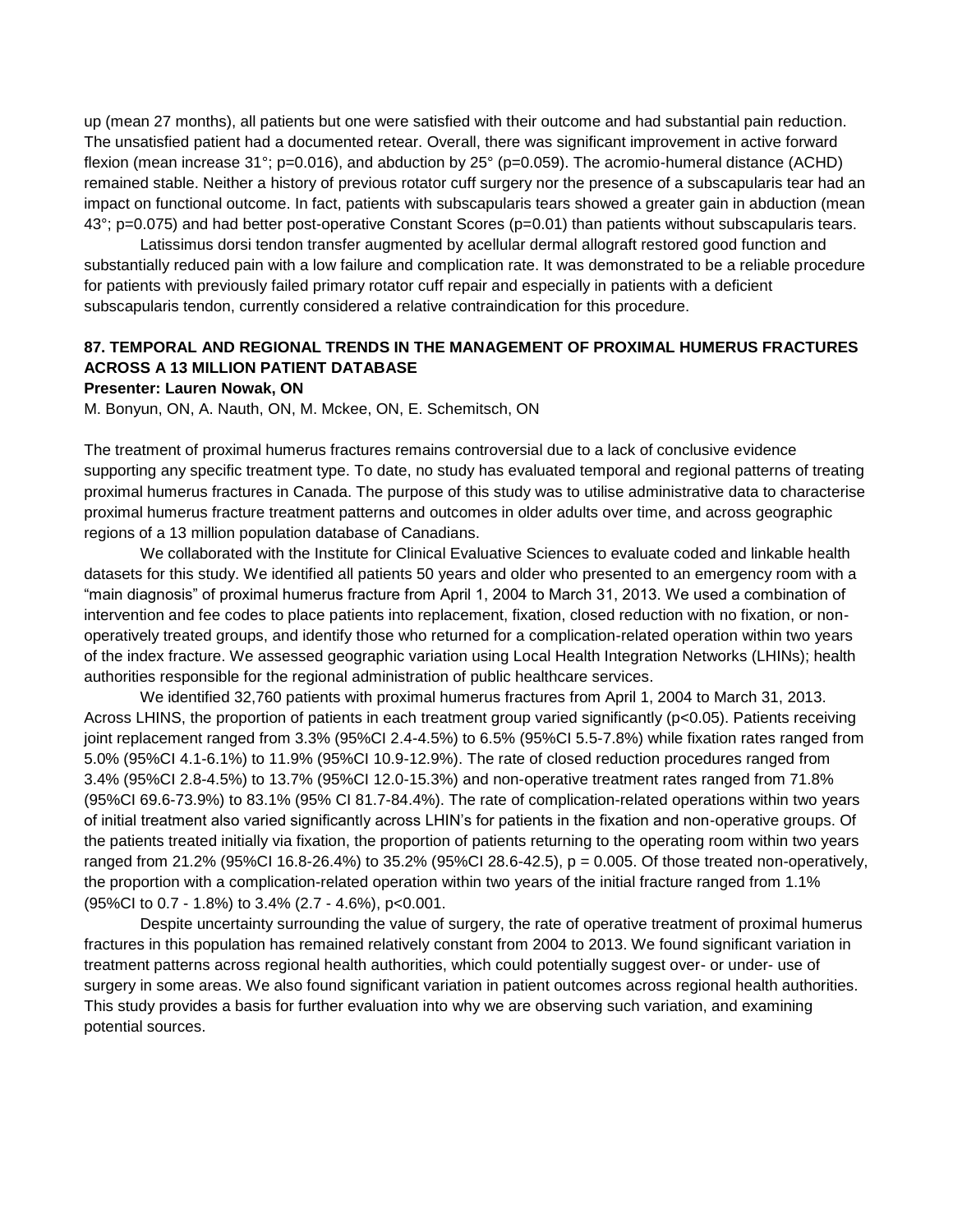up (mean 27 months), all patients but one were satisfied with their outcome and had substantial pain reduction. The unsatisfied patient had a documented retear. Overall, there was significant improvement in active forward flexion (mean increase 31°; p=0.016), and abduction by 25° (p=0.059). The acromio-humeral distance (ACHD) remained stable. Neither a history of previous rotator cuff surgery nor the presence of a subscapularis tear had an impact on functional outcome. In fact, patients with subscapularis tears showed a greater gain in abduction (mean 43°; p=0.075) and had better post-operative Constant Scores (p=0.01) than patients without subscapularis tears.

Latissimus dorsi tendon transfer augmented by acellular dermal allograft restored good function and substantially reduced pain with a low failure and complication rate. It was demonstrated to be a reliable procedure for patients with previously failed primary rotator cuff repair and especially in patients with a deficient subscapularis tendon, currently considered a relative contraindication for this procedure.

### 87. TEMPORAL AND REGIONAL TRENDS IN THE MANAGEMENT OF PROXIMAL HUMERUS FRACTURES ACROSS A 13 MILLION PATIENT DATABASE

**Presenter: Lauren Nowak, ON**

M. Bonyun, ON, A. Nauth, ON, M. Mckee, ON, E. Schemitsch, ON

The treatment of proximal humerus fractures remains controversial due to a lack of conclusive evidence supporting any specific treatment type. To date, no study has evaluated temporal and regional patterns of treating proximal humerus fractures in Canada. The purpose of this study was to utilise administrative data to characterise proximal humerus fracture treatment patterns and outcomes in older adults over time, and across geographic regions of a 13 million population database of Canadians.

We collaborated with the Institute for Clinical Evaluative Sciences to evaluate coded and linkable health datasets for this study. We identified all patients 50 years and older who presented to an emergency room with a "main diagnosis" of proximal humerus fracture from April 1, 2004 to March 31, 2013. We used a combination of intervention and fee codes to place patients into replacement, fixation, closed reduction with no fixation, or non-operatively treated groups, and identify those who returned for a complication-related operation within two years of the index fracture. We assessed geographic variation using Local Health Integration Networks (LHINs); health authorities responsible for the regional administration of public healthcare services.

We identified 32,760 patients with proximal humerus fractures from April 1, 2004 to March 31, 2013. Across LHINS, the proportion of patients in each treatment group varied significantly (p<0.05). Patients receiving joint replacement ranged from 3.3% (95%CI 2.4-4.5%) to 6.5% (95%CI 5.5-7.8%) while fixation rates ranged from 5.0% (95%CI 4.1-6.1%) to 11.9% (95%CI 10.9-12.9%). The rate of closed reduction procedures ranged from 3.4% (95%CI 2.8-4.5%) to 13.7% (95%CI 12.0-15.3%) and non-operative treatment rates ranged from 71.8% (95%CI 69.6-73.9%) to 83.1% (95% CI 81.7-84.4%). The rate of complication-related operations within two years of initial treatment also varied significantly across LHIN's for patients in the fixation and non-operative groups. Of the patients treated initially via fixation, the proportion of patients returning to the operating room within two years ranged from 21.2% (95%CI 16.8-26.4%) to 35.2% (95%CI 28.6-42.5), p = 0.005. Of those treated non-operatively, the proportion with a complication-related operation within two years of the initial fracture ranged from 1.1% (95%CI to 0.7 - 1.8%) to 3.4% (2.7 - 4.6%), p<0.001.

Despite uncertainty surrounding the value of surgery, the rate of operative treatment of proximal humerus fractures in this population has remained relatively constant from 2004 to 2013. We found significant variation in treatment patterns across regional health authorities, which could potentially suggest over- or under- use of surgery in some areas. We also found significant variation in patient outcomes across regional health authorities. This study provides a basis for further evaluation into why we are observing such variation, and examining potential sources.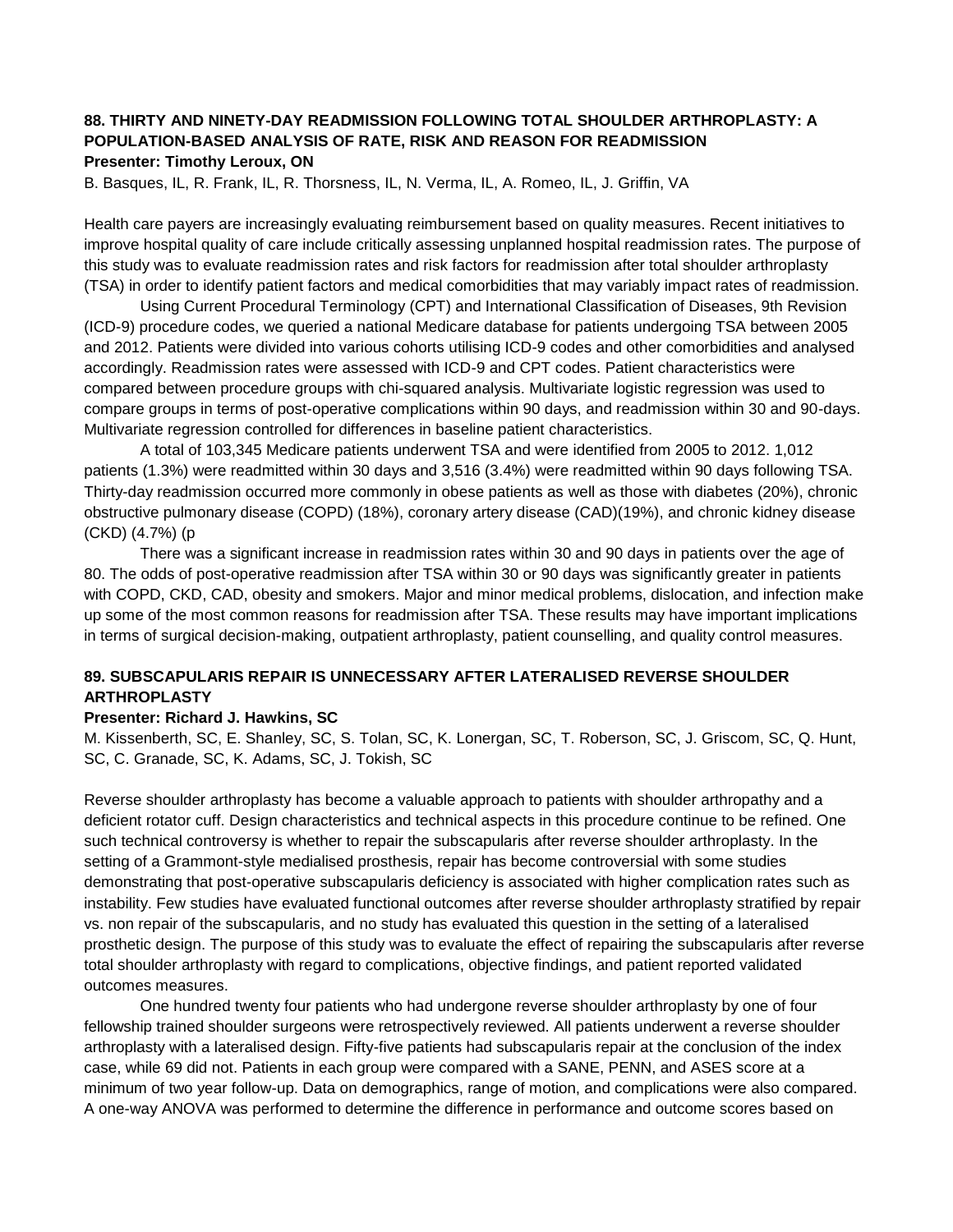### 88. THIRTY AND NINETY-DAY READMISSION FOLLOWING TOTAL SHOULDER ARTHROPLASTY: A POPULATION-BASED ANALYSIS OF RATE, RISK AND REASON FOR READMISSION

**Presenter: Timothy Leroux, ON**

B. Basques, IL, R. Frank, IL, R. Thorsness, IL, N. Verma, IL, A. Romeo, IL, J. Griffin, VA

Health care payers are increasingly evaluating reimbursement based on quality measures. Recent initiatives to improve hospital quality of care include critically assessing unplanned hospital readmission rates. The purpose of this study was to evaluate readmission rates and risk factors for readmission after total shoulder arthroplasty (TSA) in order to identify patient factors and medical comorbidities that may variably impact rates of readmission.

Using Current Procedural Terminology (CPT) and International Classification of Diseases, 9th Revision (ICD-9) procedure codes, we queried a national Medicare database for patients undergoing TSA between 2005 and 2012. Patients were divided into various cohorts utilising ICD-9 codes and other comorbidities and analysed accordingly. Readmission rates were assessed with ICD-9 and CPT codes. Patient characteristics were compared between procedure groups with chi-squared analysis. Multivariate logistic regression was used to compare groups in terms of post-operative complications within 90 days, and readmission within 30 and 90-days. Multivariate regression controlled for differences in baseline patient characteristics.

A total of 103,345 Medicare patients underwent TSA and were identified from 2005 to 2012. 1,012 patients (1.3%) were readmitted within 30 days and 3,516 (3.4%) were readmitted within 90 days following TSA. Thirty-day readmission occurred more commonly in obese patients as well as those with diabetes (20%), chronic obstructive pulmonary disease (COPD) (18%), coronary artery disease (CAD)(19%), and chronic kidney disease (CKD) (4.7%) (p

There was a significant increase in readmission rates within 30 and 90 days in patients over the age of 80. The odds of post-operative readmission after TSA within 30 or 90 days was significantly greater in patients with COPD, CKD, CAD, obesity and smokers. Major and minor medical problems, dislocation, and infection make up some of the most common reasons for readmission after TSA. These results may have important implications in terms of surgical decision-making, outpatient arthroplasty, patient counselling, and quality control measures.

### 89. SUBSCAPULARIS REPAIR IS UNNECESSARY AFTER LATERALISED REVERSE SHOULDER ARTHROPLASTY

**Presenter: Richard J. Hawkins, SC**

M. Kissenberth, SC, E. Shanley, SC, S. Tolan, SC, K. Lonergan, SC, T. Roberson, SC, J. Griscom, SC, Q. Hunt, SC, C. Granade, SC, K. Adams, SC, J. Tokish, SC

Reverse shoulder arthroplasty has become a valuable approach to patients with shoulder arthropathy and a deficient rotator cuff. Design characteristics and technical aspects in this procedure continue to be refined. One such technical controversy is whether to repair the subscapularis after reverse shoulder arthroplasty. In the setting of a Grammont-style medialised prosthesis, repair has become controversial with some studies demonstrating that post-operative subscapularis deficiency is associated with higher complication rates such as instability. Few studies have evaluated functional outcomes after reverse shoulder arthroplasty stratified by repair vs. non repair of the subscapularis, and no study has evaluated this question in the setting of a lateralised prosthetic design. The purpose of this study was to evaluate the effect of repairing the subscapularis after reverse total shoulder arthroplasty with regard to complications, objective findings, and patient reported validated outcomes measures.

One hundred twenty four patients who had undergone reverse shoulder arthroplasty by one of four fellowship trained shoulder surgeons were retrospectively reviewed. All patients underwent a reverse shoulder arthroplasty with a lateralised design. Fifty-five patients had subscapularis repair at the conclusion of the index case, while 69 did not. Patients in each group were compared with a SANE, PENN, and ASES score at a minimum of two year follow-up. Data on demographics, range of motion, and complications were also compared. A one-way ANOVA was performed to determine the difference in performance and outcome scores based on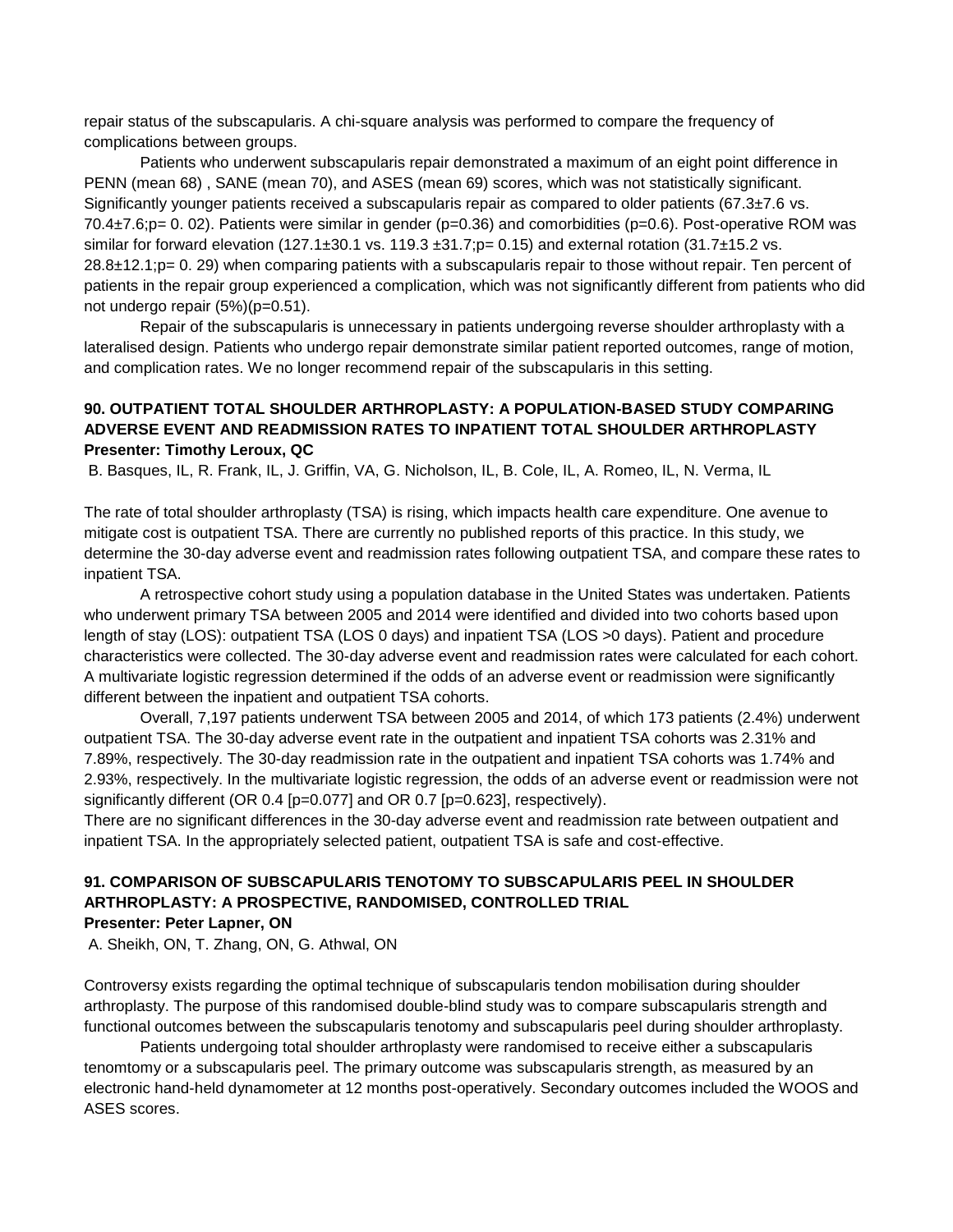repair status of the subscapularis. A chi-square analysis was performed to compare the frequency of complications between groups.

Patients who underwent subscapularis repair demonstrated a maximum of an eight point difference in PENN (mean 68) , SANE (mean 70), and ASES (mean 69) scores, which was not statistically significant. Significantly younger patients received a subscapularis repair as compared to older patients (67.3±7.6 vs. 70.4±7.6;p= 0. 02). Patients were similar in gender (p=0.36) and comorbidities (p=0.6). Post-operative ROM was similar for forward elevation (127.1±30.1 vs. 119.3 ±31.7;p= 0.15) and external rotation (31.7±15.2 vs. 28.8±12.1;p= 0. 29) when comparing patients with a subscapularis repair to those without repair. Ten percent of patients in the repair group experienced a complication, which was not significantly different from patients who did not undergo repair (5%)(p=0.51).

Repair of the subscapularis is unnecessary in patients undergoing reverse shoulder arthroplasty with a lateralised design. Patients who undergo repair demonstrate similar patient reported outcomes, range of motion, and complication rates. We no longer recommend repair of the subscapularis in this setting.

### 90. OUTPATIENT TOTAL SHOULDER ARTHROPLASTY: A POPULATION-BASED STUDY COMPARING ADVERSE EVENT AND READMISSION RATES TO INPATIENT TOTAL SHOULDER ARTHROPLASTY

**Presenter: Timothy Leroux, QC**

B. Basques, IL, R. Frank, IL, J. Griffin, VA, G. Nicholson, IL, B. Cole, IL, A. Romeo, IL, N. Verma, IL

The rate of total shoulder arthroplasty (TSA) is rising, which impacts health care expenditure. One avenue to mitigate cost is outpatient TSA. There are currently no published reports of this practice. In this study, we determine the 30-day adverse event and readmission rates following outpatient TSA, and compare these rates to inpatient TSA.

A retrospective cohort study using a population database in the United States was undertaken. Patients who underwent primary TSA between 2005 and 2014 were identified and divided into two cohorts based upon length of stay (LOS): outpatient TSA (LOS 0 days) and inpatient TSA (LOS >0 days). Patient and procedure characteristics were collected. The 30-day adverse event and readmission rates were calculated for each cohort. A multivariate logistic regression determined if the odds of an adverse event or readmission were significantly different between the inpatient and outpatient TSA cohorts.

Overall, 7,197 patients underwent TSA between 2005 and 2014, of which 173 patients (2.4%) underwent outpatient TSA. The 30-day adverse event rate in the outpatient and inpatient TSA cohorts was 2.31% and 7.89%, respectively. The 30-day readmission rate in the outpatient and inpatient TSA cohorts was 1.74% and 2.93%, respectively. In the multivariate logistic regression, the odds of an adverse event or readmission were not significantly different (OR 0.4 [p=0.077] and OR 0.7 [p=0.623], respectively).

There are no significant differences in the 30-day adverse event and readmission rate between outpatient and inpatient TSA. In the appropriately selected patient, outpatient TSA is safe and cost-effective.

### 91. COMPARISON OF SUBSCAPULARIS TENOTOMY TO SUBSCAPULARIS PEEL IN SHOULDER ARTHROPLASTY: A PROSPECTIVE, RANDOMISED, CONTROLLED TRIAL

**Presenter: Peter Lapner, ON**

A. Sheikh, ON, T. Zhang, ON, G. Athwal, ON

Controversy exists regarding the optimal technique of subscapularis tendon mobilisation during shoulder arthroplasty. The purpose of this randomised double-blind study was to compare subscapularis strength and functional outcomes between the subscapularis tenotomy and subscapularis peel during shoulder arthroplasty.

Patients undergoing total shoulder arthroplasty were randomised to receive either a subscapularis tenomtomy or a subscapularis peel. The primary outcome was subscapularis strength, as measured by an electronic hand-held dynamometer at 12 months post-operatively. Secondary outcomes included the WOOS and ASES scores.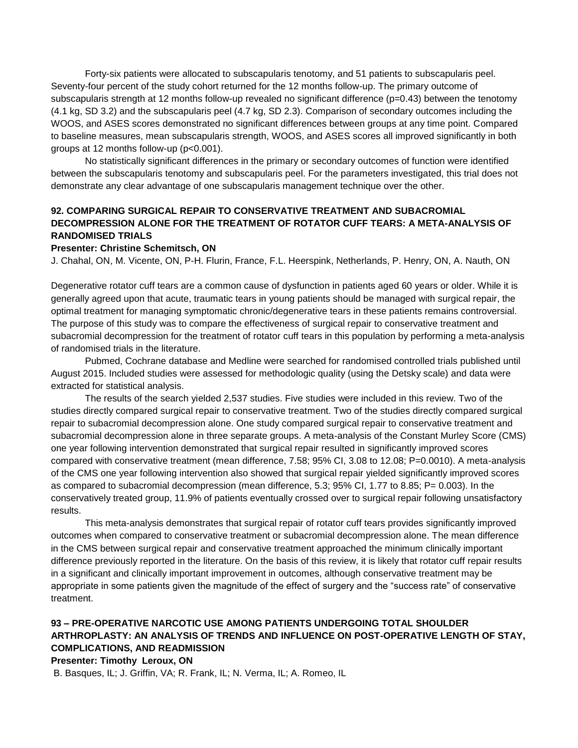Forty-six patients were allocated to subscapularis tenotomy, and 51 patients to subscapularis peel. Seventy-four percent of the study cohort returned for the 12 months follow-up. The primary outcome of subscapularis strength at 12 months follow-up revealed no significant difference (p=0.43) between the tenotomy (4.1 kg, SD 3.2) and the subscapularis peel (4.7 kg, SD 2.3). Comparison of secondary outcomes including the WOOS, and ASES scores demonstrated no significant differences between groups at any time point. Compared to baseline measures, mean subscapularis strength, WOOS, and ASES scores all improved significantly in both groups at 12 months follow-up (p<0.001).

No statistically significant differences in the primary or secondary outcomes of function were identified between the subscapularis tenotomy and subscapularis peel. For the parameters investigated, this trial does not demonstrate any clear advantage of one subscapularis management technique over the other.

### 92. COMPARING SURGICAL REPAIR TO CONSERVATIVE TREATMENT AND SUBACROMIAL DECOMPRESSION ALONE FOR THE TREATMENT OF ROTATOR CUFF TEARS: A META-ANALYSIS OF RANDOMISED TRIALS

**Presenter: Christine Schemitsch, ON**

J. Chahal, ON, M. Vicente, ON, P-H. Flurin, France, F.L. Heerspink, Netherlands, P. Henry, ON, A. Nauth, ON

Degenerative rotator cuff tears are a common cause of dysfunction in patients aged 60 years or older. While it is generally agreed upon that acute, traumatic tears in young patients should be managed with surgical repair, the optimal treatment for managing symptomatic chronic/degenerative tears in these patients remains controversial. The purpose of this study was to compare the effectiveness of surgical repair to conservative treatment and subacromial decompression for the treatment of rotator cuff tears in this population by performing a meta-analysis of randomised trials in the literature.

Pubmed, Cochrane database and Medline were searched for randomised controlled trials published until August 2015. Included studies were assessed for methodologic quality (using the Detsky scale) and data were extracted for statistical analysis.

The results of the search yielded 2,537 studies. Five studies were included in this review. Two of the studies directly compared surgical repair to conservative treatment. Two of the studies directly compared surgical repair to subacromial decompression alone. One study compared surgical repair to conservative treatment and subacromial decompression alone in three separate groups. A meta-analysis of the Constant Murley Score (CMS) one year following intervention demonstrated that surgical repair resulted in significantly improved scores compared with conservative treatment (mean difference, 7.58; 95% CI, 3.08 to 12.08; P=0.0010). A meta-analysis of the CMS one year following intervention also showed that surgical repair yielded significantly improved scores as compared to subacromial decompression (mean difference, 5.3; 95% CI, 1.77 to 8.85; P= 0.003). In the conservatively treated group, 11.9% of patients eventually crossed over to surgical repair following unsatisfactory results.

This meta-analysis demonstrates that surgical repair of rotator cuff tears provides significantly improved outcomes when compared to conservative treatment or subacromial decompression alone. The mean difference in the CMS between surgical repair and conservative treatment approached the minimum clinically important difference previously reported in the literature. On the basis of this review, it is likely that rotator cuff repair results in a significant and clinically important improvement in outcomes, although conservative treatment may be appropriate in some patients given the magnitude of the effect of surgery and the "success rate" of conservative treatment.

### 93 – PRE-OPERATIVE NARCOTIC USE AMONG PATIENTS UNDERGOING TOTAL SHOULDER ARTHROPLASTY: AN ANALYSIS OF TRENDS AND INFLUENCE ON POST-OPERATIVE LENGTH OF STAY, COMPLICATIONS, AND READMISSION

**Presenter: Timothy Leroux, ON**

B. Basques, IL; J. Griffin, VA; R. Frank, IL; N. Verma, IL; A. Romeo, IL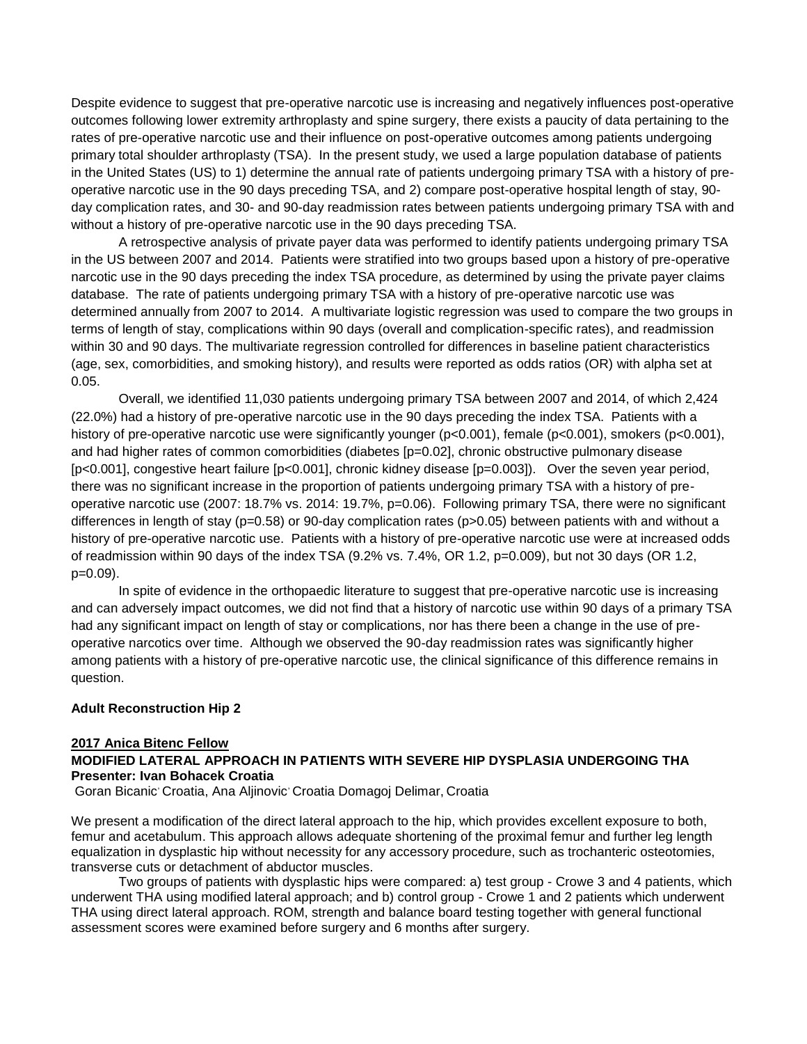Despite evidence to suggest that pre-operative narcotic use is increasing and negatively influences post-operative outcomes following lower extremity arthroplasty and spine surgery, there exists a paucity of data pertaining to the rates of pre-operative narcotic use and their influence on post-operative outcomes among patients undergoing primary total shoulder arthroplasty (TSA). In the present study, we used a large population database of patients in the United States (US) to 1) determine the annual rate of patients undergoing primary TSA with a history of pre-operative narcotic use in the 90 days preceding TSA, and 2) compare post-operative hospital length of stay, 90-day complication rates, and 30- and 90-day readmission rates between patients undergoing primary TSA with and without a history of pre-operative narcotic use in the 90 days preceding TSA.

A retrospective analysis of private payer data was performed to identify patients undergoing primary TSA in the US between 2007 and 2014. Patients were stratified into two groups based upon a history of pre-operative narcotic use in the 90 days preceding the index TSA procedure, as determined by using the private payer claims database. The rate of patients undergoing primary TSA with a history of pre-operative narcotic use was determined annually from 2007 to 2014. A multivariate logistic regression was used to compare the two groups in terms of length of stay, complications within 90 days (overall and complication-specific rates), and readmission within 30 and 90 days. The multivariate regression controlled for differences in baseline patient characteristics (age, sex, comorbidities, and smoking history), and results were reported as odds ratios (OR) with alpha set at 0.05.

Overall, we identified 11,030 patients undergoing primary TSA between 2007 and 2014, of which 2,424 (22.0%) had a history of pre-operative narcotic use in the 90 days preceding the index TSA. Patients with a history of pre-operative narcotic use were significantly younger ($p<0.001$), female ($p<0.001$), smokers ($p<0.001$), and had higher rates of common comorbidities (diabetes [$p=0.02$], chronic obstructive pulmonary disease [$p<0.001$], congestive heart failure [$p<0.001$], chronic kidney disease [$p=0.003$]). Over the seven year period, there was no significant increase in the proportion of patients undergoing primary TSA with a history of pre-operative narcotic use (2007: 18.7% vs. 2014: 19.7%, $p=0.06$). Following primary TSA, there were no significant differences in length of stay ($p=0.58$) or 90-day complication rates ($p>0.05$) between patients with and without a history of pre-operative narcotic use. Patients with a history of pre-operative narcotic use were at increased odds of readmission within 90 days of the index TSA (9.2% vs. 7.4%, OR 1.2, $p=0.009$), but not 30 days (OR 1.2, $p=0.09$).

In spite of evidence in the orthopaedic literature to suggest that pre-operative narcotic use is increasing and can adversely impact outcomes, we did not find that a history of narcotic use within 90 days of a primary TSA had any significant impact on length of stay or complications, nor has there been a change in the use of pre-operative narcotics over time. Although we observed the 90-day readmission rates was significantly higher among patients with a history of pre-operative narcotic use, the clinical significance of this difference remains in question.

**Adult Reconstruction Hip 2**

**2017 Anica Bitenc Fellow**

**MODIFIED LATERAL APPROACH IN PATIENTS WITH SEVERE HIP DYSPLASIA UNDERGOING THA**

**Presenter: Ivan Bohacek Croatia**

Goran Bicanic Croatia, Ana Aljinovic Croatia Domagoj Delimar, Croatia

We present a modification of the direct lateral approach to the hip, which provides excellent exposure to both, femur and acetabulum. This approach allows adequate shortening of the proximal femur and further leg length equalization in dysplastic hip without necessity for any accessory procedure, such as trochanteric osteotomies, transverse cuts or detachment of abductor muscles.

Two groups of patients with dysplastic hips were compared: a) test group - Crowe 3 and 4 patients, which underwent THA using modified lateral approach; and b) control group - Crowe 1 and 2 patients which underwent THA using direct lateral approach. ROM, strength and balance board testing together with general functional assessment scores were examined before surgery and 6 months after surgery.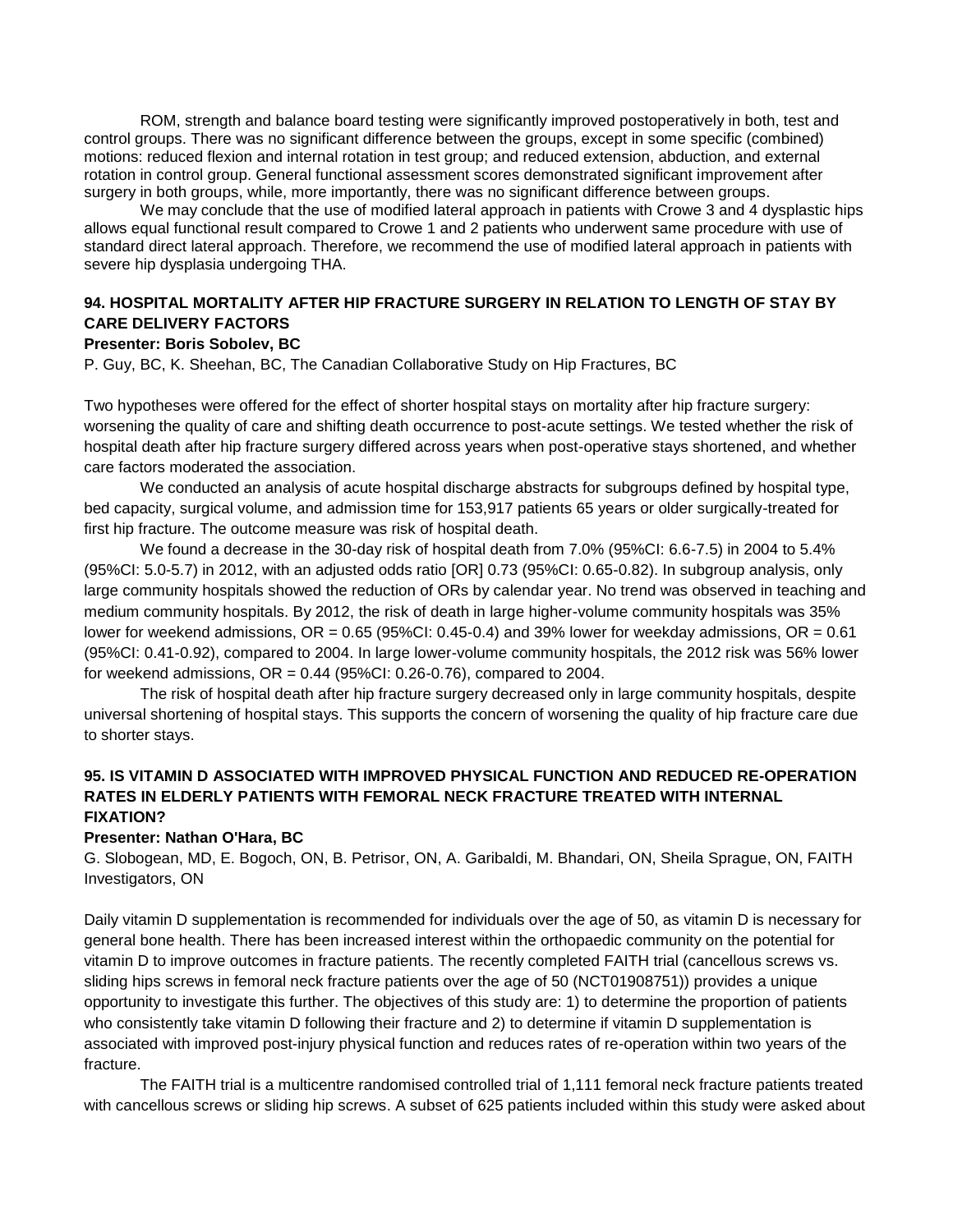ROM, strength and balance board testing were significantly improved postoperatively in both, test and control groups. There was no significant difference between the groups, except in some specific (combined) motions: reduced flexion and internal rotation in test group; and reduced extension, abduction, and external rotation in control group. General functional assessment scores demonstrated significant improvement after surgery in both groups, while, more importantly, there was no significant difference between groups.

We may conclude that the use of modified lateral approach in patients with Crowe 3 and 4 dysplastic hips allows equal functional result compared to Crowe 1 and 2 patients who underwent same procedure with use of standard direct lateral approach. Therefore, we recommend the use of modified lateral approach in patients with severe hip dysplasia undergoing THA.

### 94. HOSPITAL MORTALITY AFTER HIP FRACTURE SURGERY IN RELATION TO LENGTH OF STAY BY CARE DELIVERY FACTORS

**Presenter: Boris Sobolev, BC**

P. Guy, BC, K. Sheehan, BC, The Canadian Collaborative Study on Hip Fractures, BC

Two hypotheses were offered for the effect of shorter hospital stays on mortality after hip fracture surgery: worsening the quality of care and shifting death occurrence to post-acute settings. We tested whether the risk of hospital death after hip fracture surgery differed across years when post-operative stays shortened, and whether care factors moderated the association.

We conducted an analysis of acute hospital discharge abstracts for subgroups defined by hospital type, bed capacity, surgical volume, and admission time for 153,917 patients 65 years or older surgically-treated for first hip fracture. The outcome measure was risk of hospital death.

We found a decrease in the 30-day risk of hospital death from 7.0% (95%CI: 6.6-7.5) in 2004 to 5.4% (95%CI: 5.0-5.7) in 2012, with an adjusted odds ratio [OR] 0.73 (95%CI: 0.65-0.82). In subgroup analysis, only large community hospitals showed the reduction of ORs by calendar year. No trend was observed in teaching and medium community hospitals. By 2012, the risk of death in large higher-volume community hospitals was 35% lower for weekend admissions, OR = 0.65 (95%CI: 0.45-0.4) and 39% lower for weekday admissions, OR = 0.61 (95%CI: 0.41-0.92), compared to 2004. In large lower-volume community hospitals, the 2012 risk was 56% lower for weekend admissions, OR = 0.44 (95%CI: 0.26-0.76), compared to 2004.

The risk of hospital death after hip fracture surgery decreased only in large community hospitals, despite universal shortening of hospital stays. This supports the concern of worsening the quality of hip fracture care due to shorter stays.

### 95. IS VITAMIN D ASSOCIATED WITH IMPROVED PHYSICAL FUNCTION AND REDUCED RE-OPERATION RATES IN ELDERLY PATIENTS WITH FEMORAL NECK FRACTURE TREATED WITH INTERNAL FIXATION?

**Presenter: Nathan O'Hara, BC**

G. Slobogean, MD, E. Bogoch, ON, B. Petrisor, ON, A. Garibaldi, M. Bhandari, ON, Sheila Sprague, ON, FAITH Investigators, ON

Daily vitamin D supplementation is recommended for individuals over the age of 50, as vitamin D is necessary for general bone health. There has been increased interest within the orthopaedic community on the potential for vitamin D to improve outcomes in fracture patients. The recently completed FAITH trial (cancellous screws vs. sliding hips screws in femoral neck fracture patients over the age of 50 (NCT01908751)) provides a unique opportunity to investigate this further. The objectives of this study are: 1) to determine the proportion of patients who consistently take vitamin D following their fracture and 2) to determine if vitamin D supplementation is associated with improved post-injury physical function and reduces rates of re-operation within two years of the fracture.

The FAITH trial is a multicentre randomised controlled trial of 1,111 femoral neck fracture patients treated with cancellous screws or sliding hip screws. A subset of 625 patients included within this study were asked about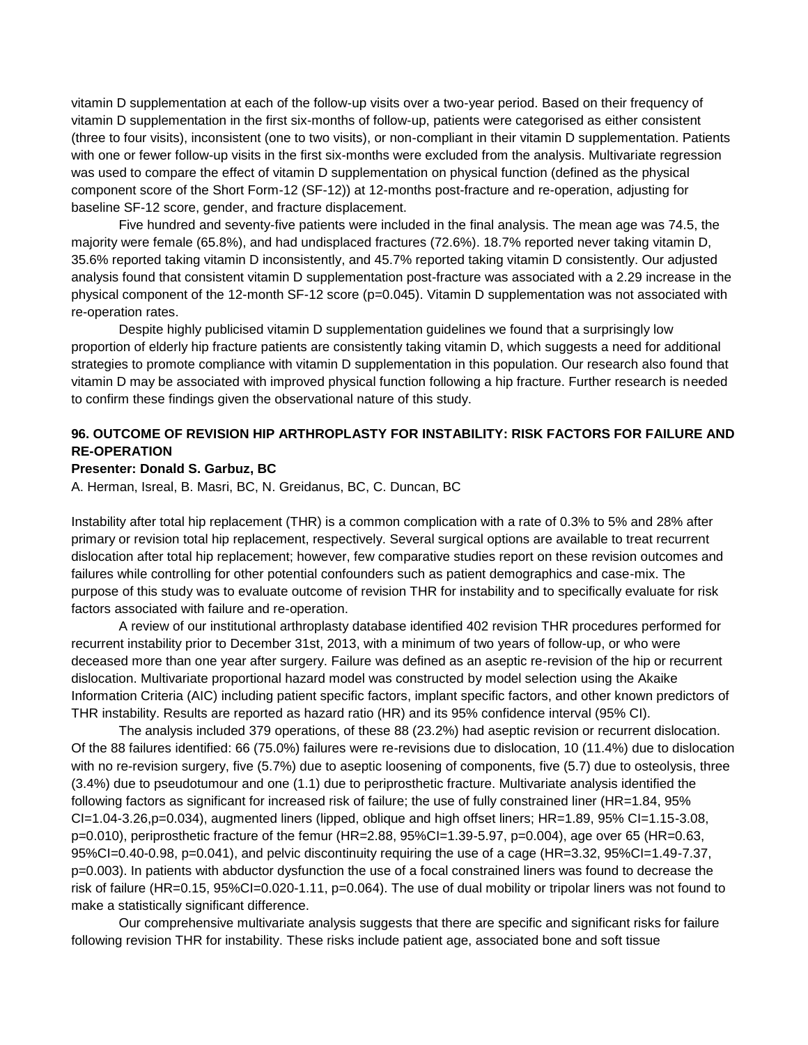vitamin D supplementation at each of the follow-up visits over a two-year period. Based on their frequency of vitamin D supplementation in the first six-months of follow-up, patients were categorised as either consistent (three to four visits), inconsistent (one to two visits), or non-compliant in their vitamin D supplementation. Patients with one or fewer follow-up visits in the first six-months were excluded from the analysis. Multivariate regression was used to compare the effect of vitamin D supplementation on physical function (defined as the physical component score of the Short Form-12 (SF-12)) at 12-months post-fracture and re-operation, adjusting for baseline SF-12 score, gender, and fracture displacement.

Five hundred and seventy-five patients were included in the final analysis. The mean age was 74.5, the majority were female (65.8%), and had undisplaced fractures (72.6%). 18.7% reported never taking vitamin D, 35.6% reported taking vitamin D inconsistently, and 45.7% reported taking vitamin D consistently. Our adjusted analysis found that consistent vitamin D supplementation post-fracture was associated with a 2.29 increase in the physical component of the 12-month SF-12 score (p=0.045). Vitamin D supplementation was not associated with re-operation rates.

Despite highly publicised vitamin D supplementation guidelines we found that a surprisingly low proportion of elderly hip fracture patients are consistently taking vitamin D, which suggests a need for additional strategies to promote compliance with vitamin D supplementation in this population. Our research also found that vitamin D may be associated with improved physical function following a hip fracture. Further research is needed to confirm these findings given the observational nature of this study.

## 96. OUTCOME OF REVISION HIP ARTHROPLASTY FOR INSTABILITY: RISK FACTORS FOR FAILURE AND RE-OPERATION

**Presenter: Donald S. Garbuz, BC**

A. Herman, Isreal, B. Masri, BC, N. Greidanus, BC, C. Duncan, BC

Instability after total hip replacement (THR) is a common complication with a rate of 0.3% to 5% and 28% after primary or revision total hip replacement, respectively. Several surgical options are available to treat recurrent dislocation after total hip replacement; however, few comparative studies report on these revision outcomes and failures while controlling for other potential confounders such as patient demographics and case-mix. The purpose of this study was to evaluate outcome of revision THR for instability and to specifically evaluate for risk factors associated with failure and re-operation.

A review of our institutional arthroplasty database identified 402 revision THR procedures performed for recurrent instability prior to December 31st, 2013, with a minimum of two years of follow-up, or who were deceased more than one year after surgery. Failure was defined as an aseptic re-revision of the hip or recurrent dislocation. Multivariate proportional hazard model was constructed by model selection using the Akaike Information Criteria (AIC) including patient specific factors, implant specific factors, and other known predictors of THR instability. Results are reported as hazard ratio (HR) and its 95% confidence interval (95% CI).

The analysis included 379 operations, of these 88 (23.2%) had aseptic revision or recurrent dislocation. Of the 88 failures identified: 66 (75.0%) failures were re-revisions due to dislocation, 10 (11.4%) due to dislocation with no re-revision surgery, five (5.7%) due to aseptic loosening of components, five (5.7) due to osteolysis, three (3.4%) due to pseudotumour and one (1.1) due to periprosthetic fracture. Multivariate analysis identified the following factors as significant for increased risk of failure; the use of fully constrained liner (HR=1.84, 95% CI=1.04-3.26,p=0.034), augmented liners (lipped, oblique and high offset liners; HR=1.89, 95% CI=1.15-3.08, p=0.010), periprosthetic fracture of the femur (HR=2.88, 95%CI=1.39-5.97, p=0.004), age over 65 (HR=0.63, 95%CI=0.40-0.98, p=0.041), and pelvic discontinuity requiring the use of a cage (HR=3.32, 95%CI=1.49-7.37, p=0.003). In patients with abductor dysfunction the use of a focal constrained liners was found to decrease the risk of failure (HR=0.15, 95%CI=0.020-1.11, p=0.064). The use of dual mobility or tripolar liners was not found to make a statistically significant difference.

Our comprehensive multivariate analysis suggests that there are specific and significant risks for failure following revision THR for instability. These risks include patient age, associated bone and soft tissue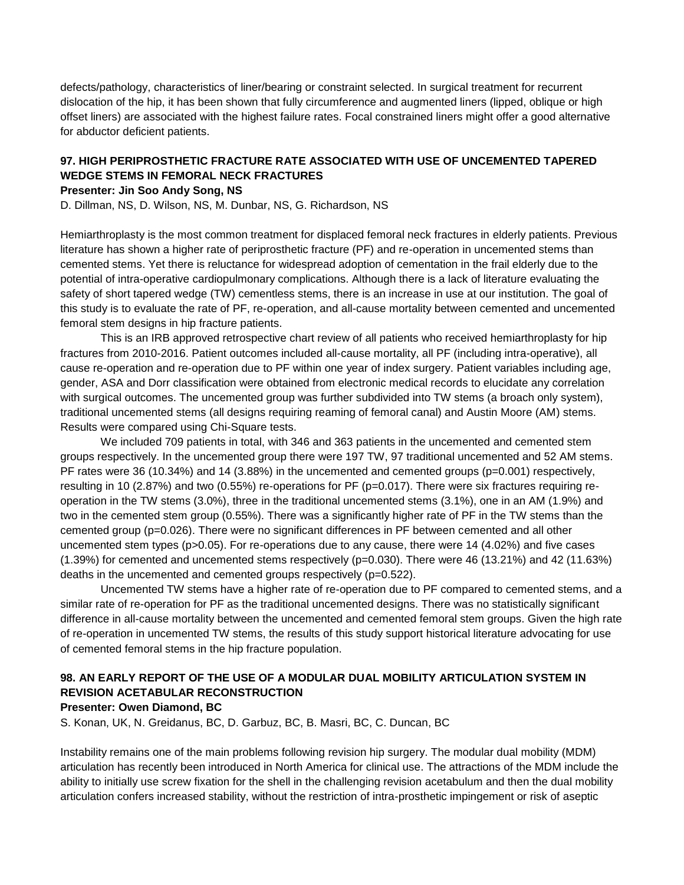defects/pathology, characteristics of liner/bearing or constraint selected. In surgical treatment for recurrent dislocation of the hip, it has been shown that fully circumference and augmented liners (lipped, oblique or high offset liners) are associated with the highest failure rates. Focal constrained liners might offer a good alternative for abductor deficient patients.

### 97. HIGH PERIPROSTHETIC FRACTURE RATE ASSOCIATED WITH USE OF UNCEMENTED TAPERED WEDGE STEMS IN FEMORAL NECK FRACTURES

**Presenter: Jin Soo Andy Song, NS**

D. Dillman, NS, D. Wilson, NS, M. Dunbar, NS, G. Richardson, NS

Hemiarthroplasty is the most common treatment for displaced femoral neck fractures in elderly patients. Previous literature has shown a higher rate of periprosthetic fracture (PF) and re-operation in uncemented stems than cemented stems. Yet there is reluctance for widespread adoption of cementation in the frail elderly due to the potential of intra-operative cardiopulmonary complications. Although there is a lack of literature evaluating the safety of short tapered wedge (TW) cementless stems, there is an increase in use at our institution. The goal of this study is to evaluate the rate of PF, re-operation, and all-cause mortality between cemented and uncemented femoral stem designs in hip fracture patients.

This is an IRB approved retrospective chart review of all patients who received hemiarthroplasty for hip fractures from 2010-2016. Patient outcomes included all-cause mortality, all PF (including intra-operative), all cause re-operation and re-operation due to PF within one year of index surgery. Patient variables including age, gender, ASA and Dorr classification were obtained from electronic medical records to elucidate any correlation with surgical outcomes. The uncemented group was further subdivided into TW stems (a broach only system), traditional uncemented stems (all designs requiring reaming of femoral canal) and Austin Moore (AM) stems. Results were compared using Chi-Square tests.

We included 709 patients in total, with 346 and 363 patients in the uncemented and cemented stem groups respectively. In the uncemented group there were 197 TW, 97 traditional uncemented and 52 AM stems. PF rates were 36 (10.34%) and 14 (3.88%) in the uncemented and cemented groups (p=0.001) respectively, resulting in 10 (2.87%) and two (0.55%) re-operations for PF (p=0.017). There were six fractures requiring re-operation in the TW stems (3.0%), three in the traditional uncemented stems (3.1%), one in an AM (1.9%) and two in the cemented stem group (0.55%). There was a significantly higher rate of PF in the TW stems than the cemented group (p=0.026). There were no significant differences in PF between cemented and all other uncemented stem types (p>0.05). For re-operations due to any cause, there were 14 (4.02%) and five cases (1.39%) for cemented and uncemented stems respectively (p=0.030). There were 46 (13.21%) and 42 (11.63%) deaths in the uncemented and cemented groups respectively (p=0.522).

Uncemented TW stems have a higher rate of re-operation due to PF compared to cemented stems, and a similar rate of re-operation for PF as the traditional uncemented designs. There was no statistically significant difference in all-cause mortality between the uncemented and cemented femoral stem groups. Given the high rate of re-operation in uncemented TW stems, the results of this study support historical literature advocating for use of cemented femoral stems in the hip fracture population.

### 98. AN EARLY REPORT OF THE USE OF A MODULAR DUAL MOBILITY ARTICULATION SYSTEM IN REVISION ACETABULAR RECONSTRUCTION

**Presenter: Owen Diamond, BC**

S. Konan, UK, N. Greidanus, BC, D. Garbuz, BC, B. Masri, BC, C. Duncan, BC

Instability remains one of the main problems following revision hip surgery. The modular dual mobility (MDM) articulation has recently been introduced in North America for clinical use. The attractions of the MDM include the ability to initially use screw fixation for the shell in the challenging revision acetabulum and then the dual mobility articulation confers increased stability, without the restriction of intra-prosthetic impingement or risk of aseptic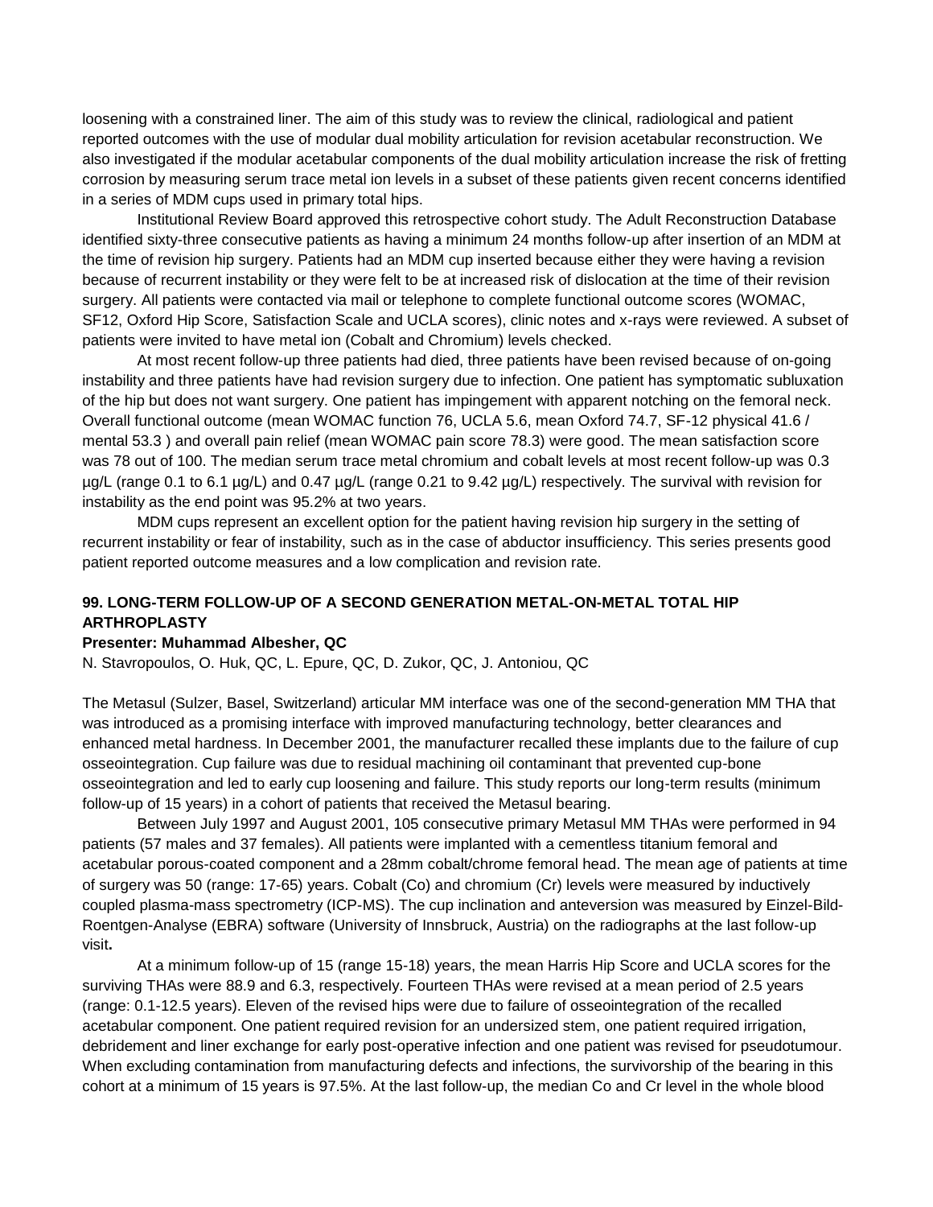loosening with a constrained liner. The aim of this study was to review the clinical, radiological and patient reported outcomes with the use of modular dual mobility articulation for revision acetabular reconstruction. We also investigated if the modular acetabular components of the dual mobility articulation increase the risk of fretting corrosion by measuring serum trace metal ion levels in a subset of these patients given recent concerns identified in a series of MDM cups used in primary total hips.

Institutional Review Board approved this retrospective cohort study. The Adult Reconstruction Database identified sixty-three consecutive patients as having a minimum 24 months follow-up after insertion of an MDM at the time of revision hip surgery. Patients had an MDM cup inserted because either they were having a revision because of recurrent instability or they were felt to be at increased risk of dislocation at the time of their revision surgery. All patients were contacted via mail or telephone to complete functional outcome scores (WOMAC, SF12, Oxford Hip Score, Satisfaction Scale and UCLA scores), clinic notes and x-rays were reviewed. A subset of patients were invited to have metal ion (Cobalt and Chromium) levels checked.

At most recent follow-up three patients had died, three patients have been revised because of on-going instability and three patients have had revision surgery due to infection. One patient has symptomatic subluxation of the hip but does not want surgery. One patient has impingement with apparent notching on the femoral neck. Overall functional outcome (mean WOMAC function 76, UCLA 5.6, mean Oxford 74.7, SF-12 physical 41.6 / mental 53.3 ) and overall pain relief (mean WOMAC pain score 78.3) were good. The mean satisfaction score was 78 out of 100. The median serum trace metal chromium and cobalt levels at most recent follow-up was 0.3 µg/L (range 0.1 to 6.1 µg/L) and 0.47 µg/L (range 0.21 to 9.42 µg/L) respectively. The survival with revision for instability as the end point was 95.2% at two years.

MDM cups represent an excellent option for the patient having revision hip surgery in the setting of recurrent instability or fear of instability, such as in the case of abductor insufficiency. This series presents good patient reported outcome measures and a low complication and revision rate.

### 99. LONG-TERM FOLLOW-UP OF A SECOND GENERATION METAL-ON-METAL TOTAL HIP ARTHROPLASTY

**Presenter: Muhammad Albesher, QC**

N. Stavropoulos, O. Huk, QC, L. Epure, QC, D. Zukor, QC, J. Antoniou, QC

The Metasul (Sulzer, Basel, Switzerland) articular MM interface was one of the second-generation MM THA that was introduced as a promising interface with improved manufacturing technology, better clearances and enhanced metal hardness. In December 2001, the manufacturer recalled these implants due to the failure of cup osseointegration. Cup failure was due to residual machining oil contaminant that prevented cup-bone osseointegration and led to early cup loosening and failure. This study reports our long-term results (minimum follow-up of 15 years) in a cohort of patients that received the Metasul bearing.

Between July 1997 and August 2001, 105 consecutive primary Metasul MM THAs were performed in 94 patients (57 males and 37 females). All patients were implanted with a cementless titanium femoral and acetabular porous-coated component and a 28mm cobalt/chrome femoral head. The mean age of patients at time of surgery was 50 (range: 17-65) years. Cobalt (Co) and chromium (Cr) levels were measured by inductively coupled plasma-mass spectrometry (ICP-MS). The cup inclination and anteversion was measured by Einzel-Bild-Roentgen-Analyse (EBRA) software (University of Innsbruck, Austria) on the radiographs at the last follow-up visit**.**

At a minimum follow-up of 15 (range 15-18) years, the mean Harris Hip Score and UCLA scores for the surviving THAs were 88.9 and 6.3, respectively. Fourteen THAs were revised at a mean period of 2.5 years (range: 0.1-12.5 years). Eleven of the revised hips were due to failure of osseointegration of the recalled acetabular component. One patient required revision for an undersized stem, one patient required irrigation, debridement and liner exchange for early post-operative infection and one patient was revised for pseudotumour. When excluding contamination from manufacturing defects and infections, the survivorship of the bearing in this cohort at a minimum of 15 years is 97.5%. At the last follow-up, the median Co and Cr level in the whole blood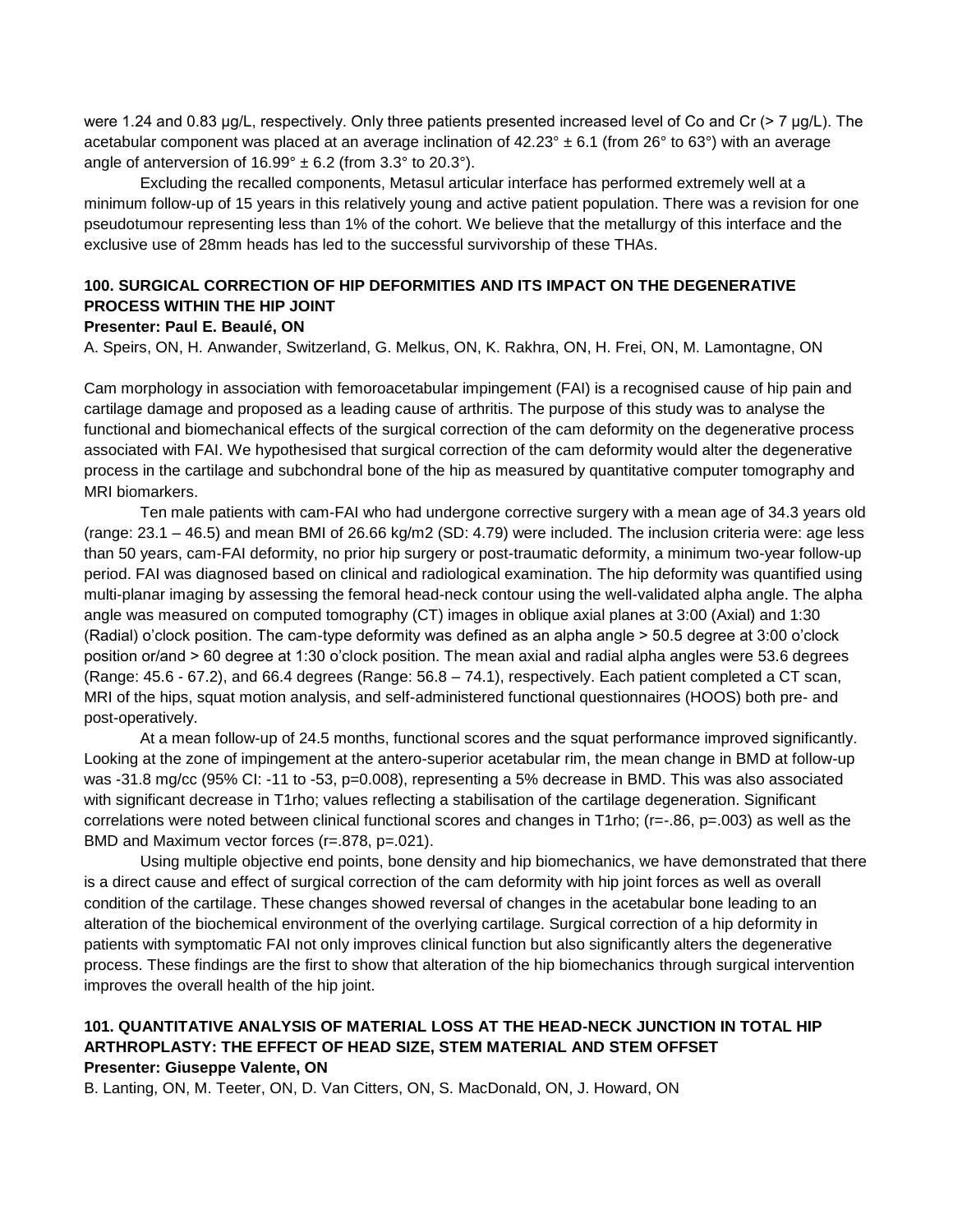were 1.24 and 0.83 µg/L, respectively. Only three patients presented increased level of Co and Cr (> 7 µg/L). The acetabular component was placed at an average inclination of 42.23° ± 6.1 (from 26° to 63°) with an average angle of anterversion of 16.99° ± 6.2 (from 3.3° to 20.3°).

Excluding the recalled components, Metasul articular interface has performed extremely well at a minimum follow-up of 15 years in this relatively young and active patient population. There was a revision for one pseudotumour representing less than 1% of the cohort. We believe that the metallurgy of this interface and the exclusive use of 28mm heads has led to the successful survivorship of these THAs.

### 100. SURGICAL CORRECTION OF HIP DEFORMITIES AND ITS IMPACT ON THE DEGENERATIVE PROCESS WITHIN THE HIP JOINT

**Presenter: Paul E. Beaulé, ON**

A. Speirs, ON, H. Anwander, Switzerland, G. Melkus, ON, K. Rakhra, ON, H. Frei, ON, M. Lamontagne, ON

Cam morphology in association with femoroacetabular impingement (FAI) is a recognised cause of hip pain and cartilage damage and proposed as a leading cause of arthritis. The purpose of this study was to analyse the functional and biomechanical effects of the surgical correction of the cam deformity on the degenerative process associated with FAI. We hypothesised that surgical correction of the cam deformity would alter the degenerative process in the cartilage and subchondral bone of the hip as measured by quantitative computer tomography and MRI biomarkers.

Ten male patients with cam-FAI who had undergone corrective surgery with a mean age of 34.3 years old (range: 23.1 – 46.5) and mean BMI of 26.66 kg/m2 (SD: 4.79) were included. The inclusion criteria were: age less than 50 years, cam-FAI deformity, no prior hip surgery or post-traumatic deformity, a minimum two-year follow-up period. FAI was diagnosed based on clinical and radiological examination. The hip deformity was quantified using multi-planar imaging by assessing the femoral head-neck contour using the well-validated alpha angle. The alpha angle was measured on computed tomography (CT) images in oblique axial planes at 3:00 (Axial) and 1:30 (Radial) o'clock position. The cam-type deformity was defined as an alpha angle > 50.5 degree at 3:00 o'clock position or/and > 60 degree at 1:30 o'clock position. The mean axial and radial alpha angles were 53.6 degrees (Range: 45.6 - 67.2), and 66.4 degrees (Range: 56.8 – 74.1), respectively. Each patient completed a CT scan, MRI of the hips, squat motion analysis, and self-administered functional questionnaires (HOOS) both pre- and post-operatively.

At a mean follow-up of 24.5 months, functional scores and the squat performance improved significantly. Looking at the zone of impingement at the antero-superior acetabular rim, the mean change in BMD at follow-up was -31.8 mg/cc (95% CI: -11 to -53, $p=0.008$), representing a 5% decrease in BMD. This was also associated with significant decrease in T1rho; values reflecting a stabilisation of the cartilage degeneration. Significant correlations were noted between clinical functional scores and changes in T1rho; ($r=-.86$, $p=.003$) as well as the BMD and Maximum vector forces ($r=.878$, $p=.021$).

Using multiple objective end points, bone density and hip biomechanics, we have demonstrated that there is a direct cause and effect of surgical correction of the cam deformity with hip joint forces as well as overall condition of the cartilage. These changes showed reversal of changes in the acetabular bone leading to an alteration of the biochemical environment of the overlying cartilage. Surgical correction of a hip deformity in patients with symptomatic FAI not only improves clinical function but also significantly alters the degenerative process. These findings are the first to show that alteration of the hip biomechanics through surgical intervention improves the overall health of the hip joint.

### 101. QUANTITATIVE ANALYSIS OF MATERIAL LOSS AT THE HEAD-NECK JUNCTION IN TOTAL HIP ARTHROPLASTY: THE EFFECT OF HEAD SIZE, STEM MATERIAL AND STEM OFFSET

**Presenter: Giuseppe Valente, ON**

B. Lanting, ON, M. Teeter, ON, D. Van Citters, ON, S. MacDonald, ON, J. Howard, ON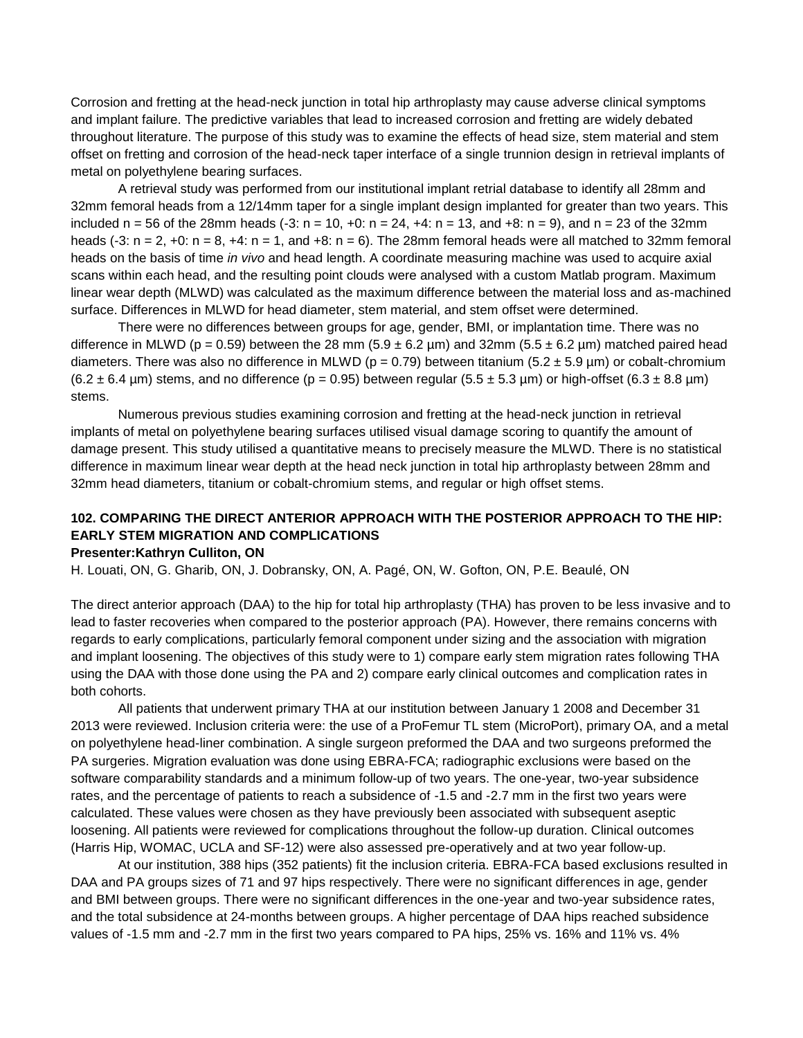Corrosion and fretting at the head-neck junction in total hip arthroplasty may cause adverse clinical symptoms and implant failure. The predictive variables that lead to increased corrosion and fretting are widely debated throughout literature. The purpose of this study was to examine the effects of head size, stem material and stem offset on fretting and corrosion of the head-neck taper interface of a single trunnion design in retrieval implants of metal on polyethylene bearing surfaces.

A retrieval study was performed from our institutional implant retrial database to identify all 28mm and 32mm femoral heads from a 12/14mm taper for a single implant design implanted for greater than two years. This included n = 56 of the 28mm heads (-3: n = 10, +0: n = 24, +4: n = 13, and +8: n = 9), and n = 23 of the 32mm heads (-3: n = 2, +0: n = 8, +4: n = 1, and +8: n = 6). The 28mm femoral heads were all matched to 32mm femoral heads on the basis of time *in vivo* and head length. A coordinate measuring machine was used to acquire axial scans within each head, and the resulting point clouds were analysed with a custom Matlab program. Maximum linear wear depth (MLWD) was calculated as the maximum difference between the material loss and as-machined surface. Differences in MLWD for head diameter, stem material, and stem offset were determined.

There were no differences between groups for age, gender, BMI, or implantation time. There was no difference in MLWD ($p = 0.59$) between the 28 mm ($5.9 \pm 6.2$ µm) and 32mm ($5.5 \pm 6.2$ µm) matched paired head diameters. There was also no difference in MLWD ($p = 0.79$) between titanium ($5.2 \pm 5.9$ µm) or cobalt-chromium ($6.2 \pm 6.4$ µm) stems, and no difference ($p = 0.95$) between regular ($5.5 \pm 5.3$ µm) or high-offset ($6.3 \pm 8.8$ µm) stems.

Numerous previous studies examining corrosion and fretting at the head-neck junction in retrieval implants of metal on polyethylene bearing surfaces utilised visual damage scoring to quantify the amount of damage present. This study utilised a quantitative means to precisely measure the MLWD. There is no statistical difference in maximum linear wear depth at the head neck junction in total hip arthroplasty between 28mm and 32mm head diameters, titanium or cobalt-chromium stems, and regular or high offset stems.

### 102. COMPARING THE DIRECT ANTERIOR APPROACH WITH THE POSTERIOR APPROACH TO THE HIP: EARLY STEM MIGRATION AND COMPLICATIONS

**Presenter:Kathryn Culliton, ON**

H. Louati, ON, G. Gharib, ON, J. Dobransky, ON, A. Pagé, ON, W. Gofton, ON, P.E. Beaulé, ON

The direct anterior approach (DAA) to the hip for total hip arthroplasty (THA) has proven to be less invasive and to lead to faster recoveries when compared to the posterior approach (PA). However, there remains concerns with regards to early complications, particularly femoral component under sizing and the association with migration and implant loosening. The objectives of this study were to 1) compare early stem migration rates following THA using the DAA with those done using the PA and 2) compare early clinical outcomes and complication rates in both cohorts.

All patients that underwent primary THA at our institution between January 1 2008 and December 31 2013 were reviewed. Inclusion criteria were: the use of a ProFemur TL stem (MicroPort), primary OA, and a metal on polyethylene head-liner combination. A single surgeon preformed the DAA and two surgeons preformed the PA surgeries. Migration evaluation was done using EBRA-FCA; radiographic exclusions were based on the software comparability standards and a minimum follow-up of two years. The one-year, two-year subsidence rates, and the percentage of patients to reach a subsidence of -1.5 and -2.7 mm in the first two years were calculated. These values were chosen as they have previously been associated with subsequent aseptic loosening. All patients were reviewed for complications throughout the follow-up duration. Clinical outcomes (Harris Hip, WOMAC, UCLA and SF-12) were also assessed pre-operatively and at two year follow-up.

At our institution, 388 hips (352 patients) fit the inclusion criteria. EBRA-FCA based exclusions resulted in DAA and PA groups sizes of 71 and 97 hips respectively. There were no significant differences in age, gender and BMI between groups. There were no significant differences in the one-year and two-year subsidence rates, and the total subsidence at 24-months between groups. A higher percentage of DAA hips reached subsidence values of -1.5 mm and -2.7 mm in the first two years compared to PA hips, 25% vs. 16% and 11% vs. 4%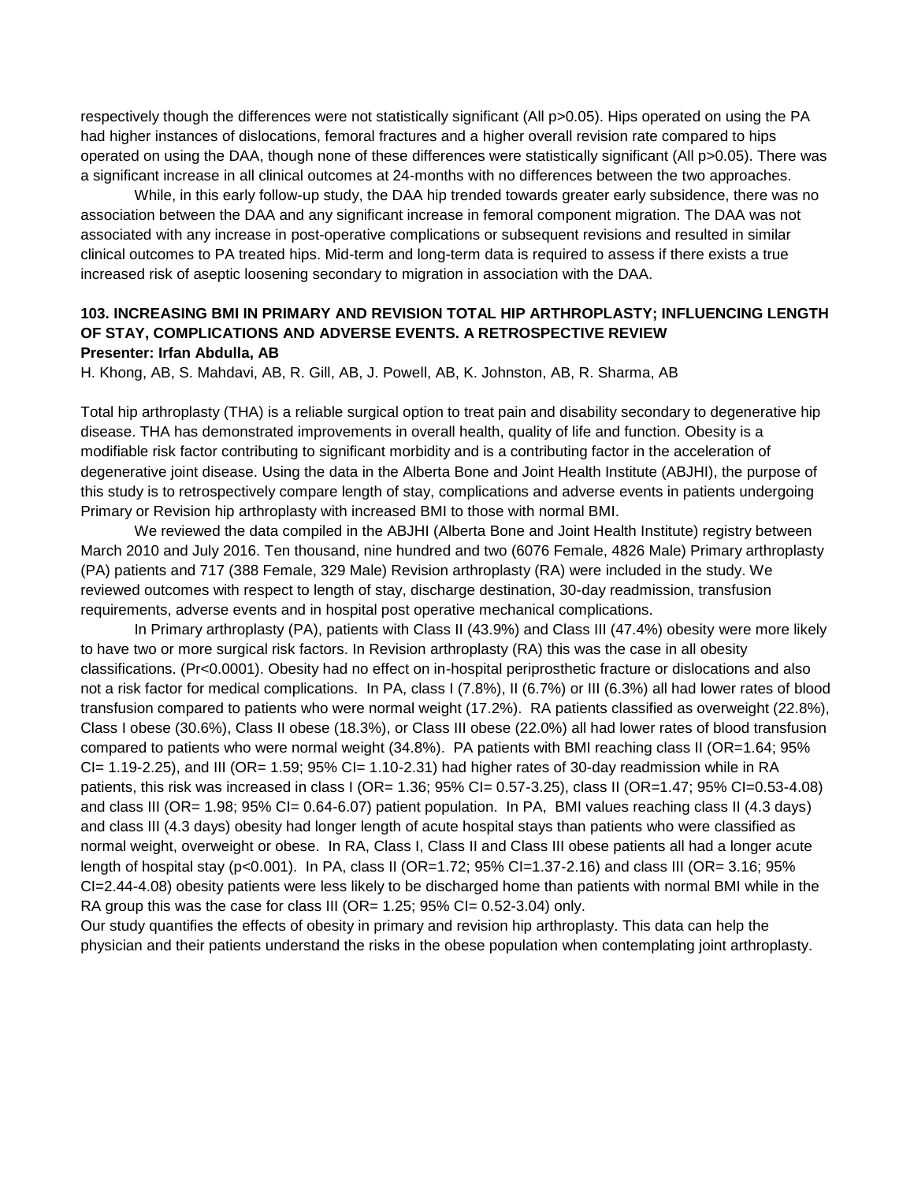respectively though the differences were not statistically significant (All p>0.05). Hips operated on using the PA had higher instances of dislocations, femoral fractures and a higher overall revision rate compared to hips operated on using the DAA, though none of these differences were statistically significant (All p>0.05). There was a significant increase in all clinical outcomes at 24-months with no differences between the two approaches.

While, in this early follow-up study, the DAA hip trended towards greater early subsidence, there was no association between the DAA and any significant increase in femoral component migration. The DAA was not associated with any increase in post-operative complications or subsequent revisions and resulted in similar clinical outcomes to PA treated hips. Mid-term and long-term data is required to assess if there exists a true increased risk of aseptic loosening secondary to migration in association with the DAA.

### 103. INCREASING BMI IN PRIMARY AND REVISION TOTAL HIP ARTHROPLASTY; INFLUENCING LENGTH OF STAY, COMPLICATIONS AND ADVERSE EVENTS. A RETROSPECTIVE REVIEW

**Presenter: Irfan Abdulla, AB**

H. Khong, AB, S. Mahdavi, AB, R. Gill, AB, J. Powell, AB, K. Johnston, AB, R. Sharma, AB

Total hip arthroplasty (THA) is a reliable surgical option to treat pain and disability secondary to degenerative hip disease. THA has demonstrated improvements in overall health, quality of life and function. Obesity is a modifiable risk factor contributing to significant morbidity and is a contributing factor in the acceleration of degenerative joint disease. Using the data in the Alberta Bone and Joint Health Institute (ABJHI), the purpose of this study is to retrospectively compare length of stay, complications and adverse events in patients undergoing Primary or Revision hip arthroplasty with increased BMI to those with normal BMI.

We reviewed the data compiled in the ABJHI (Alberta Bone and Joint Health Institute) registry between March 2010 and July 2016. Ten thousand, nine hundred and two (6076 Female, 4826 Male) Primary arthroplasty (PA) patients and 717 (388 Female, 329 Male) Revision arthroplasty (RA) were included in the study. We reviewed outcomes with respect to length of stay, discharge destination, 30-day readmission, transfusion requirements, adverse events and in hospital post operative mechanical complications.

In Primary arthroplasty (PA), patients with Class II (43.9%) and Class III (47.4%) obesity were more likely to have two or more surgical risk factors. In Revision arthroplasty (RA) this was the case in all obesity classifications. (Pr<0.0001). Obesity had no effect on in-hospital periprosthetic fracture or dislocations and also not a risk factor for medical complications. In PA, class I (7.8%), II (6.7%) or III (6.3%) all had lower rates of blood transfusion compared to patients who were normal weight (17.2%). RA patients classified as overweight (22.8%), Class I obese (30.6%), Class II obese (18.3%), or Class III obese (22.0%) all had lower rates of blood transfusion compared to patients who were normal weight (34.8%). PA patients with BMI reaching class II (OR=1.64; 95% CI= 1.19-2.25), and III (OR= 1.59; 95% CI= 1.10-2.31) had higher rates of 30-day readmission while in RA patients, this risk was increased in class I (OR= 1.36; 95% CI= 0.57-3.25), class II (OR=1.47; 95% CI=0.53-4.08) and class III (OR= 1.98; 95% CI= 0.64-6.07) patient population. In PA, BMI values reaching class II (4.3 days) and class III (4.3 days) obesity had longer length of acute hospital stays than patients who were classified as normal weight, overweight or obese. In RA, Class I, Class II and Class III obese patients all had a longer acute length of hospital stay (p<0.001). In PA, class II (OR=1.72; 95% CI=1.37-2.16) and class III (OR= 3.16; 95% CI=2.44-4.08) obesity patients were less likely to be discharged home than patients with normal BMI while in the RA group this was the case for class III (OR= 1.25; 95% CI= 0.52-3.04) only.

Our study quantifies the effects of obesity in primary and revision hip arthroplasty. This data can help the physician and their patients understand the risks in the obese population when contemplating joint arthroplasty.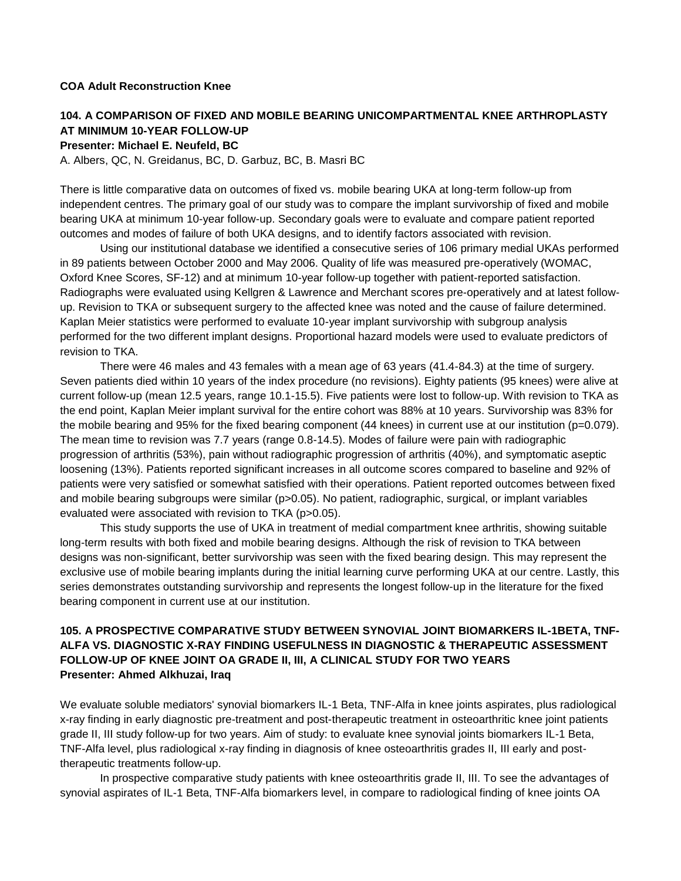**COA Adult Reconstruction Knee**

### 104. A COMPARISON OF FIXED AND MOBILE BEARING UNICOMPARTMENTAL KNEE ARTHROPLASTY AT MINIMUM 10-YEAR FOLLOW-UP

**Presenter: Michael E. Neufeld, BC**

A. Albers, QC, N. Greidanus, BC, D. Garbuz, BC, B. Masri BC

There is little comparative data on outcomes of fixed vs. mobile bearing UKA at long-term follow-up from independent centres. The primary goal of our study was to compare the implant survivorship of fixed and mobile bearing UKA at minimum 10-year follow-up. Secondary goals were to evaluate and compare patient reported outcomes and modes of failure of both UKA designs, and to identify factors associated with revision.

Using our institutional database we identified a consecutive series of 106 primary medial UKAs performed in 89 patients between October 2000 and May 2006. Quality of life was measured pre-operatively (WOMAC, Oxford Knee Scores, SF-12) and at minimum 10-year follow-up together with patient-reported satisfaction. Radiographs were evaluated using Kellgren & Lawrence and Merchant scores pre-operatively and at latest follow-up. Revision to TKA or subsequent surgery to the affected knee was noted and the cause of failure determined. Kaplan Meier statistics were performed to evaluate 10-year implant survivorship with subgroup analysis performed for the two different implant designs. Proportional hazard models were used to evaluate predictors of revision to TKA.

There were 46 males and 43 females with a mean age of 63 years (41.4-84.3) at the time of surgery. Seven patients died within 10 years of the index procedure (no revisions). Eighty patients (95 knees) were alive at current follow-up (mean 12.5 years, range 10.1-15.5). Five patients were lost to follow-up. With revision to TKA as the end point, Kaplan Meier implant survival for the entire cohort was 88% at 10 years. Survivorship was 83% for the mobile bearing and 95% for the fixed bearing component (44 knees) in current use at our institution ($p=0.079$). The mean time to revision was 7.7 years (range 0.8-14.5). Modes of failure were pain with radiographic progression of arthritis (53%), pain without radiographic progression of arthritis (40%), and symptomatic aseptic loosening (13%). Patients reported significant increases in all outcome scores compared to baseline and 92% of patients were very satisfied or somewhat satisfied with their operations. Patient reported outcomes between fixed and mobile bearing subgroups were similar ($p>0.05$). No patient, radiographic, surgical, or implant variables evaluated were associated with revision to TKA ($p>0.05$).

This study supports the use of UKA in treatment of medial compartment knee arthritis, showing suitable long-term results with both fixed and mobile bearing designs. Although the risk of revision to TKA between designs was non-significant, better survivorship was seen with the fixed bearing design. This may represent the exclusive use of mobile bearing implants during the initial learning curve performing UKA at our centre. Lastly, this series demonstrates outstanding survivorship and represents the longest follow-up in the literature for the fixed bearing component in current use at our institution.

### 105. A PROSPECTIVE COMPARATIVE STUDY BETWEEN SYNOVIAL JOINT BIOMARKERS IL-1BETA, TNF-ALFA VS. DIAGNOSTIC X-RAY FINDING USEFULNESS IN DIAGNOSTIC & THERAPEUTIC ASSESSMENT FOLLOW-UP OF KNEE JOINT OA GRADE II, III, A CLINICAL STUDY FOR TWO YEARS

**Presenter: Ahmed Alkhuzai, Iraq**

We evaluate soluble mediators' synovial biomarkers IL-1 Beta, TNF-Alfa in knee joints aspirates, plus radiological x-ray finding in early diagnostic pre-treatment and post-therapeutic treatment in osteoarthritic knee joint patients grade II, III study follow-up for two years. Aim of study: to evaluate knee synovial joints biomarkers IL-1 Beta, TNF-Alfa level, plus radiological x-ray finding in diagnosis of knee osteoarthritis grades II, III early and post-therapeutic treatments follow-up.

In prospective comparative study patients with knee osteoarthritis grade II, III. To see the advantages of synovial aspirates of IL-1 Beta, TNF-Alfa biomarkers level, in compare to radiological finding of knee joints OA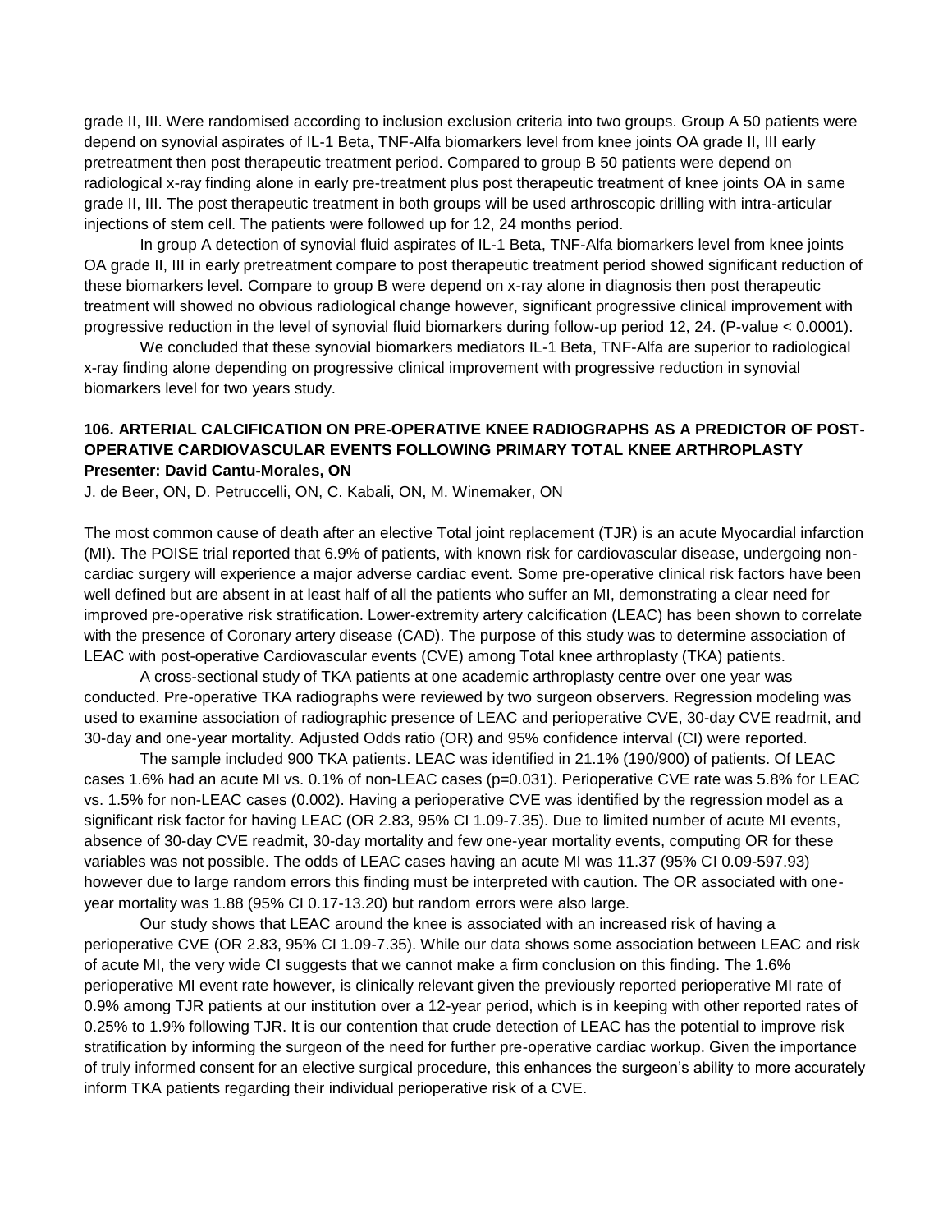grade II, III. Were randomised according to inclusion exclusion criteria into two groups. Group A 50 patients were depend on synovial aspirates of IL-1 Beta, TNF-Alfa biomarkers level from knee joints OA grade II, III early pretreatment then post therapeutic treatment period. Compared to group B 50 patients were depend on radiological x-ray finding alone in early pre-treatment plus post therapeutic treatment of knee joints OA in same grade II, III. The post therapeutic treatment in both groups will be used arthroscopic drilling with intra-articular injections of stem cell. The patients were followed up for 12, 24 months period.

In group A detection of synovial fluid aspirates of IL-1 Beta, TNF-Alfa biomarkers level from knee joints OA grade II, III in early pretreatment compare to post therapeutic treatment period showed significant reduction of these biomarkers level. Compare to group B were depend on x-ray alone in diagnosis then post therapeutic treatment will showed no obvious radiological change however, significant progressive clinical improvement with progressive reduction in the level of synovial fluid biomarkers during follow-up period 12, 24. (P-value < 0.0001).

We concluded that these synovial biomarkers mediators IL-1 Beta, TNF-Alfa are superior to radiological x-ray finding alone depending on progressive clinical improvement with progressive reduction in synovial biomarkers level for two years study.

### 106. ARTERIAL CALCIFICATION ON PRE-OPERATIVE KNEE RADIOGRAPHS AS A PREDICTOR OF POST-OPERATIVE CARDIOVASCULAR EVENTS FOLLOWING PRIMARY TOTAL KNEE ARTHROPLASTY

**Presenter: David Cantu-Morales, ON**

J. de Beer, ON, D. Petruccelli, ON, C. Kabali, ON, M. Winemaker, ON

The most common cause of death after an elective Total joint replacement (TJR) is an acute Myocardial infarction (MI). The POISE trial reported that 6.9% of patients, with known risk for cardiovascular disease, undergoing non-cardiac surgery will experience a major adverse cardiac event. Some pre-operative clinical risk factors have been well defined but are absent in at least half of all the patients who suffer an MI, demonstrating a clear need for improved pre-operative risk stratification. Lower-extremity artery calcification (LEAC) has been shown to correlate with the presence of Coronary artery disease (CAD). The purpose of this study was to determine association of LEAC with post-operative Cardiovascular events (CVE) among Total knee arthroplasty (TKA) patients.

A cross-sectional study of TKA patients at one academic arthroplasty centre over one year was conducted. Pre-operative TKA radiographs were reviewed by two surgeon observers. Regression modeling was used to examine association of radiographic presence of LEAC and perioperative CVE, 30-day CVE readmit, and 30-day and one-year mortality. Adjusted Odds ratio (OR) and 95% confidence interval (CI) were reported.

The sample included 900 TKA patients. LEAC was identified in 21.1% (190/900) of patients. Of LEAC cases 1.6% had an acute MI vs. 0.1% of non-LEAC cases (p=0.031). Perioperative CVE rate was 5.8% for LEAC vs. 1.5% for non-LEAC cases (0.002). Having a perioperative CVE was identified by the regression model as a significant risk factor for having LEAC (OR 2.83, 95% CI 1.09-7.35). Due to limited number of acute MI events, absence of 30-day CVE readmit, 30-day mortality and few one-year mortality events, computing OR for these variables was not possible. The odds of LEAC cases having an acute MI was 11.37 (95% CI 0.09-597.93) however due to large random errors this finding must be interpreted with caution. The OR associated with one-year mortality was 1.88 (95% CI 0.17-13.20) but random errors were also large.

Our study shows that LEAC around the knee is associated with an increased risk of having a perioperative CVE (OR 2.83, 95% CI 1.09-7.35). While our data shows some association between LEAC and risk of acute MI, the very wide CI suggests that we cannot make a firm conclusion on this finding. The 1.6% perioperative MI event rate however, is clinically relevant given the previously reported perioperative MI rate of 0.9% among TJR patients at our institution over a 12-year period, which is in keeping with other reported rates of 0.25% to 1.9% following TJR. It is our contention that crude detection of LEAC has the potential to improve risk stratification by informing the surgeon of the need for further pre-operative cardiac workup. Given the importance of truly informed consent for an elective surgical procedure, this enhances the surgeon's ability to more accurately inform TKA patients regarding their individual perioperative risk of a CVE.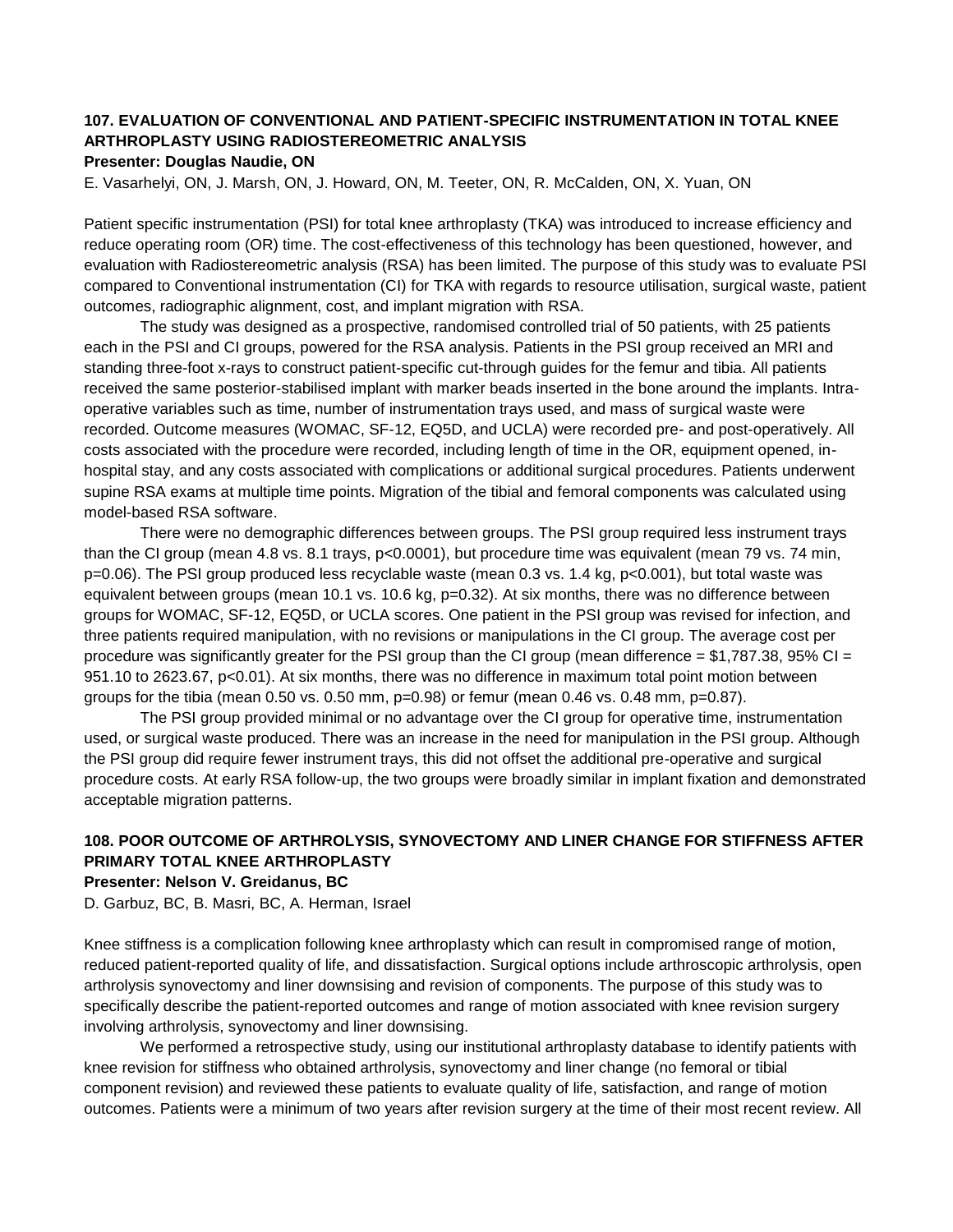### 107. EVALUATION OF CONVENTIONAL AND PATIENT-SPECIFIC INSTRUMENTATION IN TOTAL KNEE ARTHROPLASTY USING RADIOSTEREOMETRIC ANALYSIS

**Presenter: Douglas Naudie, ON**

E. Vasarhelyi, ON, J. Marsh, ON, J. Howard, ON, M. Teeter, ON, R. McCalden, ON, X. Yuan, ON

Patient specific instrumentation (PSI) for total knee arthroplasty (TKA) was introduced to increase efficiency and reduce operating room (OR) time. The cost-effectiveness of this technology has been questioned, however, and evaluation with Radiostereometric analysis (RSA) has been limited. The purpose of this study was to evaluate PSI compared to Conventional instrumentation (CI) for TKA with regards to resource utilisation, surgical waste, patient outcomes, radiographic alignment, cost, and implant migration with RSA.

The study was designed as a prospective, randomised controlled trial of 50 patients, with 25 patients each in the PSI and CI groups, powered for the RSA analysis. Patients in the PSI group received an MRI and standing three-foot x-rays to construct patient-specific cut-through guides for the femur and tibia. All patients received the same posterior-stabilised implant with marker beads inserted in the bone around the implants. Intra-operative variables such as time, number of instrumentation trays used, and mass of surgical waste were recorded. Outcome measures (WOMAC, SF-12, EQ5D, and UCLA) were recorded pre- and post-operatively. All costs associated with the procedure were recorded, including length of time in the OR, equipment opened, in-hospital stay, and any costs associated with complications or additional surgical procedures. Patients underwent supine RSA exams at multiple time points. Migration of the tibial and femoral components was calculated using model-based RSA software.

There were no demographic differences between groups. The PSI group required less instrument trays than the CI group (mean 4.8 vs. 8.1 trays, $p<0.0001$), but procedure time was equivalent (mean 79 vs. 74 min, $p=0.06$). The PSI group produced less recyclable waste (mean 0.3 vs. 1.4 kg, $p<0.001$), but total waste was equivalent between groups (mean 10.1 vs. 10.6 kg, $p=0.32$). At six months, there was no difference between groups for WOMAC, SF-12, EQ5D, or UCLA scores. One patient in the PSI group was revised for infection, and three patients required manipulation, with no revisions or manipulations in the CI group. The average cost per procedure was significantly greater for the PSI group than the CI group (mean difference = $1,787.38, 95% CI = 951.10 to 2623.67, $p<0.01$). At six months, there was no difference in maximum total point motion between groups for the tibia (mean 0.50 vs. 0.50 mm, $p=0.98$) or femur (mean 0.46 vs. 0.48 mm, $p=0.87$).

The PSI group provided minimal or no advantage over the CI group for operative time, instrumentation used, or surgical waste produced. There was an increase in the need for manipulation in the PSI group. Although the PSI group did require fewer instrument trays, this did not offset the additional pre-operative and surgical procedure costs. At early RSA follow-up, the two groups were broadly similar in implant fixation and demonstrated acceptable migration patterns.

### 108. POOR OUTCOME OF ARTHROLYSIS, SYNOVECTOMY AND LINER CHANGE FOR STIFFNESS AFTER PRIMARY TOTAL KNEE ARTHROPLASTY

**Presenter: Nelson V. Greidanus, BC**

D. Garbuz, BC, B. Masri, BC, A. Herman, Israel

Knee stiffness is a complication following knee arthroplasty which can result in compromised range of motion, reduced patient-reported quality of life, and dissatisfaction. Surgical options include arthroscopic arthrolysis, open arthrolysis synovectomy and liner downsising and revision of components. The purpose of this study was to specifically describe the patient-reported outcomes and range of motion associated with knee revision surgery involving arthrolysis, synovectomy and liner downsising.

We performed a retrospective study, using our institutional arthroplasty database to identify patients with knee revision for stiffness who obtained arthrolysis, synovectomy and liner change (no femoral or tibial component revision) and reviewed these patients to evaluate quality of life, satisfaction, and range of motion outcomes. Patients were a minimum of two years after revision surgery at the time of their most recent review. All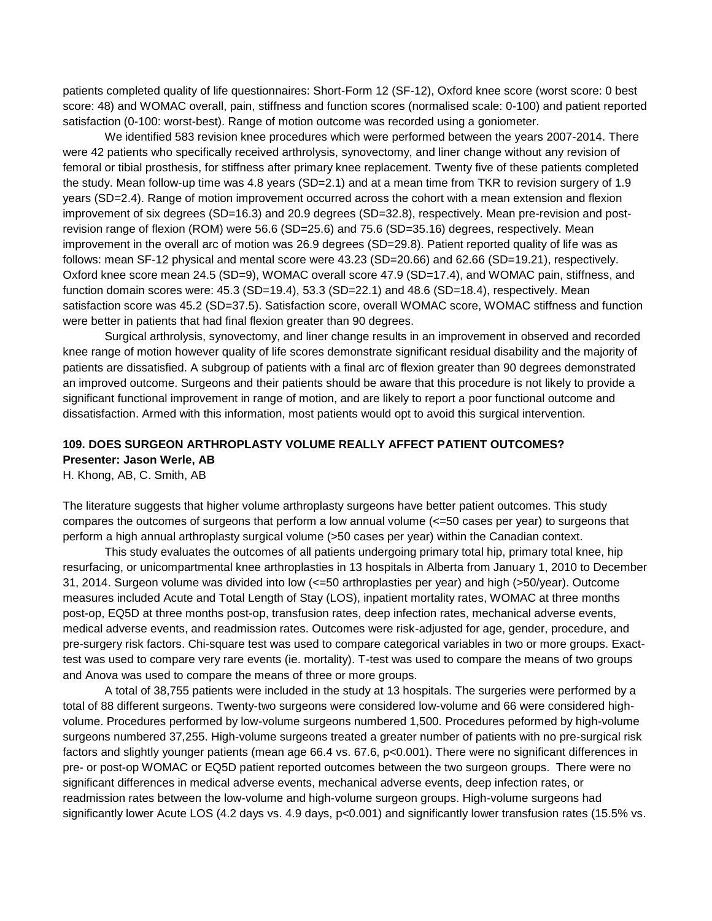patients completed quality of life questionnaires: Short-Form 12 (SF-12), Oxford knee score (worst score: 0 best score: 48) and WOMAC overall, pain, stiffness and function scores (normalised scale: 0-100) and patient reported satisfaction (0-100: worst-best). Range of motion outcome was recorded using a goniometer.

We identified 583 revision knee procedures which were performed between the years 2007-2014. There were 42 patients who specifically received arthrolysis, synovectomy, and liner change without any revision of femoral or tibial prosthesis, for stiffness after primary knee replacement. Twenty five of these patients completed the study. Mean follow-up time was 4.8 years (SD=2.1) and at a mean time from TKR to revision surgery of 1.9 years (SD=2.4). Range of motion improvement occurred across the cohort with a mean extension and flexion improvement of six degrees (SD=16.3) and 20.9 degrees (SD=32.8), respectively. Mean pre-revision and post-revision range of flexion (ROM) were 56.6 (SD=25.6) and 75.6 (SD=35.16) degrees, respectively. Mean improvement in the overall arc of motion was 26.9 degrees (SD=29.8). Patient reported quality of life was as follows: mean SF-12 physical and mental score were 43.23 (SD=20.66) and 62.66 (SD=19.21), respectively. Oxford knee score mean 24.5 (SD=9), WOMAC overall score 47.9 (SD=17.4), and WOMAC pain, stiffness, and function domain scores were: 45.3 (SD=19.4), 53.3 (SD=22.1) and 48.6 (SD=18.4), respectively. Mean satisfaction score was 45.2 (SD=37.5). Satisfaction score, overall WOMAC score, WOMAC stiffness and function were better in patients that had final flexion greater than 90 degrees.

Surgical arthrolysis, synovectomy, and liner change results in an improvement in observed and recorded knee range of motion however quality of life scores demonstrate significant residual disability and the majority of patients are dissatisfied. A subgroup of patients with a final arc of flexion greater than 90 degrees demonstrated an improved outcome. Surgeons and their patients should be aware that this procedure is not likely to provide a significant functional improvement in range of motion, and are likely to report a poor functional outcome and dissatisfaction. Armed with this information, most patients would opt to avoid this surgical intervention.

**109. DOES SURGEON ARTHROPLASTY VOLUME REALLY AFFECT PATIENT OUTCOMES?**
**Presenter: Jason Werle, AB**
H. Khong, AB, C. Smith, AB

The literature suggests that higher volume arthroplasty surgeons have better patient outcomes. This study compares the outcomes of surgeons that perform a low annual volume (<=50 cases per year) to surgeons that perform a high annual arthroplasty surgical volume (>50 cases per year) within the Canadian context.

This study evaluates the outcomes of all patients undergoing primary total hip, primary total knee, hip resurfacing, or unicompartmental knee arthroplasties in 13 hospitals in Alberta from January 1, 2010 to December 31, 2014. Surgeon volume was divided into low (<=50 arthroplasties per year) and high (>50/year). Outcome measures included Acute and Total Length of Stay (LOS), inpatient mortality rates, WOMAC at three months post-op, EQ5D at three months post-op, transfusion rates, deep infection rates, mechanical adverse events, medical adverse events, and readmission rates. Outcomes were risk-adjusted for age, gender, procedure, and pre-surgery risk factors. Chi-square test was used to compare categorical variables in two or more groups. Exact-test was used to compare very rare events (ie. mortality). T-test was used to compare the means of two groups and Anova was used to compare the means of three or more groups.

A total of 38,755 patients were included in the study at 13 hospitals. The surgeries were performed by a total of 88 different surgeons. Twenty-two surgeons were considered low-volume and 66 were considered high-volume. Procedures performed by low-volume surgeons numbered 1,500. Procedures peformed by high-volume surgeons numbered 37,255. High-volume surgeons treated a greater number of patients with no pre-surgical risk factors and slightly younger patients (mean age 66.4 vs. 67.6, $p<0.001$). There were no significant differences in pre- or post-op WOMAC or EQ5D patient reported outcomes between the two surgeon groups. There were no significant differences in medical adverse events, mechanical adverse events, deep infection rates, or readmission rates between the low-volume and high-volume surgeon groups. High-volume surgeons had significantly lower Acute LOS (4.2 days vs. 4.9 days, $p<0.001$) and significantly lower transfusion rates (15.5% vs.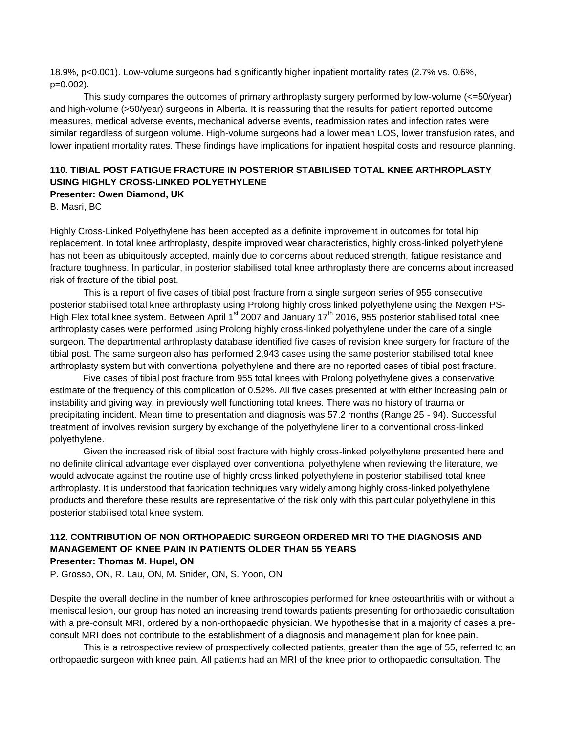18.9%, p<0.001). Low-volume surgeons had significantly higher inpatient mortality rates (2.7% vs. 0.6%, p=0.002).

This study compares the outcomes of primary arthroplasty surgery performed by low-volume (<=50/year) and high-volume (>50/year) surgeons in Alberta. It is reassuring that the results for patient reported outcome measures, medical adverse events, mechanical adverse events, readmission rates and infection rates were similar regardless of surgeon volume. High-volume surgeons had a lower mean LOS, lower transfusion rates, and lower inpatient mortality rates. These findings have implications for inpatient hospital costs and resource planning.

### 110. TIBIAL POST FATIGUE FRACTURE IN POSTERIOR STABILISED TOTAL KNEE ARTHROPLASTY USING HIGHLY CROSS-LINKED POLYETHYLENE

**Presenter: Owen Diamond, UK**

B. Masri, BC

Highly Cross-Linked Polyethylene has been accepted as a definite improvement in outcomes for total hip replacement. In total knee arthroplasty, despite improved wear characteristics, highly cross-linked polyethylene has not been as ubiquitously accepted, mainly due to concerns about reduced strength, fatigue resistance and fracture toughness. In particular, in posterior stabilised total knee arthroplasty there are concerns about increased risk of fracture of the tibial post.

This is a report of five cases of tibial post fracture from a single surgeon series of 955 consecutive posterior stabilised total knee arthroplasty using Prolong highly cross linked polyethylene using the Nexgen PS-High Flex total knee system. Between April 1st 2007 and January 17th 2016, 955 posterior stabilised total knee arthroplasty cases were performed using Prolong highly cross-linked polyethylene under the care of a single surgeon. The departmental arthroplasty database identified five cases of revision knee surgery for fracture of the tibial post. The same surgeon also has performed 2,943 cases using the same posterior stabilised total knee arthroplasty system but with conventional polyethylene and there are no reported cases of tibial post fracture.

Five cases of tibial post fracture from 955 total knees with Prolong polyethylene gives a conservative estimate of the frequency of this complication of 0.52%. All five cases presented at with either increasing pain or instability and giving way, in previously well functioning total knees. There was no history of trauma or precipitating incident. Mean time to presentation and diagnosis was 57.2 months (Range 25 - 94). Successful treatment of involves revision surgery by exchange of the polyethylene liner to a conventional cross-linked polyethylene.

Given the increased risk of tibial post fracture with highly cross-linked polyethylene presented here and no definite clinical advantage ever displayed over conventional polyethylene when reviewing the literature, we would advocate against the routine use of highly cross linked polyethylene in posterior stabilised total knee arthroplasty. It is understood that fabrication techniques vary widely among highly cross-linked polyethylene products and therefore these results are representative of the risk only with this particular polyethylene in this posterior stabilised total knee system.

### 112. CONTRIBUTION OF NON ORTHOPAEDIC SURGEON ORDERED MRI TO THE DIAGNOSIS AND MANAGEMENT OF KNEE PAIN IN PATIENTS OLDER THAN 55 YEARS

**Presenter: Thomas M. Hupel, ON**

P. Grosso, ON, R. Lau, ON, M. Snider, ON, S. Yoon, ON

Despite the overall decline in the number of knee arthroscopies performed for knee osteoarthritis with or without a meniscal lesion, our group has noted an increasing trend towards patients presenting for orthopaedic consultation with a pre-consult MRI, ordered by a non-orthopaedic physician. We hypothesise that in a majority of cases a pre-consult MRI does not contribute to the establishment of a diagnosis and management plan for knee pain.

This is a retrospective review of prospectively collected patients, greater than the age of 55, referred to an orthopaedic surgeon with knee pain. All patients had an MRI of the knee prior to orthopaedic consultation. The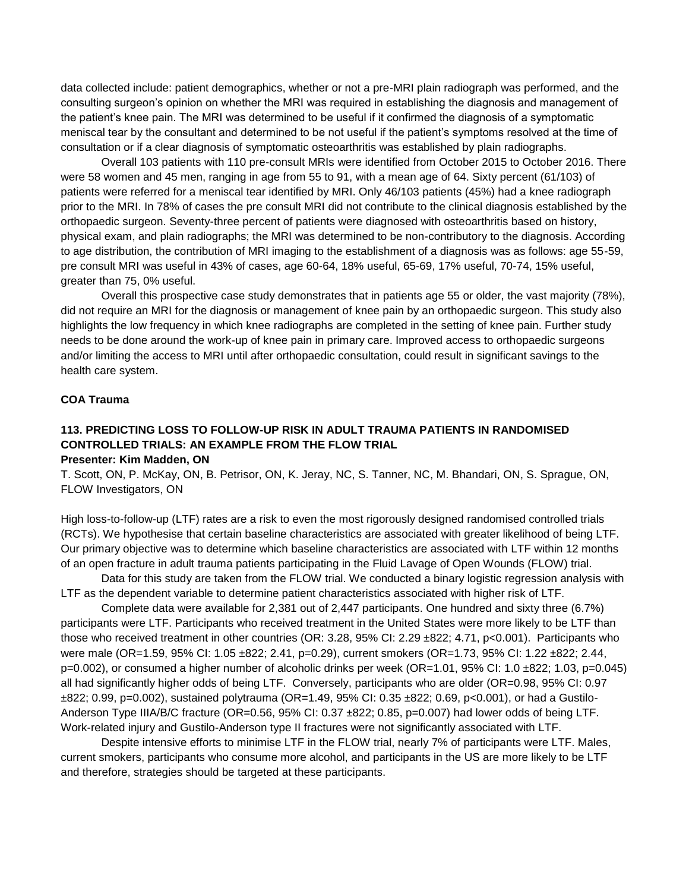data collected include: patient demographics, whether or not a pre-MRI plain radiograph was performed, and the consulting surgeon's opinion on whether the MRI was required in establishing the diagnosis and management of the patient's knee pain. The MRI was determined to be useful if it confirmed the diagnosis of a symptomatic meniscal tear by the consultant and determined to be not useful if the patient's symptoms resolved at the time of consultation or if a clear diagnosis of symptomatic osteoarthritis was established by plain radiographs.

Overall 103 patients with 110 pre-consult MRIs were identified from October 2015 to October 2016. There were 58 women and 45 men, ranging in age from 55 to 91, with a mean age of 64. Sixty percent (61/103) of patients were referred for a meniscal tear identified by MRI. Only 46/103 patients (45%) had a knee radiograph prior to the MRI. In 78% of cases the pre consult MRI did not contribute to the clinical diagnosis established by the orthopaedic surgeon. Seventy-three percent of patients were diagnosed with osteoarthritis based on history, physical exam, and plain radiographs; the MRI was determined to be non-contributory to the diagnosis. According to age distribution, the contribution of MRI imaging to the establishment of a diagnosis was as follows: age 55-59, pre consult MRI was useful in 43% of cases, age 60-64, 18% useful, 65-69, 17% useful, 70-74, 15% useful, greater than 75, 0% useful.

Overall this prospective case study demonstrates that in patients age 55 or older, the vast majority (78%), did not require an MRI for the diagnosis or management of knee pain by an orthopaedic surgeon. This study also highlights the low frequency in which knee radiographs are completed in the setting of knee pain. Further study needs to be done around the work-up of knee pain in primary care. Improved access to orthopaedic surgeons and/or limiting the access to MRI until after orthopaedic consultation, could result in significant savings to the health care system.

**COA Trauma**

### 113. PREDICTING LOSS TO FOLLOW-UP RISK IN ADULT TRAUMA PATIENTS IN RANDOMISED CONTROLLED TRIALS: AN EXAMPLE FROM THE FLOW TRIAL

**Presenter: Kim Madden, ON**

T. Scott, ON, P. McKay, ON, B. Petrisor, ON, K. Jeray, NC, S. Tanner, NC, M. Bhandari, ON, S. Sprague, ON, FLOW Investigators, ON

High loss-to-follow-up (LTF) rates are a risk to even the most rigorously designed randomised controlled trials (RCTs). We hypothesise that certain baseline characteristics are associated with greater likelihood of being LTF. Our primary objective was to determine which baseline characteristics are associated with LTF within 12 months of an open fracture in adult trauma patients participating in the Fluid Lavage of Open Wounds (FLOW) trial.

Data for this study are taken from the FLOW trial. We conducted a binary logistic regression analysis with LTF as the dependent variable to determine patient characteristics associated with higher risk of LTF.

Complete data were available for 2,381 out of 2,447 participants. One hundred and sixty three (6.7%) participants were LTF. Participants who received treatment in the United States were more likely to be LTF than those who received treatment in other countries (OR: 3.28, 95% CI: 2.29 ±822; 4.71, p<0.001). Participants who were male (OR=1.59, 95% CI: 1.05 ±822; 2.41, p=0.29), current smokers (OR=1.73, 95% CI: 1.22 ±822; 2.44, p=0.002), or consumed a higher number of alcoholic drinks per week (OR=1.01, 95% CI: 1.0 ±822; 1.03, p=0.045) all had significantly higher odds of being LTF. Conversely, participants who are older (OR=0.98, 95% CI: 0.97 ±822; 0.99, p=0.002), sustained polytrauma (OR=1.49, 95% CI: 0.35 ±822; 0.69, p<0.001), or had a Gustilo-Anderson Type IIIA/B/C fracture (OR=0.56, 95% CI: 0.37 ±822; 0.85, p=0.007) had lower odds of being LTF. Work-related injury and Gustilo-Anderson type II fractures were not significantly associated with LTF.

Despite intensive efforts to minimise LTF in the FLOW trial, nearly 7% of participants were LTF. Males, current smokers, participants who consume more alcohol, and participants in the US are more likely to be LTF and therefore, strategies should be targeted at these participants.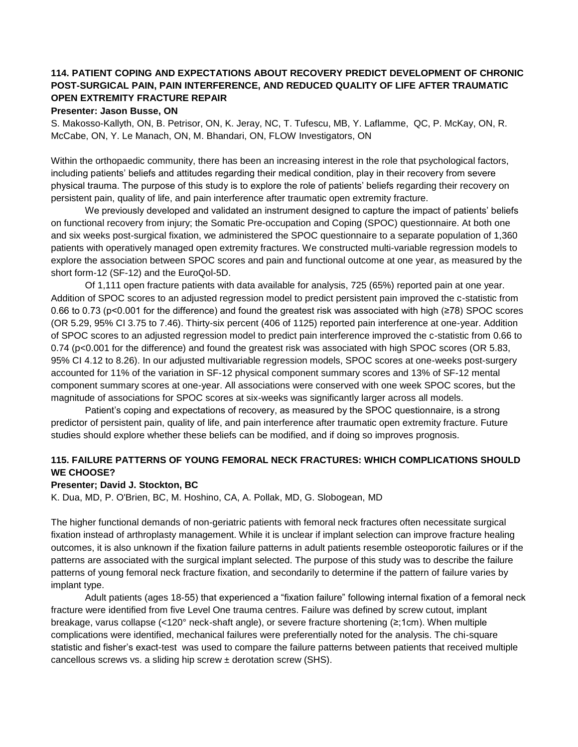### 114. PATIENT COPING AND EXPECTATIONS ABOUT RECOVERY PREDICT DEVELOPMENT OF CHRONIC POST-SURGICAL PAIN, PAIN INTERFERENCE, AND REDUCED QUALITY OF LIFE AFTER TRAUMATIC OPEN EXTREMITY FRACTURE REPAIR

**Presenter: Jason Busse, ON**

S. Makosso-Kallyth, ON, B. Petrisor, ON, K. Jeray, NC, T. Tufescu, MB, Y. Laflamme, QC, P. McKay, ON, R. McCabe, ON, Y. Le Manach, ON, M. Bhandari, ON, FLOW Investigators, ON

Within the orthopaedic community, there has been an increasing interest in the role that psychological factors, including patients' beliefs and attitudes regarding their medical condition, play in their recovery from severe physical trauma. The purpose of this study is to explore the role of patients' beliefs regarding their recovery on persistent pain, quality of life, and pain interference after traumatic open extremity fracture.

We previously developed and validated an instrument designed to capture the impact of patients' beliefs on functional recovery from injury; the Somatic Pre-occupation and Coping (SPOC) questionnaire. At both one and six weeks post-surgical fixation, we administered the SPOC questionnaire to a separate population of 1,360 patients with operatively managed open extremity fractures. We constructed multi-variable regression models to explore the association between SPOC scores and pain and functional outcome at one year, as measured by the short form-12 (SF-12) and the EuroQol-5D.

Of 1,111 open fracture patients with data available for analysis, 725 (65%) reported pain at one year. Addition of SPOC scores to an adjusted regression model to predict persistent pain improved the c-statistic from 0.66 to 0.73 ($p<0.001$ for the difference) and found the greatest risk was associated with high (≥78) SPOC scores (OR 5.29, 95% CI 3.75 to 7.46). Thirty-six percent (406 of 1125) reported pain interference at one-year. Addition of SPOC scores to an adjusted regression model to predict pain interference improved the c-statistic from 0.66 to 0.74 ($p<0.001$ for the difference) and found the greatest risk was associated with high SPOC scores (OR 5.83, 95% CI 4.12 to 8.26). In our adjusted multivariable regression models, SPOC scores at one-weeks post-surgery accounted for 11% of the variation in SF-12 physical component summary scores and 13% of SF-12 mental component summary scores at one-year. All associations were conserved with one week SPOC scores, but the magnitude of associations for SPOC scores at six-weeks was significantly larger across all models.

Patient's coping and expectations of recovery, as measured by the SPOC questionnaire, is a strong predictor of persistent pain, quality of life, and pain interference after traumatic open extremity fracture. Future studies should explore whether these beliefs can be modified, and if doing so improves prognosis.

### 115. FAILURE PATTERNS OF YOUNG FEMORAL NECK FRACTURES: WHICH COMPLICATIONS SHOULD WE CHOOSE?

**Presenter; David J. Stockton, BC**

K. Dua, MD, P. O'Brien, BC, M. Hoshino, CA, A. Pollak, MD, G. Slobogean, MD

The higher functional demands of non-geriatric patients with femoral neck fractures often necessitate surgical fixation instead of arthroplasty management. While it is unclear if implant selection can improve fracture healing outcomes, it is also unknown if the fixation failure patterns in adult patients resemble osteoporotic failures or if the patterns are associated with the surgical implant selected. The purpose of this study was to describe the failure patterns of young femoral neck fracture fixation, and secondarily to determine if the pattern of failure varies by implant type.

Adult patients (ages 18-55) that experienced a "fixation failure" following internal fixation of a femoral neck fracture were identified from five Level One trauma centres. Failure was defined by screw cutout, implant breakage, varus collapse (<120° neck-shaft angle), or severe fracture shortening (≥;1cm). When multiple complications were identified, mechanical failures were preferentially noted for the analysis. The chi-square statistic and fisher's exact-test was used to compare the failure patterns between patients that received multiple cancellous screws vs. a sliding hip screw ± derotation screw (SHS).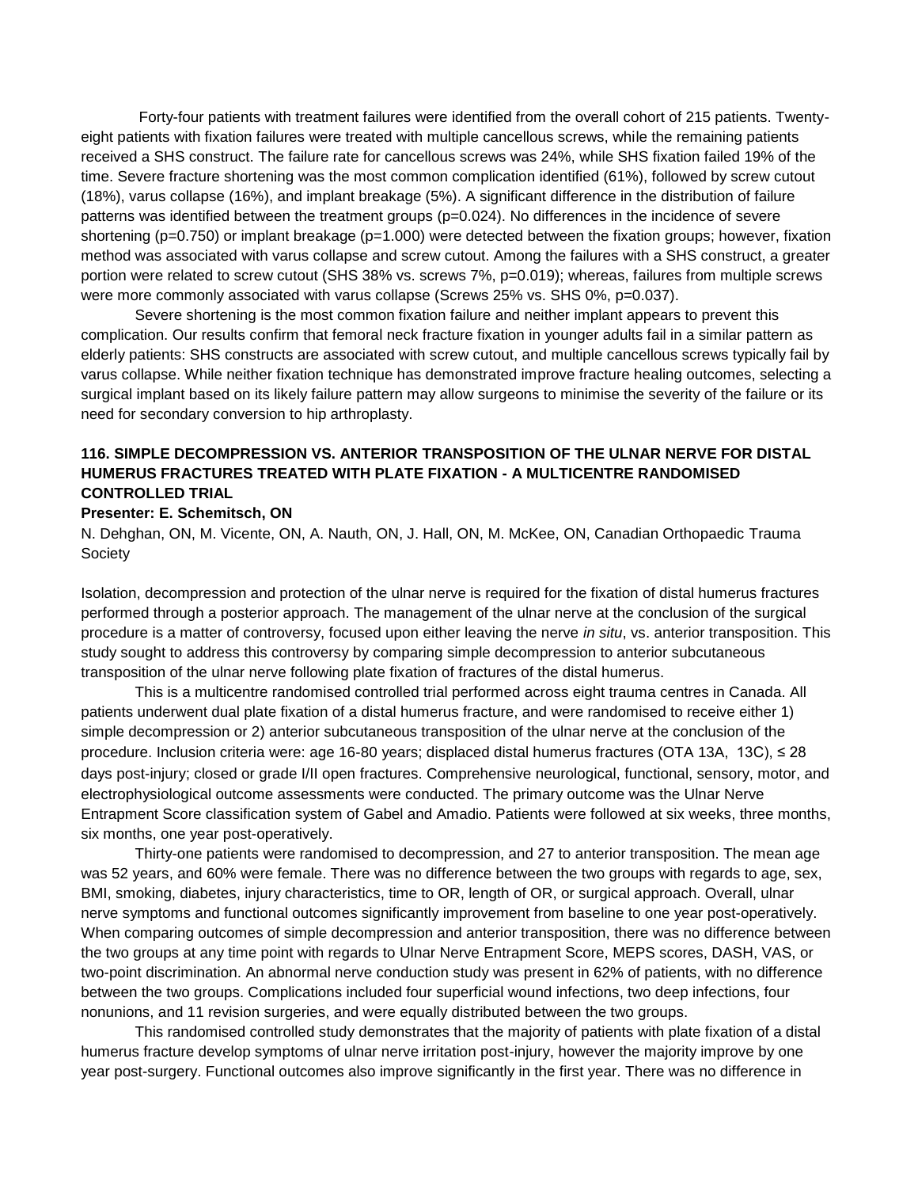Forty-four patients with treatment failures were identified from the overall cohort of 215 patients. Twenty-eight patients with fixation failures were treated with multiple cancellous screws, while the remaining patients received a SHS construct. The failure rate for cancellous screws was 24%, while SHS fixation failed 19% of the time. Severe fracture shortening was the most common complication identified (61%), followed by screw cutout (18%), varus collapse (16%), and implant breakage (5%). A significant difference in the distribution of failure patterns was identified between the treatment groups (p=0.024). No differences in the incidence of severe shortening (p=0.750) or implant breakage (p=1.000) were detected between the fixation groups; however, fixation method was associated with varus collapse and screw cutout. Among the failures with a SHS construct, a greater portion were related to screw cutout (SHS 38% vs. screws 7%, p=0.019); whereas, failures from multiple screws were more commonly associated with varus collapse (Screws 25% vs. SHS 0%, p=0.037).

Severe shortening is the most common fixation failure and neither implant appears to prevent this complication. Our results confirm that femoral neck fracture fixation in younger adults fail in a similar pattern as elderly patients: SHS constructs are associated with screw cutout, and multiple cancellous screws typically fail by varus collapse. While neither fixation technique has demonstrated improve fracture healing outcomes, selecting a surgical implant based on its likely failure pattern may allow surgeons to minimise the severity of the failure or its need for secondary conversion to hip arthroplasty.

### 116. SIMPLE DECOMPRESSION VS. ANTERIOR TRANSPOSITION OF THE ULNAR NERVE FOR DISTAL HUMERUS FRACTURES TREATED WITH PLATE FIXATION - A MULTICENTRE RANDOMISED CONTROLLED TRIAL

**Presenter: E. Schemitsch, ON**

N. Dehghan, ON, M. Vicente, ON, A. Nauth, ON, J. Hall, ON, M. McKee, ON, Canadian Orthopaedic Trauma Society

Isolation, decompression and protection of the ulnar nerve is required for the fixation of distal humerus fractures performed through a posterior approach. The management of the ulnar nerve at the conclusion of the surgical procedure is a matter of controversy, focused upon either leaving the nerve *in situ*, vs. anterior transposition. This study sought to address this controversy by comparing simple decompression to anterior subcutaneous transposition of the ulnar nerve following plate fixation of fractures of the distal humerus.

This is a multicentre randomised controlled trial performed across eight trauma centres in Canada. All patients underwent dual plate fixation of a distal humerus fracture, and were randomised to receive either 1) simple decompression or 2) anterior subcutaneous transposition of the ulnar nerve at the conclusion of the procedure. Inclusion criteria were: age 16-80 years; displaced distal humerus fractures (OTA 13A, 13C), ≤ 28 days post-injury; closed or grade I/II open fractures. Comprehensive neurological, functional, sensory, motor, and electrophysiological outcome assessments were conducted. The primary outcome was the Ulnar Nerve Entrapment Score classification system of Gabel and Amadio. Patients were followed at six weeks, three months, six months, one year post-operatively.

Thirty-one patients were randomised to decompression, and 27 to anterior transposition. The mean age was 52 years, and 60% were female. There was no difference between the two groups with regards to age, sex, BMI, smoking, diabetes, injury characteristics, time to OR, length of OR, or surgical approach. Overall, ulnar nerve symptoms and functional outcomes significantly improvement from baseline to one year post-operatively. When comparing outcomes of simple decompression and anterior transposition, there was no difference between the two groups at any time point with regards to Ulnar Nerve Entrapment Score, MEPS scores, DASH, VAS, or two-point discrimination. An abnormal nerve conduction study was present in 62% of patients, with no difference between the two groups. Complications included four superficial wound infections, two deep infections, four nonunions, and 11 revision surgeries, and were equally distributed between the two groups.

This randomised controlled study demonstrates that the majority of patients with plate fixation of a distal humerus fracture develop symptoms of ulnar nerve irritation post-injury, however the majority improve by one year post-surgery. Functional outcomes also improve significantly in the first year. There was no difference in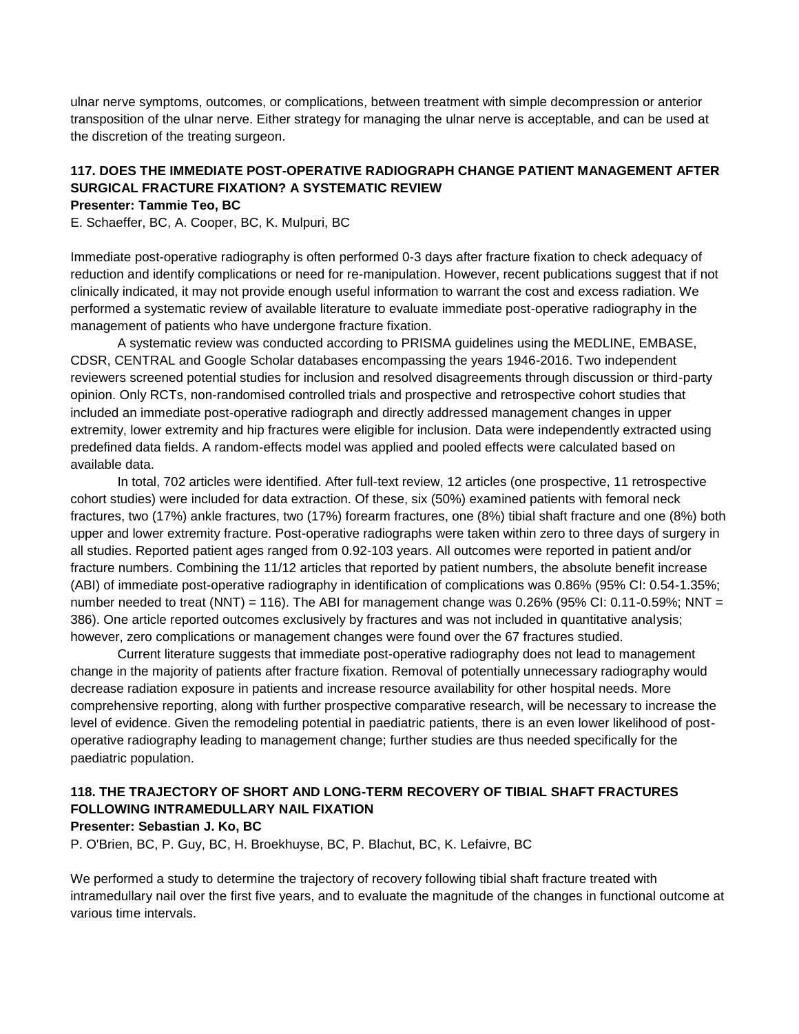ulnar nerve symptoms, outcomes, or complications, between treatment with simple decompression or anterior transposition of the ulnar nerve. Either strategy for managing the ulnar nerve is acceptable, and can be used at the discretion of the treating surgeon.

### 117. DOES THE IMMEDIATE POST-OPERATIVE RADIOGRAPH CHANGE PATIENT MANAGEMENT AFTER SURGICAL FRACTURE FIXATION? A SYSTEMATIC REVIEW

**Presenter: Tammie Teo, BC**

E. Schaeffer, BC, A. Cooper, BC, K. Mulpuri, BC

Immediate post-operative radiography is often performed 0-3 days after fracture fixation to check adequacy of reduction and identify complications or need for re-manipulation. However, recent publications suggest that if not clinically indicated, it may not provide enough useful information to warrant the cost and excess radiation. We performed a systematic review of available literature to evaluate immediate post-operative radiography in the management of patients who have undergone fracture fixation.

A systematic review was conducted according to PRISMA guidelines using the MEDLINE, EMBASE, CDSR, CENTRAL and Google Scholar databases encompassing the years 1946-2016. Two independent reviewers screened potential studies for inclusion and resolved disagreements through discussion or third-party opinion. Only RCTs, non-randomised controlled trials and prospective and retrospective cohort studies that included an immediate post-operative radiograph and directly addressed management changes in upper extremity, lower extremity and hip fractures were eligible for inclusion. Data were independently extracted using predefined data fields. A random-effects model was applied and pooled effects were calculated based on available data.

In total, 702 articles were identified. After full-text review, 12 articles (one prospective, 11 retrospective cohort studies) were included for data extraction. Of these, six (50%) examined patients with femoral neck fractures, two (17%) ankle fractures, two (17%) forearm fractures, one (8%) tibial shaft fracture and one (8%) both upper and lower extremity fracture. Post-operative radiographs were taken within zero to three days of surgery in all studies. Reported patient ages ranged from 0.92-103 years. All outcomes were reported in patient and/or fracture numbers. Combining the 11/12 articles that reported by patient numbers, the absolute benefit increase (ABI) of immediate post-operative radiography in identification of complications was 0.86% (95% CI: 0.54-1.35%; number needed to treat (NNT) = 116). The ABI for management change was 0.26% (95% CI: 0.11-0.59%; NNT = 386). One article reported outcomes exclusively by fractures and was not included in quantitative analysis; however, zero complications or management changes were found over the 67 fractures studied.

Current literature suggests that immediate post-operative radiography does not lead to management change in the majority of patients after fracture fixation. Removal of potentially unnecessary radiography would decrease radiation exposure in patients and increase resource availability for other hospital needs. More comprehensive reporting, along with further prospective comparative research, will be necessary to increase the level of evidence. Given the remodeling potential in paediatric patients, there is an even lower likelihood of post-operative radiography leading to management change; further studies are thus needed specifically for the paediatric population.

### 118. THE TRAJECTORY OF SHORT AND LONG-TERM RECOVERY OF TIBIAL SHAFT FRACTURES FOLLOWING INTRAMEDULLARY NAIL FIXATION

**Presenter: Sebastian J. Ko, BC**

P. O'Brien, BC, P. Guy, BC, H. Broekhuyse, BC, P. Blachut, BC, K. Lefaivre, BC

We performed a study to determine the trajectory of recovery following tibial shaft fracture treated with intramedullary nail over the first five years, and to evaluate the magnitude of the changes in functional outcome at various time intervals.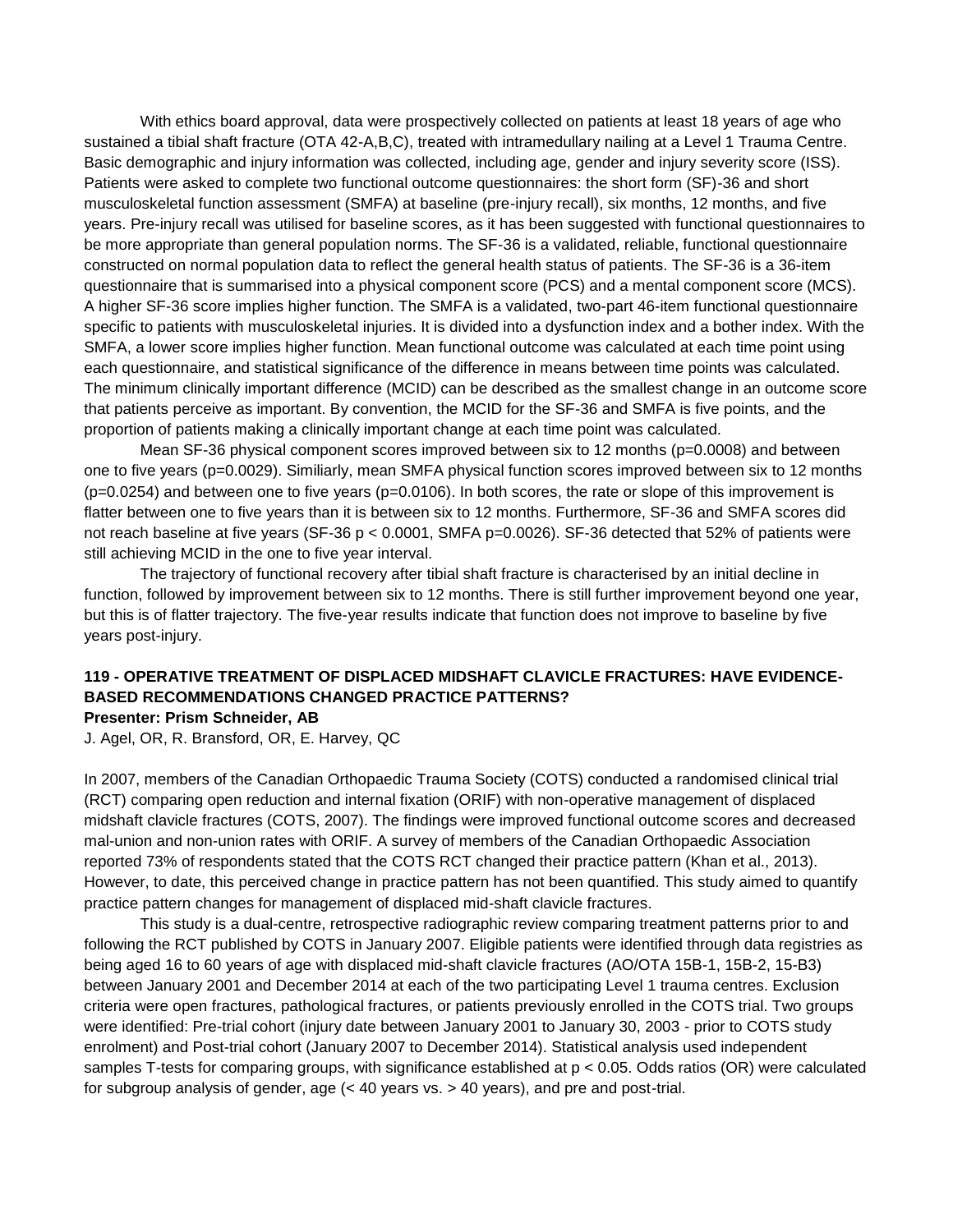With ethics board approval, data were prospectively collected on patients at least 18 years of age who sustained a tibial shaft fracture (OTA 42-A,B,C), treated with intramedullary nailing at a Level 1 Trauma Centre. Basic demographic and injury information was collected, including age, gender and injury severity score (ISS). Patients were asked to complete two functional outcome questionnaires: the short form (SF)-36 and short musculoskeletal function assessment (SMFA) at baseline (pre-injury recall), six months, 12 months, and five years. Pre-injury recall was utilised for baseline scores, as it has been suggested with functional questionnaires to be more appropriate than general population norms. The SF-36 is a validated, reliable, functional questionnaire constructed on normal population data to reflect the general health status of patients. The SF-36 is a 36-item questionnaire that is summarised into a physical component score (PCS) and a mental component score (MCS). A higher SF-36 score implies higher function. The SMFA is a validated, two-part 46-item functional questionnaire specific to patients with musculoskeletal injuries. It is divided into a dysfunction index and a bother index. With the SMFA, a lower score implies higher function. Mean functional outcome was calculated at each time point using each questionnaire, and statistical significance of the difference in means between time points was calculated. The minimum clinically important difference (MCID) can be described as the smallest change in an outcome score that patients perceive as important. By convention, the MCID for the SF-36 and SMFA is five points, and the proportion of patients making a clinically important change at each time point was calculated.

Mean SF-36 physical component scores improved between six to 12 months ($p=0.0008$) and between one to five years ($p=0.0029$). Similiarly, mean SMFA physical function scores improved between six to 12 months ($p=0.0254$) and between one to five years ($p=0.0106$). In both scores, the rate or slope of this improvement is flatter between one to five years than it is between six to 12 months. Furthermore, SF-36 and SMFA scores did not reach baseline at five years (SF-36 $p < 0.0001$, SMFA $p=0.0026$). SF-36 detected that 52% of patients were still achieving MCID in the one to five year interval.

The trajectory of functional recovery after tibial shaft fracture is characterised by an initial decline in function, followed by improvement between six to 12 months. There is still further improvement beyond one year, but this is of flatter trajectory. The five-year results indicate that function does not improve to baseline by five years post-injury.

### 119 - OPERATIVE TREATMENT OF DISPLACED MIDSHAFT CLAVICLE FRACTURES: HAVE EVIDENCE-BASED RECOMMENDATIONS CHANGED PRACTICE PATTERNS?

**Presenter: Prism Schneider, AB**

J. Agel, OR, R. Bransford, OR, E. Harvey, QC

In 2007, members of the Canadian Orthopaedic Trauma Society (COTS) conducted a randomised clinical trial (RCT) comparing open reduction and internal fixation (ORIF) with non-operative management of displaced midshaft clavicle fractures (COTS, 2007). The findings were improved functional outcome scores and decreased mal-union and non-union rates with ORIF. A survey of members of the Canadian Orthopaedic Association reported 73% of respondents stated that the COTS RCT changed their practice pattern (Khan et al., 2013). However, to date, this perceived change in practice pattern has not been quantified. This study aimed to quantify practice pattern changes for management of displaced mid-shaft clavicle fractures.

This study is a dual-centre, retrospective radiographic review comparing treatment patterns prior to and following the RCT published by COTS in January 2007. Eligible patients were identified through data registries as being aged 16 to 60 years of age with displaced mid-shaft clavicle fractures (AO/OTA 15B-1, 15B-2, 15-B3) between January 2001 and December 2014 at each of the two participating Level 1 trauma centres. Exclusion criteria were open fractures, pathological fractures, or patients previously enrolled in the COTS trial. Two groups were identified: Pre-trial cohort (injury date between January 2001 to January 30, 2003 - prior to COTS study enrolment) and Post-trial cohort (January 2007 to December 2014). Statistical analysis used independent samples T-tests for comparing groups, with significance established at $p < 0.05$. Odds ratios (OR) were calculated for subgroup analysis of gender, age (< 40 years vs. > 40 years), and pre and post-trial.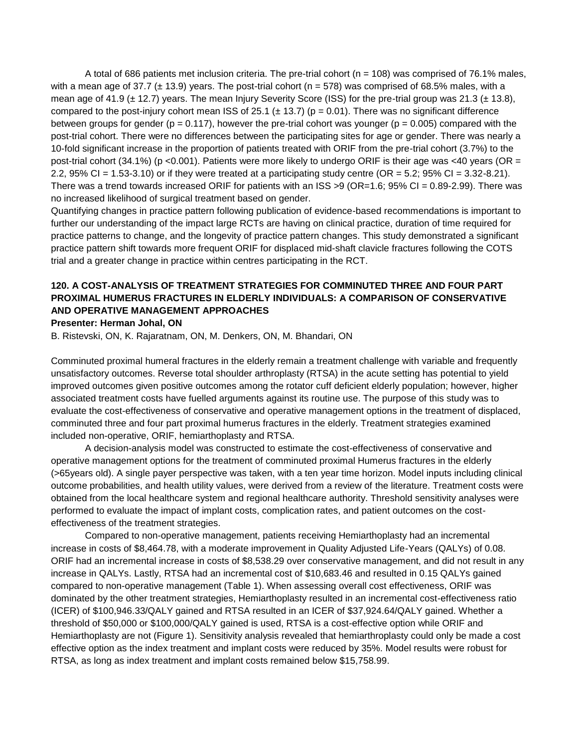A total of 686 patients met inclusion criteria. The pre-trial cohort (n = 108) was comprised of 76.1% males, with a mean age of 37.7 (± 13.9) years. The post-trial cohort (n = 578) was comprised of 68.5% males, with a mean age of 41.9 (± 12.7) years. The mean Injury Severity Score (ISS) for the pre-trial group was 21.3 (± 13.8), compared to the post-injury cohort mean ISS of 25.1 (± 13.7) (p = 0.01). There was no significant difference between groups for gender (p = 0.117), however the pre-trial cohort was younger (p = 0.005) compared with the post-trial cohort. There were no differences between the participating sites for age or gender. There was nearly a 10-fold significant increase in the proportion of patients treated with ORIF from the pre-trial cohort (3.7%) to the post-trial cohort (34.1%) (p <0.001). Patients were more likely to undergo ORIF is their age was <40 years (OR = 2.2, 95% CI = 1.53-3.10) or if they were treated at a participating study centre (OR = 5.2; 95% CI = 3.32-8.21). There was a trend towards increased ORIF for patients with an ISS >9 (OR=1.6; 95% CI = 0.89-2.99). There was no increased likelihood of surgical treatment based on gender.

Quantifying changes in practice pattern following publication of evidence-based recommendations is important to further our understanding of the impact large RCTs are having on clinical practice, duration of time required for practice patterns to change, and the longevity of practice pattern changes. This study demonstrated a significant practice pattern shift towards more frequent ORIF for displaced mid-shaft clavicle fractures following the COTS trial and a greater change in practice within centres participating in the RCT.

### 120. A COST-ANALYSIS OF TREATMENT STRATEGIES FOR COMMINUTED THREE AND FOUR PART PROXIMAL HUMERUS FRACTURES IN ELDERLY INDIVIDUALS: A COMPARISON OF CONSERVATIVE AND OPERATIVE MANAGEMENT APPROACHES

**Presenter: Herman Johal, ON**

B. Ristevski, ON, K. Rajaratnam, ON, M. Denkers, ON, M. Bhandari, ON

Comminuted proximal humeral fractures in the elderly remain a treatment challenge with variable and frequently unsatisfactory outcomes. Reverse total shoulder arthroplasty (RTSA) in the acute setting has potential to yield improved outcomes given positive outcomes among the rotator cuff deficient elderly population; however, higher associated treatment costs have fuelled arguments against its routine use. The purpose of this study was to evaluate the cost-effectiveness of conservative and operative management options in the treatment of displaced, comminuted three and four part proximal humerus fractures in the elderly. Treatment strategies examined included non-operative, ORIF, hemiarthoplasty and RTSA.

A decision-analysis model was constructed to estimate the cost-effectiveness of conservative and operative management options for the treatment of comminuted proximal Humerus fractures in the elderly (>65years old). A single payer perspective was taken, with a ten year time horizon. Model inputs including clinical outcome probabilities, and health utility values, were derived from a review of the literature. Treatment costs were obtained from the local healthcare system and regional healthcare authority. Threshold sensitivity analyses were performed to evaluate the impact of implant costs, complication rates, and patient outcomes on the cost-effectiveness of the treatment strategies.

Compared to non-operative management, patients receiving Hemiarthoplasty had an incremental increase in costs of $8,464.78, with a moderate improvement in Quality Adjusted Life-Years (QALYs) of 0.08. ORIF had an incremental increase in costs of $8,538.29 over conservative management, and did not result in any increase in QALYs. Lastly, RTSA had an incremental cost of $10,683.46 and resulted in 0.15 QALYs gained compared to non-operative management (Table 1). When assessing overall cost effectiveness, ORIF was dominated by the other treatment strategies, Hemiarthoplasty resulted in an incremental cost-effectiveness ratio (ICER) of $100,946.33/QALY gained and RTSA resulted in an ICER of $37,924.64/QALY gained. Whether a threshold of $50,000 or $100,000/QALY gained is used, RTSA is a cost-effective option while ORIF and Hemiarthoplasty are not (Figure 1). Sensitivity analysis revealed that hemiarthroplasty could only be made a cost effective option as the index treatment and implant costs were reduced by 35%. Model results were robust for RTSA, as long as index treatment and implant costs remained below $15,758.99.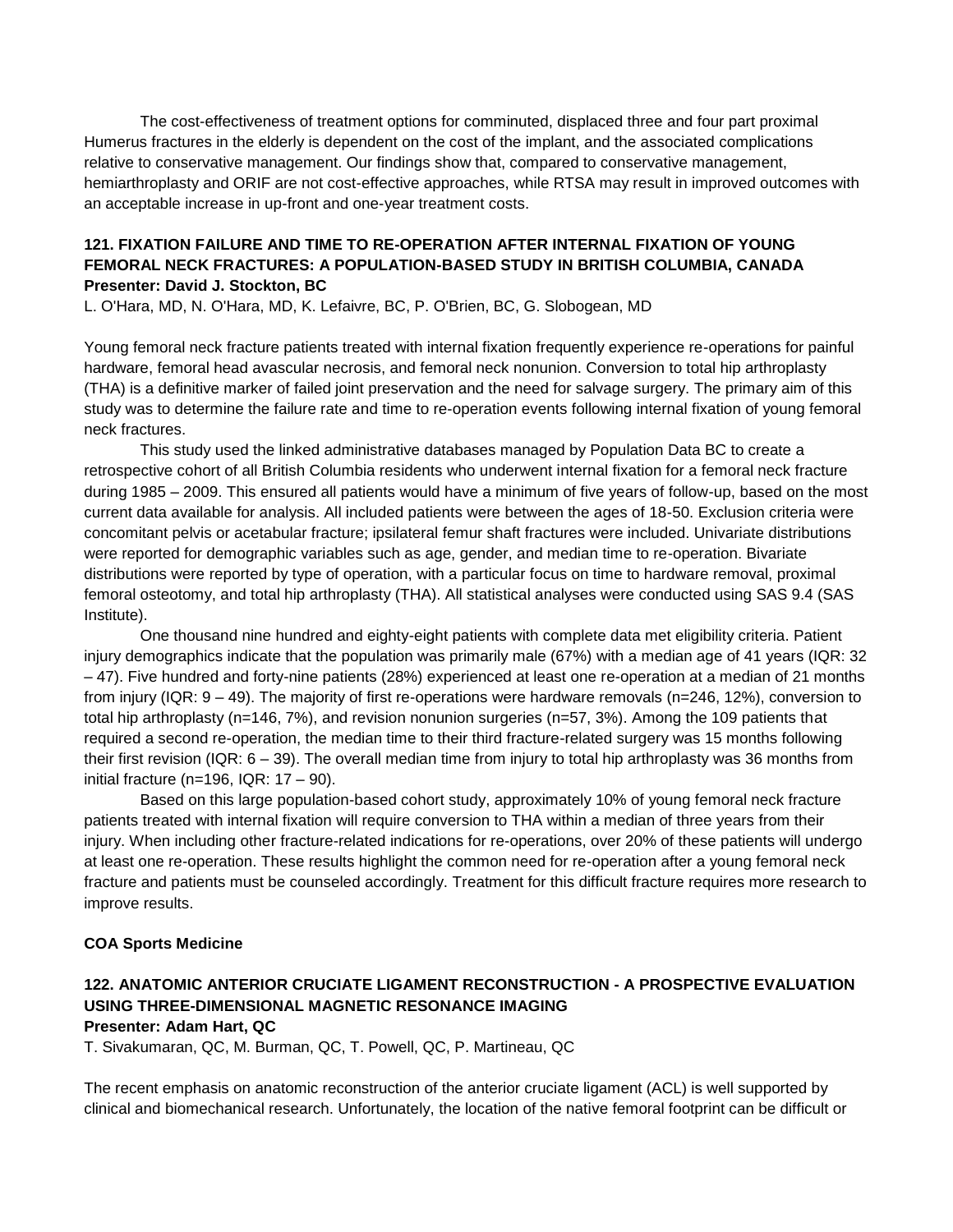The cost-effectiveness of treatment options for comminuted, displaced three and four part proximal Humerus fractures in the elderly is dependent on the cost of the implant, and the associated complications relative to conservative management. Our findings show that, compared to conservative management, hemiarthroplasty and ORIF are not cost-effective approaches, while RTSA may result in improved outcomes with an acceptable increase in up-front and one-year treatment costs.

### 121. FIXATION FAILURE AND TIME TO RE-OPERATION AFTER INTERNAL FIXATION OF YOUNG FEMORAL NECK FRACTURES: A POPULATION-BASED STUDY IN BRITISH COLUMBIA, CANADA

**Presenter: David J. Stockton, BC**

L. O'Hara, MD, N. O'Hara, MD, K. Lefaivre, BC, P. O'Brien, BC, G. Slobogean, MD

Young femoral neck fracture patients treated with internal fixation frequently experience re-operations for painful hardware, femoral head avascular necrosis, and femoral neck nonunion. Conversion to total hip arthroplasty (THA) is a definitive marker of failed joint preservation and the need for salvage surgery. The primary aim of this study was to determine the failure rate and time to re-operation events following internal fixation of young femoral neck fractures.

This study used the linked administrative databases managed by Population Data BC to create a retrospective cohort of all British Columbia residents who underwent internal fixation for a femoral neck fracture during 1985 – 2009. This ensured all patients would have a minimum of five years of follow-up, based on the most current data available for analysis. All included patients were between the ages of 18-50. Exclusion criteria were concomitant pelvis or acetabular fracture; ipsilateral femur shaft fractures were included. Univariate distributions were reported for demographic variables such as age, gender, and median time to re-operation. Bivariate distributions were reported by type of operation, with a particular focus on time to hardware removal, proximal femoral osteotomy, and total hip arthroplasty (THA). All statistical analyses were conducted using SAS 9.4 (SAS Institute).

One thousand nine hundred and eighty-eight patients with complete data met eligibility criteria. Patient injury demographics indicate that the population was primarily male (67%) with a median age of 41 years (IQR: 32 – 47). Five hundred and forty-nine patients (28%) experienced at least one re-operation at a median of 21 months from injury (IQR: 9 – 49). The majority of first re-operations were hardware removals (n=246, 12%), conversion to total hip arthroplasty (n=146, 7%), and revision nonunion surgeries (n=57, 3%). Among the 109 patients that required a second re-operation, the median time to their third fracture-related surgery was 15 months following their first revision (IQR: 6 – 39). The overall median time from injury to total hip arthroplasty was 36 months from initial fracture (n=196, IQR: 17 – 90).

Based on this large population-based cohort study, approximately 10% of young femoral neck fracture patients treated with internal fixation will require conversion to THA within a median of three years from their injury. When including other fracture-related indications for re-operations, over 20% of these patients will undergo at least one re-operation. These results highlight the common need for re-operation after a young femoral neck fracture and patients must be counseled accordingly. Treatment for this difficult fracture requires more research to improve results.

## COA Sports Medicine

### 122. ANATOMIC ANTERIOR CRUCIATE LIGAMENT RECONSTRUCTION - A PROSPECTIVE EVALUATION USING THREE-DIMENSIONAL MAGNETIC RESONANCE IMAGING

**Presenter: Adam Hart, QC**

T. Sivakumaran, QC, M. Burman, QC, T. Powell, QC, P. Martineau, QC

The recent emphasis on anatomic reconstruction of the anterior cruciate ligament (ACL) is well supported by clinical and biomechanical research. Unfortunately, the location of the native femoral footprint can be difficult or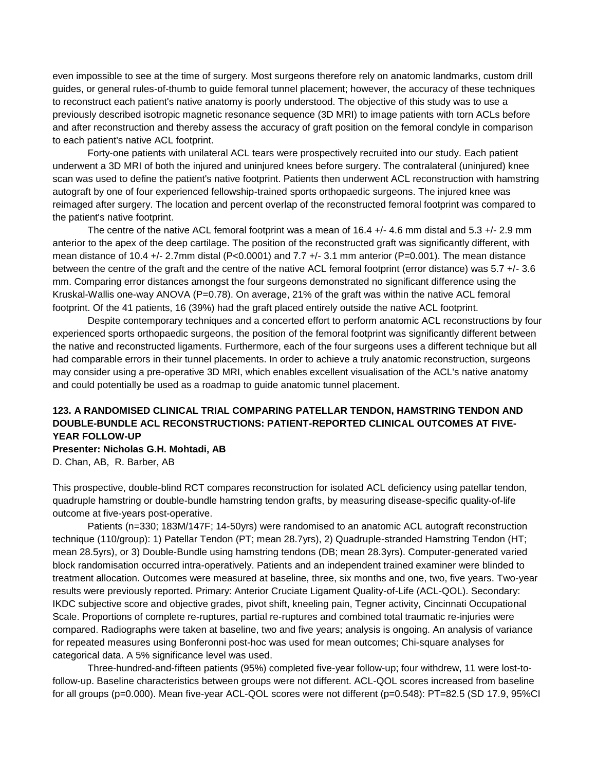even impossible to see at the time of surgery. Most surgeons therefore rely on anatomic landmarks, custom drill guides, or general rules-of-thumb to guide femoral tunnel placement; however, the accuracy of these techniques to reconstruct each patient's native anatomy is poorly understood. The objective of this study was to use a previously described isotropic magnetic resonance sequence (3D MRI) to image patients with torn ACLs before and after reconstruction and thereby assess the accuracy of graft position on the femoral condyle in comparison to each patient's native ACL footprint.

Forty-one patients with unilateral ACL tears were prospectively recruited into our study. Each patient underwent a 3D MRI of both the injured and uninjured knees before surgery. The contralateral (uninjured) knee scan was used to define the patient's native footprint. Patients then underwent ACL reconstruction with hamstring autograft by one of four experienced fellowship-trained sports orthopaedic surgeons. The injured knee was reimaged after surgery. The location and percent overlap of the reconstructed femoral footprint was compared to the patient's native footprint.

The centre of the native ACL femoral footprint was a mean of 16.4 +/- 4.6 mm distal and 5.3 +/- 2.9 mm anterior to the apex of the deep cartilage. The position of the reconstructed graft was significantly different, with mean distance of 10.4 +/- 2.7mm distal (P<0.0001) and 7.7 +/- 3.1 mm anterior (P=0.001). The mean distance between the centre of the graft and the centre of the native ACL femoral footprint (error distance) was 5.7 +/- 3.6 mm. Comparing error distances amongst the four surgeons demonstrated no significant difference using the Kruskal-Wallis one-way ANOVA (P=0.78). On average, 21% of the graft was within the native ACL femoral footprint. Of the 41 patients, 16 (39%) had the graft placed entirely outside the native ACL footprint.

Despite contemporary techniques and a concerted effort to perform anatomic ACL reconstructions by four experienced sports orthopaedic surgeons, the position of the femoral footprint was significantly different between the native and reconstructed ligaments. Furthermore, each of the four surgeons uses a different technique but all had comparable errors in their tunnel placements. In order to achieve a truly anatomic reconstruction, surgeons may consider using a pre-operative 3D MRI, which enables excellent visualisation of the ACL's native anatomy and could potentially be used as a roadmap to guide anatomic tunnel placement.

**123. A RANDOMISED CLINICAL TRIAL COMPARING PATELLAR TENDON, HAMSTRING TENDON AND DOUBLE-BUNDLE ACL RECONSTRUCTIONS: PATIENT-REPORTED CLINICAL OUTCOMES AT FIVE-YEAR FOLLOW-UP**

**Presenter: Nicholas G.H. Mohtadi, AB**

D. Chan, AB, R. Barber, AB

This prospective, double-blind RCT compares reconstruction for isolated ACL deficiency using patellar tendon, quadruple hamstring or double-bundle hamstring tendon grafts, by measuring disease-specific quality-of-life outcome at five-years post-operative.

Patients (n=330; 183M/147F; 14-50yrs) were randomised to an anatomic ACL autograft reconstruction technique (110/group): 1) Patellar Tendon (PT; mean 28.7yrs), 2) Quadruple-stranded Hamstring Tendon (HT; mean 28.5yrs), or 3) Double-Bundle using hamstring tendons (DB; mean 28.3yrs). Computer-generated varied block randomisation occurred intra-operatively. Patients and an independent trained examiner were blinded to treatment allocation. Outcomes were measured at baseline, three, six months and one, two, five years. Two-year results were previously reported. Primary: Anterior Cruciate Ligament Quality-of-Life (ACL-QOL). Secondary: IKDC subjective score and objective grades, pivot shift, kneeling pain, Tegner activity, Cincinnati Occupational Scale. Proportions of complete re-ruptures, partial re-ruptures and combined total traumatic re-injuries were compared. Radiographs were taken at baseline, two and five years; analysis is ongoing. An analysis of variance for repeated measures using Bonferonni post-hoc was used for mean outcomes; Chi-square analyses for categorical data. A 5% significance level was used.

Three-hundred-and-fifteen patients (95%) completed five-year follow-up; four withdrew, 11 were lost-to-follow-up. Baseline characteristics between groups were not different. ACL-QOL scores increased from baseline for all groups (p=0.000). Mean five-year ACL-QOL scores were not different (p=0.548): PT=82.5 (SD 17.9, 95%CI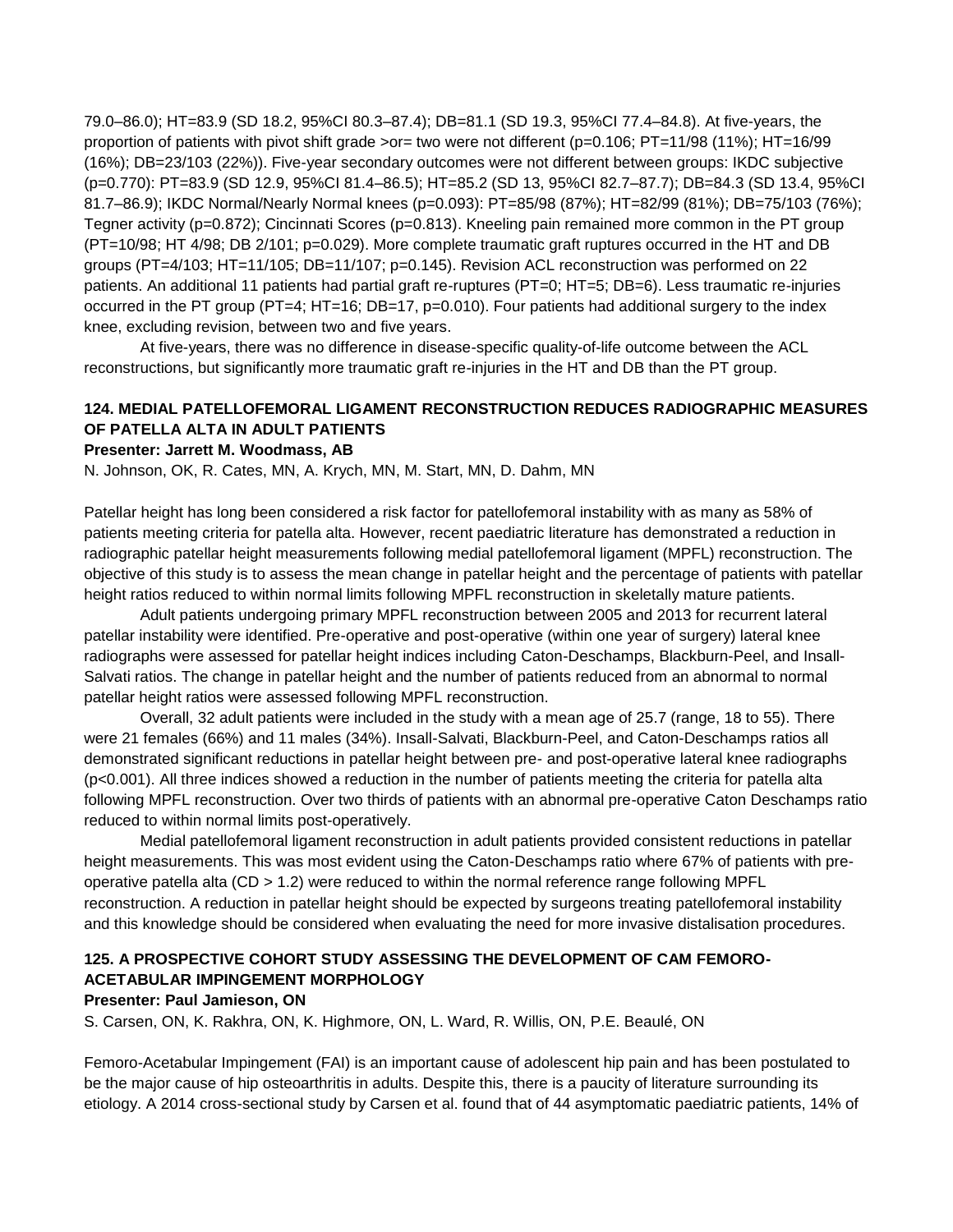79.0–86.0); HT=83.9 (SD 18.2, 95%CI 80.3–87.4); DB=81.1 (SD 19.3, 95%CI 77.4–84.8). At five-years, the proportion of patients with pivot shift grade >or= two were not different (p=0.106; PT=11/98 (11%); HT=16/99 (16%); DB=23/103 (22%)). Five-year secondary outcomes were not different between groups: IKDC subjective (p=0.770): PT=83.9 (SD 12.9, 95%CI 81.4–86.5); HT=85.2 (SD 13, 95%CI 82.7–87.7); DB=84.3 (SD 13.4, 95%CI 81.7–86.9); IKDC Normal/Nearly Normal knees (p=0.093): PT=85/98 (87%); HT=82/99 (81%); DB=75/103 (76%); Tegner activity (p=0.872); Cincinnati Scores (p=0.813). Kneeling pain remained more common in the PT group (PT=10/98; HT 4/98; DB 2/101; p=0.029). More complete traumatic graft ruptures occurred in the HT and DB groups (PT=4/103; HT=11/105; DB=11/107; p=0.145). Revision ACL reconstruction was performed on 22 patients. An additional 11 patients had partial graft re-ruptures (PT=0; HT=5; DB=6). Less traumatic re-injuries occurred in the PT group (PT=4; HT=16; DB=17, p=0.010). Four patients had additional surgery to the index knee, excluding revision, between two and five years.

At five-years, there was no difference in disease-specific quality-of-life outcome between the ACL reconstructions, but significantly more traumatic graft re-injuries in the HT and DB than the PT group.

### 124. MEDIAL PATELLOFEMORAL LIGAMENT RECONSTRUCTION REDUCES RADIOGRAPHIC MEASURES OF PATELLA ALTA IN ADULT PATIENTS

**Presenter: Jarrett M. Woodmass, AB**

N. Johnson, OK, R. Cates, MN, A. Krych, MN, M. Start, MN, D. Dahm, MN

Patellar height has long been considered a risk factor for patellofemoral instability with as many as 58% of patients meeting criteria for patella alta. However, recent paediatric literature has demonstrated a reduction in radiographic patellar height measurements following medial patellofemoral ligament (MPFL) reconstruction. The objective of this study is to assess the mean change in patellar height and the percentage of patients with patellar height ratios reduced to within normal limits following MPFL reconstruction in skeletally mature patients.

Adult patients undergoing primary MPFL reconstruction between 2005 and 2013 for recurrent lateral patellar instability were identified. Pre-operative and post-operative (within one year of surgery) lateral knee radiographs were assessed for patellar height indices including Caton-Deschamps, Blackburn-Peel, and Insall-Salvati ratios. The change in patellar height and the number of patients reduced from an abnormal to normal patellar height ratios were assessed following MPFL reconstruction.

Overall, 32 adult patients were included in the study with a mean age of 25.7 (range, 18 to 55). There were 21 females (66%) and 11 males (34%). Insall-Salvati, Blackburn-Peel, and Caton-Deschamps ratios all demonstrated significant reductions in patellar height between pre- and post-operative lateral knee radiographs (p<0.001). All three indices showed a reduction in the number of patients meeting the criteria for patella alta following MPFL reconstruction. Over two thirds of patients with an abnormal pre-operative Caton Deschamps ratio reduced to within normal limits post-operatively.

Medial patellofemoral ligament reconstruction in adult patients provided consistent reductions in patellar height measurements. This was most evident using the Caton-Deschamps ratio where 67% of patients with pre-operative patella alta (CD > 1.2) were reduced to within the normal reference range following MPFL reconstruction. A reduction in patellar height should be expected by surgeons treating patellofemoral instability and this knowledge should be considered when evaluating the need for more invasive distalisation procedures.

### 125. A PROSPECTIVE COHORT STUDY ASSESSING THE DEVELOPMENT OF CAM FEMORO-ACETABULAR IMPINGEMENT MORPHOLOGY

**Presenter: Paul Jamieson, ON**

S. Carsen, ON, K. Rakhra, ON, K. Highmore, ON, L. Ward, R. Willis, ON, P.E. Beaulé, ON

Femoro-Acetabular Impingement (FAI) is an important cause of adolescent hip pain and has been postulated to be the major cause of hip osteoarthritis in adults. Despite this, there is a paucity of literature surrounding its etiology. A 2014 cross-sectional study by Carsen et al. found that of 44 asymptomatic paediatric patients, 14% of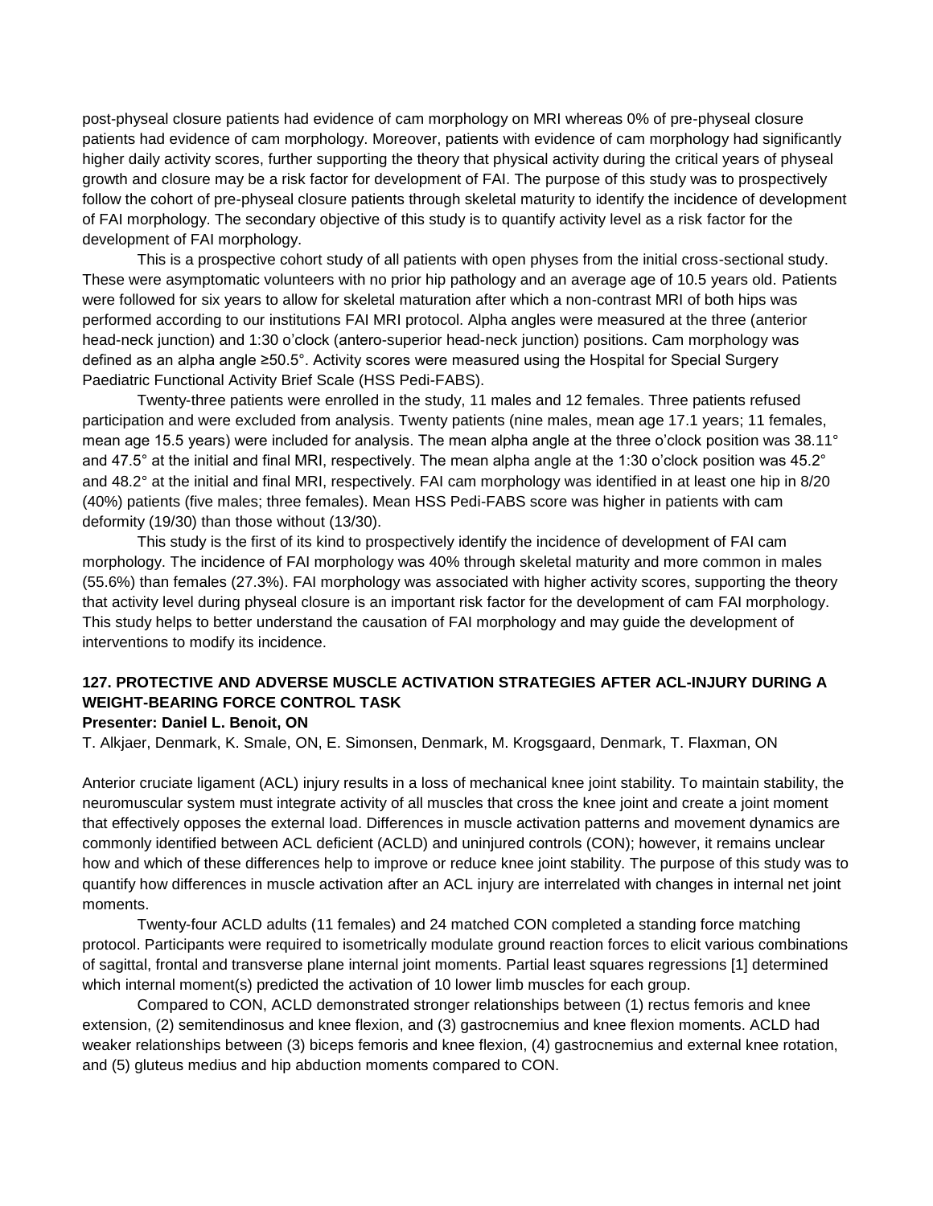post-physeal closure patients had evidence of cam morphology on MRI whereas 0% of pre-physeal closure patients had evidence of cam morphology. Moreover, patients with evidence of cam morphology had significantly higher daily activity scores, further supporting the theory that physical activity during the critical years of physeal growth and closure may be a risk factor for development of FAI. The purpose of this study was to prospectively follow the cohort of pre-physeal closure patients through skeletal maturity to identify the incidence of development of FAI morphology. The secondary objective of this study is to quantify activity level as a risk factor for the development of FAI morphology.

This is a prospective cohort study of all patients with open physes from the initial cross-sectional study. These were asymptomatic volunteers with no prior hip pathology and an average age of 10.5 years old. Patients were followed for six years to allow for skeletal maturation after which a non-contrast MRI of both hips was performed according to our institutions FAI MRI protocol. Alpha angles were measured at the three (anterior head-neck junction) and 1:30 o'clock (antero-superior head-neck junction) positions. Cam morphology was defined as an alpha angle ≥50.5°. Activity scores were measured using the Hospital for Special Surgery Paediatric Functional Activity Brief Scale (HSS Pedi-FABS).

Twenty-three patients were enrolled in the study, 11 males and 12 females. Three patients refused participation and were excluded from analysis. Twenty patients (nine males, mean age 17.1 years; 11 females, mean age 15.5 years) were included for analysis. The mean alpha angle at the three o'clock position was 38.11° and 47.5° at the initial and final MRI, respectively. The mean alpha angle at the 1:30 o'clock position was 45.2° and 48.2° at the initial and final MRI, respectively. FAI cam morphology was identified in at least one hip in 8/20 (40%) patients (five males; three females). Mean HSS Pedi-FABS score was higher in patients with cam deformity (19/30) than those without (13/30).

This study is the first of its kind to prospectively identify the incidence of development of FAI cam morphology. The incidence of FAI morphology was 40% through skeletal maturity and more common in males (55.6%) than females (27.3%). FAI morphology was associated with higher activity scores, supporting the theory that activity level during physeal closure is an important risk factor for the development of cam FAI morphology. This study helps to better understand the causation of FAI morphology and may guide the development of interventions to modify its incidence.

### 127. PROTECTIVE AND ADVERSE MUSCLE ACTIVATION STRATEGIES AFTER ACL-INJURY DURING A WEIGHT-BEARING FORCE CONTROL TASK

**Presenter: Daniel L. Benoit, ON**

T. Alkjaer, Denmark, K. Smale, ON, E. Simonsen, Denmark, M. Krogsgaard, Denmark, T. Flaxman, ON

Anterior cruciate ligament (ACL) injury results in a loss of mechanical knee joint stability. To maintain stability, the neuromuscular system must integrate activity of all muscles that cross the knee joint and create a joint moment that effectively opposes the external load. Differences in muscle activation patterns and movement dynamics are commonly identified between ACL deficient (ACLD) and uninjured controls (CON); however, it remains unclear how and which of these differences help to improve or reduce knee joint stability. The purpose of this study was to quantify how differences in muscle activation after an ACL injury are interrelated with changes in internal net joint moments.

Twenty-four ACLD adults (11 females) and 24 matched CON completed a standing force matching protocol. Participants were required to isometrically modulate ground reaction forces to elicit various combinations of sagittal, frontal and transverse plane internal joint moments. Partial least squares regressions [1] determined which internal moment(s) predicted the activation of 10 lower limb muscles for each group.

Compared to CON, ACLD demonstrated stronger relationships between (1) rectus femoris and knee extension, (2) semitendinosus and knee flexion, and (3) gastrocnemius and knee flexion moments. ACLD had weaker relationships between (3) biceps femoris and knee flexion, (4) gastrocnemius and external knee rotation, and (5) gluteus medius and hip abduction moments compared to CON.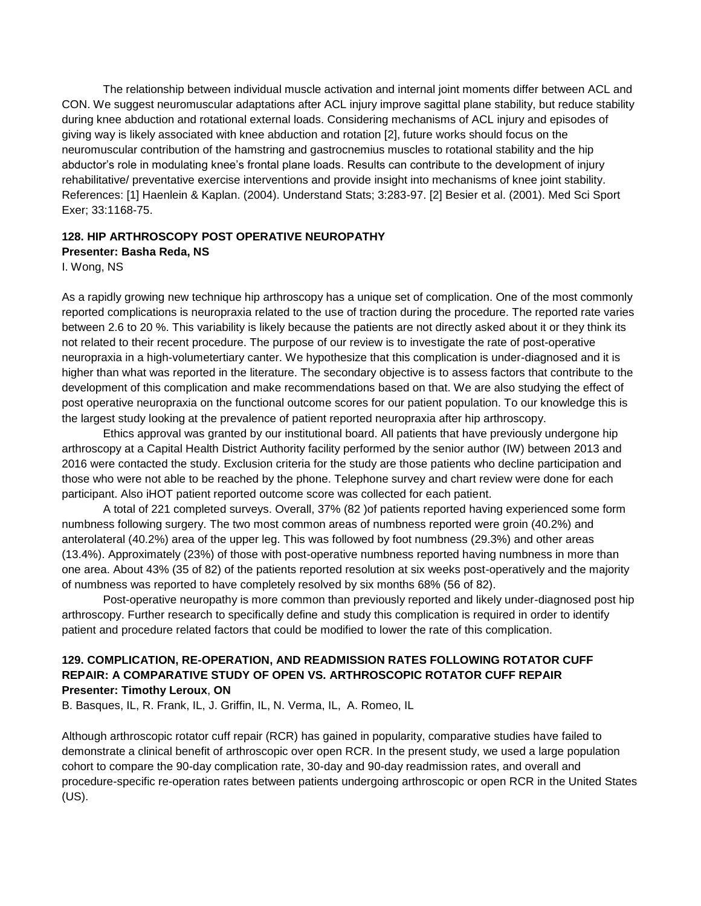The relationship between individual muscle activation and internal joint moments differ between ACL and CON. We suggest neuromuscular adaptations after ACL injury improve sagittal plane stability, but reduce stability during knee abduction and rotational external loads. Considering mechanisms of ACL injury and episodes of giving way is likely associated with knee abduction and rotation [2], future works should focus on the neuromuscular contribution of the hamstring and gastrocnemius muscles to rotational stability and the hip abductor's role in modulating knee's frontal plane loads. Results can contribute to the development of injury rehabilitative/ preventative exercise interventions and provide insight into mechanisms of knee joint stability. References: [1] Haenlein & Kaplan. (2004). Understand Stats; 3:283-97. [2] Besier et al. (2001). Med Sci Sport Exer; 33:1168-75.

**128. HIP ARTHROSCOPY POST OPERATIVE NEUROPATHY**
**Presenter: Basha Reda, NS**
I. Wong, NS

As a rapidly growing new technique hip arthroscopy has a unique set of complication. One of the most commonly reported complications is neuropraxia related to the use of traction during the procedure. The reported rate varies between 2.6 to 20 %. This variability is likely because the patients are not directly asked about it or they think its not related to their recent procedure. The purpose of our review is to investigate the rate of post-operative neuropraxia in a high-volumetertiary canter. We hypothesize that this complication is under-diagnosed and it is higher than what was reported in the literature. The secondary objective is to assess factors that contribute to the development of this complication and make recommendations based on that. We are also studying the effect of post operative neuropraxia on the functional outcome scores for our patient population. To our knowledge this is the largest study looking at the prevalence of patient reported neuropraxia after hip arthroscopy.

Ethics approval was granted by our institutional board. All patients that have previously undergone hip arthroscopy at a Capital Health District Authority facility performed by the senior author (IW) between 2013 and 2016 were contacted the study. Exclusion criteria for the study are those patients who decline participation and those who were not able to be reached by the phone. Telephone survey and chart review were done for each participant. Also iHOT patient reported outcome score was collected for each patient.

A total of 221 completed surveys. Overall, 37% (82 )of patients reported having experienced some form numbness following surgery. The two most common areas of numbness reported were groin (40.2%) and anterolateral (40.2%) area of the upper leg. This was followed by foot numbness (29.3%) and other areas (13.4%). Approximately (23%) of those with post-operative numbness reported having numbness in more than one area. About 43% (35 of 82) of the patients reported resolution at six weeks post-operatively and the majority of numbness was reported to have completely resolved by six months 68% (56 of 82).

Post-operative neuropathy is more common than previously reported and likely under-diagnosed post hip arthroscopy. Further research to specifically define and study this complication is required in order to identify patient and procedure related factors that could be modified to lower the rate of this complication.

**129. COMPLICATION, RE-OPERATION, AND READMISSION RATES FOLLOWING ROTATOR CUFF REPAIR: A COMPARATIVE STUDY OF OPEN VS. ARTHROSCOPIC ROTATOR CUFF REPAIR**
**Presenter: Timothy Leroux, ON**
B. Basques, IL, R. Frank, IL, J. Griffin, IL, N. Verma, IL, A. Romeo, IL

Although arthroscopic rotator cuff repair (RCR) has gained in popularity, comparative studies have failed to demonstrate a clinical benefit of arthroscopic over open RCR. In the present study, we used a large population cohort to compare the 90-day complication rate, 30-day and 90-day readmission rates, and overall and procedure-specific re-operation rates between patients undergoing arthroscopic or open RCR in the United States (US).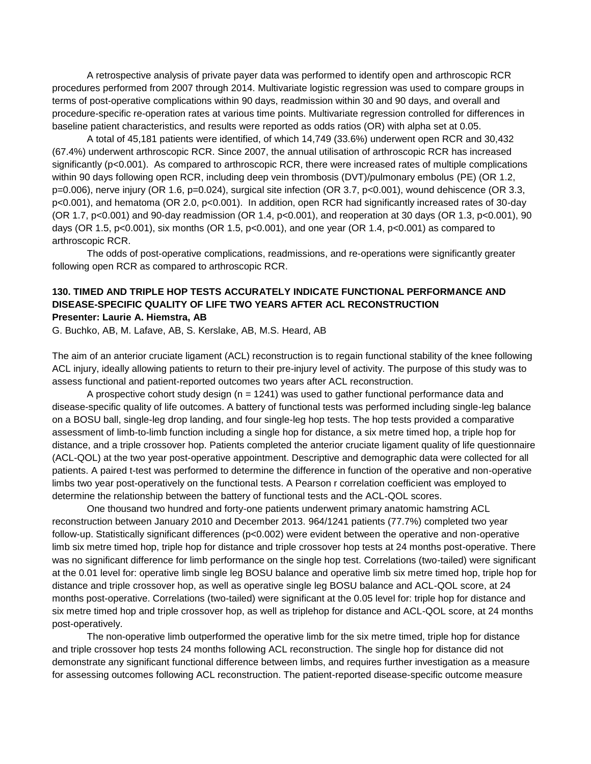A retrospective analysis of private payer data was performed to identify open and arthroscopic RCR procedures performed from 2007 through 2014. Multivariate logistic regression was used to compare groups in terms of post-operative complications within 90 days, readmission within 30 and 90 days, and overall and procedure-specific re-operation rates at various time points. Multivariate regression controlled for differences in baseline patient characteristics, and results were reported as odds ratios (OR) with alpha set at 0.05.

A total of 45,181 patients were identified, of which 14,749 (33.6%) underwent open RCR and 30,432 (67.4%) underwent arthroscopic RCR. Since 2007, the annual utilisation of arthroscopic RCR has increased significantly ($p<0.001$). As compared to arthroscopic RCR, there were increased rates of multiple complications within 90 days following open RCR, including deep vein thrombosis (DVT)/pulmonary embolus (PE) (OR 1.2, $p=0.006$), nerve injury (OR 1.6, $p=0.024$), surgical site infection (OR 3.7, $p<0.001$), wound dehiscence (OR 3.3, $p<0.001$), and hematoma (OR 2.0, $p<0.001$). In addition, open RCR had significantly increased rates of 30-day (OR 1.7, $p<0.001$) and 90-day readmission (OR 1.4, $p<0.001$), and reoperation at 30 days (OR 1.3, $p<0.001$), 90 days (OR 1.5, $p<0.001$), six months (OR 1.5, $p<0.001$), and one year (OR 1.4, $p<0.001$) as compared to arthroscopic RCR.

The odds of post-operative complications, readmissions, and re-operations were significantly greater following open RCR as compared to arthroscopic RCR.

### 130. TIMED AND TRIPLE HOP TESTS ACCURATELY INDICATE FUNCTIONAL PERFORMANCE AND DISEASE-SPECIFIC QUALITY OF LIFE TWO YEARS AFTER ACL RECONSTRUCTION

**Presenter: Laurie A. Hiemstra, AB**

G. Buchko, AB, M. Lafave, AB, S. Kerslake, AB, M.S. Heard, AB

The aim of an anterior cruciate ligament (ACL) reconstruction is to regain functional stability of the knee following ACL injury, ideally allowing patients to return to their pre-injury level of activity. The purpose of this study was to assess functional and patient-reported outcomes two years after ACL reconstruction.

A prospective cohort study design ($n = 1241$) was used to gather functional performance data and disease-specific quality of life outcomes. A battery of functional tests was performed including single-leg balance on a BOSU ball, single-leg drop landing, and four single-leg hop tests. The hop tests provided a comparative assessment of limb-to-limb function including a single hop for distance, a six metre timed hop, a triple hop for distance, and a triple crossover hop. Patients completed the anterior cruciate ligament quality of life questionnaire (ACL-QOL) at the two year post-operative appointment. Descriptive and demographic data were collected for all patients. A paired t-test was performed to determine the difference in function of the operative and non-operative limbs two year post-operatively on the functional tests. A Pearson r correlation coefficient was employed to determine the relationship between the battery of functional tests and the ACL-QOL scores.

One thousand two hundred and forty-one patients underwent primary anatomic hamstring ACL reconstruction between January 2010 and December 2013. 964/1241 patients (77.7%) completed two year follow-up. Statistically significant differences ($p<0.002$) were evident between the operative and non-operative limb six metre timed hop, triple hop for distance and triple crossover hop tests at 24 months post-operative. There was no significant difference for limb performance on the single hop test. Correlations (two-tailed) were significant at the 0.01 level for: operative limb single leg BOSU balance and operative limb six metre timed hop, triple hop for distance and triple crossover hop, as well as operative single leg BOSU balance and ACL-QOL score, at 24 months post-operative. Correlations (two-tailed) were significant at the 0.05 level for: triple hop for distance and six metre timed hop and triple crossover hop, as well as triplehop for distance and ACL-QOL score, at 24 months post-operatively.

The non-operative limb outperformed the operative limb for the six metre timed, triple hop for distance and triple crossover hop tests 24 months following ACL reconstruction. The single hop for distance did not demonstrate any significant functional difference between limbs, and requires further investigation as a measure for assessing outcomes following ACL reconstruction. The patient-reported disease-specific outcome measure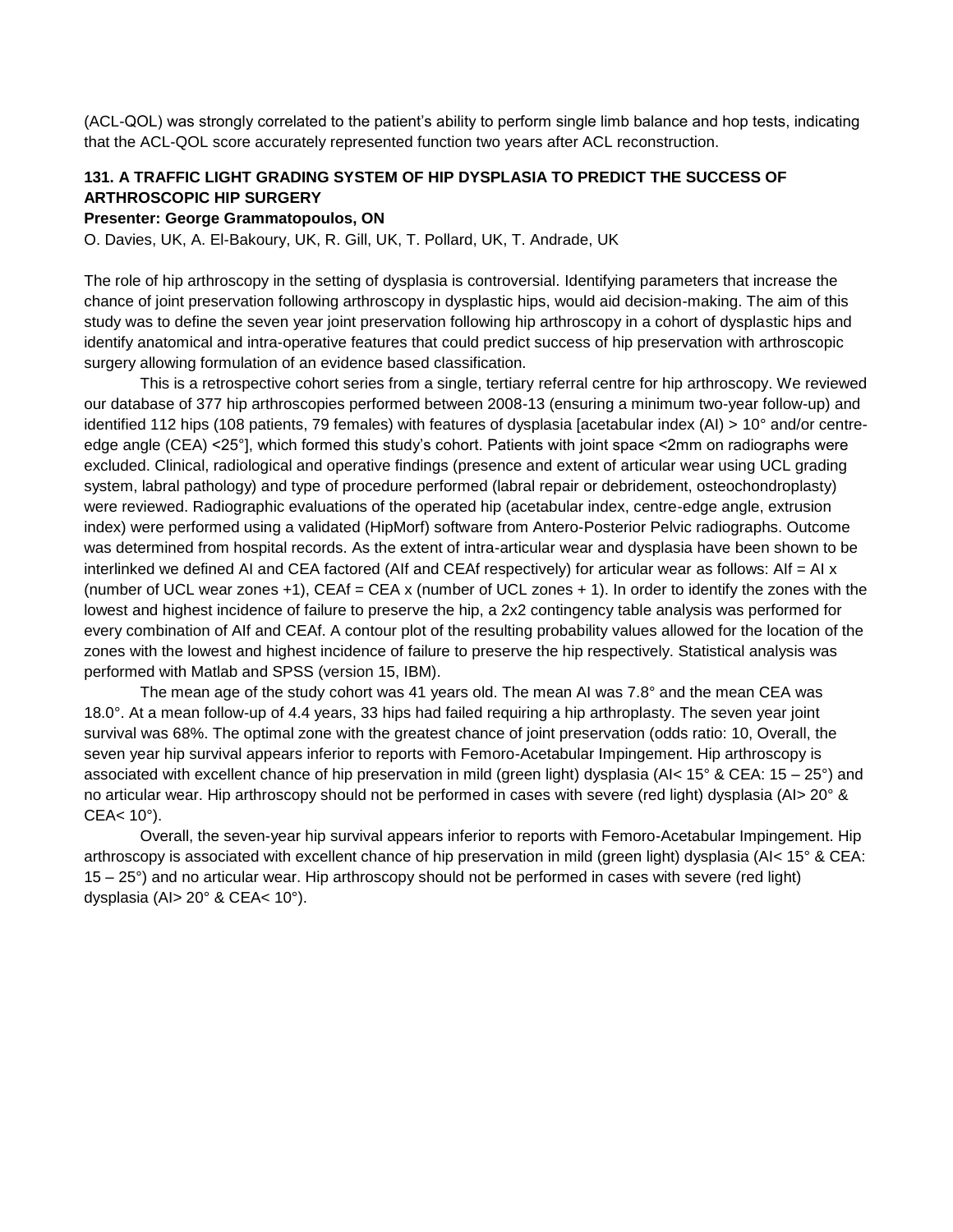(ACL-QOL) was strongly correlated to the patient's ability to perform single limb balance and hop tests, indicating that the ACL-QOL score accurately represented function two years after ACL reconstruction.

### 131. A TRAFFIC LIGHT GRADING SYSTEM OF HIP DYSPLASIA TO PREDICT THE SUCCESS OF ARTHROSCOPIC HIP SURGERY

**Presenter: George Grammatopoulos, ON**

O. Davies, UK, A. El-Bakoury, UK, R. Gill, UK, T. Pollard, UK, T. Andrade, UK

The role of hip arthroscopy in the setting of dysplasia is controversial. Identifying parameters that increase the chance of joint preservation following arthroscopy in dysplastic hips, would aid decision-making. The aim of this study was to define the seven year joint preservation following hip arthroscopy in a cohort of dysplastic hips and identify anatomical and intra-operative features that could predict success of hip preservation with arthroscopic surgery allowing formulation of an evidence based classification.

This is a retrospective cohort series from a single, tertiary referral centre for hip arthroscopy. We reviewed our database of 377 hip arthroscopies performed between 2008-13 (ensuring a minimum two-year follow-up) and identified 112 hips (108 patients, 79 females) with features of dysplasia [acetabular index (AI) > 10° and/or centre-edge angle (CEA) <25°], which formed this study's cohort. Patients with joint space <2mm on radiographs were excluded. Clinical, radiological and operative findings (presence and extent of articular wear using UCL grading system, labral pathology) and type of procedure performed (labral repair or debridement, osteochondroplasty) were reviewed. Radiographic evaluations of the operated hip (acetabular index, centre-edge angle, extrusion index) were performed using a validated (HipMorf) software from Antero-Posterior Pelvic radiographs. Outcome was determined from hospital records. As the extent of intra-articular wear and dysplasia have been shown to be interlinked we defined AI and CEA factored (AIf and CEAf respectively) for articular wear as follows: AIf = AI x (number of UCL wear zones +1), CEAf = CEA x (number of UCL zones + 1). In order to identify the zones with the lowest and highest incidence of failure to preserve the hip, a 2x2 contingency table analysis was performed for every combination of AIf and CEAf. A contour plot of the resulting probability values allowed for the location of the zones with the lowest and highest incidence of failure to preserve the hip respectively. Statistical analysis was performed with Matlab and SPSS (version 15, IBM).

The mean age of the study cohort was 41 years old. The mean AI was 7.8° and the mean CEA was 18.0°. At a mean follow-up of 4.4 years, 33 hips had failed requiring a hip arthroplasty. The seven year joint survival was 68%. The optimal zone with the greatest chance of joint preservation (odds ratio: 10, Overall, the seven year hip survival appears inferior to reports with Femoro-Acetabular Impingement. Hip arthroscopy is associated with excellent chance of hip preservation in mild (green light) dysplasia (AI< 15° & CEA: 15 – 25°) and no articular wear. Hip arthroscopy should not be performed in cases with severe (red light) dysplasia (AI> 20° & CEA< 10°).

Overall, the seven-year hip survival appears inferior to reports with Femoro-Acetabular Impingement. Hip arthroscopy is associated with excellent chance of hip preservation in mild (green light) dysplasia (AI< 15° & CEA: 15 – 25°) and no articular wear. Hip arthroscopy should not be performed in cases with severe (red light) dysplasia (AI> 20° & CEA< 10°).